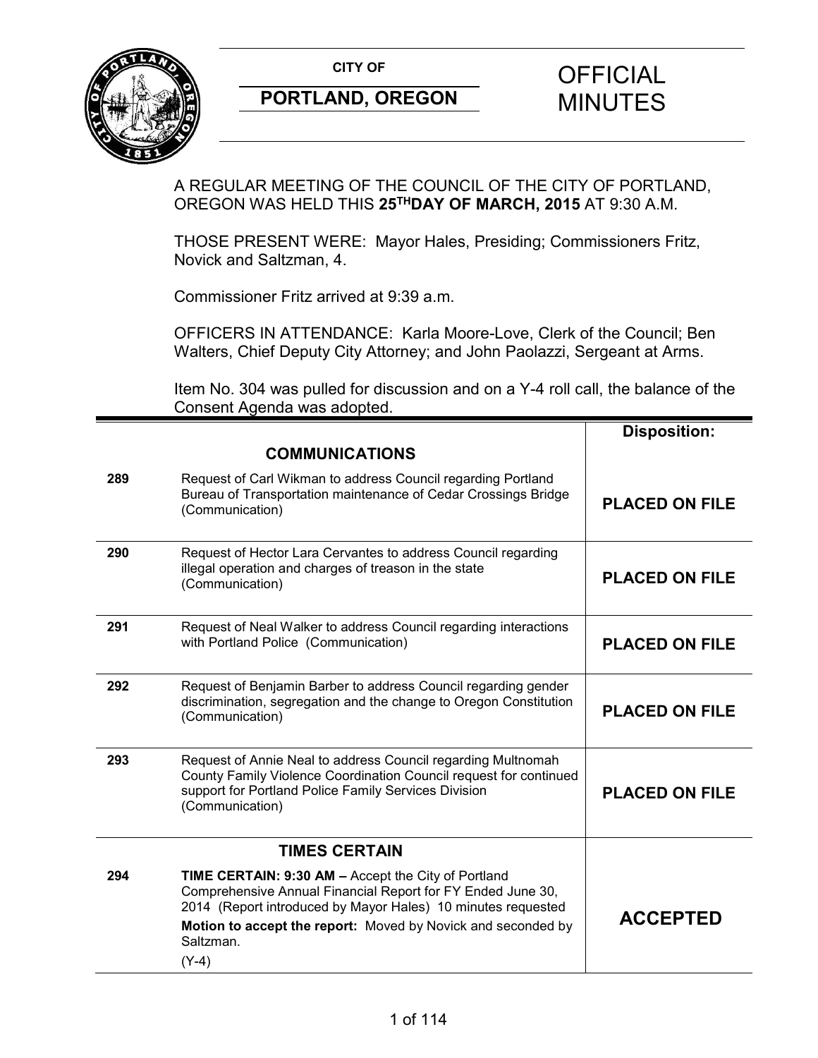**CITY OF**

**PORTLAND, OREGON**

# OFFICIAL MINUTES

A REGULAR MEETING OF THE COUNCIL OF THE CITY OF PORTLAND, OREGON WAS HELD THIS **25TH DAY OF MARCH, 2015** AT 9:30 A.M.

THOSE PRESENT WERE: Mayor Hales, Presiding; Commissioners Fritz, Novick and Saltzman, 4.

Commissioner Fritz arrived at 9:39 a.m.

OFFICERS IN ATTENDANCE: Karla Moore-Love, Clerk of the Council; Ben Walters, Chief Deputy City Attorney; and John Paolazzi, Sergeant at Arms.

Item No. 304 was pulled for discussion and on a Y-4 roll call, the balance of the Consent Agenda was adopted.

| | | **Disposition:** |
|---|---|---|
| | **COMMUNICATIONS** | |
| **289** | Request of Carl Wikman to address Council regarding Portland Bureau of Transportation maintenance of Cedar Crossings Bridge (Communication) | **PLACED ON FILE** |
| **290** | Request of Hector Lara Cervantes to address Council regarding illegal operation and charges of treason in the state (Communication) | **PLACED ON FILE** |
| **291** | Request of Neal Walker to address Council regarding interactions with Portland Police (Communication) | **PLACED ON FILE** |
| **292** | Request of Benjamin Barber to address Council regarding gender discrimination, segregation and the change to Oregon Constitution (Communication) | **PLACED ON FILE** |
| **293** | Request of Annie Neal to address Council regarding Multnomah County Family Violence Coordination Council request for continued support for Portland Police Family Services Division (Communication) | **PLACED ON FILE** |
| | **TIMES CERTAIN** | |
| **294** | **TIME CERTAIN: 9:30 AM –** Accept the City of Portland Comprehensive Annual Financial Report for FY Ended June 30, 2014 (Report introduced by Mayor Hales) 10 minutes requested<br>**Motion to accept the report:** Moved by Novick and seconded by Saltzman.<br>(Y-4) | **ACCEPTED** |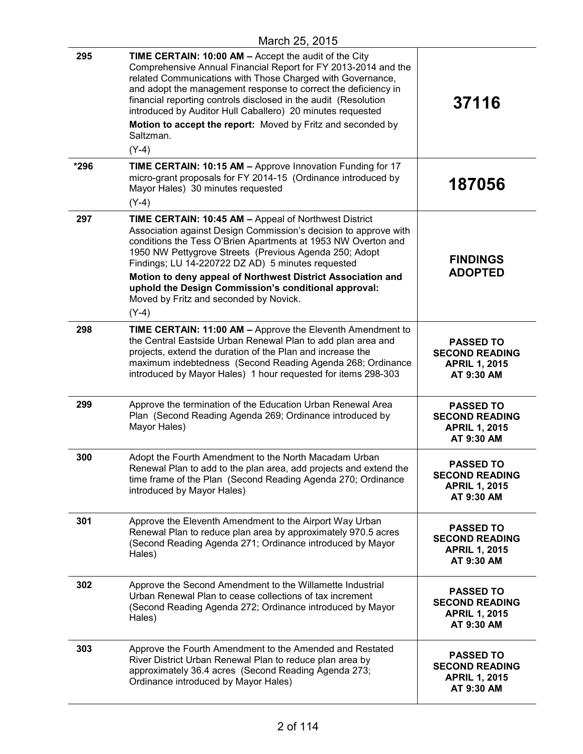March 25, 2015

| | | |
|---|---|---|
| 295 | **TIME CERTAIN: 10:00 AM –** Accept the audit of the City Comprehensive Annual Financial Report for FY 2013-2014 and the related Communications with Those Charged with Governance, and adopt the management response to correct the deficiency in financial reporting controls disclosed in the audit (Resolution introduced by Auditor Hull Caballero) 20 minutes requested<br>**Motion to accept the report:** Moved by Fritz and seconded by Saltzman.<br>(Y-4) | **37116** |
| *296 | **TIME CERTAIN: 10:15 AM –** Approve Innovation Funding for 17 micro-grant proposals for FY 2014-15 (Ordinance introduced by Mayor Hales) 30 minutes requested<br>(Y-4) | **187056** |
| 297 | **TIME CERTAIN: 10:45 AM –** Appeal of Northwest District Association against Design Commission's decision to approve with conditions the Tess O'Brien Apartments at 1953 NW Overton and 1950 NW Pettygrove Streets (Previous Agenda 250; Adopt Findings; LU 14-220722 DZ AD) 5 minutes requested<br>**Motion to deny appeal of Northwest District Association and uphold the Design Commission's conditional approval:** Moved by Fritz and seconded by Novick.<br>(Y-4) | **FINDINGS ADOPTED** |
| 298 | **TIME CERTAIN: 11:00 AM –** Approve the Eleventh Amendment to the Central Eastside Urban Renewal Plan to add plan area and projects, extend the duration of the Plan and increase the maximum indebtedness (Second Reading Agenda 268; Ordinance introduced by Mayor Hales) 1 hour requested for items 298-303 | **PASSED TO SECOND READING APRIL 1, 2015 AT 9:30 AM** |
| 299 | Approve the termination of the Education Urban Renewal Area Plan (Second Reading Agenda 269; Ordinance introduced by Mayor Hales) | **PASSED TO SECOND READING APRIL 1, 2015 AT 9:30 AM** |
| 300 | Adopt the Fourth Amendment to the North Macadam Urban Renewal Plan to add to the plan area, add projects and extend the time frame of the Plan (Second Reading Agenda 270; Ordinance introduced by Mayor Hales) | **PASSED TO SECOND READING APRIL 1, 2015 AT 9:30 AM** |
| 301 | Approve the Eleventh Amendment to the Airport Way Urban Renewal Plan to reduce plan area by approximately 970.5 acres (Second Reading Agenda 271; Ordinance introduced by Mayor Hales) | **PASSED TO SECOND READING APRIL 1, 2015 AT 9:30 AM** |
| 302 | Approve the Second Amendment to the Willamette Industrial Urban Renewal Plan to cease collections of tax increment (Second Reading Agenda 272; Ordinance introduced by Mayor Hales) | **PASSED TO SECOND READING APRIL 1, 2015 AT 9:30 AM** |
| 303 | Approve the Fourth Amendment to the Amended and Restated River District Urban Renewal Plan to reduce plan area by approximately 36.4 acres (Second Reading Agenda 273; Ordinance introduced by Mayor Hales) | **PASSED TO SECOND READING APRIL 1, 2015 AT 9:30 AM** |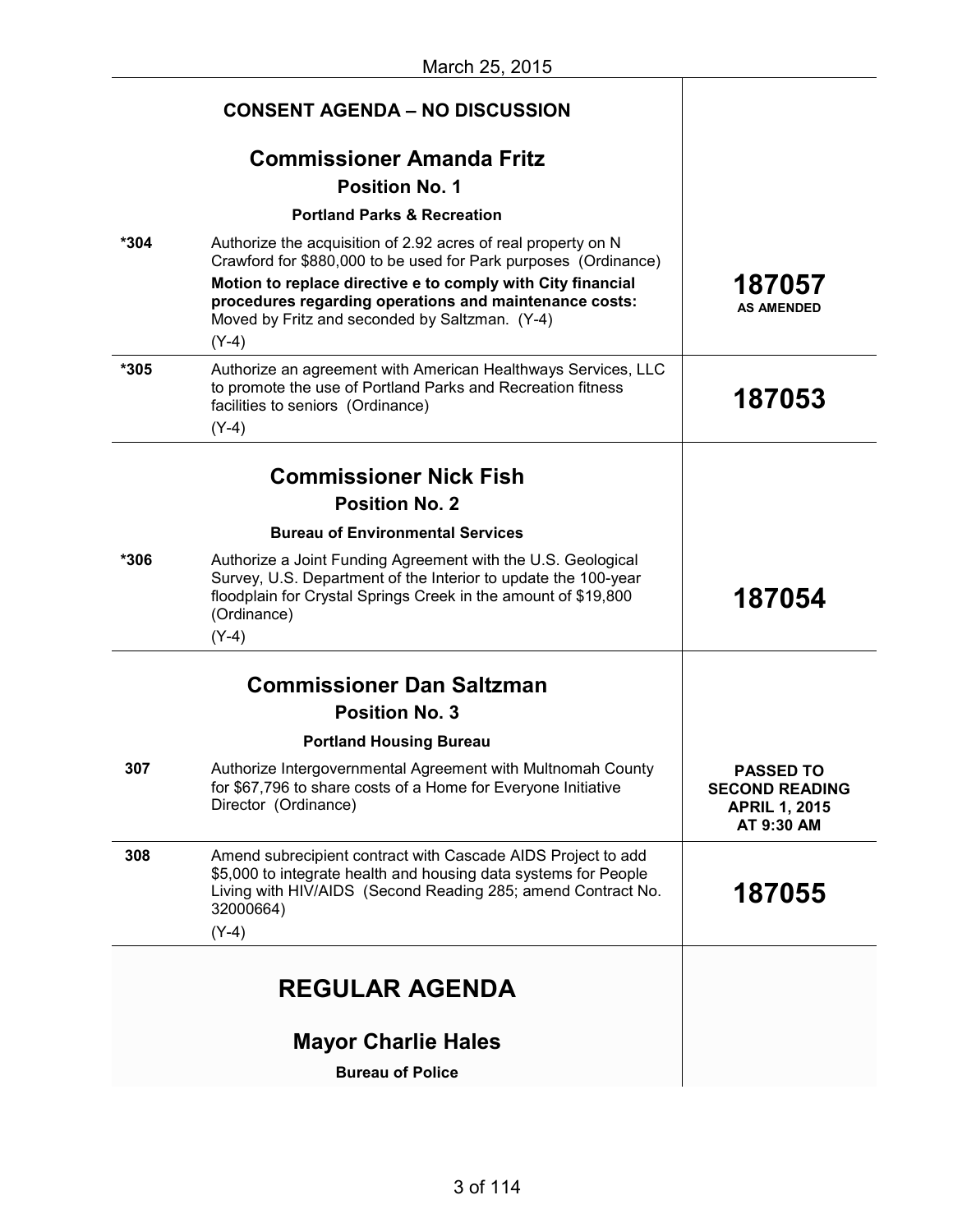March 25, 2015

| | CONSENT AGENDA – NO DISCUSSION | |
|---|---|---|
| | **Commissioner Amanda Fritz**<br>**Position No. 1**<br>**Portland Parks & Recreation** | |
| *304 | Authorize the acquisition of 2.92 acres of real property on N Crawford for $880,000 to be used for Park purposes (Ordinance)<br>**Motion to replace directive e to comply with City financial procedures regarding operations and maintenance costs:** Moved by Fritz and seconded by Saltzman. (Y-4)<br>(Y-4) | **187057**<br>**AS AMENDED** |
| *305 | Authorize an agreement with American Healthways Services, LLC to promote the use of Portland Parks and Recreation fitness facilities to seniors (Ordinance)<br>(Y-4) | **187053** |
| | **Commissioner Nick Fish**<br>**Position No. 2**<br>**Bureau of Environmental Services** | |
| *306 | Authorize a Joint Funding Agreement with the U.S. Geological Survey, U.S. Department of the Interior to update the 100-year floodplain for Crystal Springs Creek in the amount of $19,800 (Ordinance)<br>(Y-4) | **187054** |
| | **Commissioner Dan Saltzman**<br>**Position No. 3**<br>**Portland Housing Bureau** | |
| 307 | Authorize Intergovernmental Agreement with Multnomah County for $67,796 to share costs of a Home for Everyone Initiative Director (Ordinance) | **PASSED TO SECOND READING APRIL 1, 2015 AT 9:30 AM** |
| 308 | Amend subrecipient contract with Cascade AIDS Project to add $5,000 to integrate health and housing data systems for People Living with HIV/AIDS (Second Reading 285; amend Contract No. 32000664)<br>(Y-4) | **187055** |

## REGULAR AGENDA

### Mayor Charlie Hales

**Bureau of Police**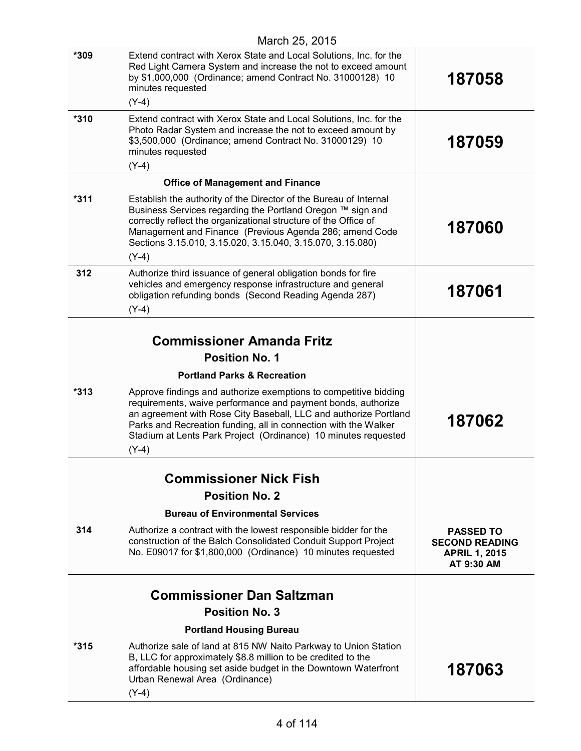| | | |
|---|---|---|
| *309 | Extend contract with Xerox State and Local Solutions, Inc. for the Red Light Camera System and increase the not to exceed amount by $1,000,000 (Ordinance; amend Contract No. 31000128) 10 minutes requested (Y-4) | **187058** |
| *310 | Extend contract with Xerox State and Local Solutions, Inc. for the Photo Radar System and increase the not to exceed amount by $3,500,000 (Ordinance; amend Contract No. 31000129) 10 minutes requested (Y-4) | **187059** |
| | **Office of Management and Finance** | |
| *311 | Establish the authority of the Director of the Bureau of Internal Business Services regarding the Portland Oregon ™ sign and correctly reflect the organizational structure of the Office of Management and Finance (Previous Agenda 286; amend Code Sections 3.15.010, 3.15.020, 3.15.040, 3.15.070, 3.15.080) (Y-4) | **187060** |
| 312 | Authorize third issuance of general obligation bonds for fire vehicles and emergency response infrastructure and general obligation refunding bonds (Second Reading Agenda 287) (Y-4) | **187061** |
| | **Commissioner Amanda Fritz** **Position No. 1** **Portland Parks & Recreation** | |
| *313 | Approve findings and authorize exemptions to competitive bidding requirements, waive performance and payment bonds, authorize an agreement with Rose City Baseball, LLC and authorize Portland Parks and Recreation funding, all in connection with the Walker Stadium at Lents Park Project (Ordinance) 10 minutes requested (Y-4) | **187062** |
| | **Commissioner Nick Fish** **Position No. 2** **Bureau of Environmental Services** | |
| 314 | Authorize a contract with the lowest responsible bidder for the construction of the Balch Consolidated Conduit Support Project No. E09017 for $1,800,000 (Ordinance) 10 minutes requested | **PASSED TO SECOND READING APRIL 1, 2015 AT 9:30 AM** |
| | **Commissioner Dan Saltzman** **Position No. 3** **Portland Housing Bureau** | |
| *315 | Authorize sale of land at 815 NW Naito Parkway to Union Station B, LLC for approximately $8.8 million to be credited to the affordable housing set aside budget in the Downtown Waterfront Urban Renewal Area (Ordinance) (Y-4) | **187063** |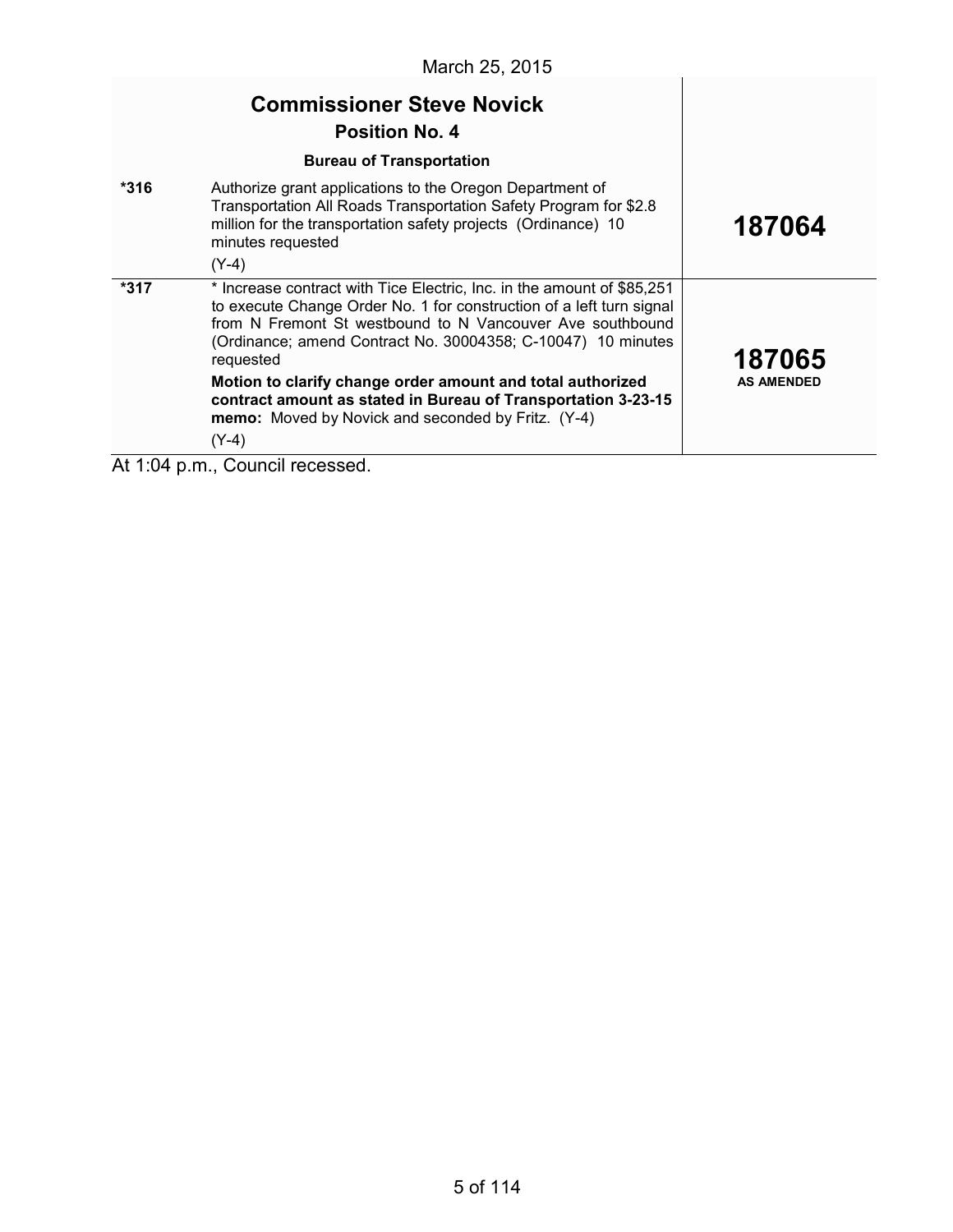March 25, 2015

| | **Commissioner Steve Novick**<br>**Position No. 4**<br>**Bureau of Transportation** | |
|---|---|---|
| ***316** | Authorize grant applications to the Oregon Department of Transportation All Roads Transportation Safety Program for $2.8 million for the transportation safety projects (Ordinance) 10 minutes requested<br>(Y-4) | **187064** |
| ***317** | * Increase contract with Tice Electric, Inc. in the amount of $85,251 to execute Change Order No. 1 for construction of a left turn signal from N Fremont St westbound to N Vancouver Ave southbound (Ordinance; amend Contract No. 30004358; C-10047) 10 minutes requested<br>**Motion to clarify change order amount and total authorized contract amount as stated in Bureau of Transportation 3-23-15 memo:** Moved by Novick and seconded by Fritz. (Y-4)<br>(Y-4) | **187065**<br>**AS AMENDED** |

At 1:04 p.m., Council recessed.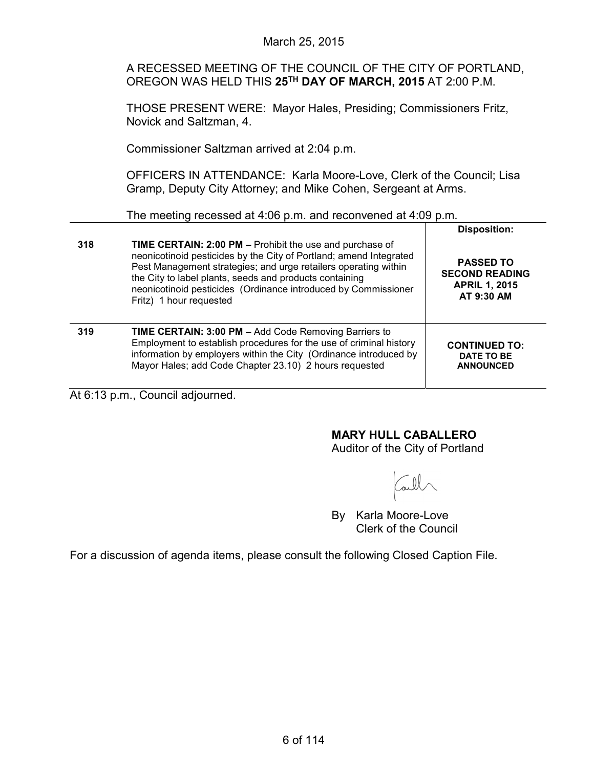March 25, 2015

A RECESSED MEETING OF THE COUNCIL OF THE CITY OF PORTLAND, OREGON WAS HELD THIS **25TH DAY OF MARCH, 2015** AT 2:00 P.M.

THOSE PRESENT WERE: Mayor Hales, Presiding; Commissioners Fritz, Novick and Saltzman, 4.

Commissioner Saltzman arrived at 2:04 p.m.

OFFICERS IN ATTENDANCE: Karla Moore-Love, Clerk of the Council; Lisa Gramp, Deputy City Attorney; and Mike Cohen, Sergeant at Arms.

The meeting recessed at 4:06 p.m. and reconvened at 4:09 p.m.

| | | Disposition: |
|---|---|---|
| 318 | **TIME CERTAIN: 2:00 PM –** Prohibit the use and purchase of neonicotinoid pesticides by the City of Portland; amend Integrated Pest Management strategies; and urge retailers operating within the City to label plants, seeds and products containing neonicotinoid pesticides (Ordinance introduced by Commissioner Fritz) 1 hour requested | **PASSED TO SECOND READING APRIL 1, 2015 AT 9:30 AM** |
| 319 | **TIME CERTAIN: 3:00 PM –** Add Code Removing Barriers to Employment to establish procedures for the use of criminal history information by employers within the City (Ordinance introduced by Mayor Hales; add Code Chapter 23.10) 2 hours requested | **CONTINUED TO: DATE TO BE ANNOUNCED** |

At 6:13 p.m., Council adjourned.

**MARY HULL CABALLERO**
Auditor of the City of Portland

By Karla Moore-Love
Clerk of the Council

For a discussion of agenda items, please consult the following Closed Caption File.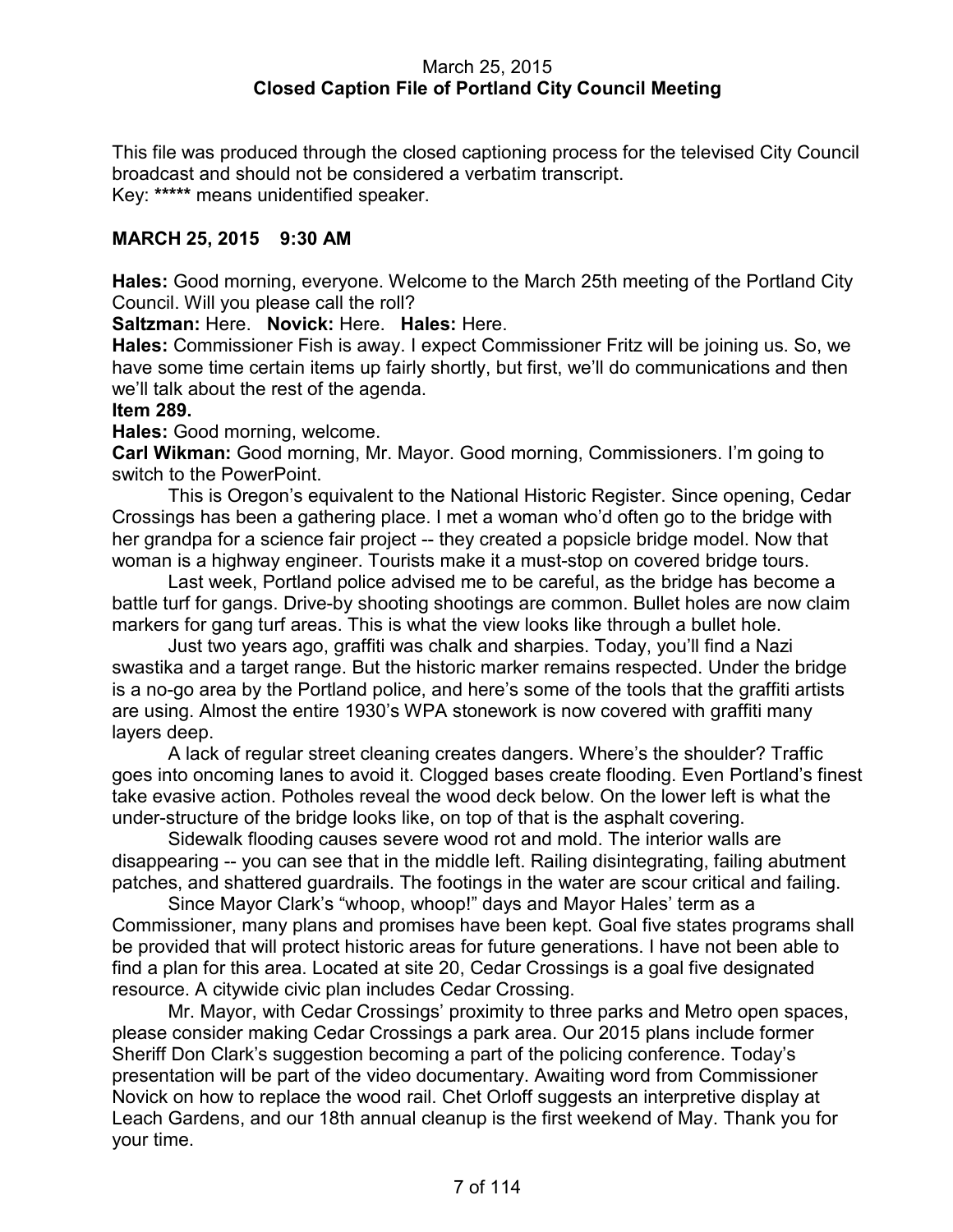March 25, 2015
**Closed Caption File of Portland City Council Meeting**

This file was produced through the closed captioning process for the televised City Council broadcast and should not be considered a verbatim transcript.
Key: ***** means unidentified speaker.

**MARCH 25, 2015 9:30 AM**

**Hales:** Good morning, everyone. Welcome to the March 25th meeting of the Portland City Council. Will you please call the roll?

**Saltzman:** Here. **Novick:** Here. **Hales:** Here.

**Hales:** Commissioner Fish is away. I expect Commissioner Fritz will be joining us. So, we have some time certain items up fairly shortly, but first, we'll do communications and then we'll talk about the rest of the agenda.

**Item 289.**

**Hales:** Good morning, welcome.

**Carl Wikman:** Good morning, Mr. Mayor. Good morning, Commissioners. I'm going to switch to the PowerPoint.

This is Oregon's equivalent to the National Historic Register. Since opening, Cedar Crossings has been a gathering place. I met a woman who'd often go to the bridge with her grandpa for a science fair project -- they created a popsicle bridge model. Now that woman is a highway engineer. Tourists make it a must-stop on covered bridge tours.

Last week, Portland police advised me to be careful, as the bridge has become a battle turf for gangs. Drive-by shooting shootings are common. Bullet holes are now claim markers for gang turf areas. This is what the view looks like through a bullet hole.

Just two years ago, graffiti was chalk and sharpies. Today, you'll find a Nazi swastika and a target range. But the historic marker remains respected. Under the bridge is a no-go area by the Portland police, and here's some of the tools that the graffiti artists are using. Almost the entire 1930's WPA stonework is now covered with graffiti many layers deep.

A lack of regular street cleaning creates dangers. Where's the shoulder? Traffic goes into oncoming lanes to avoid it. Clogged bases create flooding. Even Portland's finest take evasive action. Potholes reveal the wood deck below. On the lower left is what the under-structure of the bridge looks like, on top of that is the asphalt covering.

Sidewalk flooding causes severe wood rot and mold. The interior walls are disappearing -- you can see that in the middle left. Railing disintegrating, failing abutment patches, and shattered guardrails. The footings in the water are scour critical and failing.

Since Mayor Clark's "whoop, whoop!" days and Mayor Hales' term as a Commissioner, many plans and promises have been kept. Goal five states programs shall be provided that will protect historic areas for future generations. I have not been able to find a plan for this area. Located at site 20, Cedar Crossings is a goal five designated resource. A citywide civic plan includes Cedar Crossing.

Mr. Mayor, with Cedar Crossings' proximity to three parks and Metro open spaces, please consider making Cedar Crossings a park area. Our 2015 plans include former Sheriff Don Clark's suggestion becoming a part of the policing conference. Today's presentation will be part of the video documentary. Awaiting word from Commissioner Novick on how to replace the wood rail. Chet Orloff suggests an interpretive display at Leach Gardens, and our 18th annual cleanup is the first weekend of May. Thank you for your time.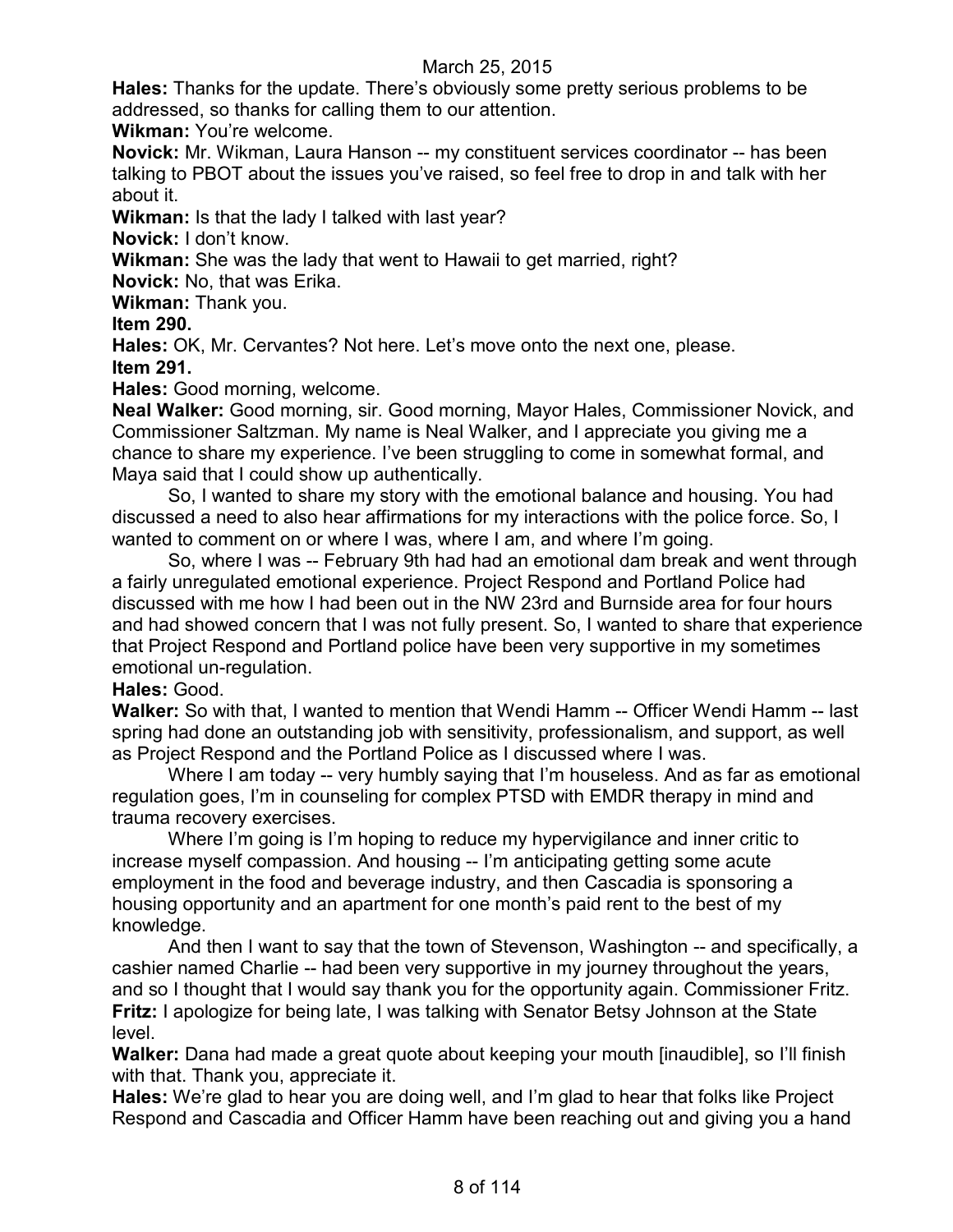**Hales:** Thanks for the update. There's obviously some pretty serious problems to be addressed, so thanks for calling them to our attention.

**Wikman:** You're welcome.

**Novick:** Mr. Wikman, Laura Hanson -- my constituent services coordinator -- has been talking to PBOT about the issues you've raised, so feel free to drop in and talk with her about it.

**Wikman:** Is that the lady I talked with last year?

**Novick:** I don't know.

**Wikman:** She was the lady that went to Hawaii to get married, right?

**Novick:** No, that was Erika.

**Wikman:** Thank you.

**Item 290.**

**Hales:** OK, Mr. Cervantes? Not here. Let's move onto the next one, please.

**Item 291.**

**Hales:** Good morning, welcome.

**Neal Walker:** Good morning, sir. Good morning, Mayor Hales, Commissioner Novick, and Commissioner Saltzman. My name is Neal Walker, and I appreciate you giving me a chance to share my experience. I've been struggling to come in somewhat formal, and Maya said that I could show up authentically.

So, I wanted to share my story with the emotional balance and housing. You had discussed a need to also hear affirmations for my interactions with the police force. So, I wanted to comment on or where I was, where I am, and where I'm going.

So, where I was -- February 9th had had an emotional dam break and went through a fairly unregulated emotional experience. Project Respond and Portland Police had discussed with me how I had been out in the NW 23rd and Burnside area for four hours and had showed concern that I was not fully present. So, I wanted to share that experience that Project Respond and Portland police have been very supportive in my sometimes emotional un-regulation.

**Hales:** Good.

**Walker:** So with that, I wanted to mention that Wendi Hamm -- Officer Wendi Hamm -- last spring had done an outstanding job with sensitivity, professionalism, and support, as well as Project Respond and the Portland Police as I discussed where I was.

Where I am today -- very humbly saying that I'm houseless. And as far as emotional regulation goes, I'm in counseling for complex PTSD with EMDR therapy in mind and trauma recovery exercises.

Where I'm going is I'm hoping to reduce my hypervigilance and inner critic to increase myself compassion. And housing -- I'm anticipating getting some acute employment in the food and beverage industry, and then Cascadia is sponsoring a housing opportunity and an apartment for one month's paid rent to the best of my knowledge.

And then I want to say that the town of Stevenson, Washington -- and specifically, a cashier named Charlie -- had been very supportive in my journey throughout the years, and so I thought that I would say thank you for the opportunity again. Commissioner Fritz.

**Fritz:** I apologize for being late, I was talking with Senator Betsy Johnson at the State level.

**Walker:** Dana had made a great quote about keeping your mouth [inaudible], so I'll finish with that. Thank you, appreciate it.

**Hales:** We're glad to hear you are doing well, and I'm glad to hear that folks like Project Respond and Cascadia and Officer Hamm have been reaching out and giving you a hand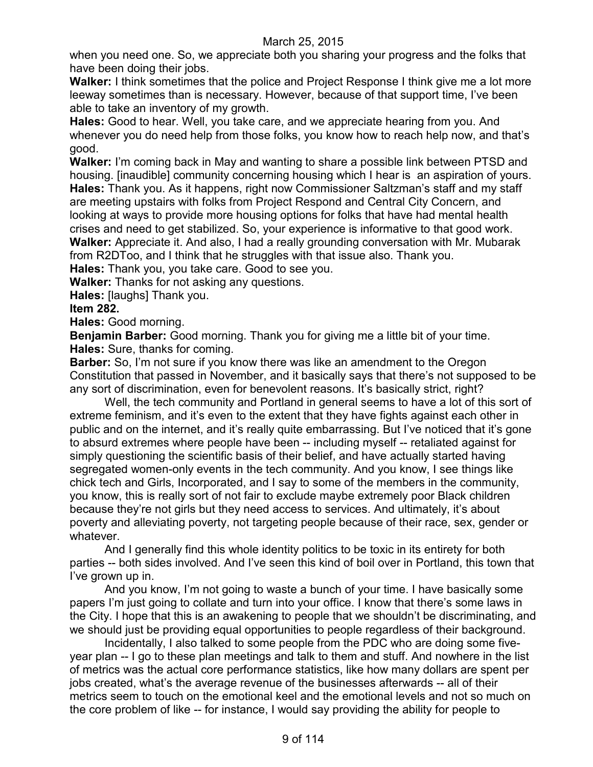when you need one. So, we appreciate both you sharing your progress and the folks that have been doing their jobs.

**Walker:** I think sometimes that the police and Project Response I think give me a lot more leeway sometimes than is necessary. However, because of that support time, I've been able to take an inventory of my growth.

**Hales:** Good to hear. Well, you take care, and we appreciate hearing from you. And whenever you do need help from those folks, you know how to reach help now, and that's good.

**Walker:** I'm coming back in May and wanting to share a possible link between PTSD and housing. [inaudible] community concerning housing which I hear is an aspiration of yours.

**Hales:** Thank you. As it happens, right now Commissioner Saltzman's staff and my staff are meeting upstairs with folks from Project Respond and Central City Concern, and looking at ways to provide more housing options for folks that have had mental health crises and need to get stabilized. So, your experience is informative to that good work.

**Walker:** Appreciate it. And also, I had a really grounding conversation with Mr. Mubarak from R2DToo, and I think that he struggles with that issue also. Thank you.

**Hales:** Thank you, you take care. Good to see you.

**Walker:** Thanks for not asking any questions.

**Hales:** [laughs] Thank you.

**Item 282.**

**Hales:** Good morning.

**Benjamin Barber:** Good morning. Thank you for giving me a little bit of your time.

**Hales:** Sure, thanks for coming.

**Barber:** So, I'm not sure if you know there was like an amendment to the Oregon Constitution that passed in November, and it basically says that there's not supposed to be any sort of discrimination, even for benevolent reasons. It's basically strict, right?

Well, the tech community and Portland in general seems to have a lot of this sort of extreme feminism, and it's even to the extent that they have fights against each other in public and on the internet, and it's really quite embarrassing. But I've noticed that it's gone to absurd extremes where people have been -- including myself -- retaliated against for simply questioning the scientific basis of their belief, and have actually started having segregated women-only events in the tech community. And you know, I see things like chick tech and Girls, Incorporated, and I say to some of the members in the community, you know, this is really sort of not fair to exclude maybe extremely poor Black children because they're not girls but they need access to services. And ultimately, it's about poverty and alleviating poverty, not targeting people because of their race, sex, gender or whatever.

And I generally find this whole identity politics to be toxic in its entirety for both parties -- both sides involved. And I've seen this kind of boil over in Portland, this town that I've grown up in.

And you know, I'm not going to waste a bunch of your time. I have basically some papers I'm just going to collate and turn into your office. I know that there's some laws in the City. I hope that this is an awakening to people that we shouldn't be discriminating, and we should just be providing equal opportunities to people regardless of their background.

Incidentally, I also talked to some people from the PDC who are doing some five-year plan -- I go to these plan meetings and talk to them and stuff. And nowhere in the list of metrics was the actual core performance statistics, like how many dollars are spent per jobs created, what's the average revenue of the businesses afterwards -- all of their metrics seem to touch on the emotional keel and the emotional levels and not so much on the core problem of like -- for instance, I would say providing the ability for people to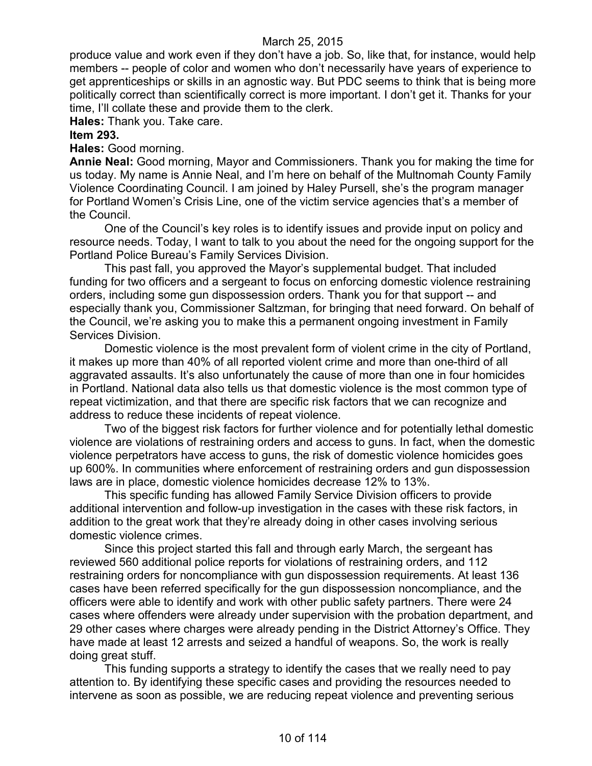produce value and work even if they don't have a job. So, like that, for instance, would help members -- people of color and women who don't necessarily have years of experience to get apprenticeships or skills in an agnostic way. But PDC seems to think that is being more politically correct than scientifically correct is more important. I don't get it. Thanks for your time, I'll collate these and provide them to the clerk.

**Hales:** Thank you. Take care.

**Item 293.**

**Hales:** Good morning.

**Annie Neal:** Good morning, Mayor and Commissioners. Thank you for making the time for us today. My name is Annie Neal, and I'm here on behalf of the Multnomah County Family Violence Coordinating Council. I am joined by Haley Pursell, she's the program manager for Portland Women's Crisis Line, one of the victim service agencies that's a member of the Council.

One of the Council's key roles is to identify issues and provide input on policy and resource needs. Today, I want to talk to you about the need for the ongoing support for the Portland Police Bureau's Family Services Division.

This past fall, you approved the Mayor's supplemental budget. That included funding for two officers and a sergeant to focus on enforcing domestic violence restraining orders, including some gun dispossession orders. Thank you for that support -- and especially thank you, Commissioner Saltzman, for bringing that need forward. On behalf of the Council, we're asking you to make this a permanent ongoing investment in Family Services Division.

Domestic violence is the most prevalent form of violent crime in the city of Portland, it makes up more than 40% of all reported violent crime and more than one-third of all aggravated assaults. It's also unfortunately the cause of more than one in four homicides in Portland. National data also tells us that domestic violence is the most common type of repeat victimization, and that there are specific risk factors that we can recognize and address to reduce these incidents of repeat violence.

Two of the biggest risk factors for further violence and for potentially lethal domestic violence are violations of restraining orders and access to guns. In fact, when the domestic violence perpetrators have access to guns, the risk of domestic violence homicides goes up 600%. In communities where enforcement of restraining orders and gun dispossession laws are in place, domestic violence homicides decrease 12% to 13%.

This specific funding has allowed Family Service Division officers to provide additional intervention and follow-up investigation in the cases with these risk factors, in addition to the great work that they're already doing in other cases involving serious domestic violence crimes.

Since this project started this fall and through early March, the sergeant has reviewed 560 additional police reports for violations of restraining orders, and 112 restraining orders for noncompliance with gun dispossession requirements. At least 136 cases have been referred specifically for the gun dispossession noncompliance, and the officers were able to identify and work with other public safety partners. There were 24 cases where offenders were already under supervision with the probation department, and 29 other cases where charges were already pending in the District Attorney's Office. They have made at least 12 arrests and seized a handful of weapons. So, the work is really doing great stuff.

This funding supports a strategy to identify the cases that we really need to pay attention to. By identifying these specific cases and providing the resources needed to intervene as soon as possible, we are reducing repeat violence and preventing serious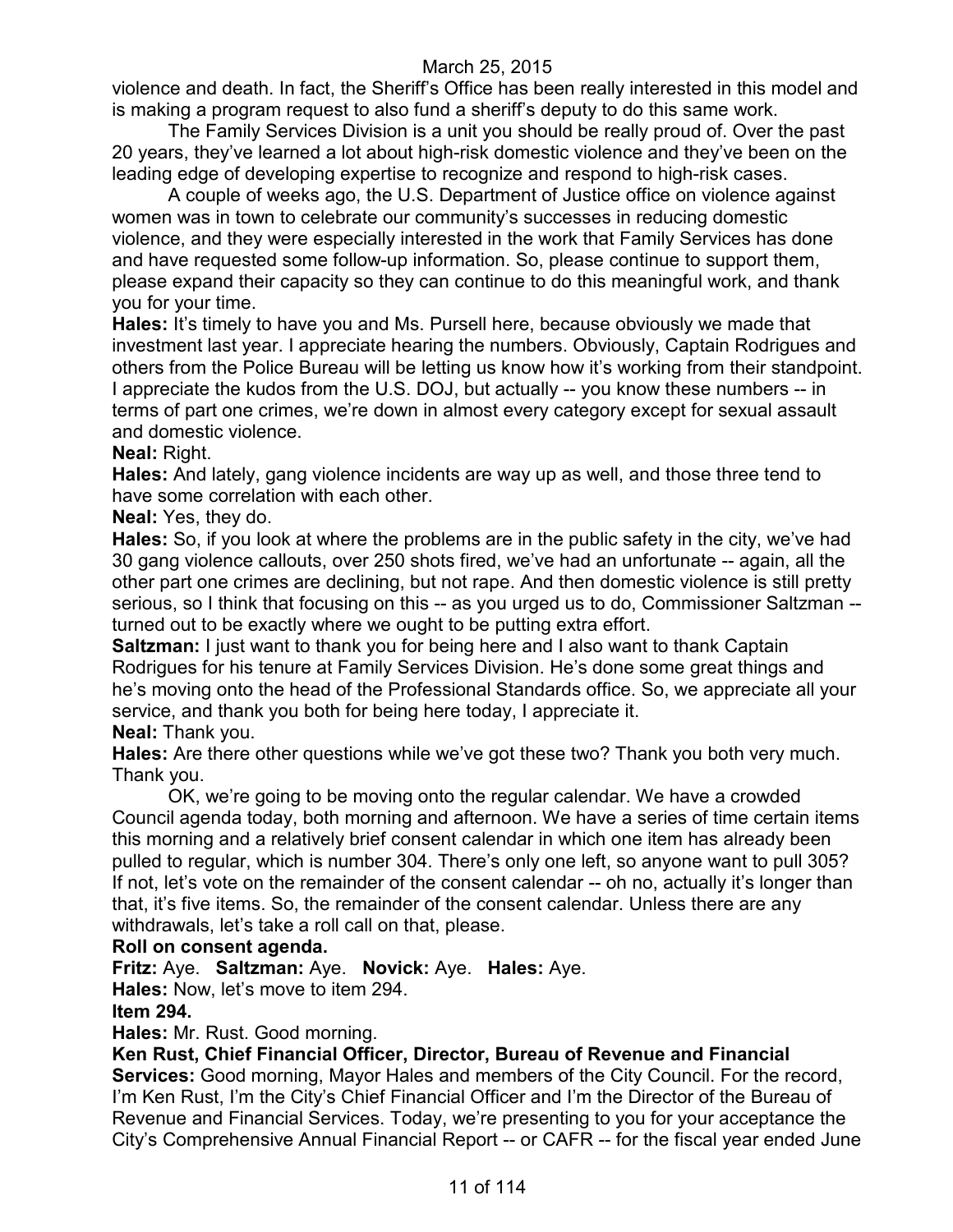violence and death. In fact, the Sheriff's Office has been really interested in this model and is making a program request to also fund a sheriff's deputy to do this same work.

The Family Services Division is a unit you should be really proud of. Over the past 20 years, they've learned a lot about high-risk domestic violence and they've been on the leading edge of developing expertise to recognize and respond to high-risk cases.

A couple of weeks ago, the U.S. Department of Justice office on violence against women was in town to celebrate our community's successes in reducing domestic violence, and they were especially interested in the work that Family Services has done and have requested some follow-up information. So, please continue to support them, please expand their capacity so they can continue to do this meaningful work, and thank you for your time.

**Hales:** It's timely to have you and Ms. Pursell here, because obviously we made that investment last year. I appreciate hearing the numbers. Obviously, Captain Rodrigues and others from the Police Bureau will be letting us know how it's working from their standpoint. I appreciate the kudos from the U.S. DOJ, but actually -- you know these numbers -- in terms of part one crimes, we're down in almost every category except for sexual assault and domestic violence.

**Neal:** Right.

**Hales:** And lately, gang violence incidents are way up as well, and those three tend to have some correlation with each other.

**Neal:** Yes, they do.

**Hales:** So, if you look at where the problems are in the public safety in the city, we've had 30 gang violence callouts, over 250 shots fired, we've had an unfortunate -- again, all the other part one crimes are declining, but not rape. And then domestic violence is still pretty serious, so I think that focusing on this -- as you urged us to do, Commissioner Saltzman -- turned out to be exactly where we ought to be putting extra effort.

**Saltzman:** I just want to thank you for being here and I also want to thank Captain Rodrigues for his tenure at Family Services Division. He's done some great things and he's moving onto the head of the Professional Standards office. So, we appreciate all your service, and thank you both for being here today, I appreciate it.

**Neal:** Thank you.

**Hales:** Are there other questions while we've got these two? Thank you both very much. Thank you.

OK, we're going to be moving onto the regular calendar. We have a crowded Council agenda today, both morning and afternoon. We have a series of time certain items this morning and a relatively brief consent calendar in which one item has already been pulled to regular, which is number 304. There's only one left, so anyone want to pull 305? If not, let's vote on the remainder of the consent calendar -- oh no, actually it's longer than that, it's five items. So, the remainder of the consent calendar. Unless there are any withdrawals, let's take a roll call on that, please.

**Roll on consent agenda.**

**Fritz:** Aye. **Saltzman:** Aye. **Novick:** Aye. **Hales:** Aye.

**Hales:** Now, let's move to item 294.

**Item 294.**

**Hales:** Mr. Rust. Good morning.

**Ken Rust, Chief Financial Officer, Director, Bureau of Revenue and Financial Services:** Good morning, Mayor Hales and members of the City Council. For the record, I'm Ken Rust, I'm the City's Chief Financial Officer and I'm the Director of the Bureau of Revenue and Financial Services. Today, we're presenting to you for your acceptance the City's Comprehensive Annual Financial Report -- or CAFR -- for the fiscal year ended June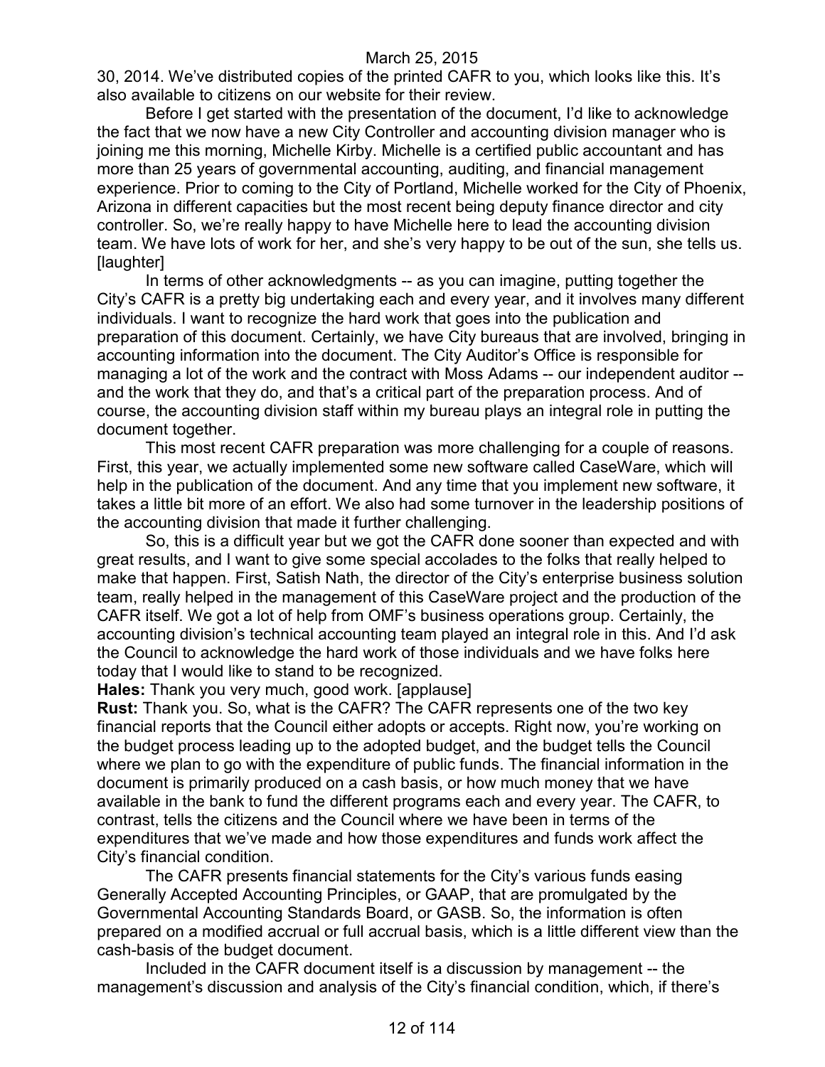30, 2014. We've distributed copies of the printed CAFR to you, which looks like this. It's also available to citizens on our website for their review.

Before I get started with the presentation of the document, I'd like to acknowledge the fact that we now have a new City Controller and accounting division manager who is joining me this morning, Michelle Kirby. Michelle is a certified public accountant and has more than 25 years of governmental accounting, auditing, and financial management experience. Prior to coming to the City of Portland, Michelle worked for the City of Phoenix, Arizona in different capacities but the most recent being deputy finance director and city controller. So, we're really happy to have Michelle here to lead the accounting division team. We have lots of work for her, and she's very happy to be out of the sun, she tells us. [laughter]

In terms of other acknowledgments -- as you can imagine, putting together the City's CAFR is a pretty big undertaking each and every year, and it involves many different individuals. I want to recognize the hard work that goes into the publication and preparation of this document. Certainly, we have City bureaus that are involved, bringing in accounting information into the document. The City Auditor's Office is responsible for managing a lot of the work and the contract with Moss Adams -- our independent auditor -- and the work that they do, and that's a critical part of the preparation process. And of course, the accounting division staff within my bureau plays an integral role in putting the document together.

This most recent CAFR preparation was more challenging for a couple of reasons. First, this year, we actually implemented some new software called CaseWare, which will help in the publication of the document. And any time that you implement new software, it takes a little bit more of an effort. We also had some turnover in the leadership positions of the accounting division that made it further challenging.

So, this is a difficult year but we got the CAFR done sooner than expected and with great results, and I want to give some special accolades to the folks that really helped to make that happen. First, Satish Nath, the director of the City's enterprise business solution team, really helped in the management of this CaseWare project and the production of the CAFR itself. We got a lot of help from OMF's business operations group. Certainly, the accounting division's technical accounting team played an integral role in this. And I'd ask the Council to acknowledge the hard work of those individuals and we have folks here today that I would like to stand to be recognized.

**Hales:** Thank you very much, good work. [applause]

**Rust:** Thank you. So, what is the CAFR? The CAFR represents one of the two key financial reports that the Council either adopts or accepts. Right now, you're working on the budget process leading up to the adopted budget, and the budget tells the Council where we plan to go with the expenditure of public funds. The financial information in the document is primarily produced on a cash basis, or how much money that we have available in the bank to fund the different programs each and every year. The CAFR, to contrast, tells the citizens and the Council where we have been in terms of the expenditures that we've made and how those expenditures and funds work affect the City's financial condition.

The CAFR presents financial statements for the City's various funds easing Generally Accepted Accounting Principles, or GAAP, that are promulgated by the Governmental Accounting Standards Board, or GASB. So, the information is often prepared on a modified accrual or full accrual basis, which is a little different view than the cash-basis of the budget document.

Included in the CAFR document itself is a discussion by management -- the management's discussion and analysis of the City's financial condition, which, if there's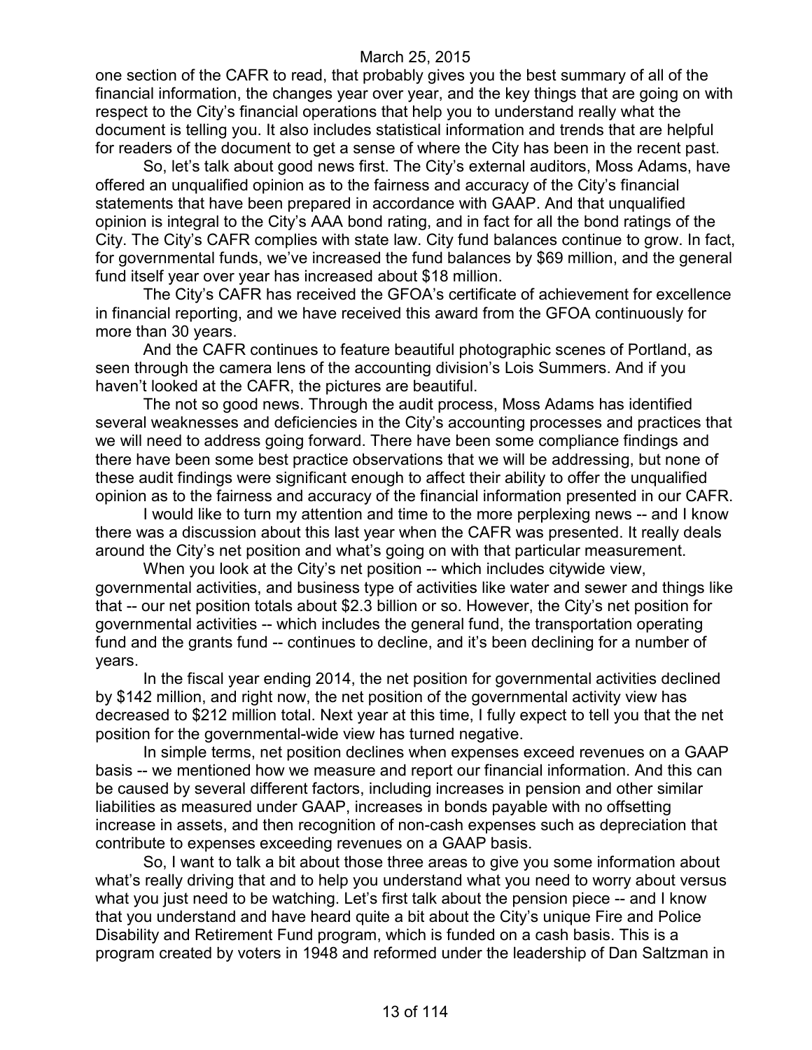one section of the CAFR to read, that probably gives you the best summary of all of the financial information, the changes year over year, and the key things that are going on with respect to the City's financial operations that help you to understand really what the document is telling you. It also includes statistical information and trends that are helpful for readers of the document to get a sense of where the City has been in the recent past.

So, let's talk about good news first. The City's external auditors, Moss Adams, have offered an unqualified opinion as to the fairness and accuracy of the City's financial statements that have been prepared in accordance with GAAP. And that unqualified opinion is integral to the City's AAA bond rating, and in fact for all the bond ratings of the City. The City's CAFR complies with state law. City fund balances continue to grow. In fact, for governmental funds, we've increased the fund balances by $69 million, and the general fund itself year over year has increased about $18 million.

The City's CAFR has received the GFOA's certificate of achievement for excellence in financial reporting, and we have received this award from the GFOA continuously for more than 30 years.

And the CAFR continues to feature beautiful photographic scenes of Portland, as seen through the camera lens of the accounting division's Lois Summers. And if you haven't looked at the CAFR, the pictures are beautiful.

The not so good news. Through the audit process, Moss Adams has identified several weaknesses and deficiencies in the City's accounting processes and practices that we will need to address going forward. There have been some compliance findings and there have been some best practice observations that we will be addressing, but none of these audit findings were significant enough to affect their ability to offer the unqualified opinion as to the fairness and accuracy of the financial information presented in our CAFR.

I would like to turn my attention and time to the more perplexing news -- and I know there was a discussion about this last year when the CAFR was presented. It really deals around the City's net position and what's going on with that particular measurement.

When you look at the City's net position -- which includes citywide view, governmental activities, and business type of activities like water and sewer and things like that -- our net position totals about $2.3 billion or so. However, the City's net position for governmental activities -- which includes the general fund, the transportation operating fund and the grants fund -- continues to decline, and it's been declining for a number of years.

In the fiscal year ending 2014, the net position for governmental activities declined by $142 million, and right now, the net position of the governmental activity view has decreased to $212 million total. Next year at this time, I fully expect to tell you that the net position for the governmental-wide view has turned negative.

In simple terms, net position declines when expenses exceed revenues on a GAAP basis -- we mentioned how we measure and report our financial information. And this can be caused by several different factors, including increases in pension and other similar liabilities as measured under GAAP, increases in bonds payable with no offsetting increase in assets, and then recognition of non-cash expenses such as depreciation that contribute to expenses exceeding revenues on a GAAP basis.

So, I want to talk a bit about those three areas to give you some information about what's really driving that and to help you understand what you need to worry about versus what you just need to be watching. Let's first talk about the pension piece -- and I know that you understand and have heard quite a bit about the City's unique Fire and Police Disability and Retirement Fund program, which is funded on a cash basis. This is a program created by voters in 1948 and reformed under the leadership of Dan Saltzman in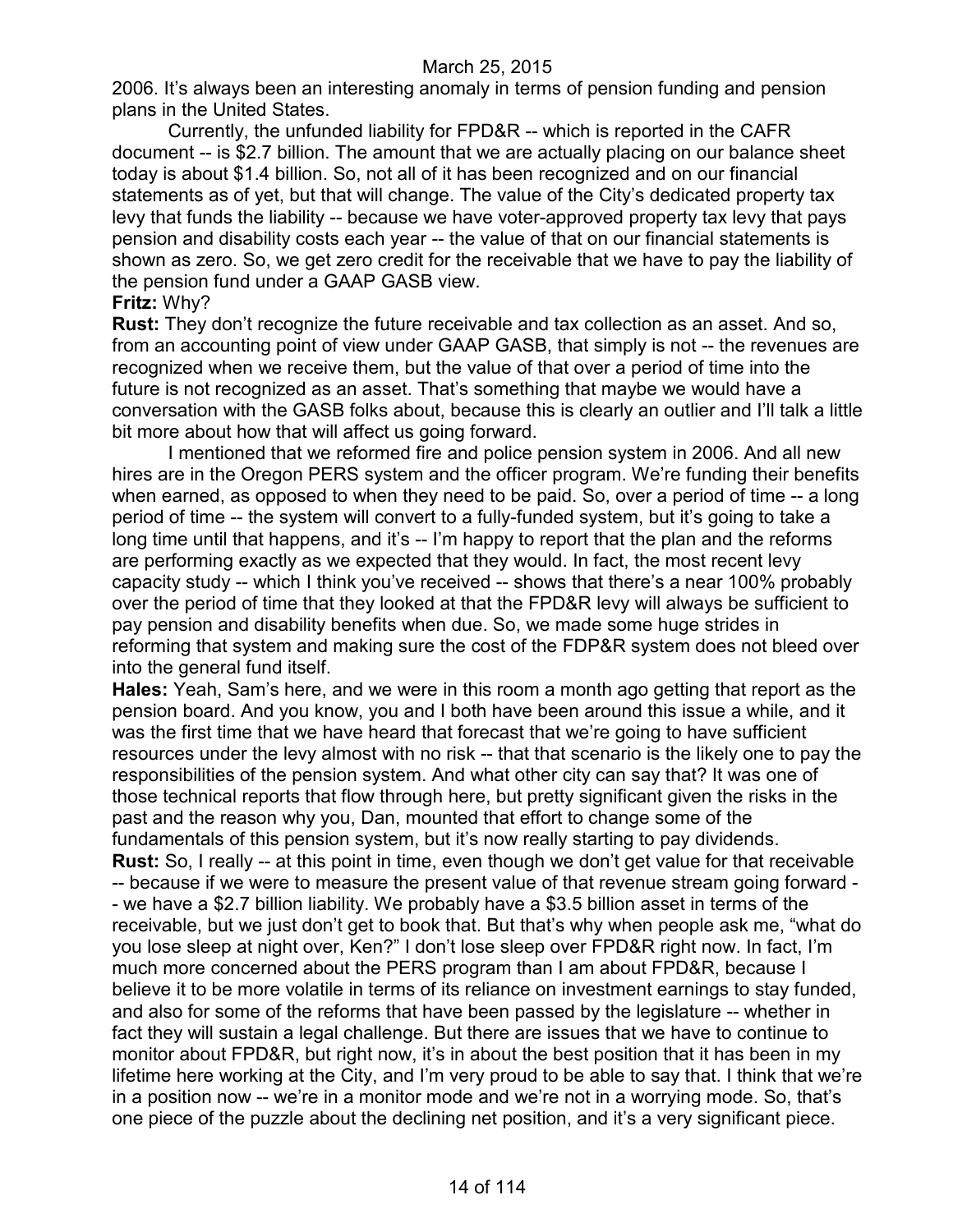2006. It's always been an interesting anomaly in terms of pension funding and pension plans in the United States.

Currently, the unfunded liability for FPD&R -- which is reported in the CAFR document -- is $2.7 billion. The amount that we are actually placing on our balance sheet today is about $1.4 billion. So, not all of it has been recognized and on our financial statements as of yet, but that will change. The value of the City's dedicated property tax levy that funds the liability -- because we have voter-approved property tax levy that pays pension and disability costs each year -- the value of that on our financial statements is shown as zero. So, we get zero credit for the receivable that we have to pay the liability of the pension fund under a GAAP GASB view.

**Fritz:** Why?

**Rust:** They don't recognize the future receivable and tax collection as an asset. And so, from an accounting point of view under GAAP GASB, that simply is not -- the revenues are recognized when we receive them, but the value of that over a period of time into the future is not recognized as an asset. That's something that maybe we would have a conversation with the GASB folks about, because this is clearly an outlier and I'll talk a little bit more about how that will affect us going forward.

I mentioned that we reformed fire and police pension system in 2006. And all new hires are in the Oregon PERS system and the officer program. We're funding their benefits when earned, as opposed to when they need to be paid. So, over a period of time -- a long period of time -- the system will convert to a fully-funded system, but it's going to take a long time until that happens, and it's -- I'm happy to report that the plan and the reforms are performing exactly as we expected that they would. In fact, the most recent levy capacity study -- which I think you've received -- shows that there's a near 100% probably over the period of time that they looked at that the FPD&R levy will always be sufficient to pay pension and disability benefits when due. So, we made some huge strides in reforming that system and making sure the cost of the FDP&R system does not bleed over into the general fund itself.

**Hales:** Yeah, Sam's here, and we were in this room a month ago getting that report as the pension board. And you know, you and I both have been around this issue a while, and it was the first time that we have heard that forecast that we're going to have sufficient resources under the levy almost with no risk -- that that scenario is the likely one to pay the responsibilities of the pension system. And what other city can say that? It was one of those technical reports that flow through here, but pretty significant given the risks in the past and the reason why you, Dan, mounted that effort to change some of the fundamentals of this pension system, but it's now really starting to pay dividends.

**Rust:** So, I really -- at this point in time, even though we don't get value for that receivable -- because if we were to measure the present value of that revenue stream going forward -- we have a $2.7 billion liability. We probably have a $3.5 billion asset in terms of the receivable, but we just don't get to book that. But that's why when people ask me, "what do you lose sleep at night over, Ken?" I don't lose sleep over FPD&R right now. In fact, I'm much more concerned about the PERS program than I am about FPD&R, because I believe it to be more volatile in terms of its reliance on investment earnings to stay funded, and also for some of the reforms that have been passed by the legislature -- whether in fact they will sustain a legal challenge. But there are issues that we have to continue to monitor about FPD&R, but right now, it's in about the best position that it has been in my lifetime here working at the City, and I'm very proud to be able to say that. I think that we're in a position now -- we're in a monitor mode and we're not in a worrying mode. So, that's one piece of the puzzle about the declining net position, and it's a very significant piece.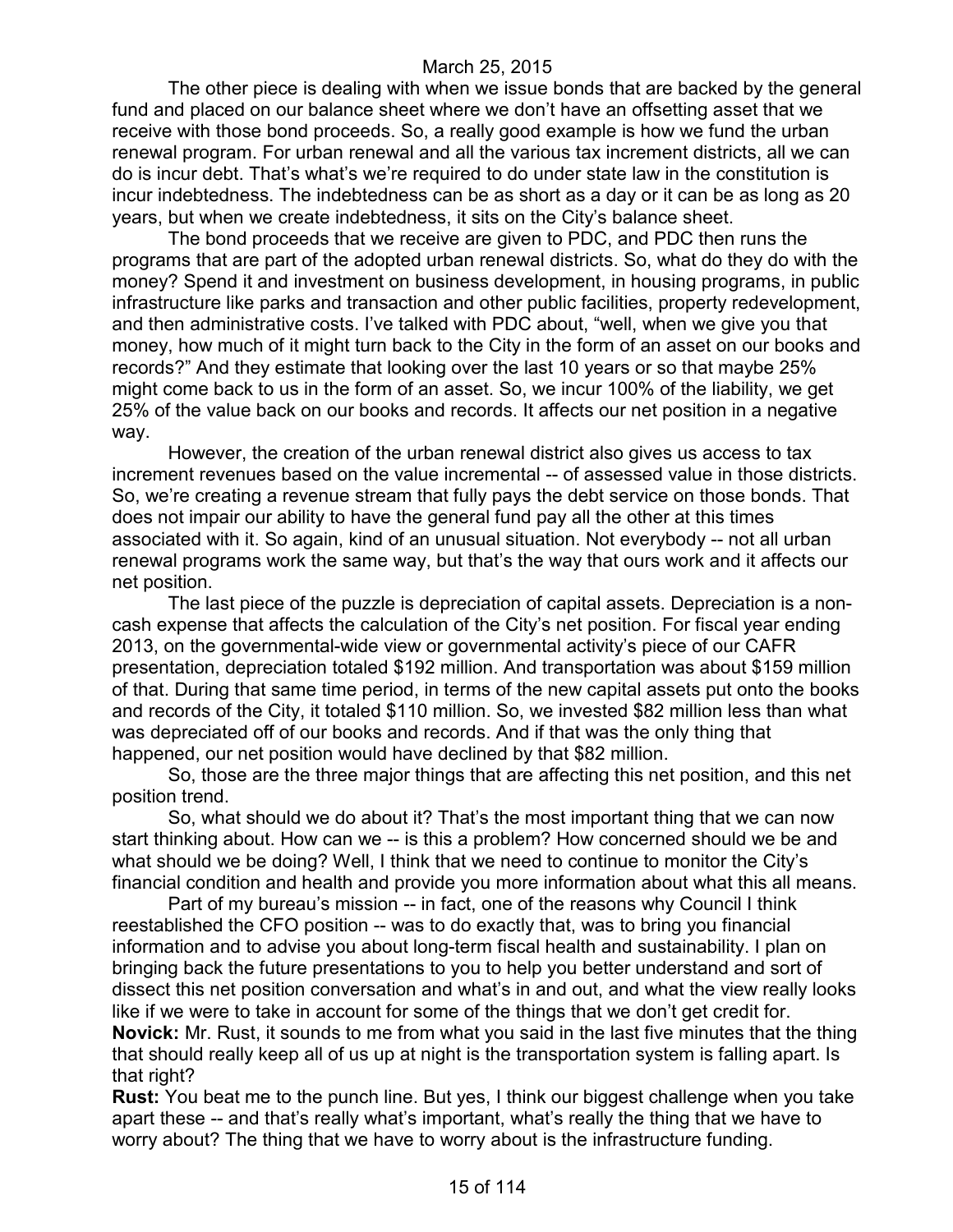The other piece is dealing with when we issue bonds that are backed by the general fund and placed on our balance sheet where we don't have an offsetting asset that we receive with those bond proceeds. So, a really good example is how we fund the urban renewal program. For urban renewal and all the various tax increment districts, all we can do is incur debt. That's what's we're required to do under state law in the constitution is incur indebtedness. The indebtedness can be as short as a day or it can be as long as 20 years, but when we create indebtedness, it sits on the City's balance sheet.

The bond proceeds that we receive are given to PDC, and PDC then runs the programs that are part of the adopted urban renewal districts. So, what do they do with the money? Spend it and investment on business development, in housing programs, in public infrastructure like parks and transaction and other public facilities, property redevelopment, and then administrative costs. I've talked with PDC about, "well, when we give you that money, how much of it might turn back to the City in the form of an asset on our books and records?" And they estimate that looking over the last 10 years or so that maybe 25% might come back to us in the form of an asset. So, we incur 100% of the liability, we get 25% of the value back on our books and records. It affects our net position in a negative way.

However, the creation of the urban renewal district also gives us access to tax increment revenues based on the value incremental -- of assessed value in those districts. So, we're creating a revenue stream that fully pays the debt service on those bonds. That does not impair our ability to have the general fund pay all the other at this times associated with it. So again, kind of an unusual situation. Not everybody -- not all urban renewal programs work the same way, but that's the way that ours work and it affects our net position.

The last piece of the puzzle is depreciation of capital assets. Depreciation is a non-cash expense that affects the calculation of the City's net position. For fiscal year ending 2013, on the governmental-wide view or governmental activity's piece of our CAFR presentation, depreciation totaled $192 million. And transportation was about $159 million of that. During that same time period, in terms of the new capital assets put onto the books and records of the City, it totaled $110 million. So, we invested $82 million less than what was depreciated off of our books and records. And if that was the only thing that happened, our net position would have declined by that $82 million.

So, those are the three major things that are affecting this net position, and this net position trend.

So, what should we do about it? That's the most important thing that we can now start thinking about. How can we -- is this a problem? How concerned should we be and what should we be doing? Well, I think that we need to continue to monitor the City's financial condition and health and provide you more information about what this all means.

Part of my bureau's mission -- in fact, one of the reasons why Council I think reestablished the CFO position -- was to do exactly that, was to bring you financial information and to advise you about long-term fiscal health and sustainability. I plan on bringing back the future presentations to you to help you better understand and sort of dissect this net position conversation and what's in and out, and what the view really looks like if we were to take in account for some of the things that we don't get credit for.

**Novick:** Mr. Rust, it sounds to me from what you said in the last five minutes that the thing that should really keep all of us up at night is the transportation system is falling apart. Is that right?

**Rust:** You beat me to the punch line. But yes, I think our biggest challenge when you take apart these -- and that's really what's important, what's really the thing that we have to worry about? The thing that we have to worry about is the infrastructure funding.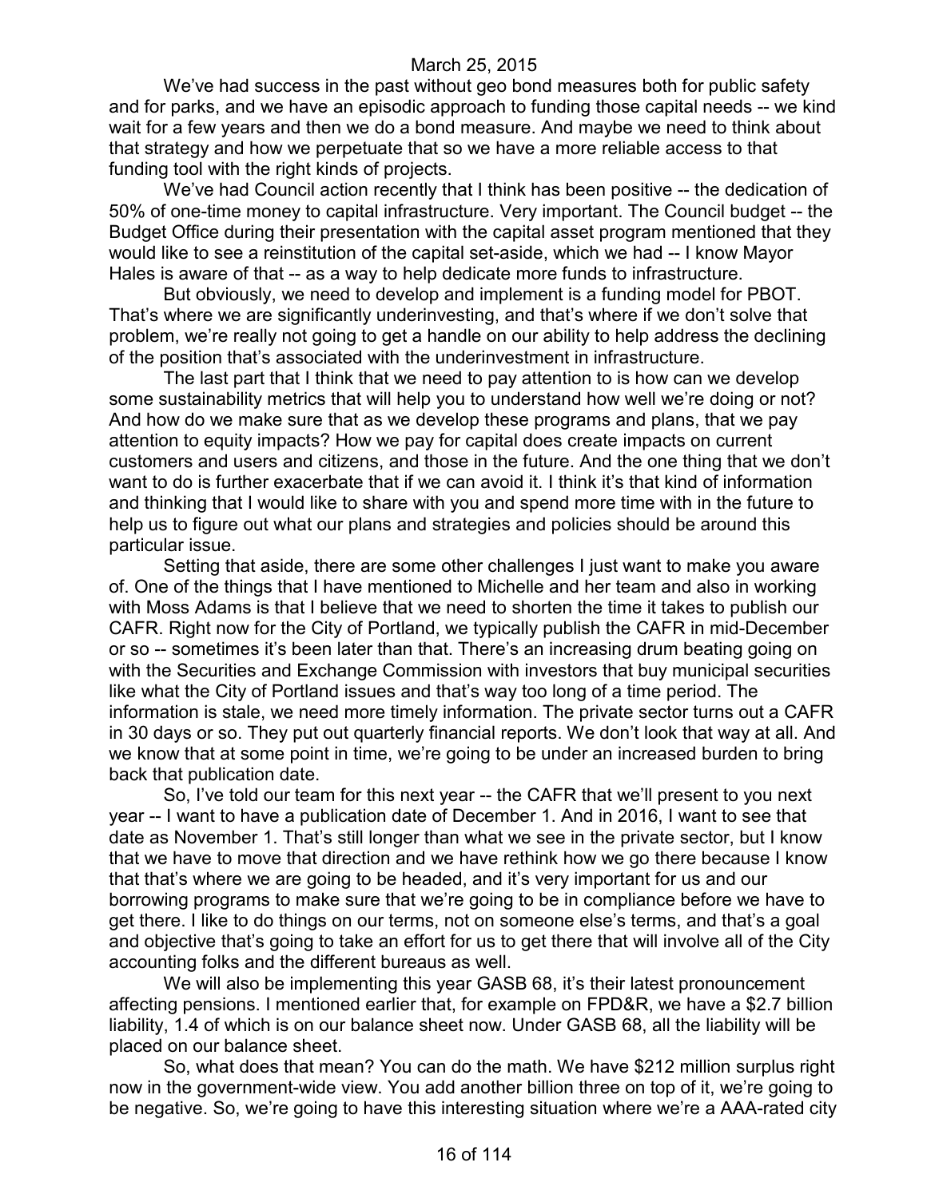We've had success in the past without geo bond measures both for public safety and for parks, and we have an episodic approach to funding those capital needs -- we kind wait for a few years and then we do a bond measure. And maybe we need to think about that strategy and how we perpetuate that so we have a more reliable access to that funding tool with the right kinds of projects.

We've had Council action recently that I think has been positive -- the dedication of 50% of one-time money to capital infrastructure. Very important. The Council budget -- the Budget Office during their presentation with the capital asset program mentioned that they would like to see a reinstitution of the capital set-aside, which we had -- I know Mayor Hales is aware of that -- as a way to help dedicate more funds to infrastructure.

But obviously, we need to develop and implement is a funding model for PBOT. That's where we are significantly underinvesting, and that's where if we don't solve that problem, we're really not going to get a handle on our ability to help address the declining of the position that's associated with the underinvestment in infrastructure.

The last part that I think that we need to pay attention to is how can we develop some sustainability metrics that will help you to understand how well we're doing or not? And how do we make sure that as we develop these programs and plans, that we pay attention to equity impacts? How we pay for capital does create impacts on current customers and users and citizens, and those in the future. And the one thing that we don't want to do is further exacerbate that if we can avoid it. I think it's that kind of information and thinking that I would like to share with you and spend more time with in the future to help us to figure out what our plans and strategies and policies should be around this particular issue.

Setting that aside, there are some other challenges I just want to make you aware of. One of the things that I have mentioned to Michelle and her team and also in working with Moss Adams is that I believe that we need to shorten the time it takes to publish our CAFR. Right now for the City of Portland, we typically publish the CAFR in mid-December or so -- sometimes it's been later than that. There's an increasing drum beating going on with the Securities and Exchange Commission with investors that buy municipal securities like what the City of Portland issues and that's way too long of a time period. The information is stale, we need more timely information. The private sector turns out a CAFR in 30 days or so. They put out quarterly financial reports. We don't look that way at all. And we know that at some point in time, we're going to be under an increased burden to bring back that publication date.

So, I've told our team for this next year -- the CAFR that we'll present to you next year -- I want to have a publication date of December 1. And in 2016, I want to see that date as November 1. That's still longer than what we see in the private sector, but I know that we have to move that direction and we have rethink how we go there because I know that that's where we are going to be headed, and it's very important for us and our borrowing programs to make sure that we're going to be in compliance before we have to get there. I like to do things on our terms, not on someone else's terms, and that's a goal and objective that's going to take an effort for us to get there that will involve all of the City accounting folks and the different bureaus as well.

We will also be implementing this year GASB 68, it's their latest pronouncement affecting pensions. I mentioned earlier that, for example on FPD&R, we have a $2.7 billion liability, 1.4 of which is on our balance sheet now. Under GASB 68, all the liability will be placed on our balance sheet.

So, what does that mean? You can do the math. We have $212 million surplus right now in the government-wide view. You add another billion three on top of it, we're going to be negative. So, we're going to have this interesting situation where we're a AAA-rated city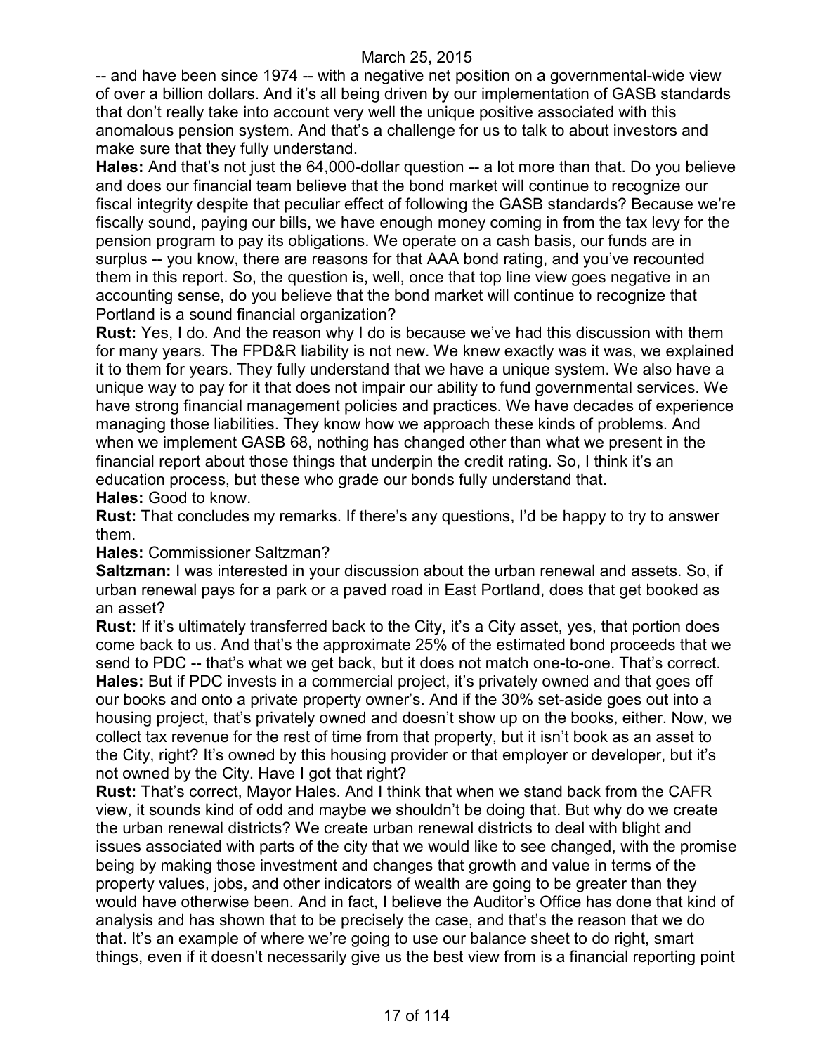-- and have been since 1974 -- with a negative net position on a governmental-wide view of over a billion dollars. And it's all being driven by our implementation of GASB standards that don't really take into account very well the unique positive associated with this anomalous pension system. And that's a challenge for us to talk to about investors and make sure that they fully understand.

**Hales:** And that's not just the 64,000-dollar question -- a lot more than that. Do you believe and does our financial team believe that the bond market will continue to recognize our fiscal integrity despite that peculiar effect of following the GASB standards? Because we're fiscally sound, paying our bills, we have enough money coming in from the tax levy for the pension program to pay its obligations. We operate on a cash basis, our funds are in surplus -- you know, there are reasons for that AAA bond rating, and you've recounted them in this report. So, the question is, well, once that top line view goes negative in an accounting sense, do you believe that the bond market will continue to recognize that Portland is a sound financial organization?

**Rust:** Yes, I do. And the reason why I do is because we've had this discussion with them for many years. The FPD&R liability is not new. We knew exactly was it was, we explained it to them for years. They fully understand that we have a unique system. We also have a unique way to pay for it that does not impair our ability to fund governmental services. We have strong financial management policies and practices. We have decades of experience managing those liabilities. They know how we approach these kinds of problems. And when we implement GASB 68, nothing has changed other than what we present in the financial report about those things that underpin the credit rating. So, I think it's an education process, but these who grade our bonds fully understand that.

**Hales:** Good to know.

**Rust:** That concludes my remarks. If there's any questions, I'd be happy to try to answer them.

**Hales:** Commissioner Saltzman?

**Saltzman:** I was interested in your discussion about the urban renewal and assets. So, if urban renewal pays for a park or a paved road in East Portland, does that get booked as an asset?

**Rust:** If it's ultimately transferred back to the City, it's a City asset, yes, that portion does come back to us. And that's the approximate 25% of the estimated bond proceeds that we send to PDC -- that's what we get back, but it does not match one-to-one. That's correct.

**Hales:** But if PDC invests in a commercial project, it's privately owned and that goes off our books and onto a private property owner's. And if the 30% set-aside goes out into a housing project, that's privately owned and doesn't show up on the books, either. Now, we collect tax revenue for the rest of time from that property, but it isn't book as an asset to the City, right? It's owned by this housing provider or that employer or developer, but it's not owned by the City. Have I got that right?

**Rust:** That's correct, Mayor Hales. And I think that when we stand back from the CAFR view, it sounds kind of odd and maybe we shouldn't be doing that. But why do we create the urban renewal districts? We create urban renewal districts to deal with blight and issues associated with parts of the city that we would like to see changed, with the promise being by making those investment and changes that growth and value in terms of the property values, jobs, and other indicators of wealth are going to be greater than they would have otherwise been. And in fact, I believe the Auditor's Office has done that kind of analysis and has shown that to be precisely the case, and that's the reason that we do that. It's an example of where we're going to use our balance sheet to do right, smart things, even if it doesn't necessarily give us the best view from is a financial reporting point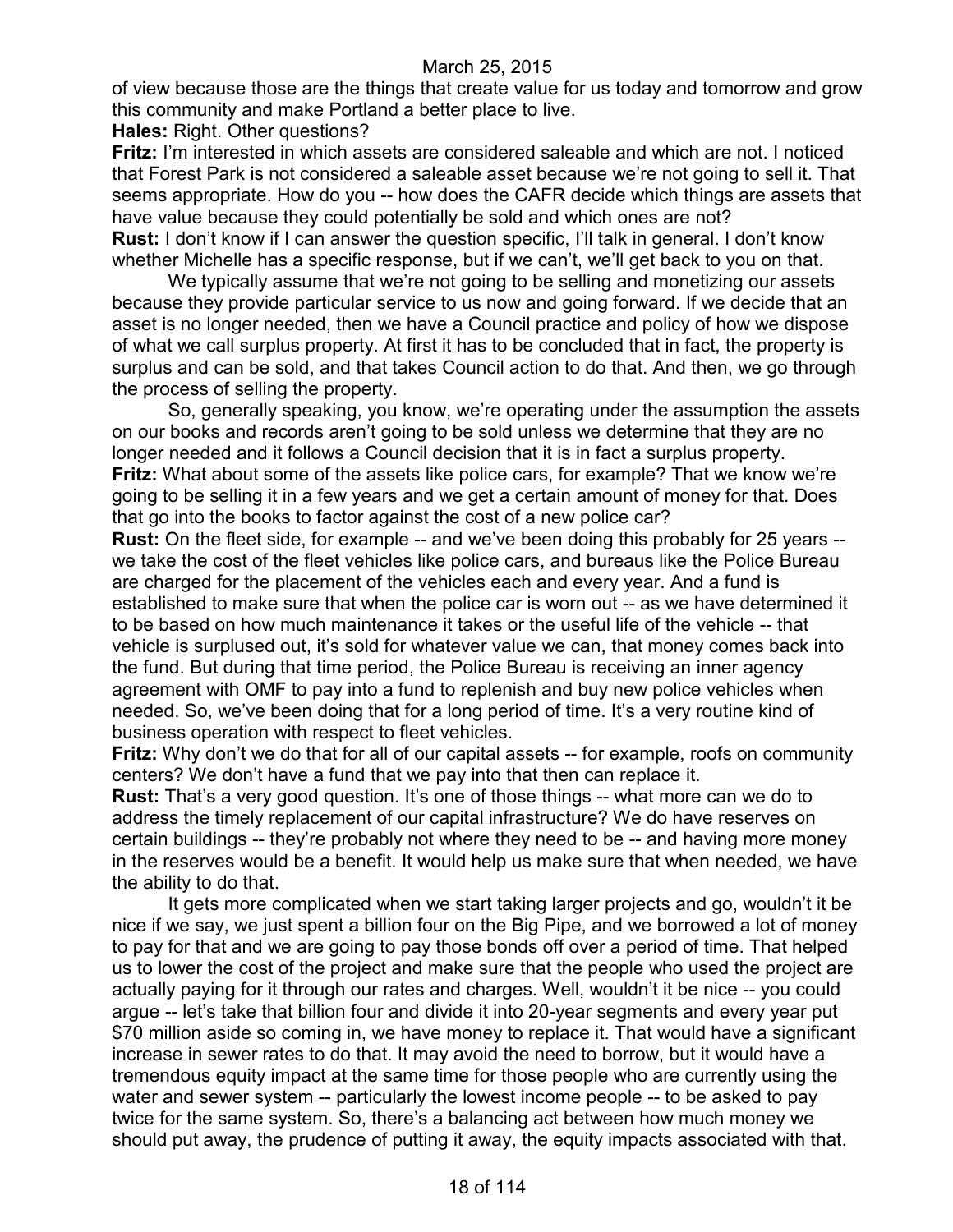of view because those are the things that create value for us today and tomorrow and grow this community and make Portland a better place to live.

**Hales:** Right. Other questions?

**Fritz:** I'm interested in which assets are considered saleable and which are not. I noticed that Forest Park is not considered a saleable asset because we're not going to sell it. That seems appropriate. How do you -- how does the CAFR decide which things are assets that have value because they could potentially be sold and which ones are not?

**Rust:** I don't know if I can answer the question specific, I'll talk in general. I don't know whether Michelle has a specific response, but if we can't, we'll get back to you on that.

We typically assume that we're not going to be selling and monetizing our assets because they provide particular service to us now and going forward. If we decide that an asset is no longer needed, then we have a Council practice and policy of how we dispose of what we call surplus property. At first it has to be concluded that in fact, the property is surplus and can be sold, and that takes Council action to do that. And then, we go through the process of selling the property.

So, generally speaking, you know, we're operating under the assumption the assets on our books and records aren't going to be sold unless we determine that they are no longer needed and it follows a Council decision that it is in fact a surplus property.

**Fritz:** What about some of the assets like police cars, for example? That we know we're going to be selling it in a few years and we get a certain amount of money for that. Does that go into the books to factor against the cost of a new police car?

**Rust:** On the fleet side, for example -- and we've been doing this probably for 25 years -- we take the cost of the fleet vehicles like police cars, and bureaus like the Police Bureau are charged for the placement of the vehicles each and every year. And a fund is established to make sure that when the police car is worn out -- as we have determined it to be based on how much maintenance it takes or the useful life of the vehicle -- that vehicle is surplused out, it's sold for whatever value we can, that money comes back into the fund. But during that time period, the Police Bureau is receiving an inner agency agreement with OMF to pay into a fund to replenish and buy new police vehicles when needed. So, we've been doing that for a long period of time. It's a very routine kind of business operation with respect to fleet vehicles.

**Fritz:** Why don't we do that for all of our capital assets -- for example, roofs on community centers? We don't have a fund that we pay into that then can replace it.

**Rust:** That's a very good question. It's one of those things -- what more can we do to address the timely replacement of our capital infrastructure? We do have reserves on certain buildings -- they're probably not where they need to be -- and having more money in the reserves would be a benefit. It would help us make sure that when needed, we have the ability to do that.

It gets more complicated when we start taking larger projects and go, wouldn't it be nice if we say, we just spent a billion four on the Big Pipe, and we borrowed a lot of money to pay for that and we are going to pay those bonds off over a period of time. That helped us to lower the cost of the project and make sure that the people who used the project are actually paying for it through our rates and charges. Well, wouldn't it be nice -- you could argue -- let's take that billion four and divide it into 20-year segments and every year put $70 million aside so coming in, we have money to replace it. That would have a significant increase in sewer rates to do that. It may avoid the need to borrow, but it would have a tremendous equity impact at the same time for those people who are currently using the water and sewer system -- particularly the lowest income people -- to be asked to pay twice for the same system. So, there's a balancing act between how much money we should put away, the prudence of putting it away, the equity impacts associated with that.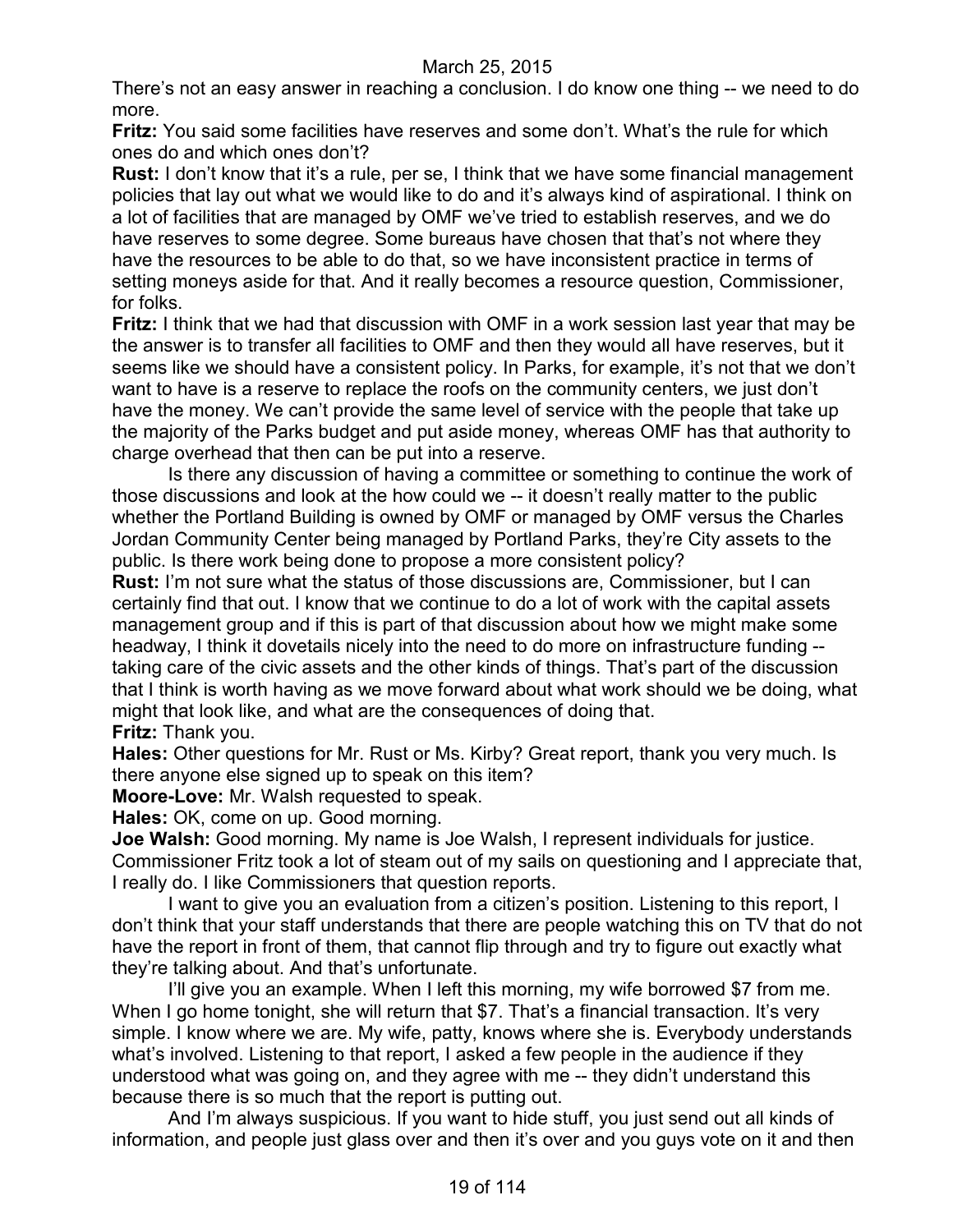There's not an easy answer in reaching a conclusion. I do know one thing -- we need to do more.

**Fritz:** You said some facilities have reserves and some don't. What's the rule for which ones do and which ones don't?

**Rust:** I don't know that it's a rule, per se, I think that we have some financial management policies that lay out what we would like to do and it's always kind of aspirational. I think on a lot of facilities that are managed by OMF we've tried to establish reserves, and we do have reserves to some degree. Some bureaus have chosen that that's not where they have the resources to be able to do that, so we have inconsistent practice in terms of setting moneys aside for that. And it really becomes a resource question, Commissioner, for folks.

**Fritz:** I think that we had that discussion with OMF in a work session last year that may be the answer is to transfer all facilities to OMF and then they would all have reserves, but it seems like we should have a consistent policy. In Parks, for example, it's not that we don't want to have is a reserve to replace the roofs on the community centers, we just don't have the money. We can't provide the same level of service with the people that take up the majority of the Parks budget and put aside money, whereas OMF has that authority to charge overhead that then can be put into a reserve.

Is there any discussion of having a committee or something to continue the work of those discussions and look at the how could we -- it doesn't really matter to the public whether the Portland Building is owned by OMF or managed by OMF versus the Charles Jordan Community Center being managed by Portland Parks, they're City assets to the public. Is there work being done to propose a more consistent policy?

**Rust:** I'm not sure what the status of those discussions are, Commissioner, but I can certainly find that out. I know that we continue to do a lot of work with the capital assets management group and if this is part of that discussion about how we might make some headway, I think it dovetails nicely into the need to do more on infrastructure funding -- taking care of the civic assets and the other kinds of things. That's part of the discussion that I think is worth having as we move forward about what work should we be doing, what might that look like, and what are the consequences of doing that.

**Fritz:** Thank you.

**Hales:** Other questions for Mr. Rust or Ms. Kirby? Great report, thank you very much. Is there anyone else signed up to speak on this item?

**Moore-Love:** Mr. Walsh requested to speak.

**Hales:** OK, come on up. Good morning.

**Joe Walsh:** Good morning. My name is Joe Walsh, I represent individuals for justice. Commissioner Fritz took a lot of steam out of my sails on questioning and I appreciate that, I really do. I like Commissioners that question reports.

I want to give you an evaluation from a citizen's position. Listening to this report, I don't think that your staff understands that there are people watching this on TV that do not have the report in front of them, that cannot flip through and try to figure out exactly what they're talking about. And that's unfortunate.

I'll give you an example. When I left this morning, my wife borrowed $7 from me. When I go home tonight, she will return that $7. That's a financial transaction. It's very simple. I know where we are. My wife, patty, knows where she is. Everybody understands what's involved. Listening to that report, I asked a few people in the audience if they understood what was going on, and they agree with me -- they didn't understand this because there is so much that the report is putting out.

And I'm always suspicious. If you want to hide stuff, you just send out all kinds of information, and people just glass over and then it's over and you guys vote on it and then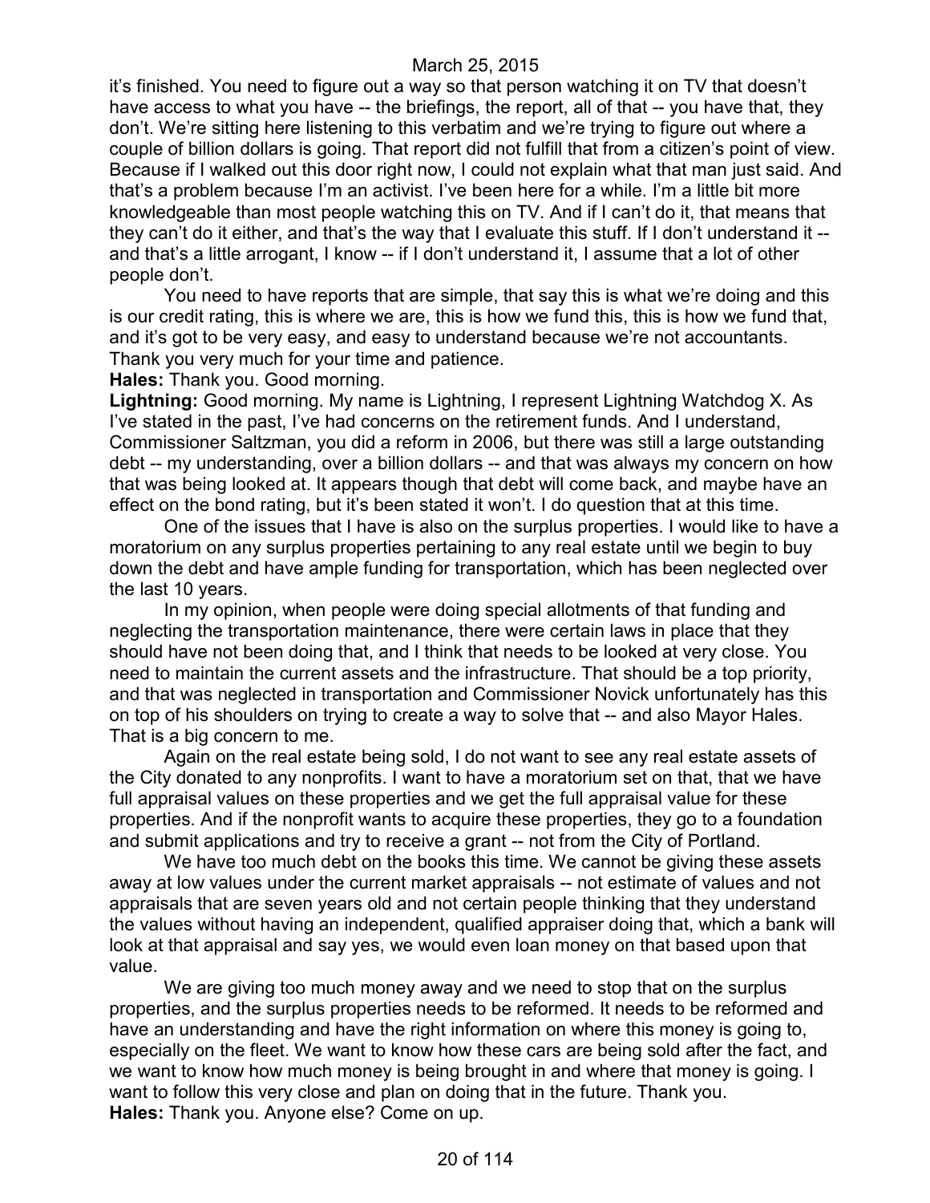it's finished. You need to figure out a way so that person watching it on TV that doesn't have access to what you have -- the briefings, the report, all of that -- you have that, they don't. We're sitting here listening to this verbatim and we're trying to figure out where a couple of billion dollars is going. That report did not fulfill that from a citizen's point of view. Because if I walked out this door right now, I could not explain what that man just said. And that's a problem because I'm an activist. I've been here for a while. I'm a little bit more knowledgeable than most people watching this on TV. And if I can't do it, that means that they can't do it either, and that's the way that I evaluate this stuff. If I don't understand it -- and that's a little arrogant, I know -- if I don't understand it, I assume that a lot of other people don't.

You need to have reports that are simple, that say this is what we're doing and this is our credit rating, this is where we are, this is how we fund this, this is how we fund that, and it's got to be very easy, and easy to understand because we're not accountants. Thank you very much for your time and patience.

**Hales:** Thank you. Good morning.

**Lightning:** Good morning. My name is Lightning, I represent Lightning Watchdog X. As I've stated in the past, I've had concerns on the retirement funds. And I understand, Commissioner Saltzman, you did a reform in 2006, but there was still a large outstanding debt -- my understanding, over a billion dollars -- and that was always my concern on how that was being looked at. It appears though that debt will come back, and maybe have an effect on the bond rating, but it's been stated it won't. I do question that at this time.

One of the issues that I have is also on the surplus properties. I would like to have a moratorium on any surplus properties pertaining to any real estate until we begin to buy down the debt and have ample funding for transportation, which has been neglected over the last 10 years.

In my opinion, when people were doing special allotments of that funding and neglecting the transportation maintenance, there were certain laws in place that they should have not been doing that, and I think that needs to be looked at very close. You need to maintain the current assets and the infrastructure. That should be a top priority, and that was neglected in transportation and Commissioner Novick unfortunately has this on top of his shoulders on trying to create a way to solve that -- and also Mayor Hales. That is a big concern to me.

Again on the real estate being sold, I do not want to see any real estate assets of the City donated to any nonprofits. I want to have a moratorium set on that, that we have full appraisal values on these properties and we get the full appraisal value for these properties. And if the nonprofit wants to acquire these properties, they go to a foundation and submit applications and try to receive a grant -- not from the City of Portland.

We have too much debt on the books this time. We cannot be giving these assets away at low values under the current market appraisals -- not estimate of values and not appraisals that are seven years old and not certain people thinking that they understand the values without having an independent, qualified appraiser doing that, which a bank will look at that appraisal and say yes, we would even loan money on that based upon that value.

We are giving too much money away and we need to stop that on the surplus properties, and the surplus properties needs to be reformed. It needs to be reformed and have an understanding and have the right information on where this money is going to, especially on the fleet. We want to know how these cars are being sold after the fact, and we want to know how much money is being brought in and where that money is going. I want to follow this very close and plan on doing that in the future. Thank you.

**Hales:** Thank you. Anyone else? Come on up.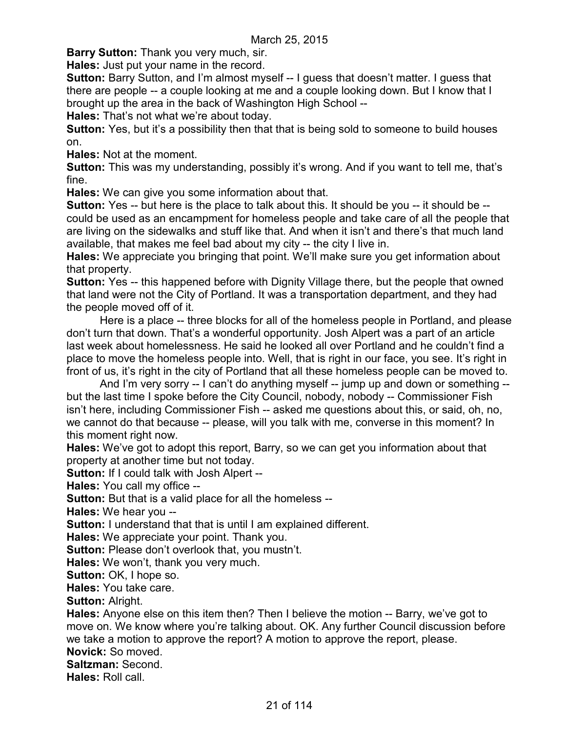**Barry Sutton:** Thank you very much, sir.

**Hales:** Just put your name in the record.

**Sutton:** Barry Sutton, and I'm almost myself -- I guess that doesn't matter. I guess that there are people -- a couple looking at me and a couple looking down. But I know that I brought up the area in the back of Washington High School --

**Hales:** That's not what we're about today.

**Sutton:** Yes, but it's a possibility then that that is being sold to someone to build houses on.

**Hales:** Not at the moment.

**Sutton:** This was my understanding, possibly it's wrong. And if you want to tell me, that's fine.

**Hales:** We can give you some information about that.

**Sutton:** Yes -- but here is the place to talk about this. It should be you -- it should be -- could be used as an encampment for homeless people and take care of all the people that are living on the sidewalks and stuff like that. And when it isn't and there's that much land available, that makes me feel bad about my city -- the city I live in.

**Hales:** We appreciate you bringing that point. We'll make sure you get information about that property.

**Sutton:** Yes -- this happened before with Dignity Village there, but the people that owned that land were not the City of Portland. It was a transportation department, and they had the people moved off of it.

Here is a place -- three blocks for all of the homeless people in Portland, and please don't turn that down. That's a wonderful opportunity. Josh Alpert was a part of an article last week about homelessness. He said he looked all over Portland and he couldn't find a place to move the homeless people into. Well, that is right in our face, you see. It's right in front of us, it's right in the city of Portland that all these homeless people can be moved to.

And I'm very sorry -- I can't do anything myself -- jump up and down or something -- but the last time I spoke before the City Council, nobody, nobody -- Commissioner Fish isn't here, including Commissioner Fish -- asked me questions about this, or said, oh, no, we cannot do that because -- please, will you talk with me, converse in this moment? In this moment right now.

**Hales:** We've got to adopt this report, Barry, so we can get you information about that property at another time but not today.

**Sutton:** If I could talk with Josh Alpert --

**Hales:** You call my office --

**Sutton:** But that is a valid place for all the homeless --

**Hales:** We hear you --

**Sutton:** I understand that that is until I am explained different.

**Hales:** We appreciate your point. Thank you.

**Sutton:** Please don't overlook that, you mustn't.

**Hales:** We won't, thank you very much.

**Sutton:** OK, I hope so.

**Hales:** You take care.

**Sutton:** Alright.

**Hales:** Anyone else on this item then? Then I believe the motion -- Barry, we've got to move on. We know where you're talking about. OK. Any further Council discussion before we take a motion to approve the report? A motion to approve the report, please.

**Novick:** So moved.

**Saltzman:** Second.

**Hales:** Roll call.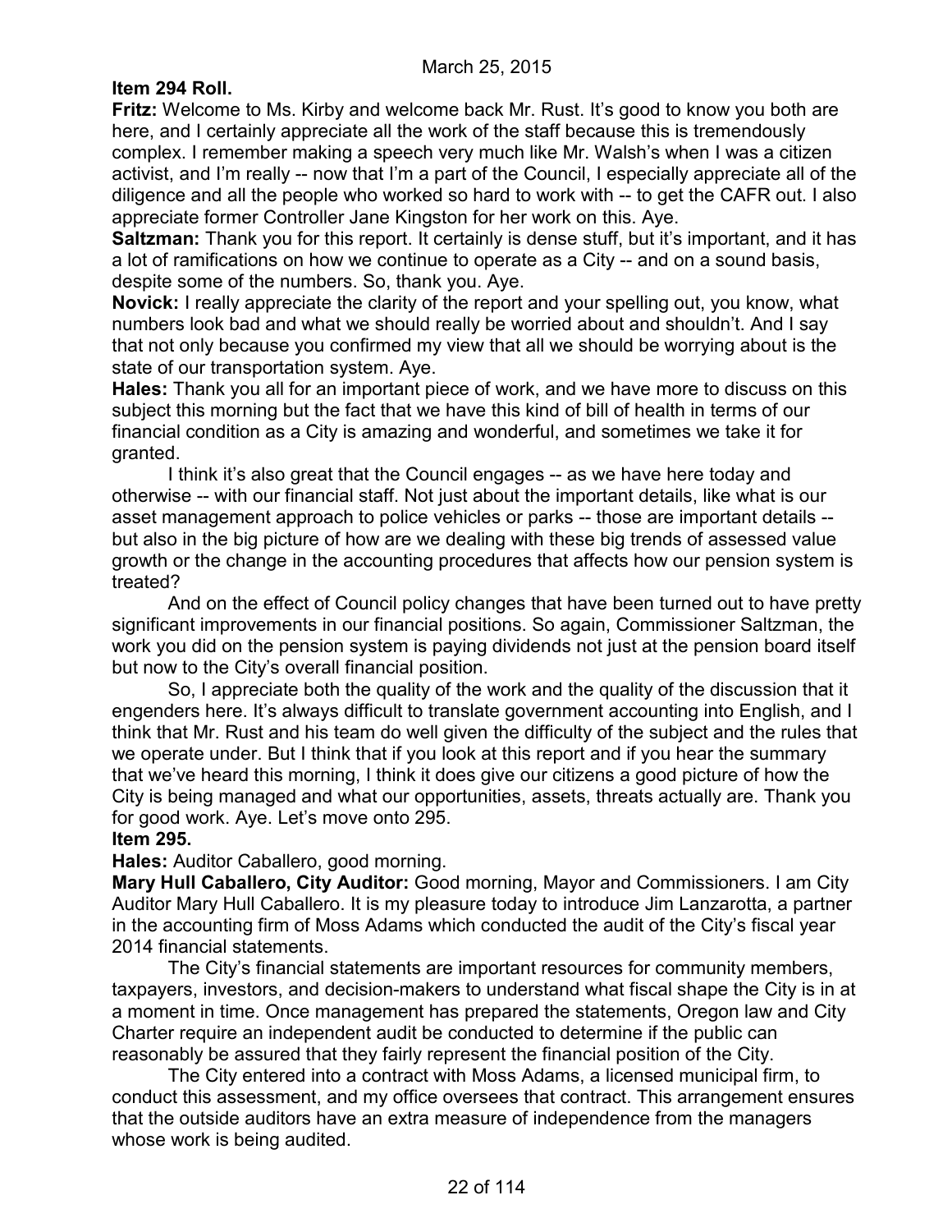**Item 294 Roll.**

**Fritz:** Welcome to Ms. Kirby and welcome back Mr. Rust. It's good to know you both are here, and I certainly appreciate all the work of the staff because this is tremendously complex. I remember making a speech very much like Mr. Walsh's when I was a citizen activist, and I'm really -- now that I'm a part of the Council, I especially appreciate all of the diligence and all the people who worked so hard to work with -- to get the CAFR out. I also appreciate former Controller Jane Kingston for her work on this. Aye.

**Saltzman:** Thank you for this report. It certainly is dense stuff, but it's important, and it has a lot of ramifications on how we continue to operate as a City -- and on a sound basis, despite some of the numbers. So, thank you. Aye.

**Novick:** I really appreciate the clarity of the report and your spelling out, you know, what numbers look bad and what we should really be worried about and shouldn't. And I say that not only because you confirmed my view that all we should be worrying about is the state of our transportation system. Aye.

**Hales:** Thank you all for an important piece of work, and we have more to discuss on this subject this morning but the fact that we have this kind of bill of health in terms of our financial condition as a City is amazing and wonderful, and sometimes we take it for granted.

I think it's also great that the Council engages -- as we have here today and otherwise -- with our financial staff. Not just about the important details, like what is our asset management approach to police vehicles or parks -- those are important details -- but also in the big picture of how are we dealing with these big trends of assessed value growth or the change in the accounting procedures that affects how our pension system is treated?

And on the effect of Council policy changes that have been turned out to have pretty significant improvements in our financial positions. So again, Commissioner Saltzman, the work you did on the pension system is paying dividends not just at the pension board itself but now to the City's overall financial position.

So, I appreciate both the quality of the work and the quality of the discussion that it engenders here. It's always difficult to translate government accounting into English, and I think that Mr. Rust and his team do well given the difficulty of the subject and the rules that we operate under. But I think that if you look at this report and if you hear the summary that we've heard this morning, I think it does give our citizens a good picture of how the City is being managed and what our opportunities, assets, threats actually are. Thank you for good work. Aye. Let's move onto 295.

**Item 295.**

**Hales:** Auditor Caballero, good morning.

**Mary Hull Caballero, City Auditor:** Good morning, Mayor and Commissioners. I am City Auditor Mary Hull Caballero. It is my pleasure today to introduce Jim Lanzarotta, a partner in the accounting firm of Moss Adams which conducted the audit of the City's fiscal year 2014 financial statements.

The City's financial statements are important resources for community members, taxpayers, investors, and decision-makers to understand what fiscal shape the City is in at a moment in time. Once management has prepared the statements, Oregon law and City Charter require an independent audit be conducted to determine if the public can reasonably be assured that they fairly represent the financial position of the City.

The City entered into a contract with Moss Adams, a licensed municipal firm, to conduct this assessment, and my office oversees that contract. This arrangement ensures that the outside auditors have an extra measure of independence from the managers whose work is being audited.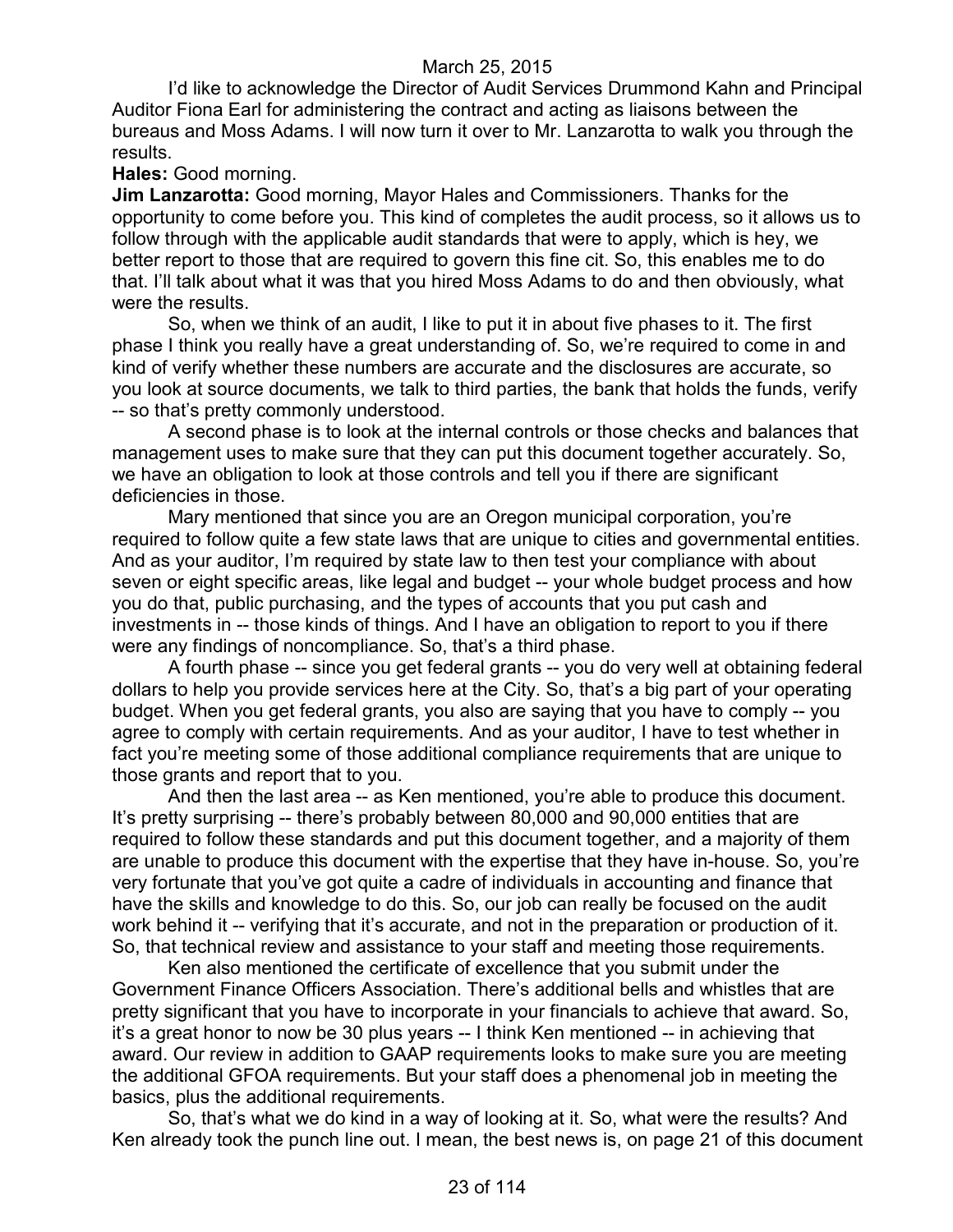I'd like to acknowledge the Director of Audit Services Drummond Kahn and Principal Auditor Fiona Earl for administering the contract and acting as liaisons between the bureaus and Moss Adams. I will now turn it over to Mr. Lanzarotta to walk you through the results.

**Hales:** Good morning.

**Jim Lanzarotta:** Good morning, Mayor Hales and Commissioners. Thanks for the opportunity to come before you. This kind of completes the audit process, so it allows us to follow through with the applicable audit standards that were to apply, which is hey, we better report to those that are required to govern this fine cit. So, this enables me to do that. I'll talk about what it was that you hired Moss Adams to do and then obviously, what were the results.

So, when we think of an audit, I like to put it in about five phases to it. The first phase I think you really have a great understanding of. So, we're required to come in and kind of verify whether these numbers are accurate and the disclosures are accurate, so you look at source documents, we talk to third parties, the bank that holds the funds, verify -- so that's pretty commonly understood.

A second phase is to look at the internal controls or those checks and balances that management uses to make sure that they can put this document together accurately. So, we have an obligation to look at those controls and tell you if there are significant deficiencies in those.

Mary mentioned that since you are an Oregon municipal corporation, you're required to follow quite a few state laws that are unique to cities and governmental entities. And as your auditor, I'm required by state law to then test your compliance with about seven or eight specific areas, like legal and budget -- your whole budget process and how you do that, public purchasing, and the types of accounts that you put cash and investments in -- those kinds of things. And I have an obligation to report to you if there were any findings of noncompliance. So, that's a third phase.

A fourth phase -- since you get federal grants -- you do very well at obtaining federal dollars to help you provide services here at the City. So, that's a big part of your operating budget. When you get federal grants, you also are saying that you have to comply -- you agree to comply with certain requirements. And as your auditor, I have to test whether in fact you're meeting some of those additional compliance requirements that are unique to those grants and report that to you.

And then the last area -- as Ken mentioned, you're able to produce this document. It's pretty surprising -- there's probably between 80,000 and 90,000 entities that are required to follow these standards and put this document together, and a majority of them are unable to produce this document with the expertise that they have in-house. So, you're very fortunate that you've got quite a cadre of individuals in accounting and finance that have the skills and knowledge to do this. So, our job can really be focused on the audit work behind it -- verifying that it's accurate, and not in the preparation or production of it. So, that technical review and assistance to your staff and meeting those requirements.

Ken also mentioned the certificate of excellence that you submit under the Government Finance Officers Association. There's additional bells and whistles that are pretty significant that you have to incorporate in your financials to achieve that award. So, it's a great honor to now be 30 plus years -- I think Ken mentioned -- in achieving that award. Our review in addition to GAAP requirements looks to make sure you are meeting the additional GFOA requirements. But your staff does a phenomenal job in meeting the basics, plus the additional requirements.

So, that's what we do kind in a way of looking at it. So, what were the results? And Ken already took the punch line out. I mean, the best news is, on page 21 of this document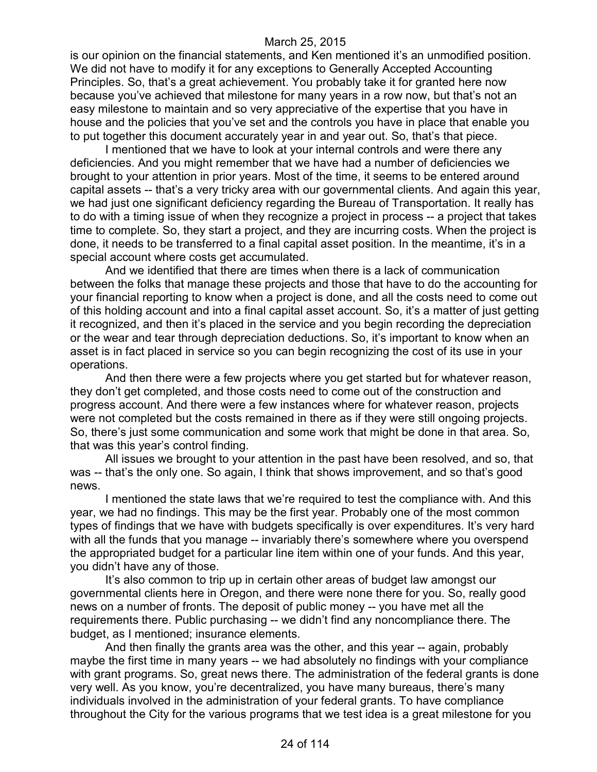is our opinion on the financial statements, and Ken mentioned it's an unmodified position. We did not have to modify it for any exceptions to Generally Accepted Accounting Principles. So, that's a great achievement. You probably take it for granted here now because you've achieved that milestone for many years in a row now, but that's not an easy milestone to maintain and so very appreciative of the expertise that you have in house and the policies that you've set and the controls you have in place that enable you to put together this document accurately year in and year out. So, that's that piece.

I mentioned that we have to look at your internal controls and were there any deficiencies. And you might remember that we have had a number of deficiencies we brought to your attention in prior years. Most of the time, it seems to be entered around capital assets -- that's a very tricky area with our governmental clients. And again this year, we had just one significant deficiency regarding the Bureau of Transportation. It really has to do with a timing issue of when they recognize a project in process -- a project that takes time to complete. So, they start a project, and they are incurring costs. When the project is done, it needs to be transferred to a final capital asset position. In the meantime, it's in a special account where costs get accumulated.

And we identified that there are times when there is a lack of communication between the folks that manage these projects and those that have to do the accounting for your financial reporting to know when a project is done, and all the costs need to come out of this holding account and into a final capital asset account. So, it's a matter of just getting it recognized, and then it's placed in the service and you begin recording the depreciation or the wear and tear through depreciation deductions. So, it's important to know when an asset is in fact placed in service so you can begin recognizing the cost of its use in your operations.

And then there were a few projects where you get started but for whatever reason, they don't get completed, and those costs need to come out of the construction and progress account. And there were a few instances where for whatever reason, projects were not completed but the costs remained in there as if they were still ongoing projects. So, there's just some communication and some work that might be done in that area. So, that was this year's control finding.

All issues we brought to your attention in the past have been resolved, and so, that was -- that's the only one. So again, I think that shows improvement, and so that's good news.

I mentioned the state laws that we're required to test the compliance with. And this year, we had no findings. This may be the first year. Probably one of the most common types of findings that we have with budgets specifically is over expenditures. It's very hard with all the funds that you manage -- invariably there's somewhere where you overspend the appropriated budget for a particular line item within one of your funds. And this year, you didn't have any of those.

It's also common to trip up in certain other areas of budget law amongst our governmental clients here in Oregon, and there were none there for you. So, really good news on a number of fronts. The deposit of public money -- you have met all the requirements there. Public purchasing -- we didn't find any noncompliance there. The budget, as I mentioned; insurance elements.

And then finally the grants area was the other, and this year -- again, probably maybe the first time in many years -- we had absolutely no findings with your compliance with grant programs. So, great news there. The administration of the federal grants is done very well. As you know, you're decentralized, you have many bureaus, there's many individuals involved in the administration of your federal grants. To have compliance throughout the City for the various programs that we test idea is a great milestone for you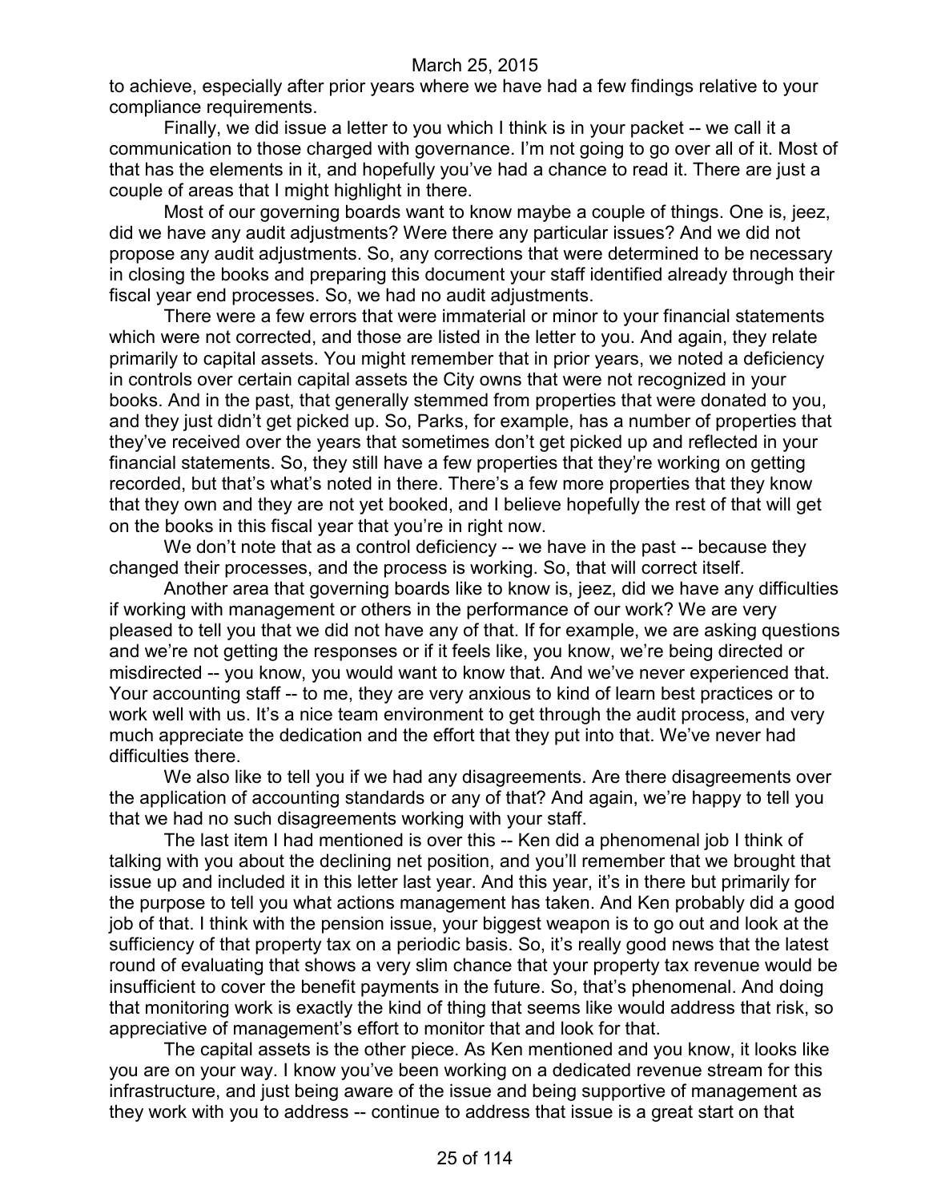to achieve, especially after prior years where we have had a few findings relative to your compliance requirements.

Finally, we did issue a letter to you which I think is in your packet -- we call it a communication to those charged with governance. I'm not going to go over all of it. Most of that has the elements in it, and hopefully you've had a chance to read it. There are just a couple of areas that I might highlight in there.

Most of our governing boards want to know maybe a couple of things. One is, jeez, did we have any audit adjustments? Were there any particular issues? And we did not propose any audit adjustments. So, any corrections that were determined to be necessary in closing the books and preparing this document your staff identified already through their fiscal year end processes. So, we had no audit adjustments.

There were a few errors that were immaterial or minor to your financial statements which were not corrected, and those are listed in the letter to you. And again, they relate primarily to capital assets. You might remember that in prior years, we noted a deficiency in controls over certain capital assets the City owns that were not recognized in your books. And in the past, that generally stemmed from properties that were donated to you, and they just didn't get picked up. So, Parks, for example, has a number of properties that they've received over the years that sometimes don't get picked up and reflected in your financial statements. So, they still have a few properties that they're working on getting recorded, but that's what's noted in there. There's a few more properties that they know that they own and they are not yet booked, and I believe hopefully the rest of that will get on the books in this fiscal year that you're in right now.

We don't note that as a control deficiency -- we have in the past -- because they changed their processes, and the process is working. So, that will correct itself.

Another area that governing boards like to know is, jeez, did we have any difficulties if working with management or others in the performance of our work? We are very pleased to tell you that we did not have any of that. If for example, we are asking questions and we're not getting the responses or if it feels like, you know, we're being directed or misdirected -- you know, you would want to know that. And we've never experienced that. Your accounting staff -- to me, they are very anxious to kind of learn best practices or to work well with us. It's a nice team environment to get through the audit process, and very much appreciate the dedication and the effort that they put into that. We've never had difficulties there.

We also like to tell you if we had any disagreements. Are there disagreements over the application of accounting standards or any of that? And again, we're happy to tell you that we had no such disagreements working with your staff.

The last item I had mentioned is over this -- Ken did a phenomenal job I think of talking with you about the declining net position, and you'll remember that we brought that issue up and included it in this letter last year. And this year, it's in there but primarily for the purpose to tell you what actions management has taken. And Ken probably did a good job of that. I think with the pension issue, your biggest weapon is to go out and look at the sufficiency of that property tax on a periodic basis. So, it's really good news that the latest round of evaluating that shows a very slim chance that your property tax revenue would be insufficient to cover the benefit payments in the future. So, that's phenomenal. And doing that monitoring work is exactly the kind of thing that seems like would address that risk, so appreciative of management's effort to monitor that and look for that.

The capital assets is the other piece. As Ken mentioned and you know, it looks like you are on your way. I know you've been working on a dedicated revenue stream for this infrastructure, and just being aware of the issue and being supportive of management as they work with you to address -- continue to address that issue is a great start on that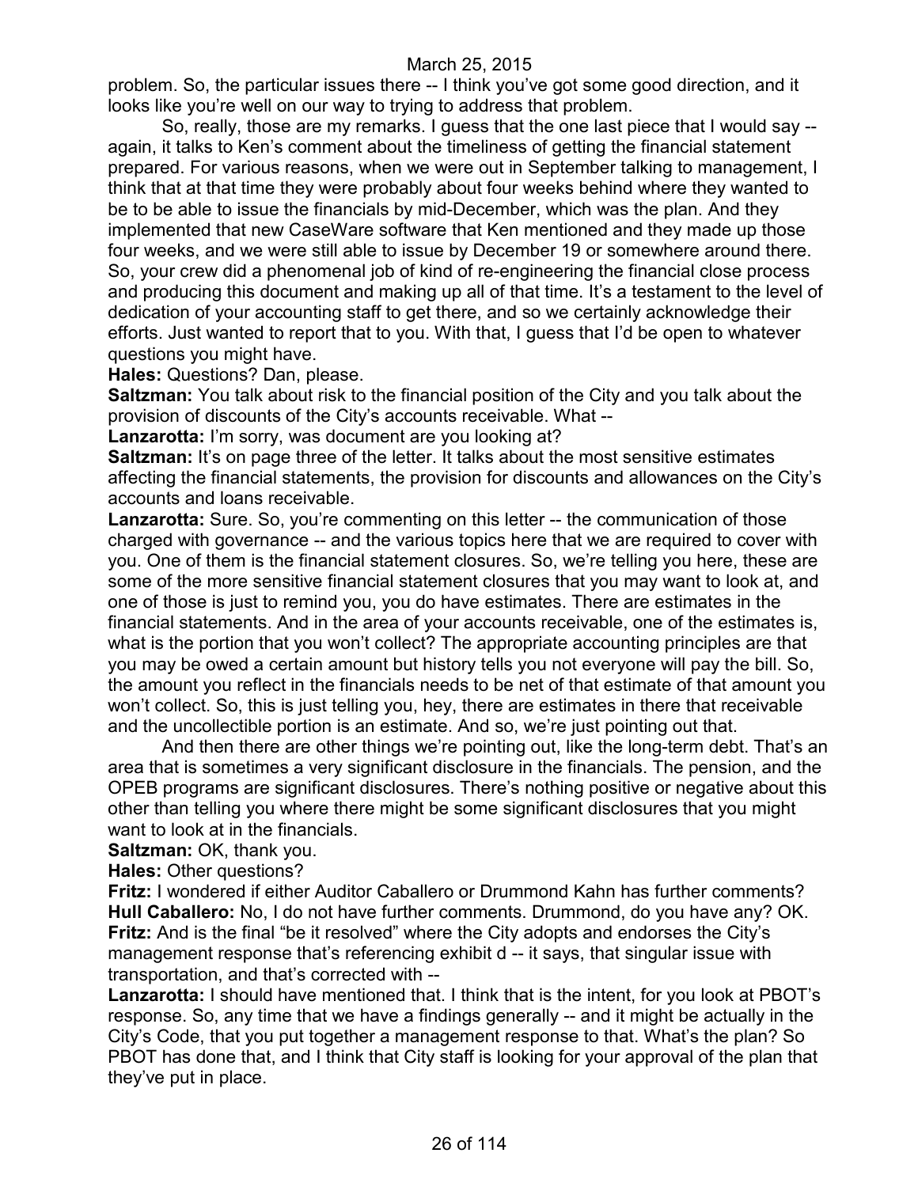problem. So, the particular issues there -- I think you've got some good direction, and it looks like you're well on our way to trying to address that problem.

So, really, those are my remarks. I guess that the one last piece that I would say -- again, it talks to Ken's comment about the timeliness of getting the financial statement prepared. For various reasons, when we were out in September talking to management, I think that at that time they were probably about four weeks behind where they wanted to be to be able to issue the financials by mid-December, which was the plan. And they implemented that new CaseWare software that Ken mentioned and they made up those four weeks, and we were still able to issue by December 19 or somewhere around there. So, your crew did a phenomenal job of kind of re-engineering the financial close process and producing this document and making up all of that time. It's a testament to the level of dedication of your accounting staff to get there, and so we certainly acknowledge their efforts. Just wanted to report that to you. With that, I guess that I'd be open to whatever questions you might have.

**Hales:** Questions? Dan, please.

**Saltzman:** You talk about risk to the financial position of the City and you talk about the provision of discounts of the City's accounts receivable. What --

**Lanzarotta:** I'm sorry, was document are you looking at?

**Saltzman:** It's on page three of the letter. It talks about the most sensitive estimates affecting the financial statements, the provision for discounts and allowances on the City's accounts and loans receivable.

**Lanzarotta:** Sure. So, you're commenting on this letter -- the communication of those charged with governance -- and the various topics here that we are required to cover with you. One of them is the financial statement closures. So, we're telling you here, these are some of the more sensitive financial statement closures that you may want to look at, and one of those is just to remind you, you do have estimates. There are estimates in the financial statements. And in the area of your accounts receivable, one of the estimates is, what is the portion that you won't collect? The appropriate accounting principles are that you may be owed a certain amount but history tells you not everyone will pay the bill. So, the amount you reflect in the financials needs to be net of that estimate of that amount you won't collect. So, this is just telling you, hey, there are estimates in there that receivable and the uncollectible portion is an estimate. And so, we're just pointing out that.

And then there are other things we're pointing out, like the long-term debt. That's an area that is sometimes a very significant disclosure in the financials. The pension, and the OPEB programs are significant disclosures. There's nothing positive or negative about this other than telling you where there might be some significant disclosures that you might want to look at in the financials.

**Saltzman:** OK, thank you.

**Hales:** Other questions?

**Fritz:** I wondered if either Auditor Caballero or Drummond Kahn has further comments?

**Hull Caballero:** No, I do not have further comments. Drummond, do you have any? OK.

**Fritz:** And is the final "be it resolved" where the City adopts and endorses the City's management response that's referencing exhibit d -- it says, that singular issue with transportation, and that's corrected with --

**Lanzarotta:** I should have mentioned that. I think that is the intent, for you look at PBOT's response. So, any time that we have a findings generally -- and it might be actually in the City's Code, that you put together a management response to that. What's the plan? So PBOT has done that, and I think that City staff is looking for your approval of the plan that they've put in place.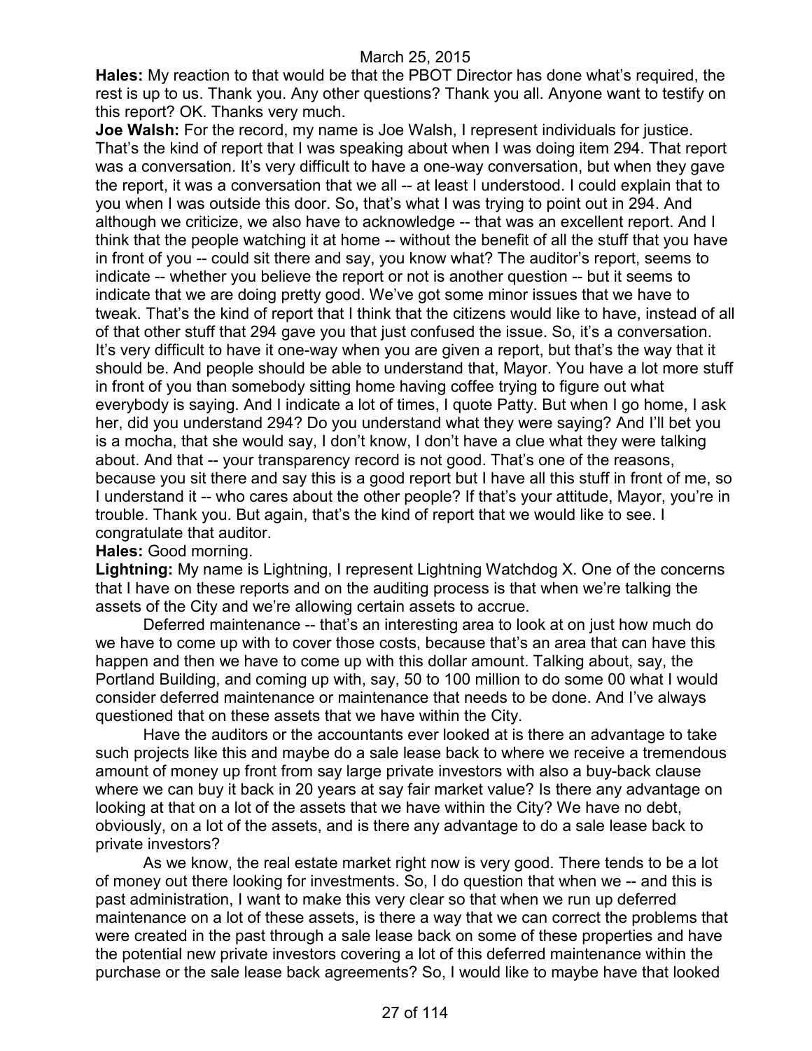**Hales:** My reaction to that would be that the PBOT Director has done what's required, the rest is up to us. Thank you. Any other questions? Thank you all. Anyone want to testify on this report? OK. Thanks very much.

**Joe Walsh:** For the record, my name is Joe Walsh, I represent individuals for justice. That's the kind of report that I was speaking about when I was doing item 294. That report was a conversation. It's very difficult to have a one-way conversation, but when they gave the report, it was a conversation that we all -- at least I understood. I could explain that to you when I was outside this door. So, that's what I was trying to point out in 294. And although we criticize, we also have to acknowledge -- that was an excellent report. And I think that the people watching it at home -- without the benefit of all the stuff that you have in front of you -- could sit there and say, you know what? The auditor's report, seems to indicate -- whether you believe the report or not is another question -- but it seems to indicate that we are doing pretty good. We've got some minor issues that we have to tweak. That's the kind of report that I think that the citizens would like to have, instead of all of that other stuff that 294 gave you that just confused the issue. So, it's a conversation. It's very difficult to have it one-way when you are given a report, but that's the way that it should be. And people should be able to understand that, Mayor. You have a lot more stuff in front of you than somebody sitting home having coffee trying to figure out what everybody is saying. And I indicate a lot of times, I quote Patty. But when I go home, I ask her, did you understand 294? Do you understand what they were saying? And I'll bet you is a mocha, that she would say, I don't know, I don't have a clue what they were talking about. And that -- your transparency record is not good. That's one of the reasons, because you sit there and say this is a good report but I have all this stuff in front of me, so I understand it -- who cares about the other people? If that's your attitude, Mayor, you're in trouble. Thank you. But again, that's the kind of report that we would like to see. I congratulate that auditor.

**Hales:** Good morning.

**Lightning:** My name is Lightning, I represent Lightning Watchdog X. One of the concerns that I have on these reports and on the auditing process is that when we're talking the assets of the City and we're allowing certain assets to accrue.

Deferred maintenance -- that's an interesting area to look at on just how much do we have to come up with to cover those costs, because that's an area that can have this happen and then we have to come up with this dollar amount. Talking about, say, the Portland Building, and coming up with, say, 50 to 100 million to do some 00 what I would consider deferred maintenance or maintenance that needs to be done. And I've always questioned that on these assets that we have within the City.

Have the auditors or the accountants ever looked at is there an advantage to take such projects like this and maybe do a sale lease back to where we receive a tremendous amount of money up front from say large private investors with also a buy-back clause where we can buy it back in 20 years at say fair market value? Is there any advantage on looking at that on a lot of the assets that we have within the City? We have no debt, obviously, on a lot of the assets, and is there any advantage to do a sale lease back to private investors?

As we know, the real estate market right now is very good. There tends to be a lot of money out there looking for investments. So, I do question that when we -- and this is past administration, I want to make this very clear so that when we run up deferred maintenance on a lot of these assets, is there a way that we can correct the problems that were created in the past through a sale lease back on some of these properties and have the potential new private investors covering a lot of this deferred maintenance within the purchase or the sale lease back agreements? So, I would like to maybe have that looked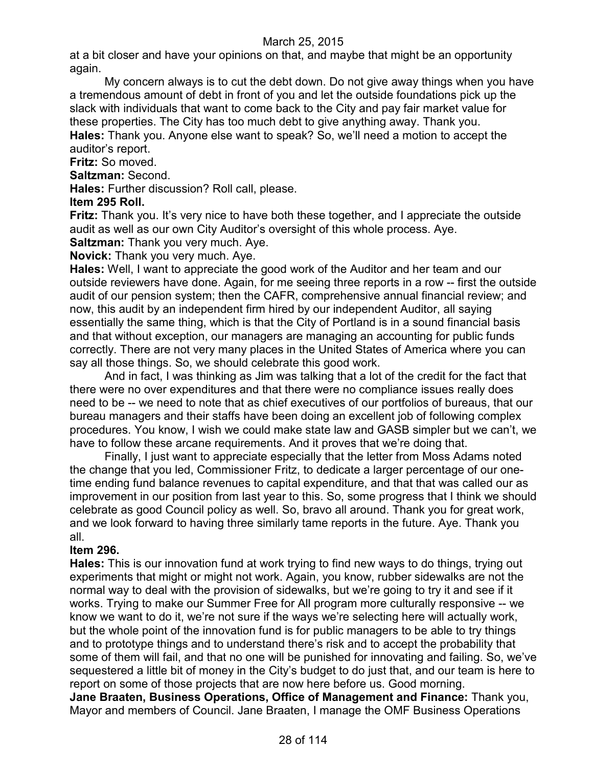at a bit closer and have your opinions on that, and maybe that might be an opportunity again.

My concern always is to cut the debt down. Do not give away things when you have a tremendous amount of debt in front of you and let the outside foundations pick up the slack with individuals that want to come back to the City and pay fair market value for these properties. The City has too much debt to give anything away. Thank you.

**Hales:** Thank you. Anyone else want to speak? So, we'll need a motion to accept the auditor's report.

**Fritz:** So moved.

**Saltzman:** Second.

**Hales:** Further discussion? Roll call, please.

**Item 295 Roll.**

**Fritz:** Thank you. It's very nice to have both these together, and I appreciate the outside audit as well as our own City Auditor's oversight of this whole process. Aye.

**Saltzman:** Thank you very much. Aye.

**Novick:** Thank you very much. Aye.

**Hales:** Well, I want to appreciate the good work of the Auditor and her team and our outside reviewers have done. Again, for me seeing three reports in a row -- first the outside audit of our pension system; then the CAFR, comprehensive annual financial review; and now, this audit by an independent firm hired by our independent Auditor, all saying essentially the same thing, which is that the City of Portland is in a sound financial basis and that without exception, our managers are managing an accounting for public funds correctly. There are not very many places in the United States of America where you can say all those things. So, we should celebrate this good work.

And in fact, I was thinking as Jim was talking that a lot of the credit for the fact that there were no over expenditures and that there were no compliance issues really does need to be -- we need to note that as chief executives of our portfolios of bureaus, that our bureau managers and their staffs have been doing an excellent job of following complex procedures. You know, I wish we could make state law and GASB simpler but we can't, we have to follow these arcane requirements. And it proves that we're doing that.

Finally, I just want to appreciate especially that the letter from Moss Adams noted the change that you led, Commissioner Fritz, to dedicate a larger percentage of our one-time ending fund balance revenues to capital expenditure, and that that was called our as improvement in our position from last year to this. So, some progress that I think we should celebrate as good Council policy as well. So, bravo all around. Thank you for great work, and we look forward to having three similarly tame reports in the future. Aye. Thank you all.

**Item 296.**

**Hales:** This is our innovation fund at work trying to find new ways to do things, trying out experiments that might or might not work. Again, you know, rubber sidewalks are not the normal way to deal with the provision of sidewalks, but we're going to try it and see if it works. Trying to make our Summer Free for All program more culturally responsive -- we know we want to do it, we're not sure if the ways we're selecting here will actually work, but the whole point of the innovation fund is for public managers to be able to try things and to prototype things and to understand there's risk and to accept the probability that some of them will fail, and that no one will be punished for innovating and failing. So, we've sequestered a little bit of money in the City's budget to do just that, and our team is here to report on some of those projects that are now here before us. Good morning.

**Jane Braaten, Business Operations, Office of Management and Finance:** Thank you, Mayor and members of Council. Jane Braaten, I manage the OMF Business Operations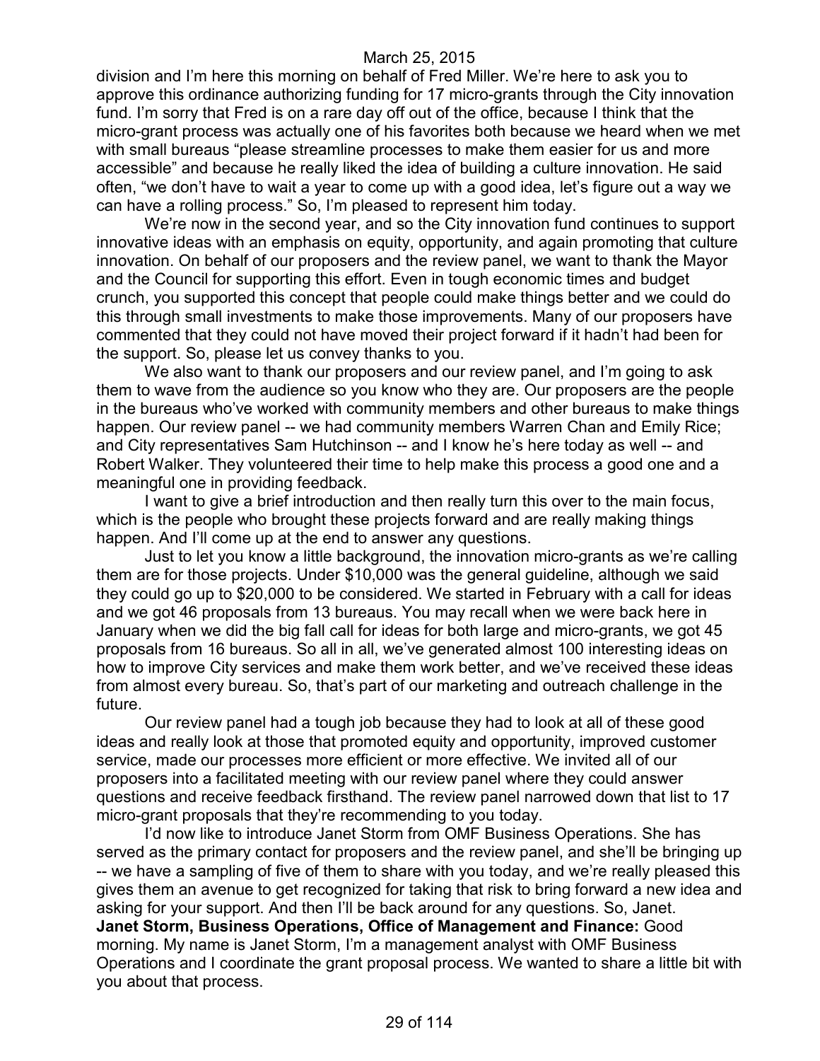division and I'm here this morning on behalf of Fred Miller. We're here to ask you to approve this ordinance authorizing funding for 17 micro-grants through the City innovation fund. I'm sorry that Fred is on a rare day off out of the office, because I think that the micro-grant process was actually one of his favorites both because we heard when we met with small bureaus "please streamline processes to make them easier for us and more accessible" and because he really liked the idea of building a culture innovation. He said often, "we don't have to wait a year to come up with a good idea, let's figure out a way we can have a rolling process." So, I'm pleased to represent him today.

We're now in the second year, and so the City innovation fund continues to support innovative ideas with an emphasis on equity, opportunity, and again promoting that culture innovation. On behalf of our proposers and the review panel, we want to thank the Mayor and the Council for supporting this effort. Even in tough economic times and budget crunch, you supported this concept that people could make things better and we could do this through small investments to make those improvements. Many of our proposers have commented that they could not have moved their project forward if it hadn't had been for the support. So, please let us convey thanks to you.

We also want to thank our proposers and our review panel, and I'm going to ask them to wave from the audience so you know who they are. Our proposers are the people in the bureaus who've worked with community members and other bureaus to make things happen. Our review panel -- we had community members Warren Chan and Emily Rice; and City representatives Sam Hutchinson -- and I know he's here today as well -- and Robert Walker. They volunteered their time to help make this process a good one and a meaningful one in providing feedback.

I want to give a brief introduction and then really turn this over to the main focus, which is the people who brought these projects forward and are really making things happen. And I'll come up at the end to answer any questions.

Just to let you know a little background, the innovation micro-grants as we're calling them are for those projects. Under $10,000 was the general guideline, although we said they could go up to $20,000 to be considered. We started in February with a call for ideas and we got 46 proposals from 13 bureaus. You may recall when we were back here in January when we did the big fall call for ideas for both large and micro-grants, we got 45 proposals from 16 bureaus. So all in all, we've generated almost 100 interesting ideas on how to improve City services and make them work better, and we've received these ideas from almost every bureau. So, that's part of our marketing and outreach challenge in the future.

Our review panel had a tough job because they had to look at all of these good ideas and really look at those that promoted equity and opportunity, improved customer service, made our processes more efficient or more effective. We invited all of our proposers into a facilitated meeting with our review panel where they could answer questions and receive feedback firsthand. The review panel narrowed down that list to 17 micro-grant proposals that they're recommending to you today.

I'd now like to introduce Janet Storm from OMF Business Operations. She has served as the primary contact for proposers and the review panel, and she'll be bringing up -- we have a sampling of five of them to share with you today, and we're really pleased this gives them an avenue to get recognized for taking that risk to bring forward a new idea and asking for your support. And then I'll be back around for any questions. So, Janet.

**Janet Storm, Business Operations, Office of Management and Finance:** Good morning. My name is Janet Storm, I'm a management analyst with OMF Business Operations and I coordinate the grant proposal process. We wanted to share a little bit with you about that process.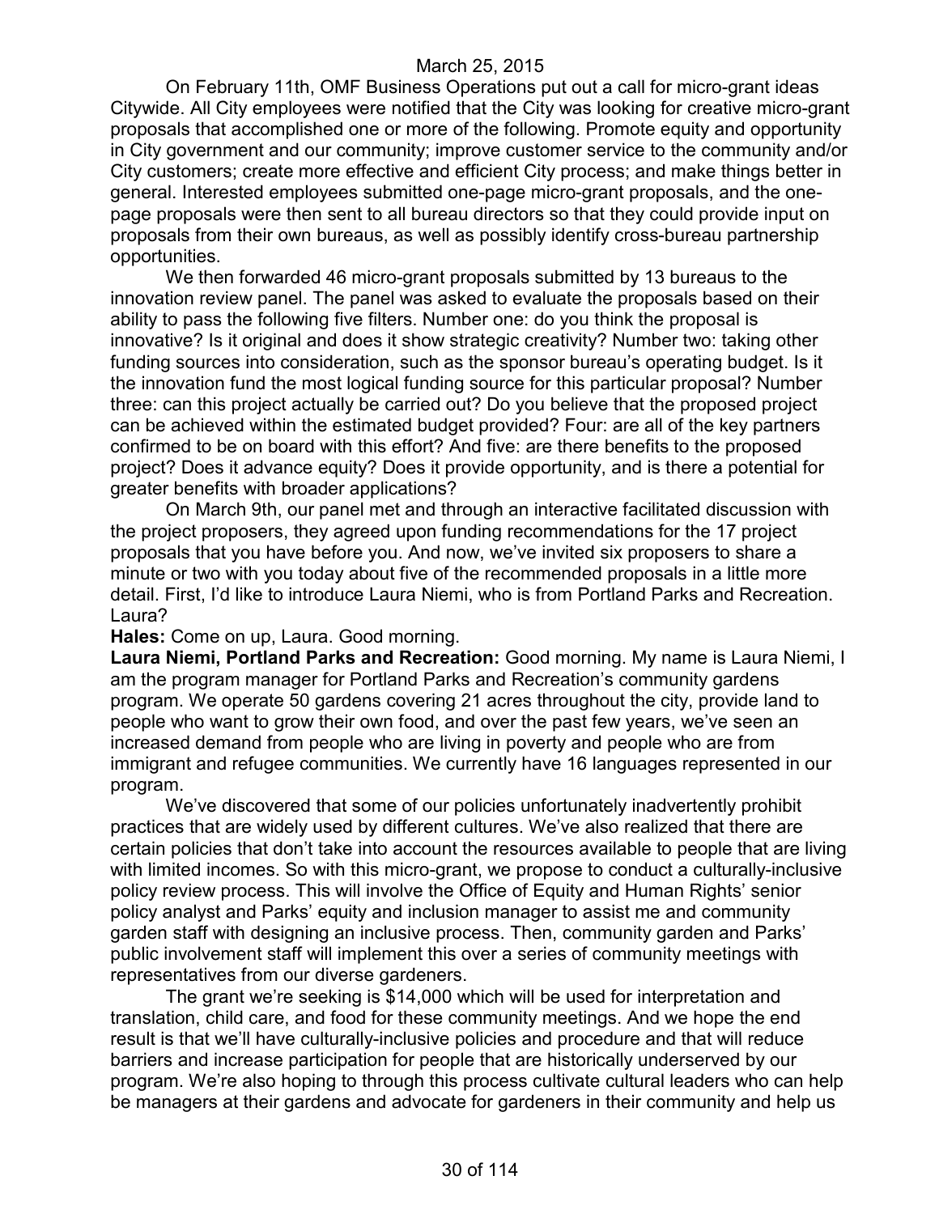On February 11th, OMF Business Operations put out a call for micro-grant ideas Citywide. All City employees were notified that the City was looking for creative micro-grant proposals that accomplished one or more of the following. Promote equity and opportunity in City government and our community; improve customer service to the community and/or City customers; create more effective and efficient City process; and make things better in general. Interested employees submitted one-page micro-grant proposals, and the one-page proposals were then sent to all bureau directors so that they could provide input on proposals from their own bureaus, as well as possibly identify cross-bureau partnership opportunities.

We then forwarded 46 micro-grant proposals submitted by 13 bureaus to the innovation review panel. The panel was asked to evaluate the proposals based on their ability to pass the following five filters. Number one: do you think the proposal is innovative? Is it original and does it show strategic creativity? Number two: taking other funding sources into consideration, such as the sponsor bureau's operating budget. Is it the innovation fund the most logical funding source for this particular proposal? Number three: can this project actually be carried out? Do you believe that the proposed project can be achieved within the estimated budget provided? Four: are all of the key partners confirmed to be on board with this effort? And five: are there benefits to the proposed project? Does it advance equity? Does it provide opportunity, and is there a potential for greater benefits with broader applications?

On March 9th, our panel met and through an interactive facilitated discussion with the project proposers, they agreed upon funding recommendations for the 17 project proposals that you have before you. And now, we've invited six proposers to share a minute or two with you today about five of the recommended proposals in a little more detail. First, I'd like to introduce Laura Niemi, who is from Portland Parks and Recreation. Laura?

**Hales:** Come on up, Laura. Good morning.

**Laura Niemi, Portland Parks and Recreation:** Good morning. My name is Laura Niemi, I am the program manager for Portland Parks and Recreation's community gardens program. We operate 50 gardens covering 21 acres throughout the city, provide land to people who want to grow their own food, and over the past few years, we've seen an increased demand from people who are living in poverty and people who are from immigrant and refugee communities. We currently have 16 languages represented in our program.

We've discovered that some of our policies unfortunately inadvertently prohibit practices that are widely used by different cultures. We've also realized that there are certain policies that don't take into account the resources available to people that are living with limited incomes. So with this micro-grant, we propose to conduct a culturally-inclusive policy review process. This will involve the Office of Equity and Human Rights' senior policy analyst and Parks' equity and inclusion manager to assist me and community garden staff with designing an inclusive process. Then, community garden and Parks' public involvement staff will implement this over a series of community meetings with representatives from our diverse gardeners.

The grant we're seeking is $14,000 which will be used for interpretation and translation, child care, and food for these community meetings. And we hope the end result is that we'll have culturally-inclusive policies and procedure and that will reduce barriers and increase participation for people that are historically underserved by our program. We're also hoping to through this process cultivate cultural leaders who can help be managers at their gardens and advocate for gardeners in their community and help us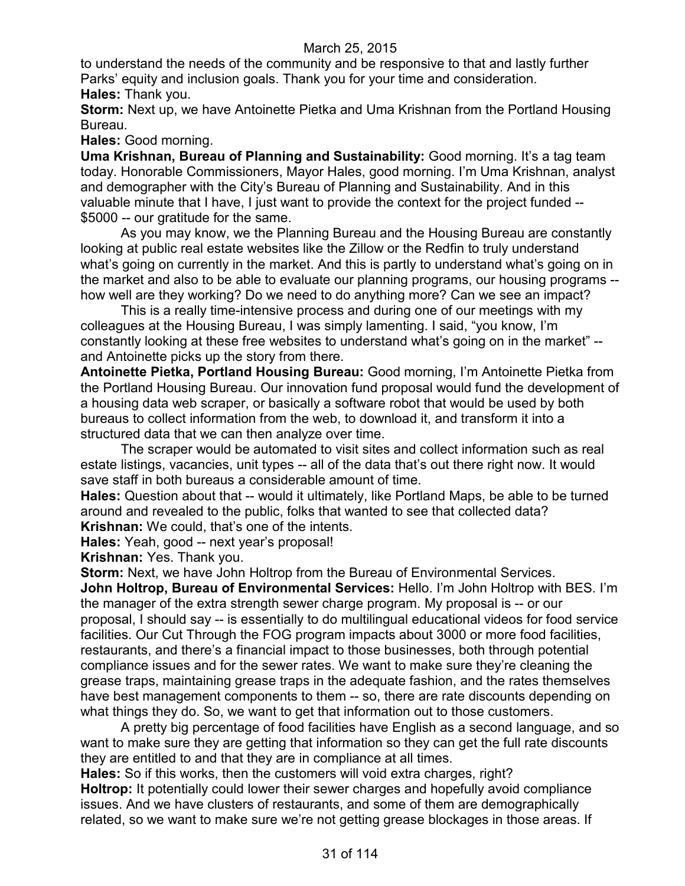to understand the needs of the community and be responsive to that and lastly further Parks' equity and inclusion goals. Thank you for your time and consideration.

**Hales:** Thank you.

**Storm:** Next up, we have Antoinette Pietka and Uma Krishnan from the Portland Housing Bureau.

**Hales:** Good morning.

**Uma Krishnan, Bureau of Planning and Sustainability:** Good morning. It's a tag team today. Honorable Commissioners, Mayor Hales, good morning. I'm Uma Krishnan, analyst and demographer with the City's Bureau of Planning and Sustainability. And in this valuable minute that I have, I just want to provide the context for the project funded -- $5000 -- our gratitude for the same.

As you may know, we the Planning Bureau and the Housing Bureau are constantly looking at public real estate websites like the Zillow or the Redfin to truly understand what's going on currently in the market. And this is partly to understand what's going on in the market and also to be able to evaluate our planning programs, our housing programs -- how well are they working? Do we need to do anything more? Can we see an impact?

This is a really time-intensive process and during one of our meetings with my colleagues at the Housing Bureau, I was simply lamenting. I said, "you know, I'm constantly looking at these free websites to understand what's going on in the market" -- and Antoinette picks up the story from there.

**Antoinette Pietka, Portland Housing Bureau:** Good morning, I'm Antoinette Pietka from the Portland Housing Bureau. Our innovation fund proposal would fund the development of a housing data web scraper, or basically a software robot that would be used by both bureaus to collect information from the web, to download it, and transform it into a structured data that we can then analyze over time.

The scraper would be automated to visit sites and collect information such as real estate listings, vacancies, unit types -- all of the data that's out there right now. It would save staff in both bureaus a considerable amount of time.

**Hales:** Question about that -- would it ultimately, like Portland Maps, be able to be turned around and revealed to the public, folks that wanted to see that collected data?

**Krishnan:** We could, that's one of the intents.

**Hales:** Yeah, good -- next year's proposal!

**Krishnan:** Yes. Thank you.

**Storm:** Next, we have John Holtrop from the Bureau of Environmental Services.

**John Holtrop, Bureau of Environmental Services:** Hello. I'm John Holtrop with BES. I'm the manager of the extra strength sewer charge program. My proposal is -- or our proposal, I should say -- is essentially to do multilingual educational videos for food service facilities. Our Cut Through the FOG program impacts about 3000 or more food facilities, restaurants, and there's a financial impact to those businesses, both through potential compliance issues and for the sewer rates. We want to make sure they're cleaning the grease traps, maintaining grease traps in the adequate fashion, and the rates themselves have best management components to them -- so, there are rate discounts depending on what things they do. So, we want to get that information out to those customers.

A pretty big percentage of food facilities have English as a second language, and so want to make sure they are getting that information so they can get the full rate discounts they are entitled to and that they are in compliance at all times.

**Hales:** So if this works, then the customers will void extra charges, right?

**Holtrop:** It potentially could lower their sewer charges and hopefully avoid compliance issues. And we have clusters of restaurants, and some of them are demographically related, so we want to make sure we're not getting grease blockages in those areas. If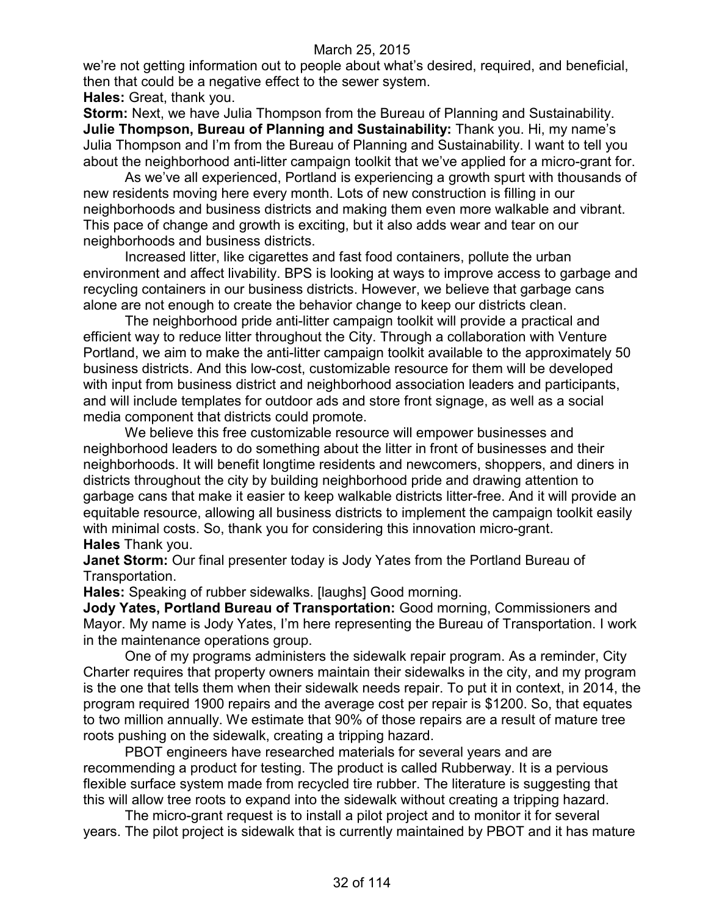we're not getting information out to people about what's desired, required, and beneficial, then that could be a negative effect to the sewer system.

**Hales:** Great, thank you.

**Storm:** Next, we have Julia Thompson from the Bureau of Planning and Sustainability.

**Julie Thompson, Bureau of Planning and Sustainability:** Thank you. Hi, my name's Julia Thompson and I'm from the Bureau of Planning and Sustainability. I want to tell you about the neighborhood anti-litter campaign toolkit that we've applied for a micro-grant for.

As we've all experienced, Portland is experiencing a growth spurt with thousands of new residents moving here every month. Lots of new construction is filling in our neighborhoods and business districts and making them even more walkable and vibrant. This pace of change and growth is exciting, but it also adds wear and tear on our neighborhoods and business districts.

Increased litter, like cigarettes and fast food containers, pollute the urban environment and affect livability. BPS is looking at ways to improve access to garbage and recycling containers in our business districts. However, we believe that garbage cans alone are not enough to create the behavior change to keep our districts clean.

The neighborhood pride anti-litter campaign toolkit will provide a practical and efficient way to reduce litter throughout the City. Through a collaboration with Venture Portland, we aim to make the anti-litter campaign toolkit available to the approximately 50 business districts. And this low-cost, customizable resource for them will be developed with input from business district and neighborhood association leaders and participants, and will include templates for outdoor ads and store front signage, as well as a social media component that districts could promote.

We believe this free customizable resource will empower businesses and neighborhood leaders to do something about the litter in front of businesses and their neighborhoods. It will benefit longtime residents and newcomers, shoppers, and diners in districts throughout the city by building neighborhood pride and drawing attention to garbage cans that make it easier to keep walkable districts litter-free. And it will provide an equitable resource, allowing all business districts to implement the campaign toolkit easily with minimal costs. So, thank you for considering this innovation micro-grant.

**Hales** Thank you.

**Janet Storm:** Our final presenter today is Jody Yates from the Portland Bureau of Transportation.

**Hales:** Speaking of rubber sidewalks. [laughs] Good morning.

**Jody Yates, Portland Bureau of Transportation:** Good morning, Commissioners and Mayor. My name is Jody Yates, I'm here representing the Bureau of Transportation. I work in the maintenance operations group.

One of my programs administers the sidewalk repair program. As a reminder, City Charter requires that property owners maintain their sidewalks in the city, and my program is the one that tells them when their sidewalk needs repair. To put it in context, in 2014, the program required 1900 repairs and the average cost per repair is $1200. So, that equates to two million annually. We estimate that 90% of those repairs are a result of mature tree roots pushing on the sidewalk, creating a tripping hazard.

PBOT engineers have researched materials for several years and are recommending a product for testing. The product is called Rubberway. It is a pervious flexible surface system made from recycled tire rubber. The literature is suggesting that this will allow tree roots to expand into the sidewalk without creating a tripping hazard.

The micro-grant request is to install a pilot project and to monitor it for several years. The pilot project is sidewalk that is currently maintained by PBOT and it has mature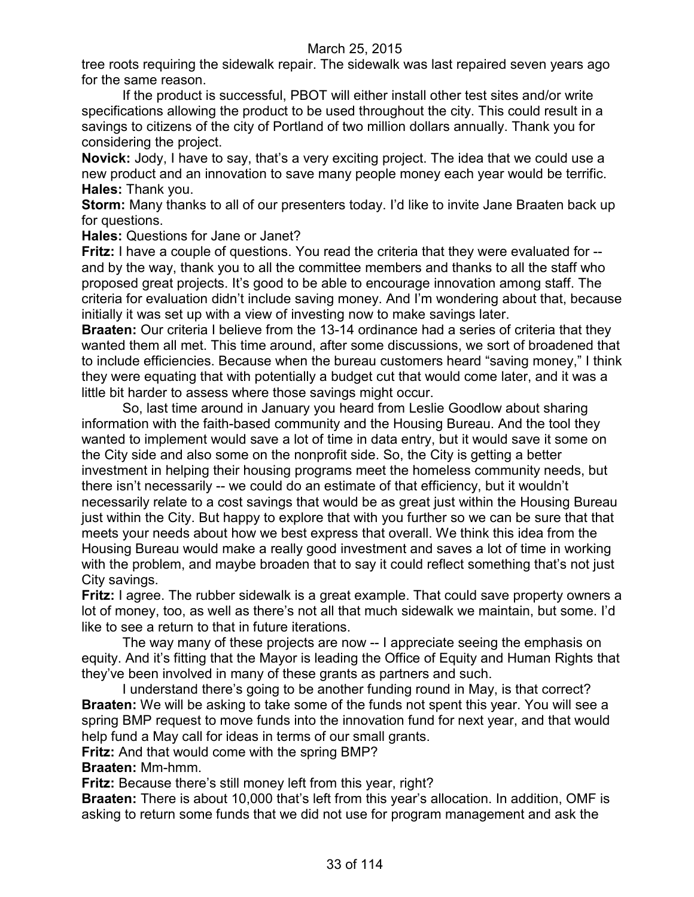tree roots requiring the sidewalk repair. The sidewalk was last repaired seven years ago for the same reason.

If the product is successful, PBOT will either install other test sites and/or write specifications allowing the product to be used throughout the city. This could result in a savings to citizens of the city of Portland of two million dollars annually. Thank you for considering the project.

**Novick:** Jody, I have to say, that's a very exciting project. The idea that we could use a new product and an innovation to save many people money each year would be terrific.

**Hales:** Thank you.

**Storm:** Many thanks to all of our presenters today. I'd like to invite Jane Braaten back up for questions.

**Hales:** Questions for Jane or Janet?

**Fritz:** I have a couple of questions. You read the criteria that they were evaluated for -- and by the way, thank you to all the committee members and thanks to all the staff who proposed great projects. It's good to be able to encourage innovation among staff. The criteria for evaluation didn't include saving money. And I'm wondering about that, because initially it was set up with a view of investing now to make savings later.

**Braaten:** Our criteria I believe from the 13-14 ordinance had a series of criteria that they wanted them all met. This time around, after some discussions, we sort of broadened that to include efficiencies. Because when the bureau customers heard "saving money," I think they were equating that with potentially a budget cut that would come later, and it was a little bit harder to assess where those savings might occur.

So, last time around in January you heard from Leslie Goodlow about sharing information with the faith-based community and the Housing Bureau. And the tool they wanted to implement would save a lot of time in data entry, but it would save it some on the City side and also some on the nonprofit side. So, the City is getting a better investment in helping their housing programs meet the homeless community needs, but there isn't necessarily -- we could do an estimate of that efficiency, but it wouldn't necessarily relate to a cost savings that would be as great just within the Housing Bureau just within the City. But happy to explore that with you further so we can be sure that that meets your needs about how we best express that overall. We think this idea from the Housing Bureau would make a really good investment and saves a lot of time in working with the problem, and maybe broaden that to say it could reflect something that's not just City savings.

**Fritz:** I agree. The rubber sidewalk is a great example. That could save property owners a lot of money, too, as well as there's not all that much sidewalk we maintain, but some. I'd like to see a return to that in future iterations.

The way many of these projects are now -- I appreciate seeing the emphasis on equity. And it's fitting that the Mayor is leading the Office of Equity and Human Rights that they've been involved in many of these grants as partners and such.

I understand there's going to be another funding round in May, is that correct?

**Braaten:** We will be asking to take some of the funds not spent this year. You will see a spring BMP request to move funds into the innovation fund for next year, and that would help fund a May call for ideas in terms of our small grants.

**Fritz:** And that would come with the spring BMP?

**Braaten:** Mm-hmm.

**Fritz:** Because there's still money left from this year, right?

**Braaten:** There is about 10,000 that's left from this year's allocation. In addition, OMF is asking to return some funds that we did not use for program management and ask the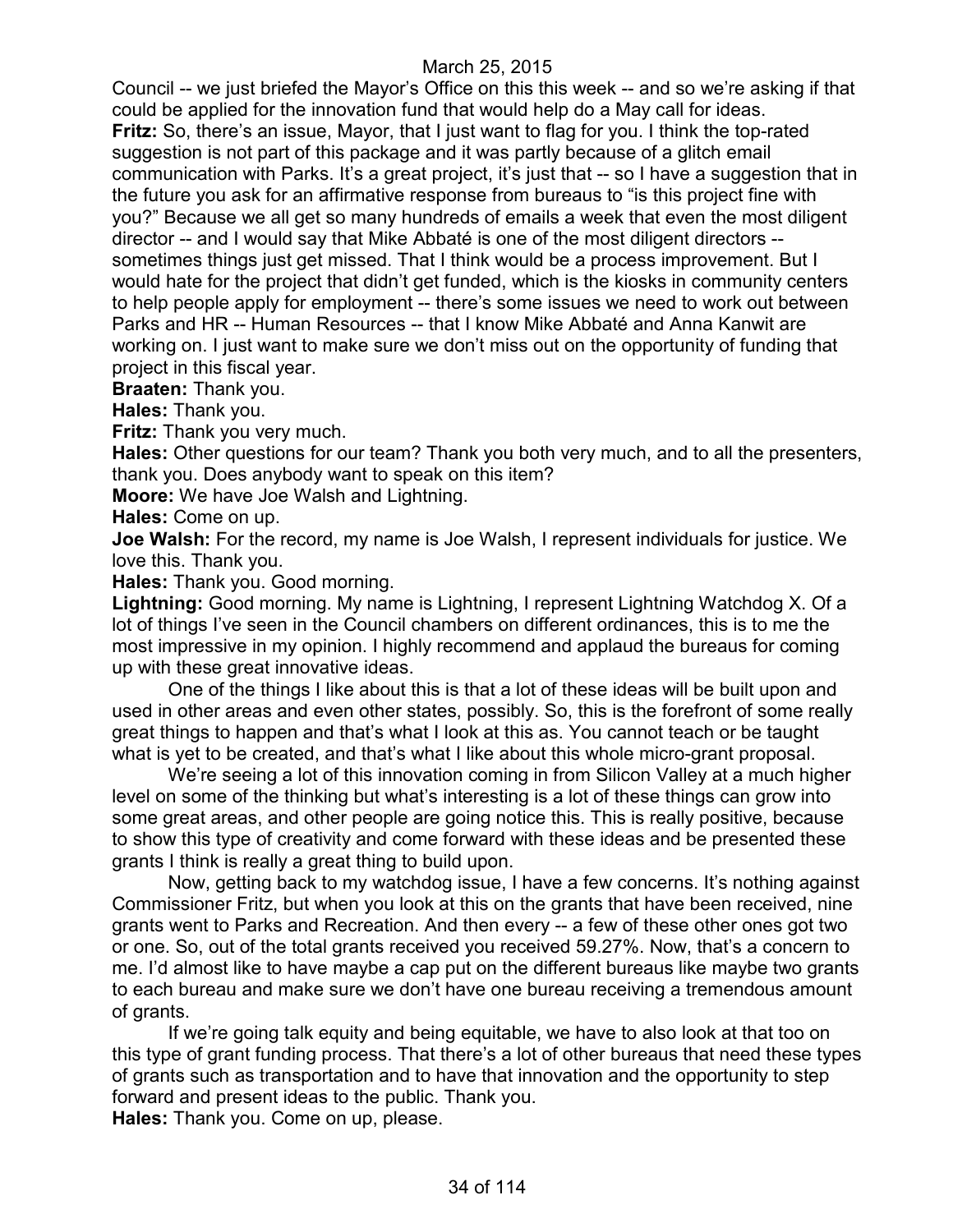Council -- we just briefed the Mayor's Office on this this week -- and so we're asking if that could be applied for the innovation fund that would help do a May call for ideas.

**Fritz:** So, there's an issue, Mayor, that I just want to flag for you. I think the top-rated suggestion is not part of this package and it was partly because of a glitch email communication with Parks. It's a great project, it's just that -- so I have a suggestion that in the future you ask for an affirmative response from bureaus to "is this project fine with you?" Because we all get so many hundreds of emails a week that even the most diligent director -- and I would say that Mike Abbaté is one of the most diligent directors -- sometimes things just get missed. That I think would be a process improvement. But I would hate for the project that didn't get funded, which is the kiosks in community centers to help people apply for employment -- there's some issues we need to work out between Parks and HR -- Human Resources -- that I know Mike Abbaté and Anna Kanwit are working on. I just want to make sure we don't miss out on the opportunity of funding that project in this fiscal year.

**Braaten:** Thank you.

**Hales:** Thank you.

**Fritz:** Thank you very much.

**Hales:** Other questions for our team? Thank you both very much, and to all the presenters, thank you. Does anybody want to speak on this item?

**Moore:** We have Joe Walsh and Lightning.

**Hales:** Come on up.

**Joe Walsh:** For the record, my name is Joe Walsh, I represent individuals for justice. We love this. Thank you.

**Hales:** Thank you. Good morning.

**Lightning:** Good morning. My name is Lightning, I represent Lightning Watchdog X. Of a lot of things I've seen in the Council chambers on different ordinances, this is to me the most impressive in my opinion. I highly recommend and applaud the bureaus for coming up with these great innovative ideas.

One of the things I like about this is that a lot of these ideas will be built upon and used in other areas and even other states, possibly. So, this is the forefront of some really great things to happen and that's what I look at this as. You cannot teach or be taught what is yet to be created, and that's what I like about this whole micro-grant proposal.

We're seeing a lot of this innovation coming in from Silicon Valley at a much higher level on some of the thinking but what's interesting is a lot of these things can grow into some great areas, and other people are going notice this. This is really positive, because to show this type of creativity and come forward with these ideas and be presented these grants I think is really a great thing to build upon.

Now, getting back to my watchdog issue, I have a few concerns. It's nothing against Commissioner Fritz, but when you look at this on the grants that have been received, nine grants went to Parks and Recreation. And then every -- a few of these other ones got two or one. So, out of the total grants received you received 59.27%. Now, that's a concern to me. I'd almost like to have maybe a cap put on the different bureaus like maybe two grants to each bureau and make sure we don't have one bureau receiving a tremendous amount of grants.

If we're going talk equity and being equitable, we have to also look at that too on this type of grant funding process. That there's a lot of other bureaus that need these types of grants such as transportation and to have that innovation and the opportunity to step forward and present ideas to the public. Thank you.

**Hales:** Thank you. Come on up, please.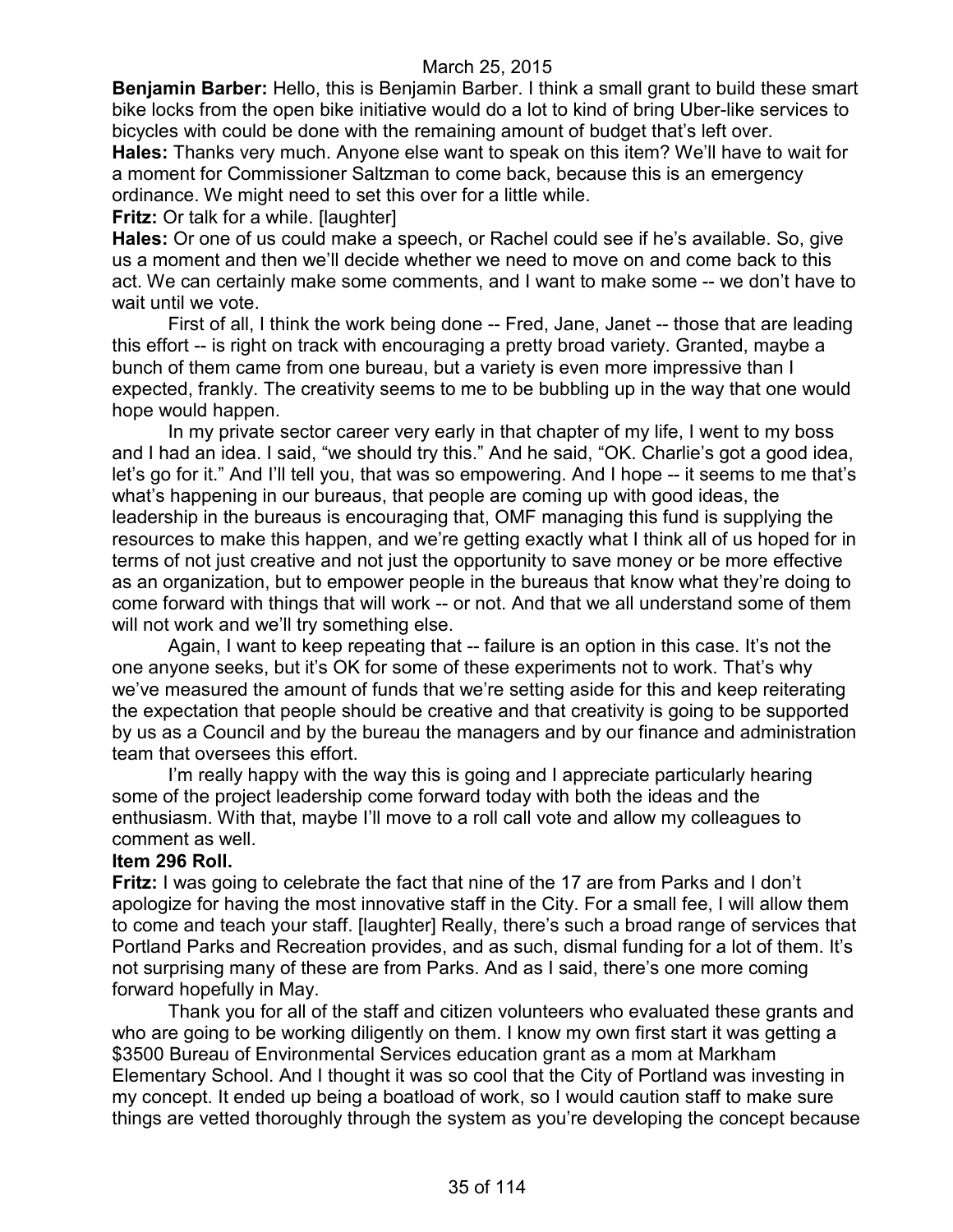**Benjamin Barber:** Hello, this is Benjamin Barber. I think a small grant to build these smart bike locks from the open bike initiative would do a lot to kind of bring Uber-like services to bicycles with could be done with the remaining amount of budget that's left over.

**Hales:** Thanks very much. Anyone else want to speak on this item? We'll have to wait for a moment for Commissioner Saltzman to come back, because this is an emergency ordinance. We might need to set this over for a little while.

**Fritz:** Or talk for a while. [laughter]

**Hales:** Or one of us could make a speech, or Rachel could see if he's available. So, give us a moment and then we'll decide whether we need to move on and come back to this act. We can certainly make some comments, and I want to make some -- we don't have to wait until we vote.

First of all, I think the work being done -- Fred, Jane, Janet -- those that are leading this effort -- is right on track with encouraging a pretty broad variety. Granted, maybe a bunch of them came from one bureau, but a variety is even more impressive than I expected, frankly. The creativity seems to me to be bubbling up in the way that one would hope would happen.

In my private sector career very early in that chapter of my life, I went to my boss and I had an idea. I said, "we should try this." And he said, "OK. Charlie's got a good idea, let's go for it." And I'll tell you, that was so empowering. And I hope -- it seems to me that's what's happening in our bureaus, that people are coming up with good ideas, the leadership in the bureaus is encouraging that, OMF managing this fund is supplying the resources to make this happen, and we're getting exactly what I think all of us hoped for in terms of not just creative and not just the opportunity to save money or be more effective as an organization, but to empower people in the bureaus that know what they're doing to come forward with things that will work -- or not. And that we all understand some of them will not work and we'll try something else.

Again, I want to keep repeating that -- failure is an option in this case. It's not the one anyone seeks, but it's OK for some of these experiments not to work. That's why we've measured the amount of funds that we're setting aside for this and keep reiterating the expectation that people should be creative and that creativity is going to be supported by us as a Council and by the bureau the managers and by our finance and administration team that oversees this effort.

I'm really happy with the way this is going and I appreciate particularly hearing some of the project leadership come forward today with both the ideas and the enthusiasm. With that, maybe I'll move to a roll call vote and allow my colleagues to comment as well.

**Item 296 Roll.**

**Fritz:** I was going to celebrate the fact that nine of the 17 are from Parks and I don't apologize for having the most innovative staff in the City. For a small fee, I will allow them to come and teach your staff. [laughter] Really, there's such a broad range of services that Portland Parks and Recreation provides, and as such, dismal funding for a lot of them. It's not surprising many of these are from Parks. And as I said, there's one more coming forward hopefully in May.

Thank you for all of the staff and citizen volunteers who evaluated these grants and who are going to be working diligently on them. I know my own first start it was getting a $3500 Bureau of Environmental Services education grant as a mom at Markham Elementary School. And I thought it was so cool that the City of Portland was investing in my concept. It ended up being a boatload of work, so I would caution staff to make sure things are vetted thoroughly through the system as you're developing the concept because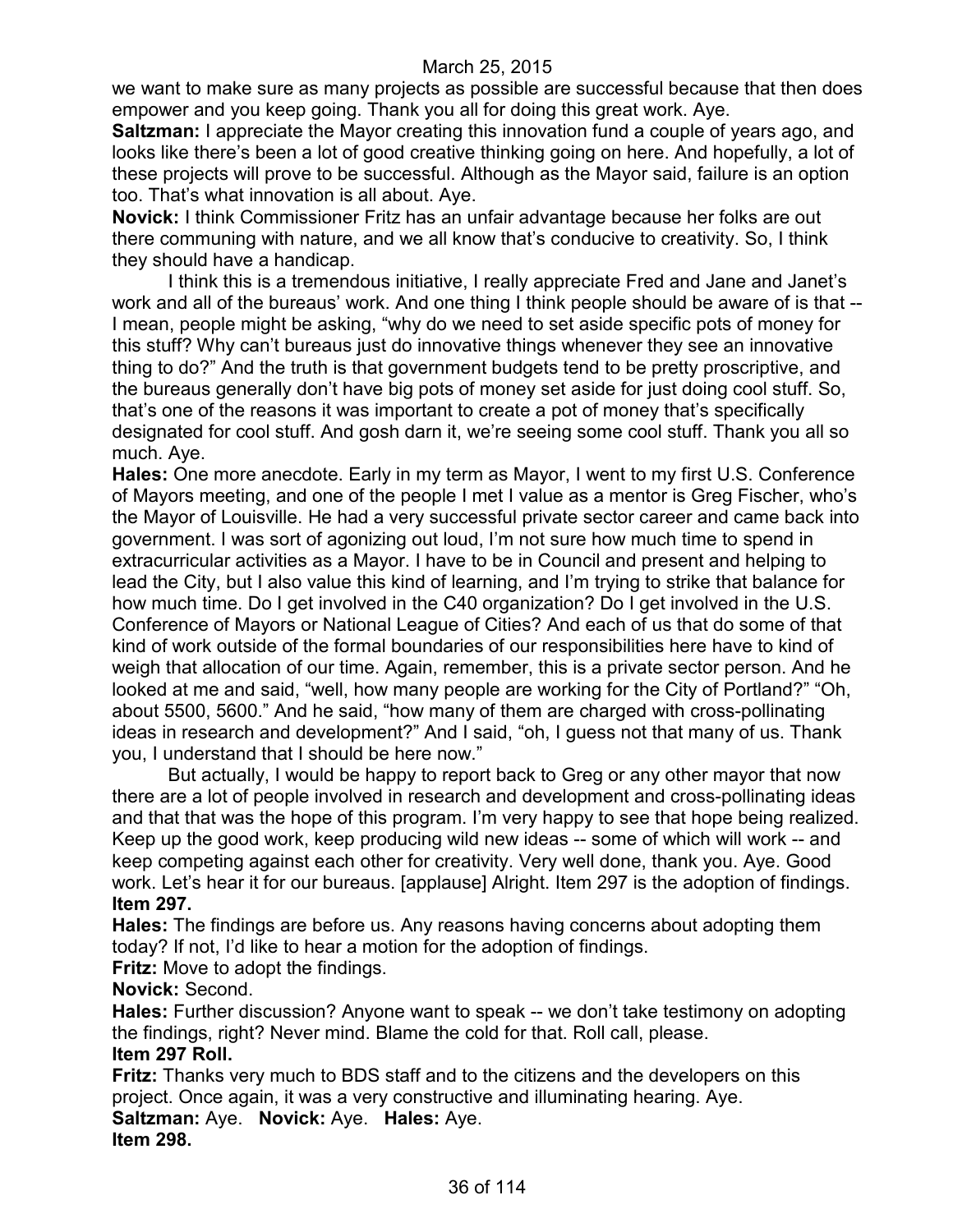we want to make sure as many projects as possible are successful because that then does empower and you keep going. Thank you all for doing this great work. Aye.

**Saltzman:** I appreciate the Mayor creating this innovation fund a couple of years ago, and looks like there's been a lot of good creative thinking going on here. And hopefully, a lot of these projects will prove to be successful. Although as the Mayor said, failure is an option too. That's what innovation is all about. Aye.

**Novick:** I think Commissioner Fritz has an unfair advantage because her folks are out there communing with nature, and we all know that's conducive to creativity. So, I think they should have a handicap.

I think this is a tremendous initiative, I really appreciate Fred and Jane and Janet's work and all of the bureaus' work. And one thing I think people should be aware of is that -- I mean, people might be asking, "why do we need to set aside specific pots of money for this stuff? Why can't bureaus just do innovative things whenever they see an innovative thing to do?" And the truth is that government budgets tend to be pretty proscriptive, and the bureaus generally don't have big pots of money set aside for just doing cool stuff. So, that's one of the reasons it was important to create a pot of money that's specifically designated for cool stuff. And gosh darn it, we're seeing some cool stuff. Thank you all so much. Aye.

**Hales:** One more anecdote. Early in my term as Mayor, I went to my first U.S. Conference of Mayors meeting, and one of the people I met I value as a mentor is Greg Fischer, who's the Mayor of Louisville. He had a very successful private sector career and came back into government. I was sort of agonizing out loud, I'm not sure how much time to spend in extracurricular activities as a Mayor. I have to be in Council and present and helping to lead the City, but I also value this kind of learning, and I'm trying to strike that balance for how much time. Do I get involved in the C40 organization? Do I get involved in the U.S. Conference of Mayors or National League of Cities? And each of us that do some of that kind of work outside of the formal boundaries of our responsibilities here have to kind of weigh that allocation of our time. Again, remember, this is a private sector person. And he looked at me and said, "well, how many people are working for the City of Portland?" "Oh, about 5500, 5600." And he said, "how many of them are charged with cross-pollinating ideas in research and development?" And I said, "oh, I guess not that many of us. Thank you, I understand that I should be here now."

But actually, I would be happy to report back to Greg or any other mayor that now there are a lot of people involved in research and development and cross-pollinating ideas and that that was the hope of this program. I'm very happy to see that hope being realized. Keep up the good work, keep producing wild new ideas -- some of which will work -- and keep competing against each other for creativity. Very well done, thank you. Aye. Good work. Let's hear it for our bureaus. [applause] Alright. Item 297 is the adoption of findings.

**Item 297.**

**Hales:** The findings are before us. Any reasons having concerns about adopting them today? If not, I'd like to hear a motion for the adoption of findings.

**Fritz:** Move to adopt the findings.

**Novick:** Second.

**Hales:** Further discussion? Anyone want to speak -- we don't take testimony on adopting the findings, right? Never mind. Blame the cold for that. Roll call, please.

**Item 297 Roll.**

**Fritz:** Thanks very much to BDS staff and to the citizens and the developers on this project. Once again, it was a very constructive and illuminating hearing. Aye.

**Saltzman:** Aye. **Novick:** Aye. **Hales:** Aye.

**Item 298.**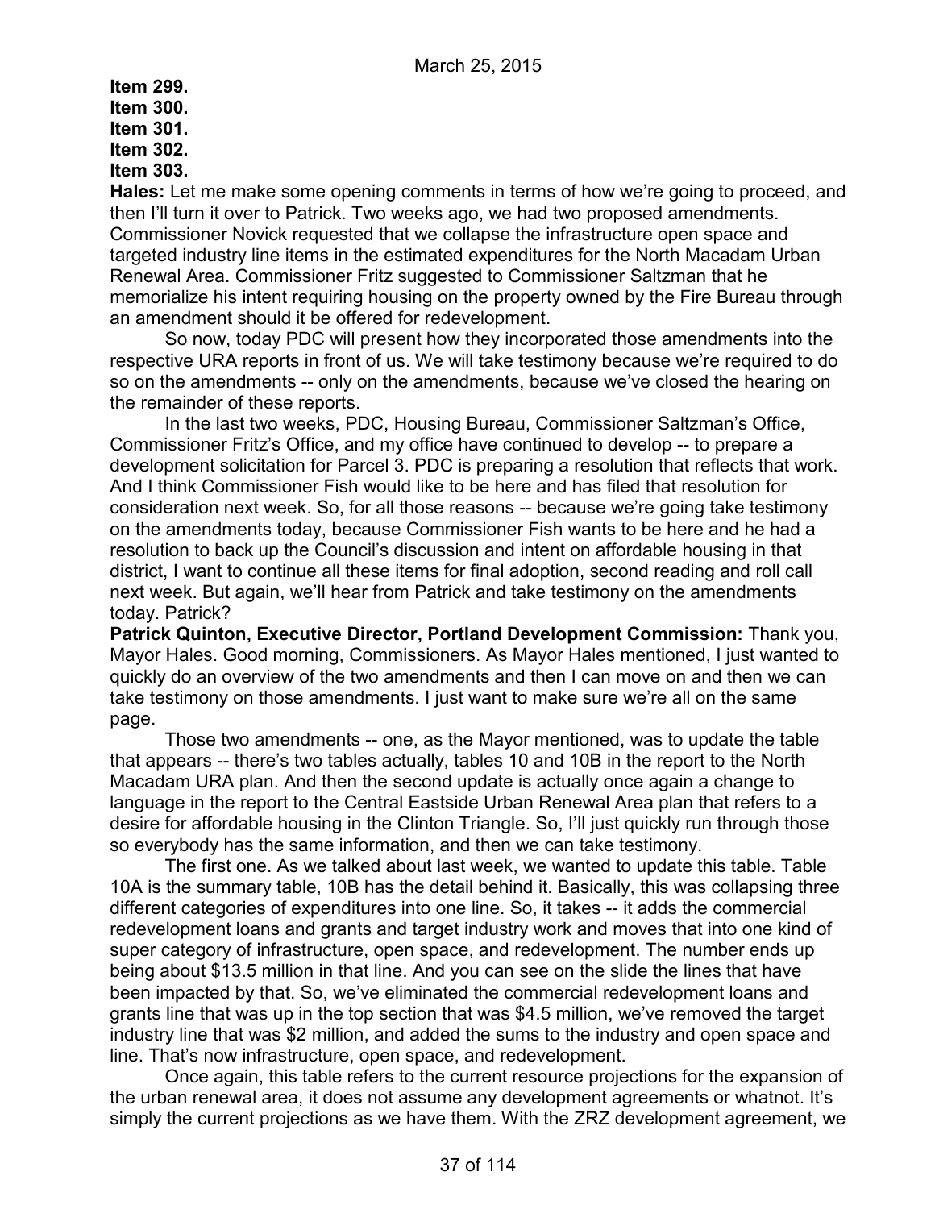**Item 299.**
**Item 300.**
**Item 301.**
**Item 302.**
**Item 303.**

**Hales:** Let me make some opening comments in terms of how we're going to proceed, and then I'll turn it over to Patrick. Two weeks ago, we had two proposed amendments. Commissioner Novick requested that we collapse the infrastructure open space and targeted industry line items in the estimated expenditures for the North Macadam Urban Renewal Area. Commissioner Fritz suggested to Commissioner Saltzman that he memorialize his intent requiring housing on the property owned by the Fire Bureau through an amendment should it be offered for redevelopment.

So now, today PDC will present how they incorporated those amendments into the respective URA reports in front of us. We will take testimony because we're required to do so on the amendments -- only on the amendments, because we've closed the hearing on the remainder of these reports.

In the last two weeks, PDC, Housing Bureau, Commissioner Saltzman's Office, Commissioner Fritz's Office, and my office have continued to develop -- to prepare a development solicitation for Parcel 3. PDC is preparing a resolution that reflects that work. And I think Commissioner Fish would like to be here and has filed that resolution for consideration next week. So, for all those reasons -- because we're going take testimony on the amendments today, because Commissioner Fish wants to be here and he had a resolution to back up the Council's discussion and intent on affordable housing in that district, I want to continue all these items for final adoption, second reading and roll call next week. But again, we'll hear from Patrick and take testimony on the amendments today. Patrick?

**Patrick Quinton, Executive Director, Portland Development Commission:** Thank you, Mayor Hales. Good morning, Commissioners. As Mayor Hales mentioned, I just wanted to quickly do an overview of the two amendments and then I can move on and then we can take testimony on those amendments. I just want to make sure we're all on the same page.

Those two amendments -- one, as the Mayor mentioned, was to update the table that appears -- there's two tables actually, tables 10 and 10B in the report to the North Macadam URA plan. And then the second update is actually once again a change to language in the report to the Central Eastside Urban Renewal Area plan that refers to a desire for affordable housing in the Clinton Triangle. So, I'll just quickly run through those so everybody has the same information, and then we can take testimony.

The first one. As we talked about last week, we wanted to update this table. Table 10A is the summary table, 10B has the detail behind it. Basically, this was collapsing three different categories of expenditures into one line. So, it takes -- it adds the commercial redevelopment loans and grants and target industry work and moves that into one kind of super category of infrastructure, open space, and redevelopment. The number ends up being about $13.5 million in that line. And you can see on the slide the lines that have been impacted by that. So, we've eliminated the commercial redevelopment loans and grants line that was up in the top section that was $4.5 million, we've removed the target industry line that was $2 million, and added the sums to the industry and open space and line. That's now infrastructure, open space, and redevelopment.

Once again, this table refers to the current resource projections for the expansion of the urban renewal area, it does not assume any development agreements or whatnot. It's simply the current projections as we have them. With the ZRZ development agreement, we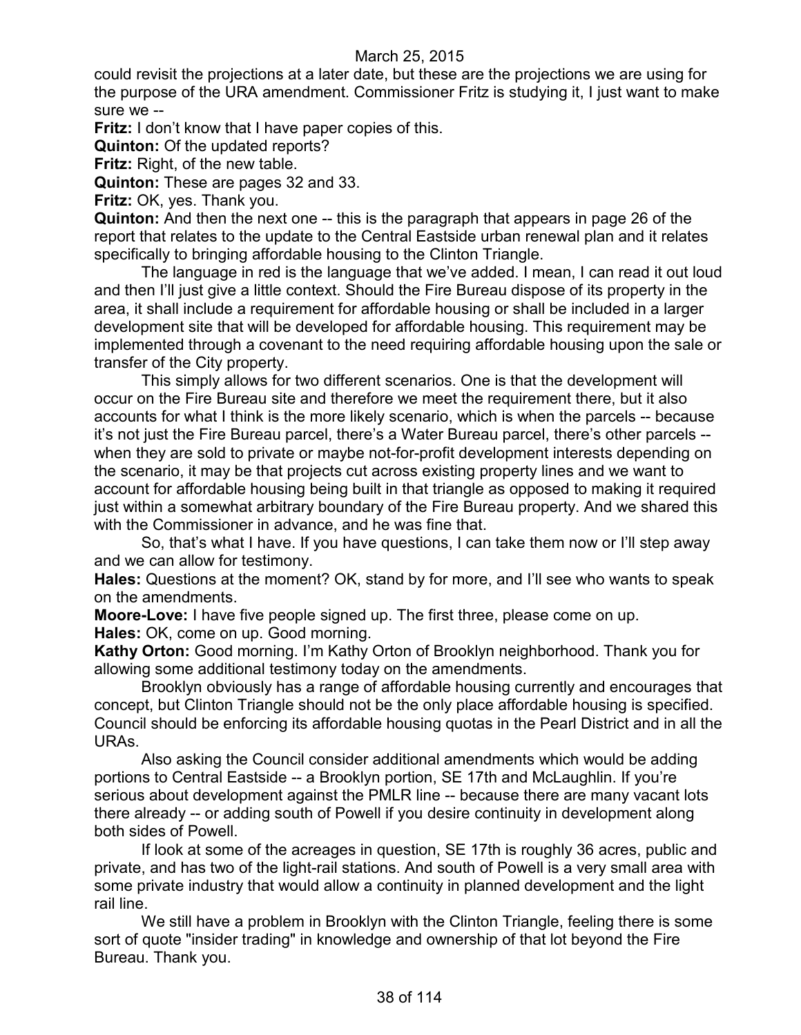could revisit the projections at a later date, but these are the projections we are using for the purpose of the URA amendment. Commissioner Fritz is studying it, I just want to make sure we --

**Fritz:** I don't know that I have paper copies of this.

**Quinton:** Of the updated reports?

**Fritz:** Right, of the new table.

**Quinton:** These are pages 32 and 33.

**Fritz:** OK, yes. Thank you.

**Quinton:** And then the next one -- this is the paragraph that appears in page 26 of the report that relates to the update to the Central Eastside urban renewal plan and it relates specifically to bringing affordable housing to the Clinton Triangle.

The language in red is the language that we've added. I mean, I can read it out loud and then I'll just give a little context. Should the Fire Bureau dispose of its property in the area, it shall include a requirement for affordable housing or shall be included in a larger development site that will be developed for affordable housing. This requirement may be implemented through a covenant to the need requiring affordable housing upon the sale or transfer of the City property.

This simply allows for two different scenarios. One is that the development will occur on the Fire Bureau site and therefore we meet the requirement there, but it also accounts for what I think is the more likely scenario, which is when the parcels -- because it's not just the Fire Bureau parcel, there's a Water Bureau parcel, there's other parcels -- when they are sold to private or maybe not-for-profit development interests depending on the scenario, it may be that projects cut across existing property lines and we want to account for affordable housing being built in that triangle as opposed to making it required just within a somewhat arbitrary boundary of the Fire Bureau property. And we shared this with the Commissioner in advance, and he was fine that.

So, that's what I have. If you have questions, I can take them now or I'll step away and we can allow for testimony.

**Hales:** Questions at the moment? OK, stand by for more, and I'll see who wants to speak on the amendments.

**Moore-Love:** I have five people signed up. The first three, please come on up.

**Hales:** OK, come on up. Good morning.

**Kathy Orton:** Good morning. I'm Kathy Orton of Brooklyn neighborhood. Thank you for allowing some additional testimony today on the amendments.

Brooklyn obviously has a range of affordable housing currently and encourages that concept, but Clinton Triangle should not be the only place affordable housing is specified. Council should be enforcing its affordable housing quotas in the Pearl District and in all the URAs.

Also asking the Council consider additional amendments which would be adding portions to Central Eastside -- a Brooklyn portion, SE 17th and McLaughlin. If you're serious about development against the PMLR line -- because there are many vacant lots there already -- or adding south of Powell if you desire continuity in development along both sides of Powell.

If look at some of the acreages in question, SE 17th is roughly 36 acres, public and private, and has two of the light-rail stations. And south of Powell is a very small area with some private industry that would allow a continuity in planned development and the light rail line.

We still have a problem in Brooklyn with the Clinton Triangle, feeling there is some sort of quote "insider trading" in knowledge and ownership of that lot beyond the Fire Bureau. Thank you.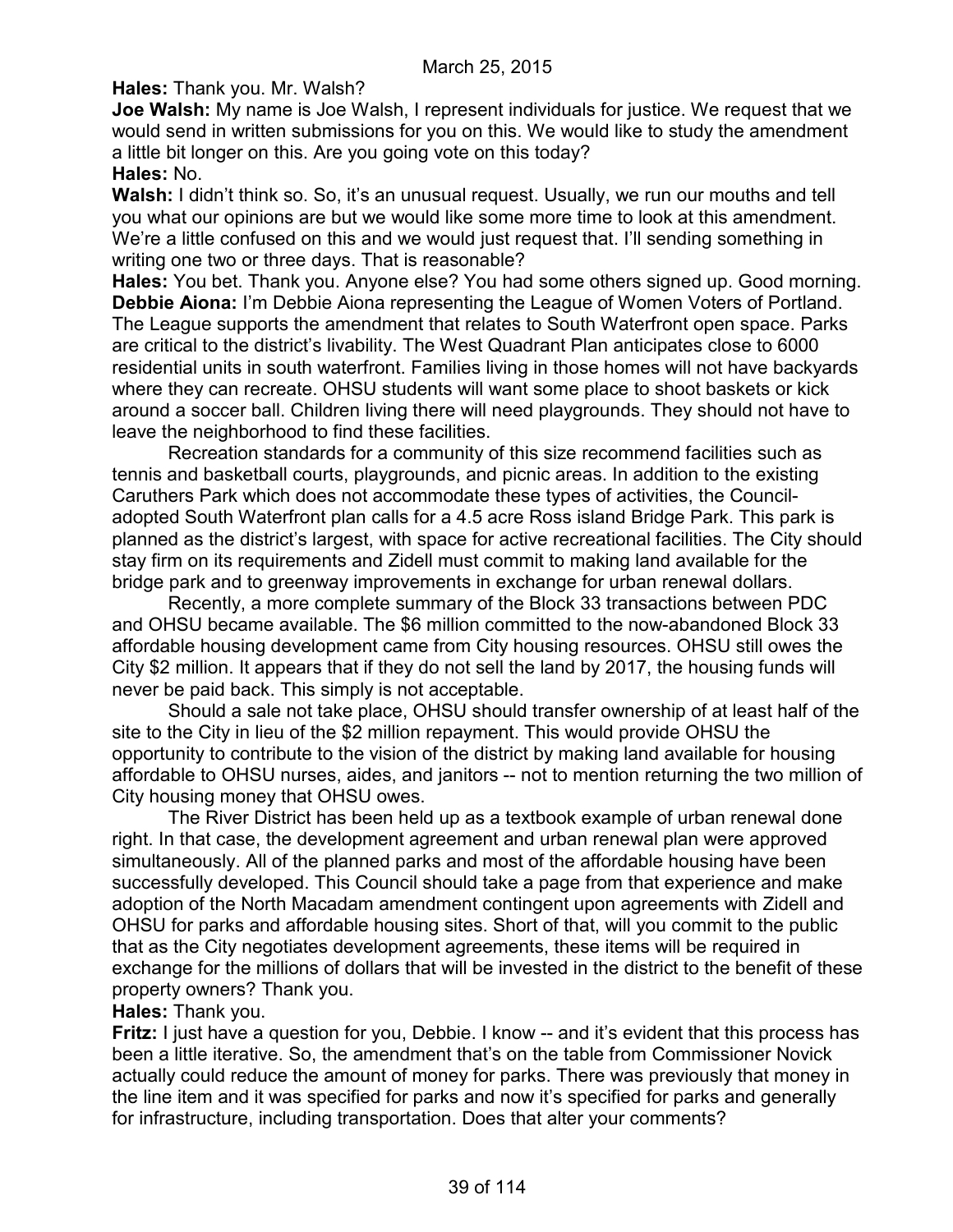**Hales:** Thank you. Mr. Walsh?

**Joe Walsh:** My name is Joe Walsh, I represent individuals for justice. We request that we would send in written submissions for you on this. We would like to study the amendment a little bit longer on this. Are you going vote on this today?

**Hales:** No.

**Walsh:** I didn't think so. So, it's an unusual request. Usually, we run our mouths and tell you what our opinions are but we would like some more time to look at this amendment. We're a little confused on this and we would just request that. I'll sending something in writing one two or three days. That is reasonable?

**Hales:** You bet. Thank you. Anyone else? You had some others signed up. Good morning.

**Debbie Aiona:** I'm Debbie Aiona representing the League of Women Voters of Portland. The League supports the amendment that relates to South Waterfront open space. Parks are critical to the district's livability. The West Quadrant Plan anticipates close to 6000 residential units in south waterfront. Families living in those homes will not have backyards where they can recreate. OHSU students will want some place to shoot baskets or kick around a soccer ball. Children living there will need playgrounds. They should not have to leave the neighborhood to find these facilities.

Recreation standards for a community of this size recommend facilities such as tennis and basketball courts, playgrounds, and picnic areas. In addition to the existing Caruthers Park which does not accommodate these types of activities, the Council-adopted South Waterfront plan calls for a 4.5 acre Ross island Bridge Park. This park is planned as the district's largest, with space for active recreational facilities. The City should stay firm on its requirements and Zidell must commit to making land available for the bridge park and to greenway improvements in exchange for urban renewal dollars.

Recently, a more complete summary of the Block 33 transactions between PDC and OHSU became available. The $6 million committed to the now-abandoned Block 33 affordable housing development came from City housing resources. OHSU still owes the City $2 million. It appears that if they do not sell the land by 2017, the housing funds will never be paid back. This simply is not acceptable.

Should a sale not take place, OHSU should transfer ownership of at least half of the site to the City in lieu of the $2 million repayment. This would provide OHSU the opportunity to contribute to the vision of the district by making land available for housing affordable to OHSU nurses, aides, and janitors -- not to mention returning the two million of City housing money that OHSU owes.

The River District has been held up as a textbook example of urban renewal done right. In that case, the development agreement and urban renewal plan were approved simultaneously. All of the planned parks and most of the affordable housing have been successfully developed. This Council should take a page from that experience and make adoption of the North Macadam amendment contingent upon agreements with Zidell and OHSU for parks and affordable housing sites. Short of that, will you commit to the public that as the City negotiates development agreements, these items will be required in exchange for the millions of dollars that will be invested in the district to the benefit of these property owners? Thank you.

**Hales:** Thank you.

**Fritz:** I just have a question for you, Debbie. I know -- and it's evident that this process has been a little iterative. So, the amendment that's on the table from Commissioner Novick actually could reduce the amount of money for parks. There was previously that money in the line item and it was specified for parks and now it's specified for parks and generally for infrastructure, including transportation. Does that alter your comments?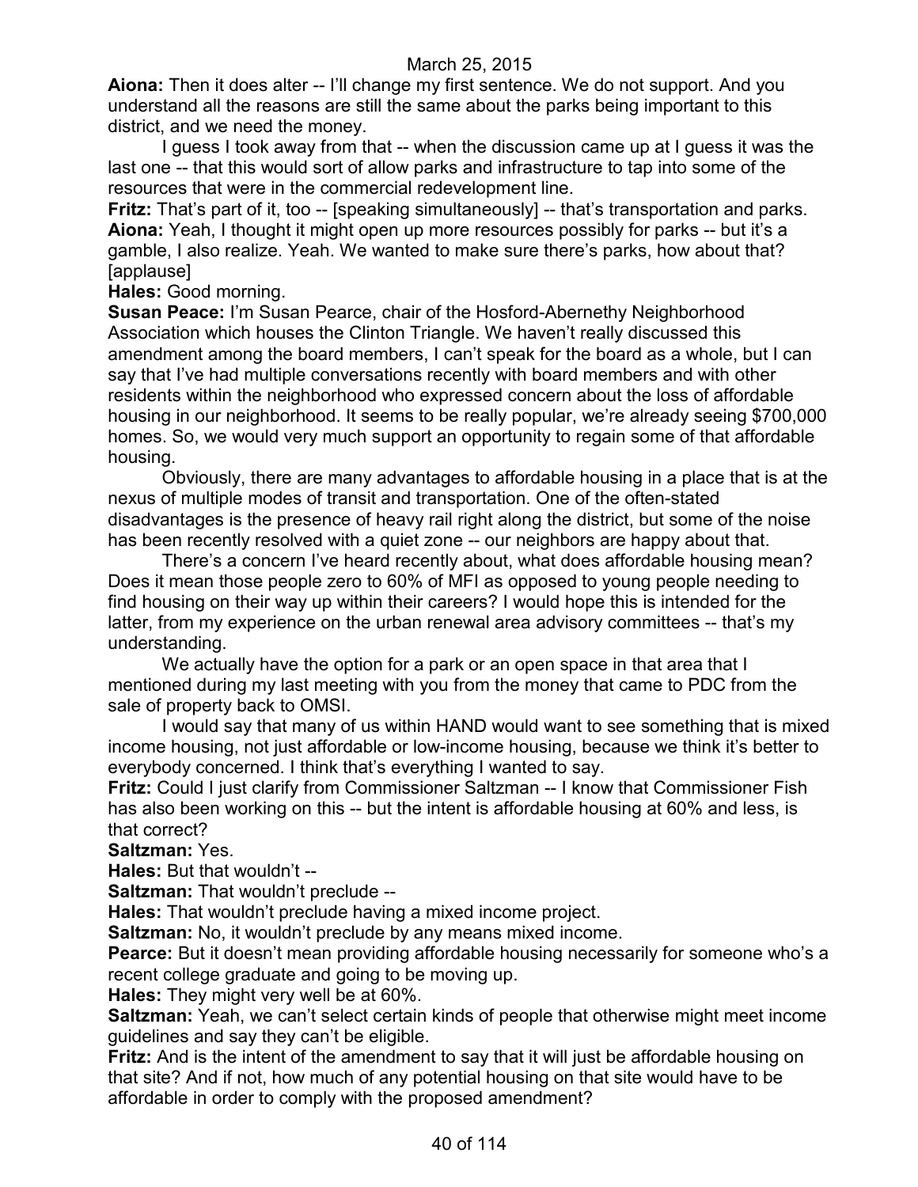**Aiona:** Then it does alter -- I'll change my first sentence. We do not support. And you understand all the reasons are still the same about the parks being important to this district, and we need the money.

I guess I took away from that -- when the discussion came up at I guess it was the last one -- that this would sort of allow parks and infrastructure to tap into some of the resources that were in the commercial redevelopment line.

**Fritz:** That's part of it, too -- [speaking simultaneously] -- that's transportation and parks.

**Aiona:** Yeah, I thought it might open up more resources possibly for parks -- but it's a gamble, I also realize. Yeah. We wanted to make sure there's parks, how about that? [applause]

**Hales:** Good morning.

**Susan Peace:** I'm Susan Pearce, chair of the Hosford-Abernethy Neighborhood Association which houses the Clinton Triangle. We haven't really discussed this amendment among the board members, I can't speak for the board as a whole, but I can say that I've had multiple conversations recently with board members and with other residents within the neighborhood who expressed concern about the loss of affordable housing in our neighborhood. It seems to be really popular, we're already seeing $700,000 homes. So, we would very much support an opportunity to regain some of that affordable housing.

Obviously, there are many advantages to affordable housing in a place that is at the nexus of multiple modes of transit and transportation. One of the often-stated disadvantages is the presence of heavy rail right along the district, but some of the noise has been recently resolved with a quiet zone -- our neighbors are happy about that.

There's a concern I've heard recently about, what does affordable housing mean? Does it mean those people zero to 60% of MFI as opposed to young people needing to find housing on their way up within their careers? I would hope this is intended for the latter, from my experience on the urban renewal area advisory committees -- that's my understanding.

We actually have the option for a park or an open space in that area that I mentioned during my last meeting with you from the money that came to PDC from the sale of property back to OMSI.

I would say that many of us within HAND would want to see something that is mixed income housing, not just affordable or low-income housing, because we think it's better to everybody concerned. I think that's everything I wanted to say.

**Fritz:** Could I just clarify from Commissioner Saltzman -- I know that Commissioner Fish has also been working on this -- but the intent is affordable housing at 60% and less, is that correct?

**Saltzman:** Yes.

**Hales:** But that wouldn't --

**Saltzman:** That wouldn't preclude --

**Hales:** That wouldn't preclude having a mixed income project.

**Saltzman:** No, it wouldn't preclude by any means mixed income.

**Pearce:** But it doesn't mean providing affordable housing necessarily for someone who's a recent college graduate and going to be moving up.

**Hales:** They might very well be at 60%.

**Saltzman:** Yeah, we can't select certain kinds of people that otherwise might meet income guidelines and say they can't be eligible.

**Fritz:** And is the intent of the amendment to say that it will just be affordable housing on that site? And if not, how much of any potential housing on that site would have to be affordable in order to comply with the proposed amendment?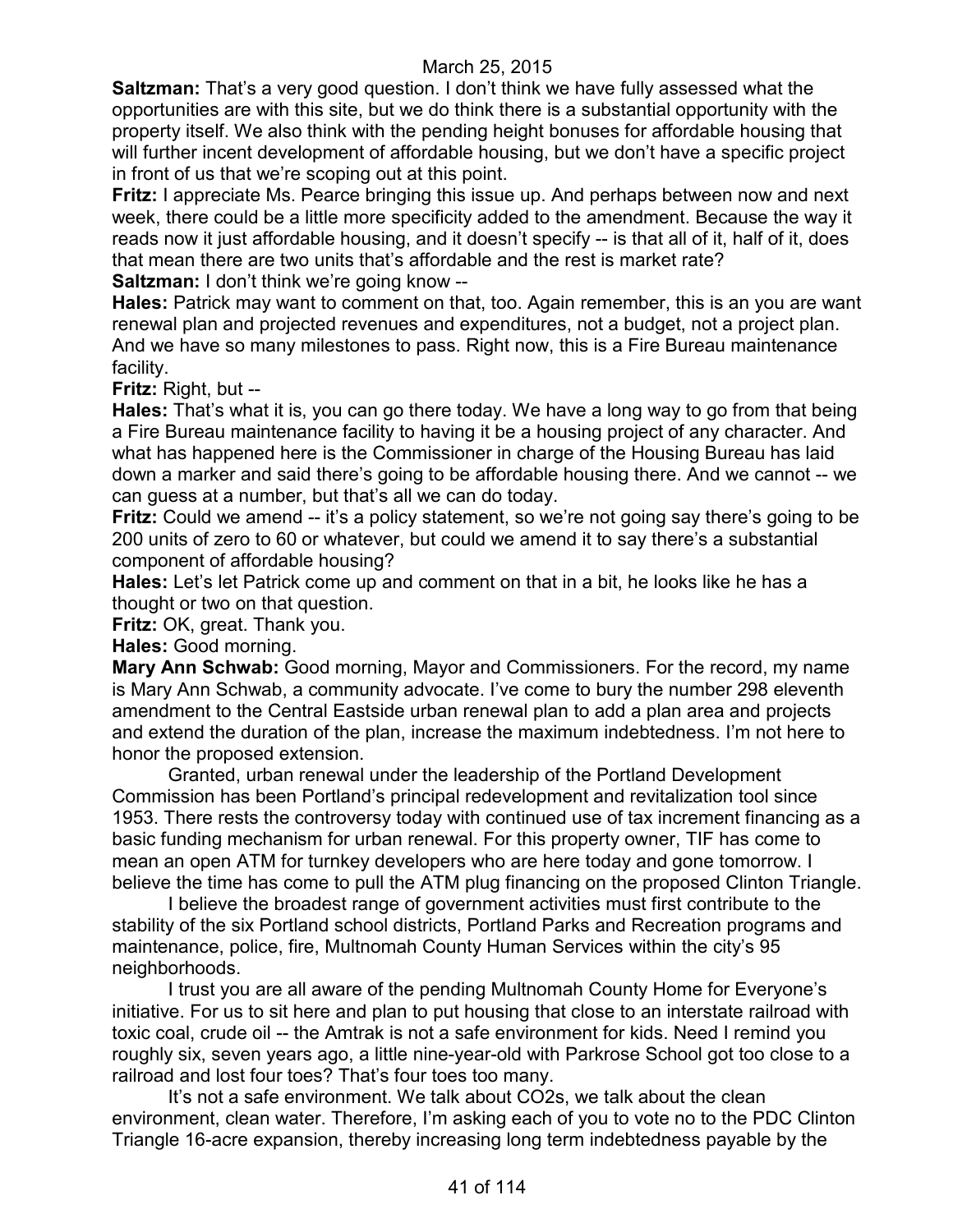**Saltzman:** That's a very good question. I don't think we have fully assessed what the opportunities are with this site, but we do think there is a substantial opportunity with the property itself. We also think with the pending height bonuses for affordable housing that will further incent development of affordable housing, but we don't have a specific project in front of us that we're scoping out at this point.

**Fritz:** I appreciate Ms. Pearce bringing this issue up. And perhaps between now and next week, there could be a little more specificity added to the amendment. Because the way it reads now it just affordable housing, and it doesn't specify -- is that all of it, half of it, does that mean there are two units that's affordable and the rest is market rate?

**Saltzman:** I don't think we're going know --

**Hales:** Patrick may want to comment on that, too. Again remember, this is an you are want renewal plan and projected revenues and expenditures, not a budget, not a project plan. And we have so many milestones to pass. Right now, this is a Fire Bureau maintenance facility.

**Fritz:** Right, but --

**Hales:** That's what it is, you can go there today. We have a long way to go from that being a Fire Bureau maintenance facility to having it be a housing project of any character. And what has happened here is the Commissioner in charge of the Housing Bureau has laid down a marker and said there's going to be affordable housing there. And we cannot -- we can guess at a number, but that's all we can do today.

**Fritz:** Could we amend -- it's a policy statement, so we're not going say there's going to be 200 units of zero to 60 or whatever, but could we amend it to say there's a substantial component of affordable housing?

**Hales:** Let's let Patrick come up and comment on that in a bit, he looks like he has a thought or two on that question.

**Fritz:** OK, great. Thank you.

**Hales:** Good morning.

**Mary Ann Schwab:** Good morning, Mayor and Commissioners. For the record, my name is Mary Ann Schwab, a community advocate. I've come to bury the number 298 eleventh amendment to the Central Eastside urban renewal plan to add a plan area and projects and extend the duration of the plan, increase the maximum indebtedness. I'm not here to honor the proposed extension.

Granted, urban renewal under the leadership of the Portland Development Commission has been Portland's principal redevelopment and revitalization tool since 1953. There rests the controversy today with continued use of tax increment financing as a basic funding mechanism for urban renewal. For this property owner, TIF has come to mean an open ATM for turnkey developers who are here today and gone tomorrow. I believe the time has come to pull the ATM plug financing on the proposed Clinton Triangle.

I believe the broadest range of government activities must first contribute to the stability of the six Portland school districts, Portland Parks and Recreation programs and maintenance, police, fire, Multnomah County Human Services within the city's 95 neighborhoods.

I trust you are all aware of the pending Multnomah County Home for Everyone's initiative. For us to sit here and plan to put housing that close to an interstate railroad with toxic coal, crude oil -- the Amtrak is not a safe environment for kids. Need I remind you roughly six, seven years ago, a little nine-year-old with Parkrose School got too close to a railroad and lost four toes? That's four toes too many.

It's not a safe environment. We talk about $CO_2$s, we talk about the clean environment, clean water. Therefore, I'm asking each of you to vote no to the PDC Clinton Triangle 16-acre expansion, thereby increasing long term indebtedness payable by the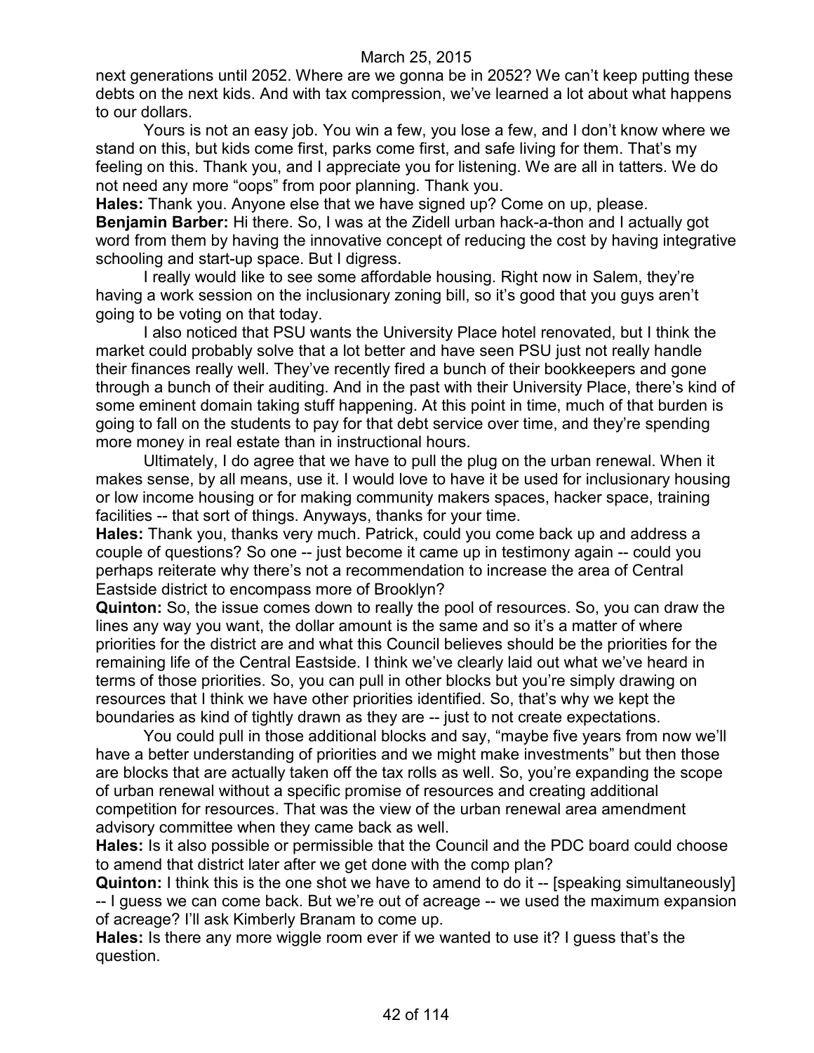next generations until 2052. Where are we gonna be in 2052? We can't keep putting these debts on the next kids. And with tax compression, we've learned a lot about what happens to our dollars.

Yours is not an easy job. You win a few, you lose a few, and I don't know where we stand on this, but kids come first, parks come first, and safe living for them. That's my feeling on this. Thank you, and I appreciate you for listening. We are all in tatters. We do not need any more "oops" from poor planning. Thank you.

**Hales:** Thank you. Anyone else that we have signed up? Come on up, please.

**Benjamin Barber:** Hi there. So, I was at the Zidell urban hack-a-thon and I actually got word from them by having the innovative concept of reducing the cost by having integrative schooling and start-up space. But I digress.

I really would like to see some affordable housing. Right now in Salem, they're having a work session on the inclusionary zoning bill, so it's good that you guys aren't going to be voting on that today.

I also noticed that PSU wants the University Place hotel renovated, but I think the market could probably solve that a lot better and have seen PSU just not really handle their finances really well. They've recently fired a bunch of their bookkeepers and gone through a bunch of their auditing. And in the past with their University Place, there's kind of some eminent domain taking stuff happening. At this point in time, much of that burden is going to fall on the students to pay for that debt service over time, and they're spending more money in real estate than in instructional hours.

Ultimately, I do agree that we have to pull the plug on the urban renewal. When it makes sense, by all means, use it. I would love to have it be used for inclusionary housing or low income housing or for making community makers spaces, hacker space, training facilities -- that sort of things. Anyways, thanks for your time.

**Hales:** Thank you, thanks very much. Patrick, could you come back up and address a couple of questions? So one -- just become it came up in testimony again -- could you perhaps reiterate why there's not a recommendation to increase the area of Central Eastside district to encompass more of Brooklyn?

**Quinton:** So, the issue comes down to really the pool of resources. So, you can draw the lines any way you want, the dollar amount is the same and so it's a matter of where priorities for the district are and what this Council believes should be the priorities for the remaining life of the Central Eastside. I think we've clearly laid out what we've heard in terms of those priorities. So, you can pull in other blocks but you're simply drawing on resources that I think we have other priorities identified. So, that's why we kept the boundaries as kind of tightly drawn as they are -- just to not create expectations.

You could pull in those additional blocks and say, "maybe five years from now we'll have a better understanding of priorities and we might make investments" but then those are blocks that are actually taken off the tax rolls as well. So, you're expanding the scope of urban renewal without a specific promise of resources and creating additional competition for resources. That was the view of the urban renewal area amendment advisory committee when they came back as well.

**Hales:** Is it also possible or permissible that the Council and the PDC board could choose to amend that district later after we get done with the comp plan?

**Quinton:** I think this is the one shot we have to amend to do it -- [speaking simultaneously] -- I guess we can come back. But we're out of acreage -- we used the maximum expansion of acreage? I'll ask Kimberly Branam to come up.

**Hales:** Is there any more wiggle room ever if we wanted to use it? I guess that's the question.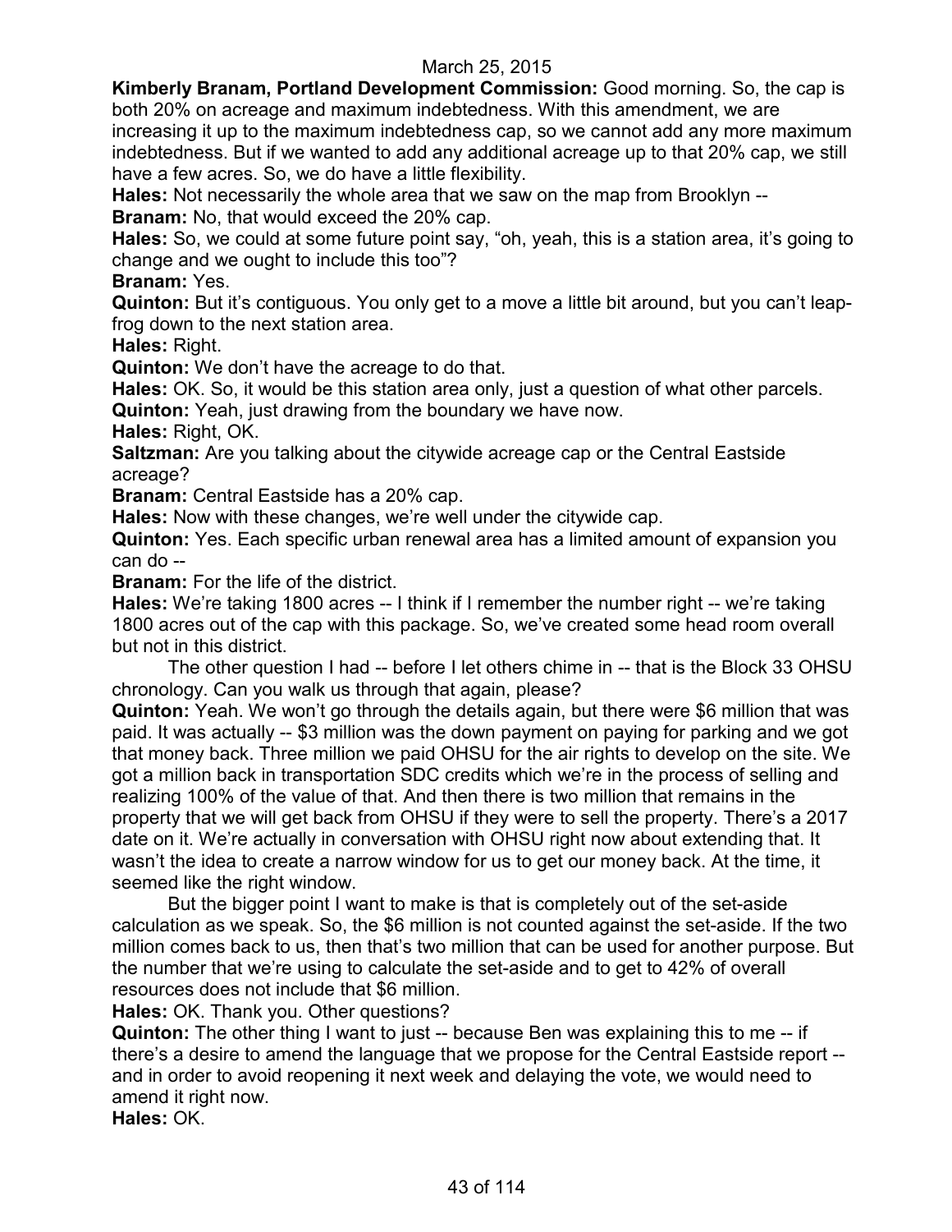March 25, 2015

**Kimberly Branam, Portland Development Commission:** Good morning. So, the cap is both 20% on acreage and maximum indebtedness. With this amendment, we are increasing it up to the maximum indebtedness cap, so we cannot add any more maximum indebtedness. But if we wanted to add any additional acreage up to that 20% cap, we still have a few acres. So, we do have a little flexibility.

**Hales:** Not necessarily the whole area that we saw on the map from Brooklyn --

**Branam:** No, that would exceed the 20% cap.

**Hales:** So, we could at some future point say, "oh, yeah, this is a station area, it's going to change and we ought to include this too"?

**Branam:** Yes.

**Quinton:** But it's contiguous. You only get to a move a little bit around, but you can't leap-frog down to the next station area.

**Hales:** Right.

**Quinton:** We don't have the acreage to do that.

**Hales:** OK. So, it would be this station area only, just a question of what other parcels.

**Quinton:** Yeah, just drawing from the boundary we have now.

**Hales:** Right, OK.

**Saltzman:** Are you talking about the citywide acreage cap or the Central Eastside acreage?

**Branam:** Central Eastside has a 20% cap.

**Hales:** Now with these changes, we're well under the citywide cap.

**Quinton:** Yes. Each specific urban renewal area has a limited amount of expansion you can do --

**Branam:** For the life of the district.

**Hales:** We're taking 1800 acres -- I think if I remember the number right -- we're taking 1800 acres out of the cap with this package. So, we've created some head room overall but not in this district.

The other question I had -- before I let others chime in -- that is the Block 33 OHSU chronology. Can you walk us through that again, please?

**Quinton:** Yeah. We won't go through the details again, but there were $6 million that was paid. It was actually -- $3 million was the down payment on paying for parking and we got that money back. Three million we paid OHSU for the air rights to develop on the site. We got a million back in transportation SDC credits which we're in the process of selling and realizing 100% of the value of that. And then there is two million that remains in the property that we will get back from OHSU if they were to sell the property. There's a 2017 date on it. We're actually in conversation with OHSU right now about extending that. It wasn't the idea to create a narrow window for us to get our money back. At the time, it seemed like the right window.

But the bigger point I want to make is that is completely out of the set-aside calculation as we speak. So, the $6 million is not counted against the set-aside. If the two million comes back to us, then that's two million that can be used for another purpose. But the number that we're using to calculate the set-aside and to get to 42% of overall resources does not include that $6 million.

**Hales:** OK. Thank you. Other questions?

**Quinton:** The other thing I want to just -- because Ben was explaining this to me -- if there's a desire to amend the language that we propose for the Central Eastside report -- and in order to avoid reopening it next week and delaying the vote, we would need to amend it right now.

**Hales:** OK.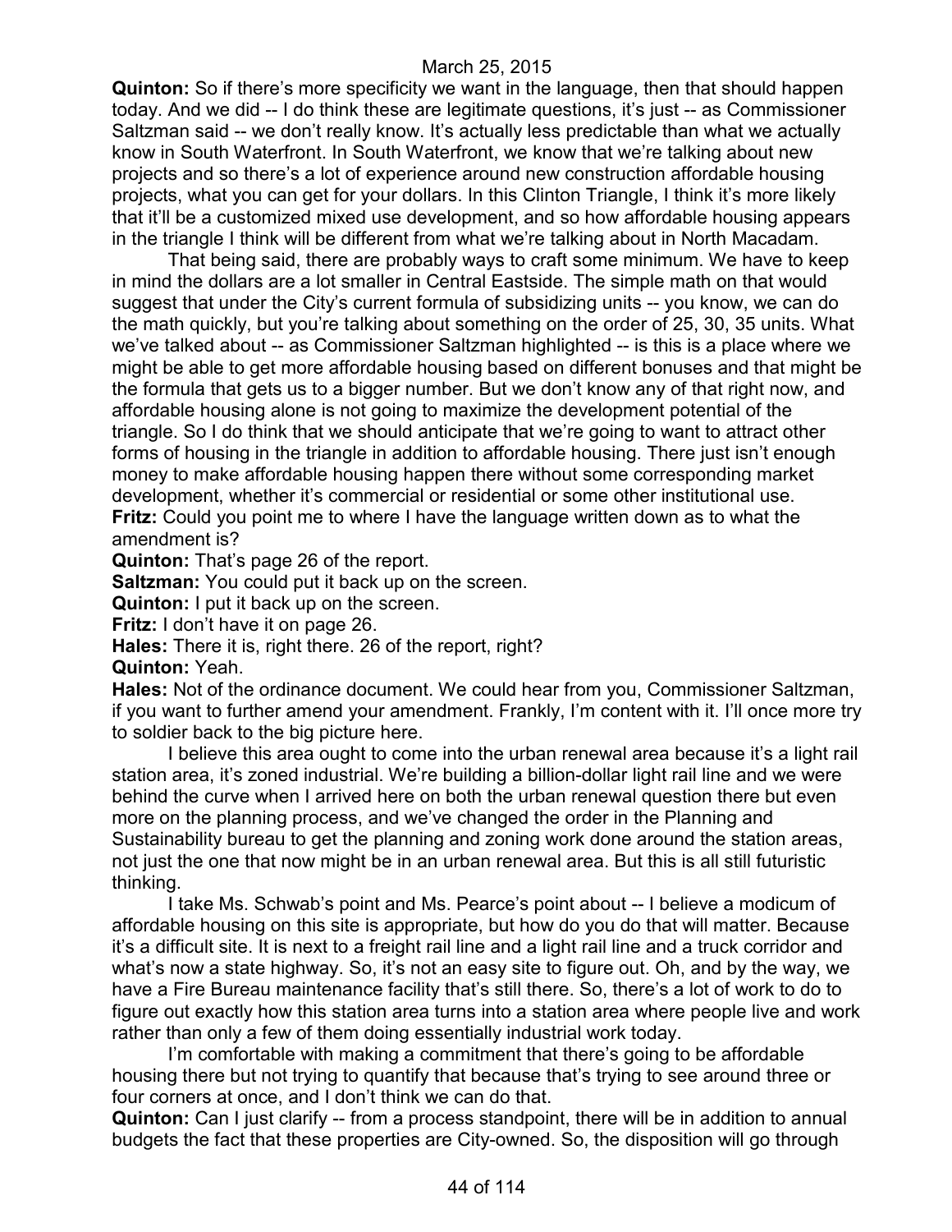**Quinton:** So if there's more specificity we want in the language, then that should happen today. And we did -- I do think these are legitimate questions, it's just -- as Commissioner Saltzman said -- we don't really know. It's actually less predictable than what we actually know in South Waterfront. In South Waterfront, we know that we're talking about new projects and so there's a lot of experience around new construction affordable housing projects, what you can get for your dollars. In this Clinton Triangle, I think it's more likely that it'll be a customized mixed use development, and so how affordable housing appears in the triangle I think will be different from what we're talking about in North Macadam.

That being said, there are probably ways to craft some minimum. We have to keep in mind the dollars are a lot smaller in Central Eastside. The simple math on that would suggest that under the City's current formula of subsidizing units -- you know, we can do the math quickly, but you're talking about something on the order of 25, 30, 35 units. What we've talked about -- as Commissioner Saltzman highlighted -- is this is a place where we might be able to get more affordable housing based on different bonuses and that might be the formula that gets us to a bigger number. But we don't know any of that right now, and affordable housing alone is not going to maximize the development potential of the triangle. So I do think that we should anticipate that we're going to want to attract other forms of housing in the triangle in addition to affordable housing. There just isn't enough money to make affordable housing happen there without some corresponding market development, whether it's commercial or residential or some other institutional use.

**Fritz:** Could you point me to where I have the language written down as to what the amendment is?

**Quinton:** That's page 26 of the report.

**Saltzman:** You could put it back up on the screen.

**Quinton:** I put it back up on the screen.

**Fritz:** I don't have it on page 26.

**Hales:** There it is, right there. 26 of the report, right?

**Quinton:** Yeah.

**Hales:** Not of the ordinance document. We could hear from you, Commissioner Saltzman, if you want to further amend your amendment. Frankly, I'm content with it. I'll once more try to soldier back to the big picture here.

I believe this area ought to come into the urban renewal area because it's a light rail station area, it's zoned industrial. We're building a billion-dollar light rail line and we were behind the curve when I arrived here on both the urban renewal question there but even more on the planning process, and we've changed the order in the Planning and Sustainability bureau to get the planning and zoning work done around the station areas, not just the one that now might be in an urban renewal area. But this is all still futuristic thinking.

I take Ms. Schwab's point and Ms. Pearce's point about -- I believe a modicum of affordable housing on this site is appropriate, but how do you do that will matter. Because it's a difficult site. It is next to a freight rail line and a light rail line and a truck corridor and what's now a state highway. So, it's not an easy site to figure out. Oh, and by the way, we have a Fire Bureau maintenance facility that's still there. So, there's a lot of work to do to figure out exactly how this station area turns into a station area where people live and work rather than only a few of them doing essentially industrial work today.

I'm comfortable with making a commitment that there's going to be affordable housing there but not trying to quantify that because that's trying to see around three or four corners at once, and I don't think we can do that.

**Quinton:** Can I just clarify -- from a process standpoint, there will be in addition to annual budgets the fact that these properties are City-owned. So, the disposition will go through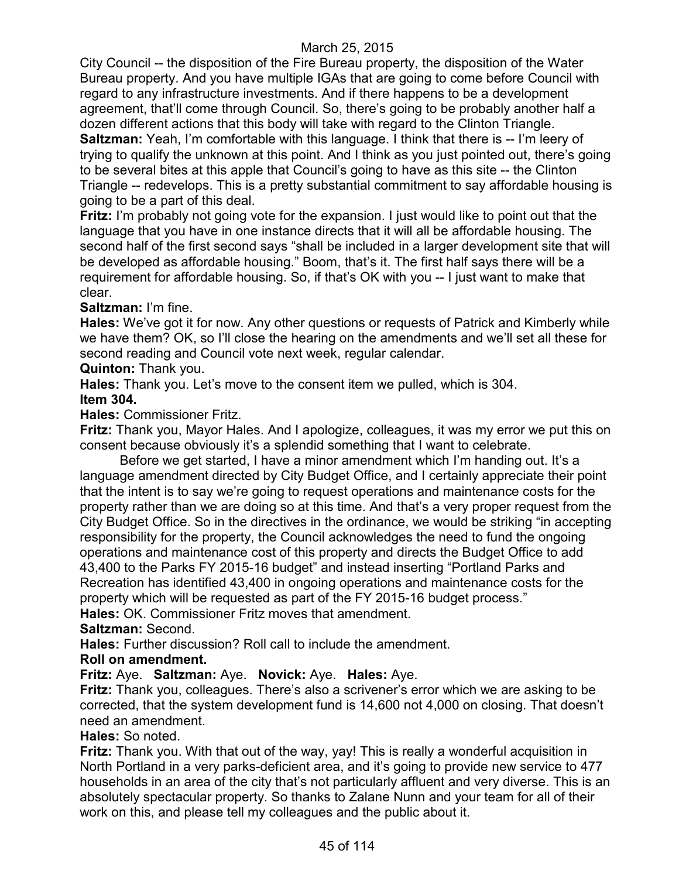City Council -- the disposition of the Fire Bureau property, the disposition of the Water Bureau property. And you have multiple IGAs that are going to come before Council with regard to any infrastructure investments. And if there happens to be a development agreement, that'll come through Council. So, there's going to be probably another half a dozen different actions that this body will take with regard to the Clinton Triangle.

**Saltzman:** Yeah, I'm comfortable with this language. I think that there is -- I'm leery of trying to qualify the unknown at this point. And I think as you just pointed out, there's going to be several bites at this apple that Council's going to have as this site -- the Clinton Triangle -- redevelops. This is a pretty substantial commitment to say affordable housing is going to be a part of this deal.

**Fritz:** I'm probably not going vote for the expansion. I just would like to point out that the language that you have in one instance directs that it will all be affordable housing. The second half of the first second says "shall be included in a larger development site that will be developed as affordable housing." Boom, that's it. The first half says there will be a requirement for affordable housing. So, if that's OK with you -- I just want to make that clear.

**Saltzman:** I'm fine.

**Hales:** We've got it for now. Any other questions or requests of Patrick and Kimberly while we have them? OK, so I'll close the hearing on the amendments and we'll set all these for second reading and Council vote next week, regular calendar.

**Quinton:** Thank you.

**Hales:** Thank you. Let's move to the consent item we pulled, which is 304.

**Item 304.**

**Hales:** Commissioner Fritz.

**Fritz:** Thank you, Mayor Hales. And I apologize, colleagues, it was my error we put this on consent because obviously it's a splendid something that I want to celebrate.

Before we get started, I have a minor amendment which I'm handing out. It's a language amendment directed by City Budget Office, and I certainly appreciate their point that the intent is to say we're going to request operations and maintenance costs for the property rather than we are doing so at this time. And that's a very proper request from the City Budget Office. So in the directives in the ordinance, we would be striking "in accepting responsibility for the property, the Council acknowledges the need to fund the ongoing operations and maintenance cost of this property and directs the Budget Office to add 43,400 to the Parks FY 2015-16 budget" and instead inserting "Portland Parks and Recreation has identified 43,400 in ongoing operations and maintenance costs for the property which will be requested as part of the FY 2015-16 budget process."

**Hales:** OK. Commissioner Fritz moves that amendment.

**Saltzman:** Second.

**Hales:** Further discussion? Roll call to include the amendment.

**Roll on amendment.**

**Fritz:** Aye. **Saltzman:** Aye. **Novick:** Aye. **Hales:** Aye.

**Fritz:** Thank you, colleagues. There's also a scrivener's error which we are asking to be corrected, that the system development fund is 14,600 not 4,000 on closing. That doesn't need an amendment.

**Hales:** So noted.

**Fritz:** Thank you. With that out of the way, yay! This is really a wonderful acquisition in North Portland in a very parks-deficient area, and it's going to provide new service to 477 households in an area of the city that's not particularly affluent and very diverse. This is an absolutely spectacular property. So thanks to Zalane Nunn and your team for all of their work on this, and please tell my colleagues and the public about it.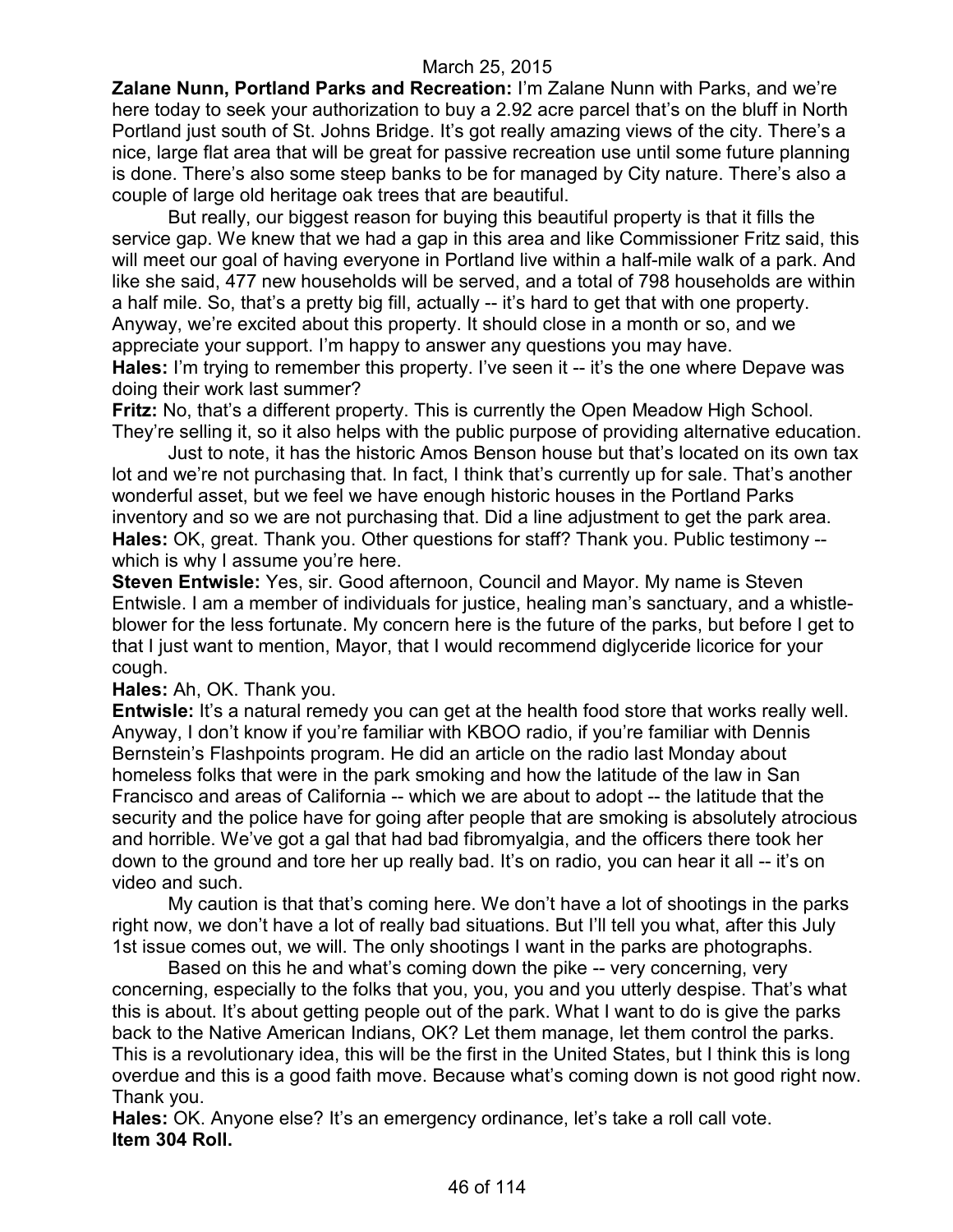**Zalane Nunn, Portland Parks and Recreation:** I'm Zalane Nunn with Parks, and we're here today to seek your authorization to buy a 2.92 acre parcel that's on the bluff in North Portland just south of St. Johns Bridge. It's got really amazing views of the city. There's a nice, large flat area that will be great for passive recreation use until some future planning is done. There's also some steep banks to be for managed by City nature. There's also a couple of large old heritage oak trees that are beautiful.

But really, our biggest reason for buying this beautiful property is that it fills the service gap. We knew that we had a gap in this area and like Commissioner Fritz said, this will meet our goal of having everyone in Portland live within a half-mile walk of a park. And like she said, 477 new households will be served, and a total of 798 households are within a half mile. So, that's a pretty big fill, actually -- it's hard to get that with one property. Anyway, we're excited about this property. It should close in a month or so, and we appreciate your support. I'm happy to answer any questions you may have.

**Hales:** I'm trying to remember this property. I've seen it -- it's the one where Depave was doing their work last summer?

**Fritz:** No, that's a different property. This is currently the Open Meadow High School. They're selling it, so it also helps with the public purpose of providing alternative education.

Just to note, it has the historic Amos Benson house but that's located on its own tax lot and we're not purchasing that. In fact, I think that's currently up for sale. That's another wonderful asset, but we feel we have enough historic houses in the Portland Parks inventory and so we are not purchasing that. Did a line adjustment to get the park area.

**Hales:** OK, great. Thank you. Other questions for staff? Thank you. Public testimony -- which is why I assume you're here.

**Steven Entwisle:** Yes, sir. Good afternoon, Council and Mayor. My name is Steven Entwisle. I am a member of individuals for justice, healing man's sanctuary, and a whistle-blower for the less fortunate. My concern here is the future of the parks, but before I get to that I just want to mention, Mayor, that I would recommend diglyceride licorice for your cough.

**Hales:** Ah, OK. Thank you.

**Entwisle:** It's a natural remedy you can get at the health food store that works really well. Anyway, I don't know if you're familiar with KBOO radio, if you're familiar with Dennis Bernstein's Flashpoints program. He did an article on the radio last Monday about homeless folks that were in the park smoking and how the latitude of the law in San Francisco and areas of California -- which we are about to adopt -- the latitude that the security and the police have for going after people that are smoking is absolutely atrocious and horrible. We've got a gal that had bad fibromyalgia, and the officers there took her down to the ground and tore her up really bad. It's on radio, you can hear it all -- it's on video and such.

My caution is that that's coming here. We don't have a lot of shootings in the parks right now, we don't have a lot of really bad situations. But I'll tell you what, after this July 1st issue comes out, we will. The only shootings I want in the parks are photographs.

Based on this he and what's coming down the pike -- very concerning, very concerning, especially to the folks that you, you, you and you utterly despise. That's what this is about. It's about getting people out of the park. What I want to do is give the parks back to the Native American Indians, OK? Let them manage, let them control the parks. This is a revolutionary idea, this will be the first in the United States, but I think this is long overdue and this is a good faith move. Because what's coming down is not good right now. Thank you.

**Hales:** OK. Anyone else? It's an emergency ordinance, let's take a roll call vote.

**Item 304 Roll.**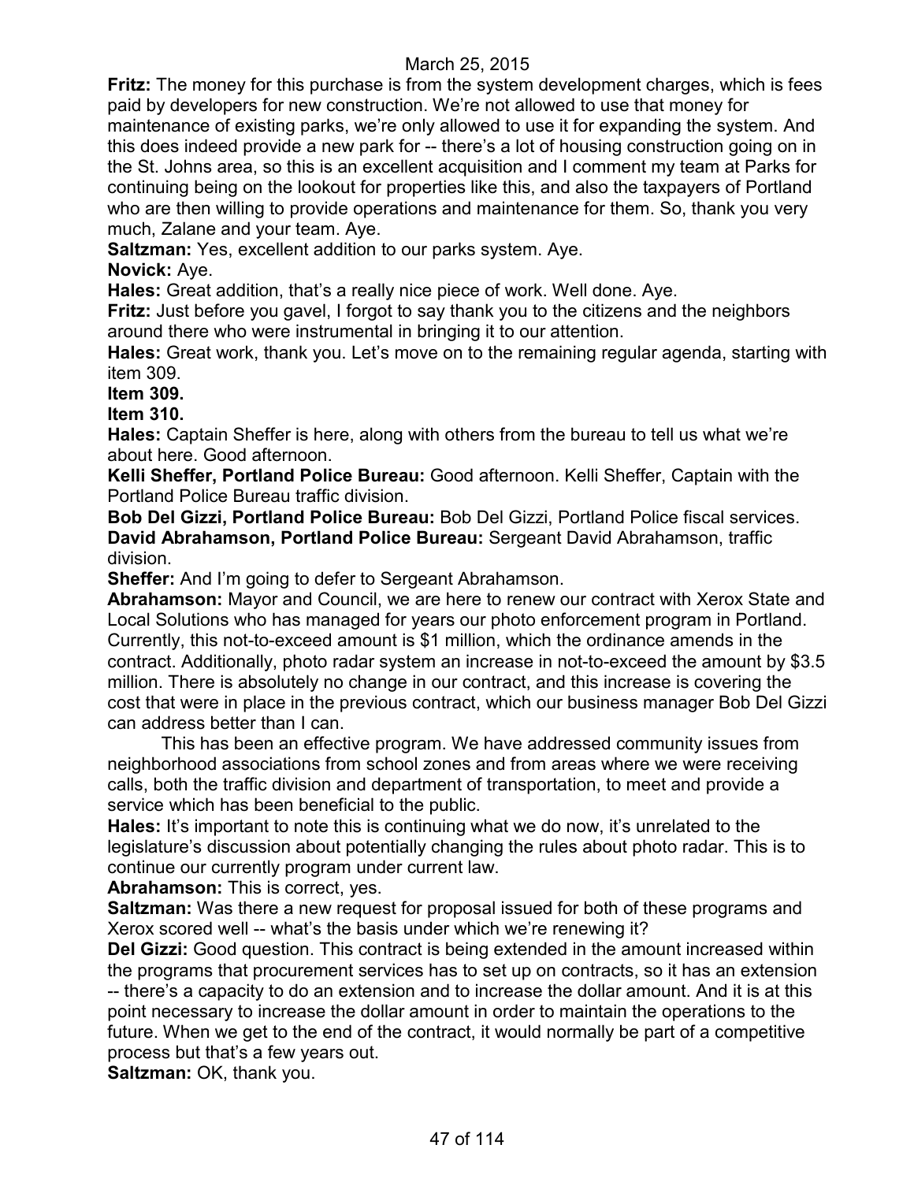March 25, 2015

**Fritz:** The money for this purchase is from the system development charges, which is fees paid by developers for new construction. We're not allowed to use that money for maintenance of existing parks, we're only allowed to use it for expanding the system. And this does indeed provide a new park for -- there's a lot of housing construction going on in the St. Johns area, so this is an excellent acquisition and I comment my team at Parks for continuing being on the lookout for properties like this, and also the taxpayers of Portland who are then willing to provide operations and maintenance for them. So, thank you very much, Zalane and your team. Aye.

**Saltzman:** Yes, excellent addition to our parks system. Aye.

**Novick:** Aye.

**Hales:** Great addition, that's a really nice piece of work. Well done. Aye.

**Fritz:** Just before you gavel, I forgot to say thank you to the citizens and the neighbors around there who were instrumental in bringing it to our attention.

**Hales:** Great work, thank you. Let's move on to the remaining regular agenda, starting with item 309.

**Item 309.**

**Item 310.**

**Hales:** Captain Sheffer is here, along with others from the bureau to tell us what we're about here. Good afternoon.

**Kelli Sheffer, Portland Police Bureau:** Good afternoon. Kelli Sheffer, Captain with the Portland Police Bureau traffic division.

**Bob Del Gizzi, Portland Police Bureau:** Bob Del Gizzi, Portland Police fiscal services.

**David Abrahamson, Portland Police Bureau:** Sergeant David Abrahamson, traffic division.

**Sheffer:** And I'm going to defer to Sergeant Abrahamson.

**Abrahamson:** Mayor and Council, we are here to renew our contract with Xerox State and Local Solutions who has managed for years our photo enforcement program in Portland. Currently, this not-to-exceed amount is $1 million, which the ordinance amends in the contract. Additionally, photo radar system an increase in not-to-exceed the amount by $3.5 million. There is absolutely no change in our contract, and this increase is covering the cost that were in place in the previous contract, which our business manager Bob Del Gizzi can address better than I can.

This has been an effective program. We have addressed community issues from neighborhood associations from school zones and from areas where we were receiving calls, both the traffic division and department of transportation, to meet and provide a service which has been beneficial to the public.

**Hales:** It's important to note this is continuing what we do now, it's unrelated to the legislature's discussion about potentially changing the rules about photo radar. This is to continue our currently program under current law.

**Abrahamson:** This is correct, yes.

**Saltzman:** Was there a new request for proposal issued for both of these programs and Xerox scored well -- what's the basis under which we're renewing it?

**Del Gizzi:** Good question. This contract is being extended in the amount increased within the programs that procurement services has to set up on contracts, so it has an extension -- there's a capacity to do an extension and to increase the dollar amount. And it is at this point necessary to increase the dollar amount in order to maintain the operations to the future. When we get to the end of the contract, it would normally be part of a competitive process but that's a few years out.

**Saltzman:** OK, thank you.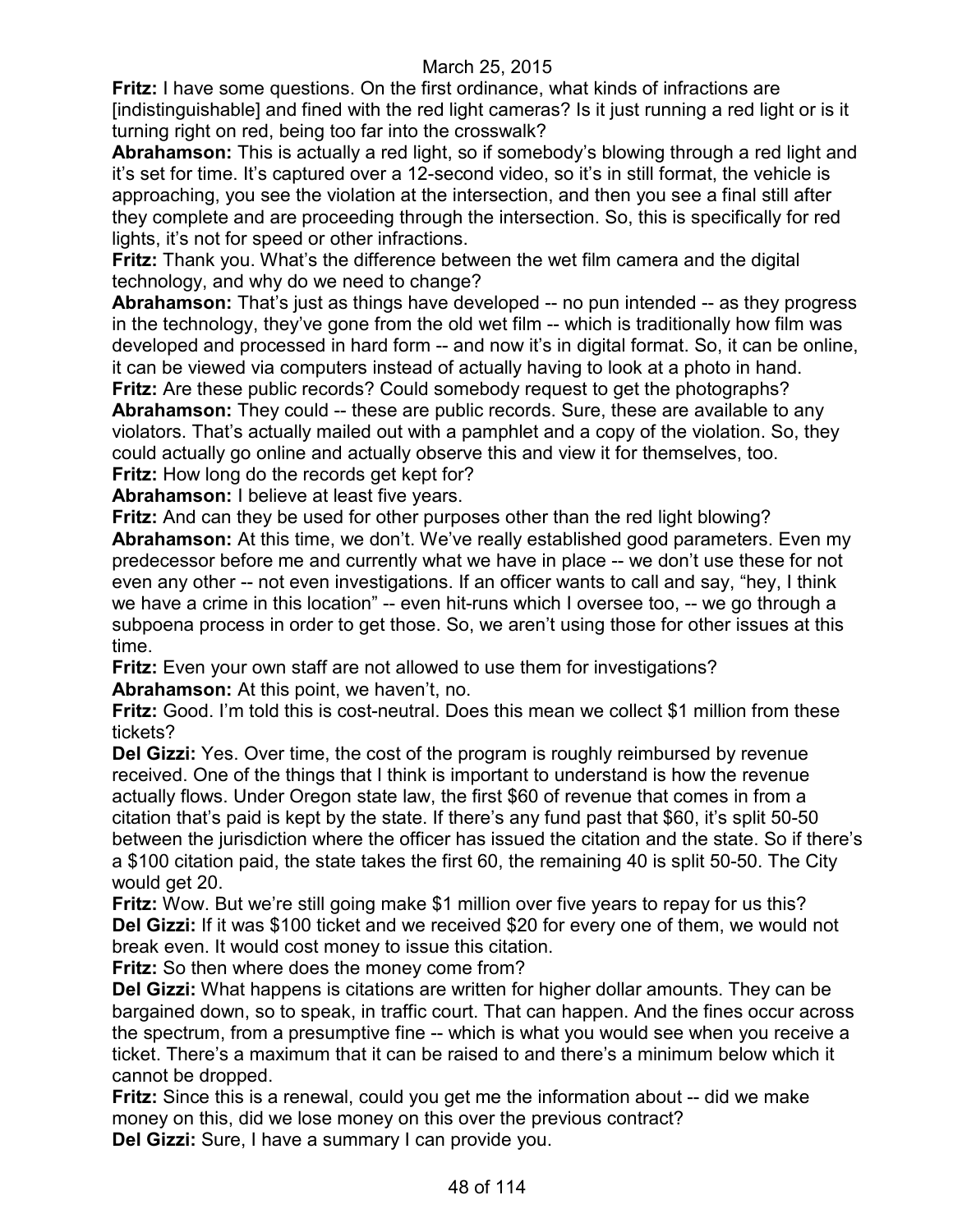**Fritz:** I have some questions. On the first ordinance, what kinds of infractions are [indistinguishable] and fined with the red light cameras? Is it just running a red light or is it turning right on red, being too far into the crosswalk?

**Abrahamson:** This is actually a red light, so if somebody's blowing through a red light and it's set for time. It's captured over a 12-second video, so it's in still format, the vehicle is approaching, you see the violation at the intersection, and then you see a final still after they complete and are proceeding through the intersection. So, this is specifically for red lights, it's not for speed or other infractions.

**Fritz:** Thank you. What's the difference between the wet film camera and the digital technology, and why do we need to change?

**Abrahamson:** That's just as things have developed -- no pun intended -- as they progress in the technology, they've gone from the old wet film -- which is traditionally how film was developed and processed in hard form -- and now it's in digital format. So, it can be online, it can be viewed via computers instead of actually having to look at a photo in hand.

**Fritz:** Are these public records? Could somebody request to get the photographs?

**Abrahamson:** They could -- these are public records. Sure, these are available to any violators. That's actually mailed out with a pamphlet and a copy of the violation. So, they could actually go online and actually observe this and view it for themselves, too.

**Fritz:** How long do the records get kept for?

**Abrahamson:** I believe at least five years.

**Fritz:** And can they be used for other purposes other than the red light blowing?

**Abrahamson:** At this time, we don't. We've really established good parameters. Even my predecessor before me and currently what we have in place -- we don't use these for not even any other -- not even investigations. If an officer wants to call and say, "hey, I think we have a crime in this location" -- even hit-runs which I oversee too, -- we go through a subpoena process in order to get those. So, we aren't using those for other issues at this time.

**Fritz:** Even your own staff are not allowed to use them for investigations?

**Abrahamson:** At this point, we haven't, no.

**Fritz:** Good. I'm told this is cost-neutral. Does this mean we collect $1 million from these tickets?

**Del Gizzi:** Yes. Over time, the cost of the program is roughly reimbursed by revenue received. One of the things that I think is important to understand is how the revenue actually flows. Under Oregon state law, the first $60 of revenue that comes in from a citation that's paid is kept by the state. If there's any fund past that $60, it's split 50-50 between the jurisdiction where the officer has issued the citation and the state. So if there's a $100 citation paid, the state takes the first 60, the remaining 40 is split 50-50. The City would get 20.

**Fritz:** Wow. But we're still going make $1 million over five years to repay for us this?

**Del Gizzi:** If it was $100 ticket and we received $20 for every one of them, we would not break even. It would cost money to issue this citation.

**Fritz:** So then where does the money come from?

**Del Gizzi:** What happens is citations are written for higher dollar amounts. They can be bargained down, so to speak, in traffic court. That can happen. And the fines occur across the spectrum, from a presumptive fine -- which is what you would see when you receive a ticket. There's a maximum that it can be raised to and there's a minimum below which it cannot be dropped.

**Fritz:** Since this is a renewal, could you get me the information about -- did we make money on this, did we lose money on this over the previous contract?

**Del Gizzi:** Sure, I have a summary I can provide you.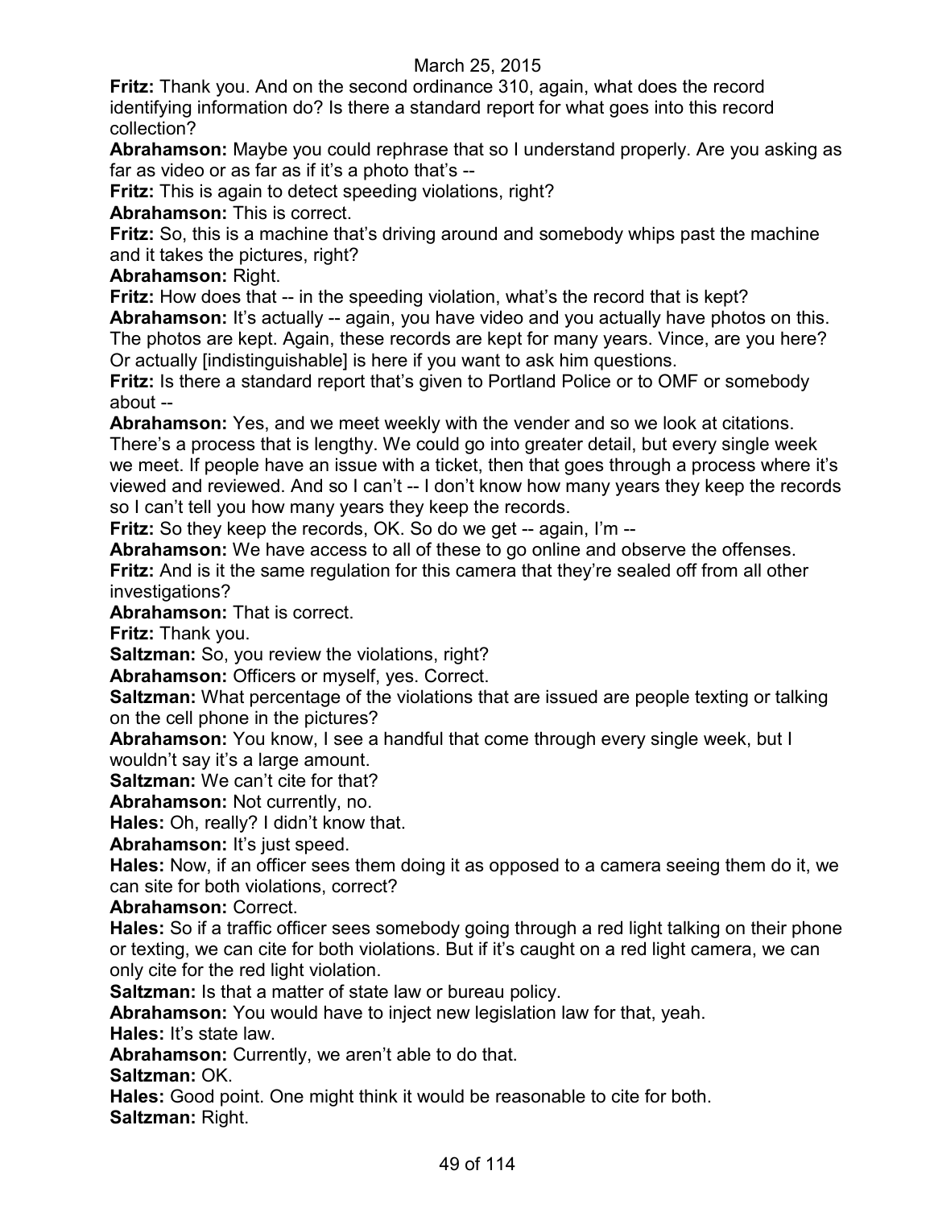March 25, 2015

**Fritz:** Thank you. And on the second ordinance 310, again, what does the record identifying information do? Is there a standard report for what goes into this record collection?

**Abrahamson:** Maybe you could rephrase that so I understand properly. Are you asking as far as video or as far as if it's a photo that's --

**Fritz:** This is again to detect speeding violations, right?

**Abrahamson:** This is correct.

**Fritz:** So, this is a machine that's driving around and somebody whips past the machine and it takes the pictures, right?

**Abrahamson:** Right.

**Fritz:** How does that -- in the speeding violation, what's the record that is kept?

**Abrahamson:** It's actually -- again, you have video and you actually have photos on this. The photos are kept. Again, these records are kept for many years. Vince, are you here? Or actually [indistinguishable] is here if you want to ask him questions.

**Fritz:** Is there a standard report that's given to Portland Police or to OMF or somebody about --

**Abrahamson:** Yes, and we meet weekly with the vender and so we look at citations. There's a process that is lengthy. We could go into greater detail, but every single week we meet. If people have an issue with a ticket, then that goes through a process where it's viewed and reviewed. And so I can't -- I don't know how many years they keep the records so I can't tell you how many years they keep the records.

**Fritz:** So they keep the records, OK. So do we get -- again, I'm --

**Abrahamson:** We have access to all of these to go online and observe the offenses.

**Fritz:** And is it the same regulation for this camera that they're sealed off from all other investigations?

**Abrahamson:** That is correct.

**Fritz:** Thank you.

**Saltzman:** So, you review the violations, right?

**Abrahamson:** Officers or myself, yes. Correct.

**Saltzman:** What percentage of the violations that are issued are people texting or talking on the cell phone in the pictures?

**Abrahamson:** You know, I see a handful that come through every single week, but I wouldn't say it's a large amount.

**Saltzman:** We can't cite for that?

**Abrahamson:** Not currently, no.

**Hales:** Oh, really? I didn't know that.

**Abrahamson:** It's just speed.

**Hales:** Now, if an officer sees them doing it as opposed to a camera seeing them do it, we can site for both violations, correct?

**Abrahamson:** Correct.

**Hales:** So if a traffic officer sees somebody going through a red light talking on their phone or texting, we can cite for both violations. But if it's caught on a red light camera, we can only cite for the red light violation.

**Saltzman:** Is that a matter of state law or bureau policy.

**Abrahamson:** You would have to inject new legislation law for that, yeah.

**Hales:** It's state law.

**Abrahamson:** Currently, we aren't able to do that.

**Saltzman:** OK.

**Hales:** Good point. One might think it would be reasonable to cite for both.

**Saltzman:** Right.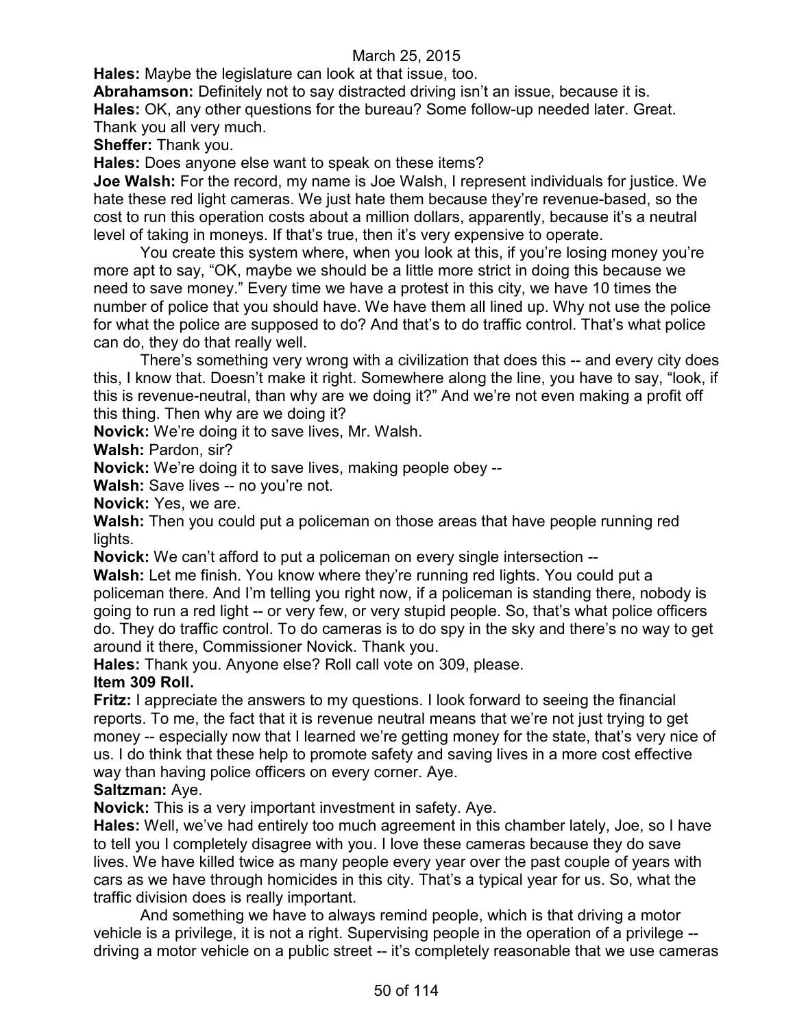**Hales:** Maybe the legislature can look at that issue, too.

**Abrahamson:** Definitely not to say distracted driving isn't an issue, because it is.

**Hales:** OK, any other questions for the bureau? Some follow-up needed later. Great. Thank you all very much.

**Sheffer:** Thank you.

**Hales:** Does anyone else want to speak on these items?

**Joe Walsh:** For the record, my name is Joe Walsh, I represent individuals for justice. We hate these red light cameras. We just hate them because they're revenue-based, so the cost to run this operation costs about a million dollars, apparently, because it's a neutral level of taking in moneys. If that's true, then it's very expensive to operate.

You create this system where, when you look at this, if you're losing money you're more apt to say, "OK, maybe we should be a little more strict in doing this because we need to save money." Every time we have a protest in this city, we have 10 times the number of police that you should have. We have them all lined up. Why not use the police for what the police are supposed to do? And that's to do traffic control. That's what police can do, they do that really well.

There's something very wrong with a civilization that does this -- and every city does this, I know that. Doesn't make it right. Somewhere along the line, you have to say, "look, if this is revenue-neutral, than why are we doing it?" And we're not even making a profit off this thing. Then why are we doing it?

**Novick:** We're doing it to save lives, Mr. Walsh.

**Walsh:** Pardon, sir?

**Novick:** We're doing it to save lives, making people obey --

**Walsh:** Save lives -- no you're not.

**Novick:** Yes, we are.

**Walsh:** Then you could put a policeman on those areas that have people running red lights.

**Novick:** We can't afford to put a policeman on every single intersection --

**Walsh:** Let me finish. You know where they're running red lights. You could put a policeman there. And I'm telling you right now, if a policeman is standing there, nobody is going to run a red light -- or very few, or very stupid people. So, that's what police officers do. They do traffic control. To do cameras is to do spy in the sky and there's no way to get around it there, Commissioner Novick. Thank you.

**Hales:** Thank you. Anyone else? Roll call vote on 309, please.

**Item 309 Roll.**

**Fritz:** I appreciate the answers to my questions. I look forward to seeing the financial reports. To me, the fact that it is revenue neutral means that we're not just trying to get money -- especially now that I learned we're getting money for the state, that's very nice of us. I do think that these help to promote safety and saving lives in a more cost effective way than having police officers on every corner. Aye.

**Saltzman:** Aye.

**Novick:** This is a very important investment in safety. Aye.

**Hales:** Well, we've had entirely too much agreement in this chamber lately, Joe, so I have to tell you I completely disagree with you. I love these cameras because they do save lives. We have killed twice as many people every year over the past couple of years with cars as we have through homicides in this city. That's a typical year for us. So, what the traffic division does is really important.

And something we have to always remind people, which is that driving a motor vehicle is a privilege, it is not a right. Supervising people in the operation of a privilege -- driving a motor vehicle on a public street -- it's completely reasonable that we use cameras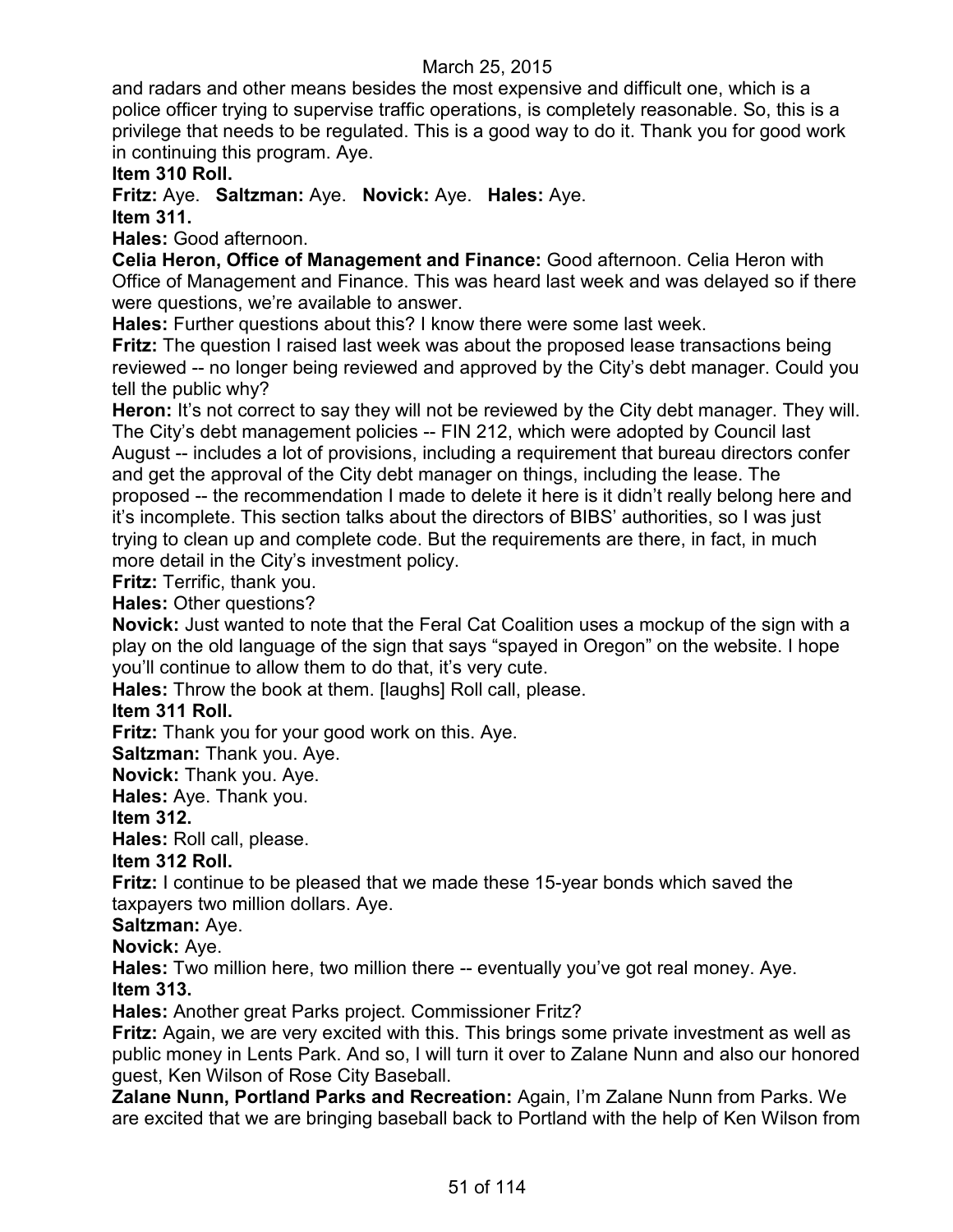and radars and other means besides the most expensive and difficult one, which is a police officer trying to supervise traffic operations, is completely reasonable. So, this is a privilege that needs to be regulated. This is a good way to do it. Thank you for good work in continuing this program. Aye.

**Item 310 Roll.**

**Fritz:** Aye. **Saltzman:** Aye. **Novick:** Aye. **Hales:** Aye.

**Item 311.**

**Hales:** Good afternoon.

**Celia Heron, Office of Management and Finance:** Good afternoon. Celia Heron with Office of Management and Finance. This was heard last week and was delayed so if there were questions, we're available to answer.

**Hales:** Further questions about this? I know there were some last week.

**Fritz:** The question I raised last week was about the proposed lease transactions being reviewed -- no longer being reviewed and approved by the City's debt manager. Could you tell the public why?

**Heron:** It's not correct to say they will not be reviewed by the City debt manager. They will. The City's debt management policies -- FIN 212, which were adopted by Council last August -- includes a lot of provisions, including a requirement that bureau directors confer and get the approval of the City debt manager on things, including the lease. The proposed -- the recommendation I made to delete it here is it didn't really belong here and it's incomplete. This section talks about the directors of BIBS' authorities, so I was just trying to clean up and complete code. But the requirements are there, in fact, in much more detail in the City's investment policy.

**Fritz:** Terrific, thank you.

**Hales:** Other questions?

**Novick:** Just wanted to note that the Feral Cat Coalition uses a mockup of the sign with a play on the old language of the sign that says "spayed in Oregon" on the website. I hope you'll continue to allow them to do that, it's very cute.

**Hales:** Throw the book at them. [laughs] Roll call, please.

**Item 311 Roll.**

**Fritz:** Thank you for your good work on this. Aye.

**Saltzman:** Thank you. Aye.

**Novick:** Thank you. Aye.

**Hales:** Aye. Thank you.

**Item 312.**

**Hales:** Roll call, please.

**Item 312 Roll.**

**Fritz:** I continue to be pleased that we made these 15-year bonds which saved the taxpayers two million dollars. Aye.

**Saltzman:** Aye.

**Novick:** Aye.

**Hales:** Two million here, two million there -- eventually you've got real money. Aye.

**Item 313.**

**Hales:** Another great Parks project. Commissioner Fritz?

**Fritz:** Again, we are very excited with this. This brings some private investment as well as public money in Lents Park. And so, I will turn it over to Zalane Nunn and also our honored guest, Ken Wilson of Rose City Baseball.

**Zalane Nunn, Portland Parks and Recreation:** Again, I'm Zalane Nunn from Parks. We are excited that we are bringing baseball back to Portland with the help of Ken Wilson from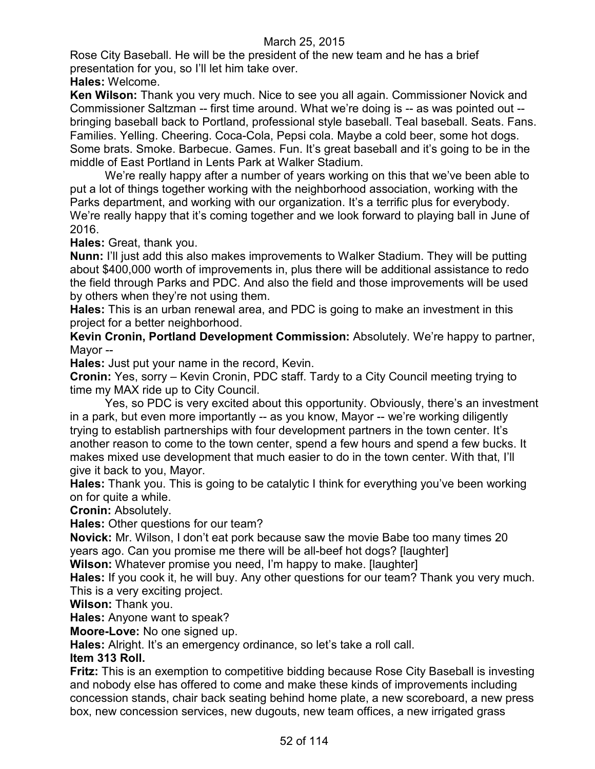Rose City Baseball. He will be the president of the new team and he has a brief presentation for you, so I'll let him take over.

**Hales:** Welcome.

**Ken Wilson:** Thank you very much. Nice to see you all again. Commissioner Novick and Commissioner Saltzman -- first time around. What we're doing is -- as was pointed out -- bringing baseball back to Portland, professional style baseball. Teal baseball. Seats. Fans. Families. Yelling. Cheering. Coca-Cola, Pepsi cola. Maybe a cold beer, some hot dogs. Some brats. Smoke. Barbecue. Games. Fun. It's great baseball and it's going to be in the middle of East Portland in Lents Park at Walker Stadium.

We're really happy after a number of years working on this that we've been able to put a lot of things together working with the neighborhood association, working with the Parks department, and working with our organization. It's a terrific plus for everybody. We're really happy that it's coming together and we look forward to playing ball in June of 2016.

**Hales:** Great, thank you.

**Nunn:** I'll just add this also makes improvements to Walker Stadium. They will be putting about $400,000 worth of improvements in, plus there will be additional assistance to redo the field through Parks and PDC. And also the field and those improvements will be used by others when they're not using them.

**Hales:** This is an urban renewal area, and PDC is going to make an investment in this project for a better neighborhood.

**Kevin Cronin, Portland Development Commission:** Absolutely. We're happy to partner, Mayor --

**Hales:** Just put your name in the record, Kevin.

**Cronin:** Yes, sorry – Kevin Cronin, PDC staff. Tardy to a City Council meeting trying to time my MAX ride up to City Council.

Yes, so PDC is very excited about this opportunity. Obviously, there's an investment in a park, but even more importantly -- as you know, Mayor -- we're working diligently trying to establish partnerships with four development partners in the town center. It's another reason to come to the town center, spend a few hours and spend a few bucks. It makes mixed use development that much easier to do in the town center. With that, I'll give it back to you, Mayor.

**Hales:** Thank you. This is going to be catalytic I think for everything you've been working on for quite a while.

**Cronin:** Absolutely.

**Hales:** Other questions for our team?

**Novick:** Mr. Wilson, I don't eat pork because saw the movie Babe too many times 20 years ago. Can you promise me there will be all-beef hot dogs? [laughter]

**Wilson:** Whatever promise you need, I'm happy to make. [laughter]

**Hales:** If you cook it, he will buy. Any other questions for our team? Thank you very much. This is a very exciting project.

**Wilson:** Thank you.

**Hales:** Anyone want to speak?

**Moore-Love:** No one signed up.

**Hales:** Alright. It's an emergency ordinance, so let's take a roll call.

**Item 313 Roll.**

**Fritz:** This is an exemption to competitive bidding because Rose City Baseball is investing and nobody else has offered to come and make these kinds of improvements including concession stands, chair back seating behind home plate, a new scoreboard, a new press box, new concession services, new dugouts, new team offices, a new irrigated grass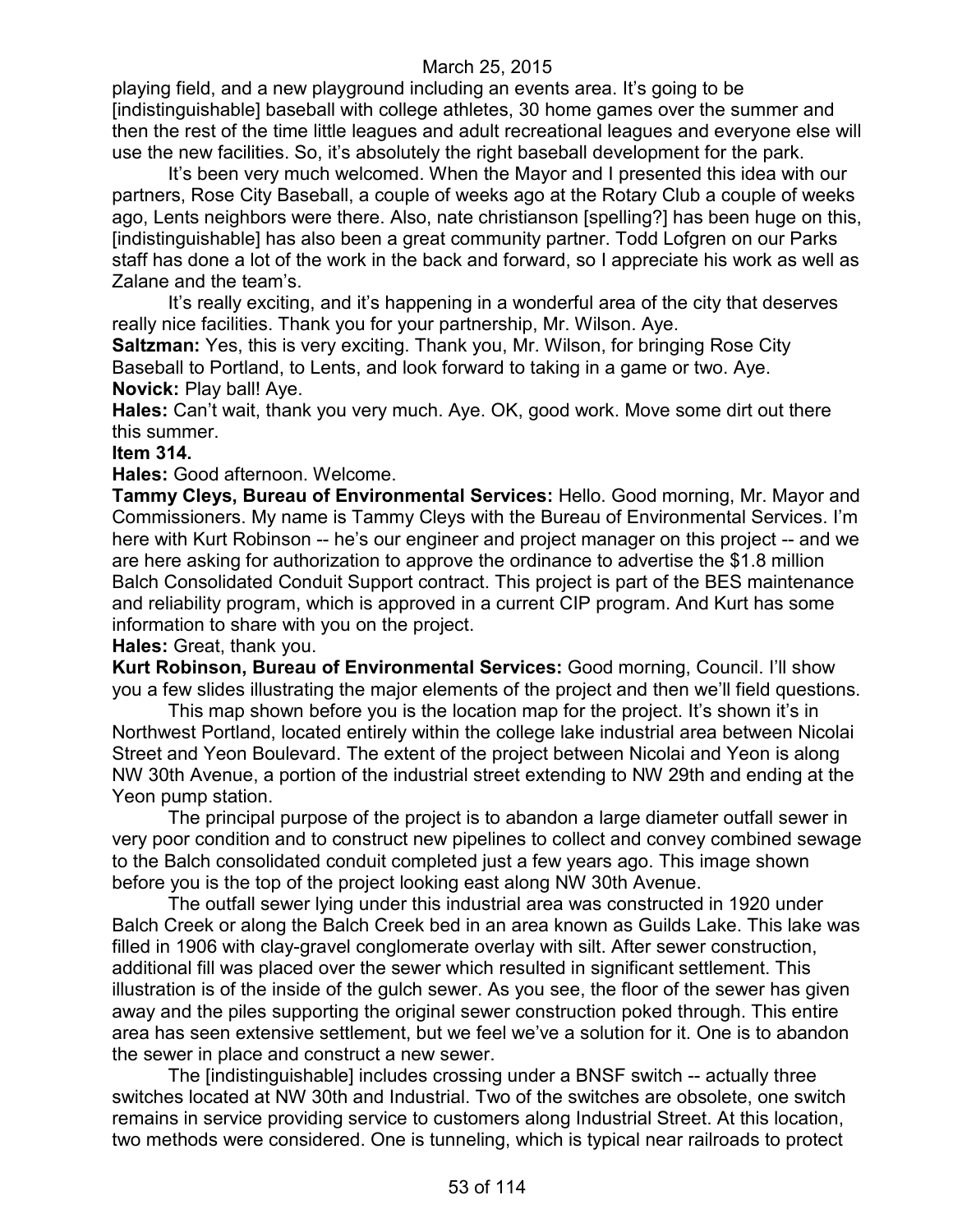playing field, and a new playground including an events area. It's going to be [indistinguishable] baseball with college athletes, 30 home games over the summer and then the rest of the time little leagues and adult recreational leagues and everyone else will use the new facilities. So, it's absolutely the right baseball development for the park.

It's been very much welcomed. When the Mayor and I presented this idea with our partners, Rose City Baseball, a couple of weeks ago at the Rotary Club a couple of weeks ago, Lents neighbors were there. Also, nate christianson [spelling?] has been huge on this, [indistinguishable] has also been a great community partner. Todd Lofgren on our Parks staff has done a lot of the work in the back and forward, so I appreciate his work as well as Zalane and the team's.

It's really exciting, and it's happening in a wonderful area of the city that deserves really nice facilities. Thank you for your partnership, Mr. Wilson. Aye.

**Saltzman:** Yes, this is very exciting. Thank you, Mr. Wilson, for bringing Rose City Baseball to Portland, to Lents, and look forward to taking in a game or two. Aye.

**Novick:** Play ball! Aye.

**Hales:** Can't wait, thank you very much. Aye. OK, good work. Move some dirt out there this summer.

**Item 314.**

**Hales:** Good afternoon. Welcome.

**Tammy Cleys, Bureau of Environmental Services:** Hello. Good morning, Mr. Mayor and Commissioners. My name is Tammy Cleys with the Bureau of Environmental Services. I'm here with Kurt Robinson -- he's our engineer and project manager on this project -- and we are here asking for authorization to approve the ordinance to advertise the $1.8 million Balch Consolidated Conduit Support contract. This project is part of the BES maintenance and reliability program, which is approved in a current CIP program. And Kurt has some information to share with you on the project.

**Hales:** Great, thank you.

**Kurt Robinson, Bureau of Environmental Services:** Good morning, Council. I'll show you a few slides illustrating the major elements of the project and then we'll field questions.

This map shown before you is the location map for the project. It's shown it's in Northwest Portland, located entirely within the college lake industrial area between Nicolai Street and Yeon Boulevard. The extent of the project between Nicolai and Yeon is along NW 30th Avenue, a portion of the industrial street extending to NW 29th and ending at the Yeon pump station.

The principal purpose of the project is to abandon a large diameter outfall sewer in very poor condition and to construct new pipelines to collect and convey combined sewage to the Balch consolidated conduit completed just a few years ago. This image shown before you is the top of the project looking east along NW 30th Avenue.

The outfall sewer lying under this industrial area was constructed in 1920 under Balch Creek or along the Balch Creek bed in an area known as Guilds Lake. This lake was filled in 1906 with clay-gravel conglomerate overlay with silt. After sewer construction, additional fill was placed over the sewer which resulted in significant settlement. This illustration is of the inside of the gulch sewer. As you see, the floor of the sewer has given away and the piles supporting the original sewer construction poked through. This entire area has seen extensive settlement, but we feel we've a solution for it. One is to abandon the sewer in place and construct a new sewer.

The [indistinguishable] includes crossing under a BNSF switch -- actually three switches located at NW 30th and Industrial. Two of the switches are obsolete, one switch remains in service providing service to customers along Industrial Street. At this location, two methods were considered. One is tunneling, which is typical near railroads to protect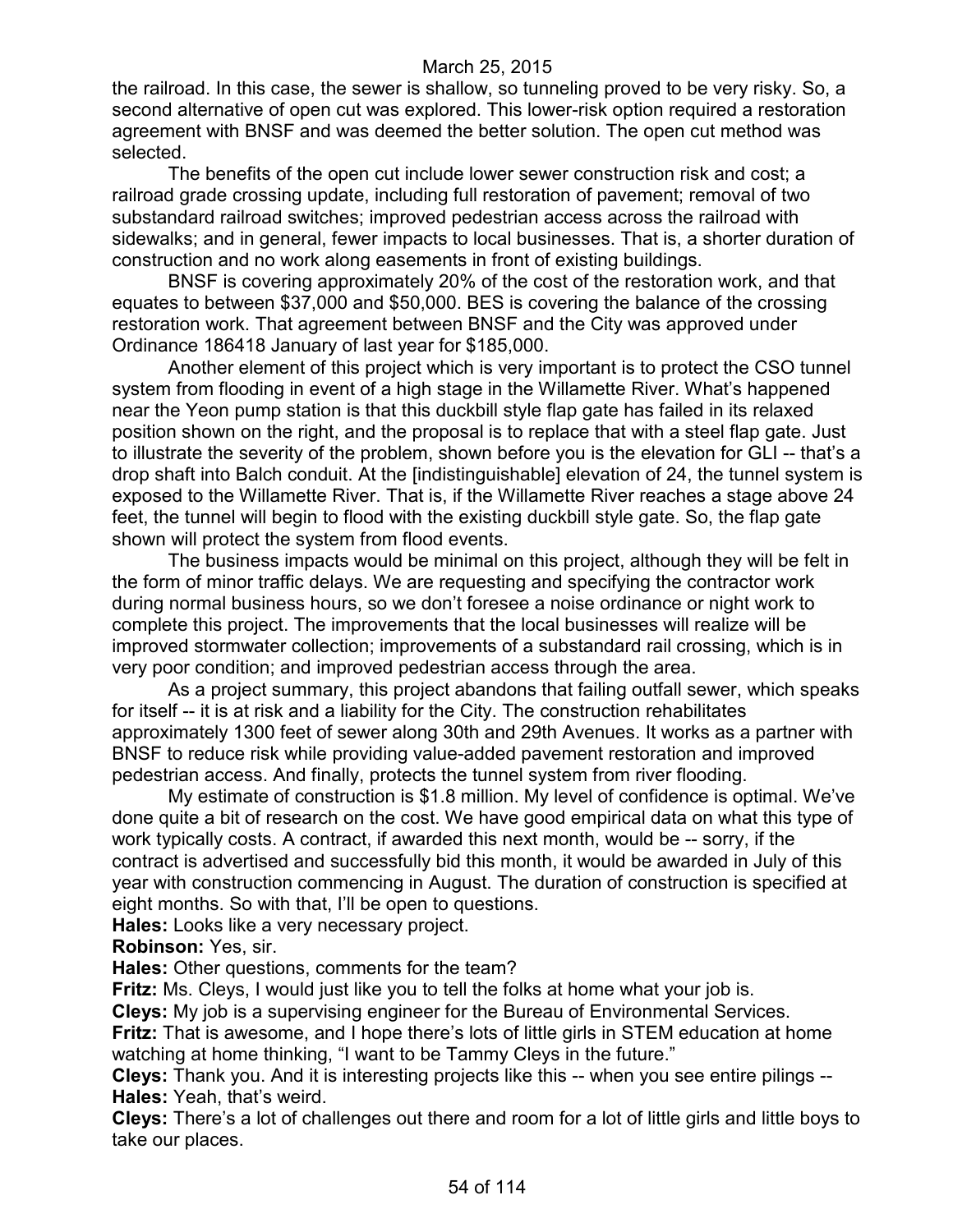the railroad. In this case, the sewer is shallow, so tunneling proved to be very risky. So, a second alternative of open cut was explored. This lower-risk option required a restoration agreement with BNSF and was deemed the better solution. The open cut method was selected.

The benefits of the open cut include lower sewer construction risk and cost; a railroad grade crossing update, including full restoration of pavement; removal of two substandard railroad switches; improved pedestrian access across the railroad with sidewalks; and in general, fewer impacts to local businesses. That is, a shorter duration of construction and no work along easements in front of existing buildings.

BNSF is covering approximately 20% of the cost of the restoration work, and that equates to between $37,000 and $50,000. BES is covering the balance of the crossing restoration work. That agreement between BNSF and the City was approved under Ordinance 186418 January of last year for $185,000.

Another element of this project which is very important is to protect the CSO tunnel system from flooding in event of a high stage in the Willamette River. What's happened near the Yeon pump station is that this duckbill style flap gate has failed in its relaxed position shown on the right, and the proposal is to replace that with a steel flap gate. Just to illustrate the severity of the problem, shown before you is the elevation for GLI -- that's a drop shaft into Balch conduit. At the [indistinguishable] elevation of 24, the tunnel system is exposed to the Willamette River. That is, if the Willamette River reaches a stage above 24 feet, the tunnel will begin to flood with the existing duckbill style gate. So, the flap gate shown will protect the system from flood events.

The business impacts would be minimal on this project, although they will be felt in the form of minor traffic delays. We are requesting and specifying the contractor work during normal business hours, so we don't foresee a noise ordinance or night work to complete this project. The improvements that the local businesses will realize will be improved stormwater collection; improvements of a substandard rail crossing, which is in very poor condition; and improved pedestrian access through the area.

As a project summary, this project abandons that failing outfall sewer, which speaks for itself -- it is at risk and a liability for the City. The construction rehabilitates approximately 1300 feet of sewer along 30th and 29th Avenues. It works as a partner with BNSF to reduce risk while providing value-added pavement restoration and improved pedestrian access. And finally, protects the tunnel system from river flooding.

My estimate of construction is $1.8 million. My level of confidence is optimal. We've done quite a bit of research on the cost. We have good empirical data on what this type of work typically costs. A contract, if awarded this next month, would be -- sorry, if the contract is advertised and successfully bid this month, it would be awarded in July of this year with construction commencing in August. The duration of construction is specified at eight months. So with that, I'll be open to questions.

**Hales:** Looks like a very necessary project.

**Robinson:** Yes, sir.

**Hales:** Other questions, comments for the team?

**Fritz:** Ms. Cleys, I would just like you to tell the folks at home what your job is.

**Cleys:** My job is a supervising engineer for the Bureau of Environmental Services.

**Fritz:** That is awesome, and I hope there's lots of little girls in STEM education at home watching at home thinking, "I want to be Tammy Cleys in the future."

**Cleys:** Thank you. And it is interesting projects like this -- when you see entire pilings --

**Hales:** Yeah, that's weird.

**Cleys:** There's a lot of challenges out there and room for a lot of little girls and little boys to take our places.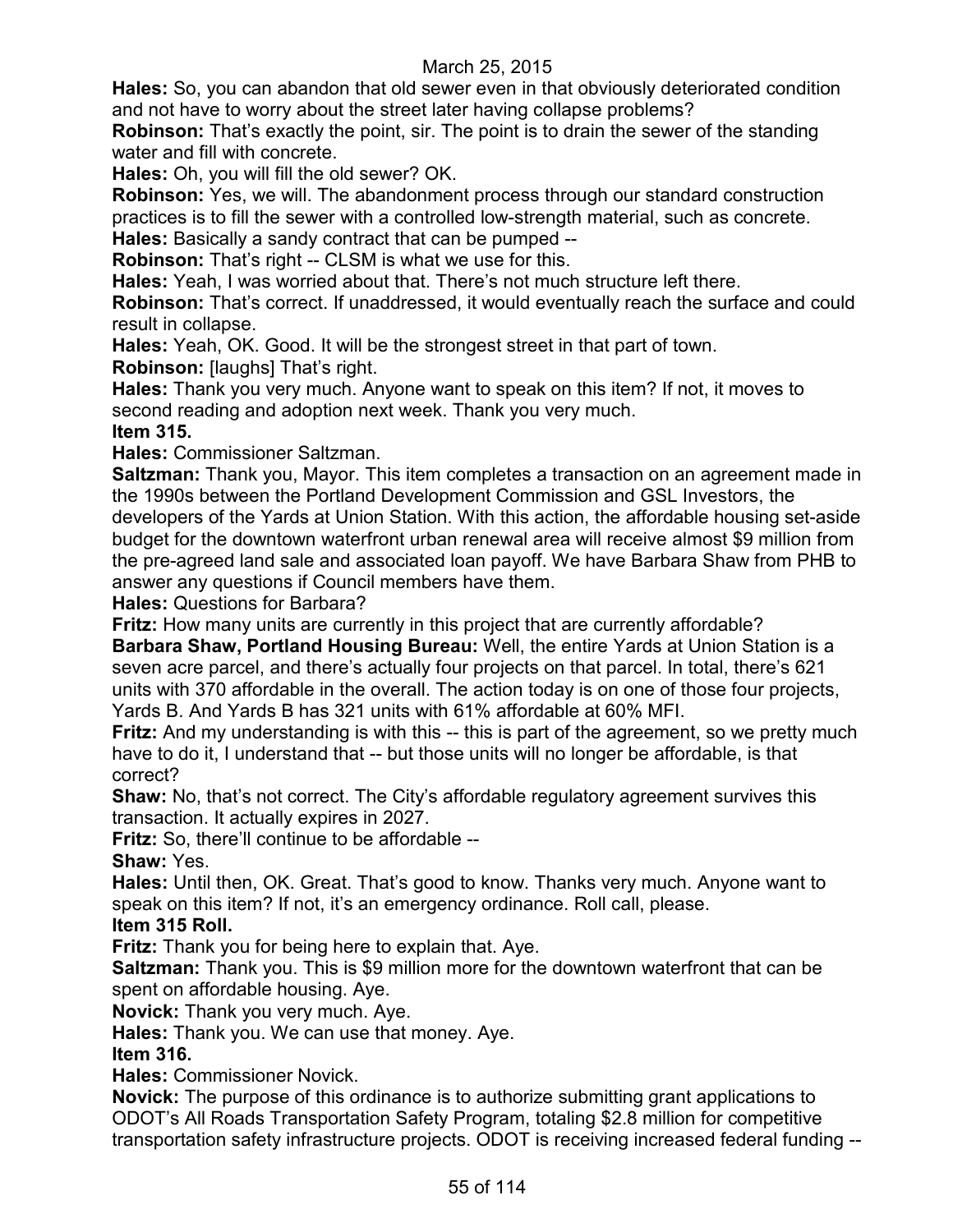**Hales:** So, you can abandon that old sewer even in that obviously deteriorated condition and not have to worry about the street later having collapse problems?

**Robinson:** That's exactly the point, sir. The point is to drain the sewer of the standing water and fill with concrete.

**Hales:** Oh, you will fill the old sewer? OK.

**Robinson:** Yes, we will. The abandonment process through our standard construction practices is to fill the sewer with a controlled low-strength material, such as concrete.

**Hales:** Basically a sandy contract that can be pumped --

**Robinson:** That's right -- CLSM is what we use for this.

**Hales:** Yeah, I was worried about that. There's not much structure left there.

**Robinson:** That's correct. If unaddressed, it would eventually reach the surface and could result in collapse.

**Hales:** Yeah, OK. Good. It will be the strongest street in that part of town.

**Robinson:** [laughs] That's right.

**Hales:** Thank you very much. Anyone want to speak on this item? If not, it moves to second reading and adoption next week. Thank you very much.

**Item 315.**

**Hales:** Commissioner Saltzman.

**Saltzman:** Thank you, Mayor. This item completes a transaction on an agreement made in the 1990s between the Portland Development Commission and GSL Investors, the developers of the Yards at Union Station. With this action, the affordable housing set-aside budget for the downtown waterfront urban renewal area will receive almost $9 million from the pre-agreed land sale and associated loan payoff. We have Barbara Shaw from PHB to answer any questions if Council members have them.

**Hales:** Questions for Barbara?

**Fritz:** How many units are currently in this project that are currently affordable?

**Barbara Shaw, Portland Housing Bureau:** Well, the entire Yards at Union Station is a seven acre parcel, and there's actually four projects on that parcel. In total, there's 621 units with 370 affordable in the overall. The action today is on one of those four projects, Yards B. And Yards B has 321 units with 61% affordable at 60% MFI.

**Fritz:** And my understanding is with this -- this is part of the agreement, so we pretty much have to do it, I understand that -- but those units will no longer be affordable, is that correct?

**Shaw:** No, that's not correct. The City's affordable regulatory agreement survives this transaction. It actually expires in 2027.

**Fritz:** So, there'll continue to be affordable --

**Shaw:** Yes.

**Hales:** Until then, OK. Great. That's good to know. Thanks very much. Anyone want to speak on this item? If not, it's an emergency ordinance. Roll call, please.

**Item 315 Roll.**

**Fritz:** Thank you for being here to explain that. Aye.

**Saltzman:** Thank you. This is $9 million more for the downtown waterfront that can be spent on affordable housing. Aye.

**Novick:** Thank you very much. Aye.

**Hales:** Thank you. We can use that money. Aye.

**Item 316.**

**Hales:** Commissioner Novick.

**Novick:** The purpose of this ordinance is to authorize submitting grant applications to ODOT's All Roads Transportation Safety Program, totaling $2.8 million for competitive transportation safety infrastructure projects. ODOT is receiving increased federal funding --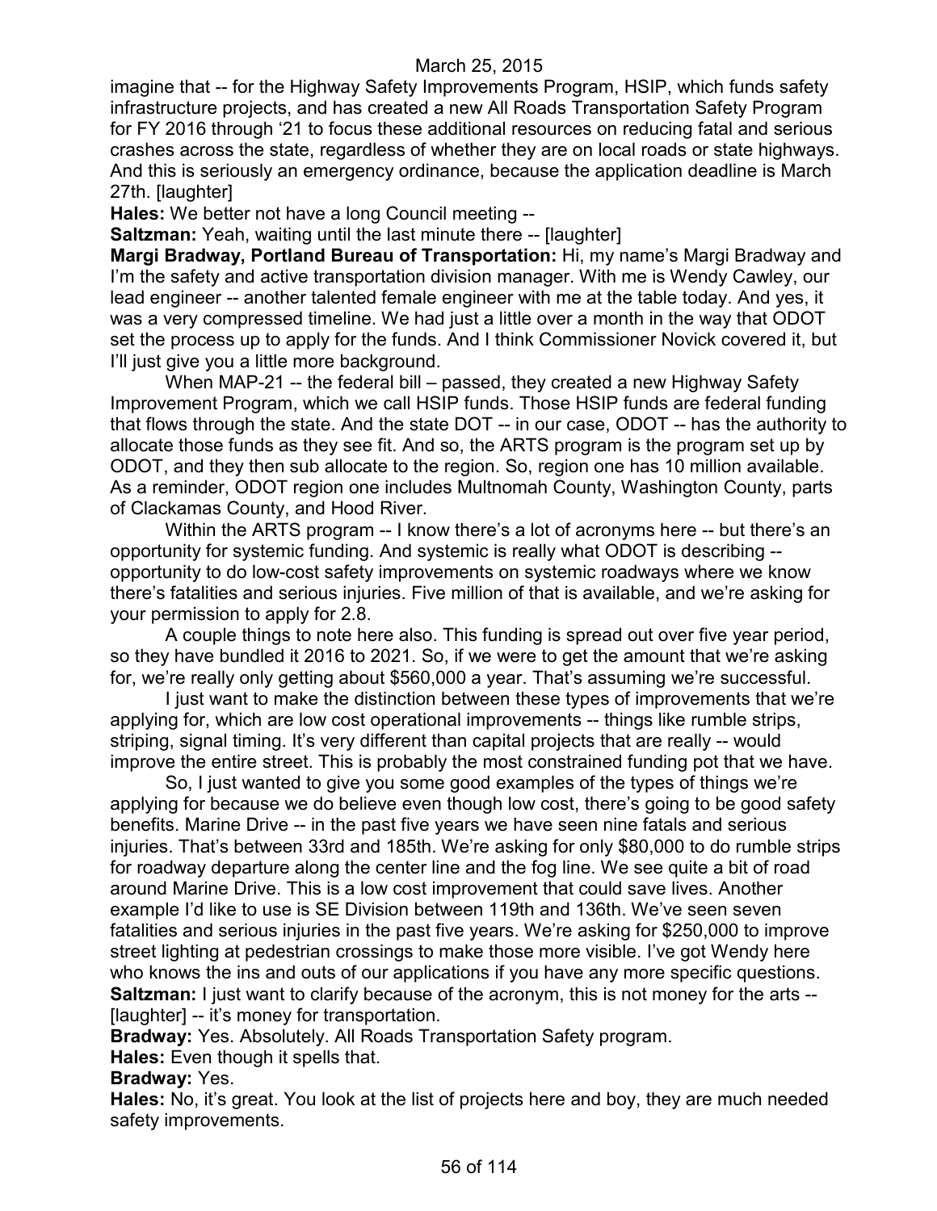imagine that -- for the Highway Safety Improvements Program, HSIP, which funds safety infrastructure projects, and has created a new All Roads Transportation Safety Program for FY 2016 through '21 to focus these additional resources on reducing fatal and serious crashes across the state, regardless of whether they are on local roads or state highways. And this is seriously an emergency ordinance, because the application deadline is March 27th. [laughter]

**Hales:** We better not have a long Council meeting --

**Saltzman:** Yeah, waiting until the last minute there -- [laughter]

**Margi Bradway, Portland Bureau of Transportation:** Hi, my name's Margi Bradway and I'm the safety and active transportation division manager. With me is Wendy Cawley, our lead engineer -- another talented female engineer with me at the table today. And yes, it was a very compressed timeline. We had just a little over a month in the way that ODOT set the process up to apply for the funds. And I think Commissioner Novick covered it, but I'll just give you a little more background.

When MAP-21 -- the federal bill – passed, they created a new Highway Safety Improvement Program, which we call HSIP funds. Those HSIP funds are federal funding that flows through the state. And the state DOT -- in our case, ODOT -- has the authority to allocate those funds as they see fit. And so, the ARTS program is the program set up by ODOT, and they then sub allocate to the region. So, region one has 10 million available. As a reminder, ODOT region one includes Multnomah County, Washington County, parts of Clackamas County, and Hood River.

Within the ARTS program -- I know there's a lot of acronyms here -- but there's an opportunity for systemic funding. And systemic is really what ODOT is describing -- opportunity to do low-cost safety improvements on systemic roadways where we know there's fatalities and serious injuries. Five million of that is available, and we're asking for your permission to apply for 2.8.

A couple things to note here also. This funding is spread out over five year period, so they have bundled it 2016 to 2021. So, if we were to get the amount that we're asking for, we're really only getting about $560,000 a year. That's assuming we're successful.

I just want to make the distinction between these types of improvements that we're applying for, which are low cost operational improvements -- things like rumble strips, striping, signal timing. It's very different than capital projects that are really -- would improve the entire street. This is probably the most constrained funding pot that we have.

So, I just wanted to give you some good examples of the types of things we're applying for because we do believe even though low cost, there's going to be good safety benefits. Marine Drive -- in the past five years we have seen nine fatals and serious injuries. That's between 33rd and 185th. We're asking for only $80,000 to do rumble strips for roadway departure along the center line and the fog line. We see quite a bit of road around Marine Drive. This is a low cost improvement that could save lives. Another example I'd like to use is SE Division between 119th and 136th. We've seen seven fatalities and serious injuries in the past five years. We're asking for $250,000 to improve street lighting at pedestrian crossings to make those more visible. I've got Wendy here who knows the ins and outs of our applications if you have any more specific questions.

**Saltzman:** I just want to clarify because of the acronym, this is not money for the arts -- [laughter] -- it's money for transportation.

**Bradway:** Yes. Absolutely. All Roads Transportation Safety program.

**Hales:** Even though it spells that.

**Bradway:** Yes.

**Hales:** No, it's great. You look at the list of projects here and boy, they are much needed safety improvements.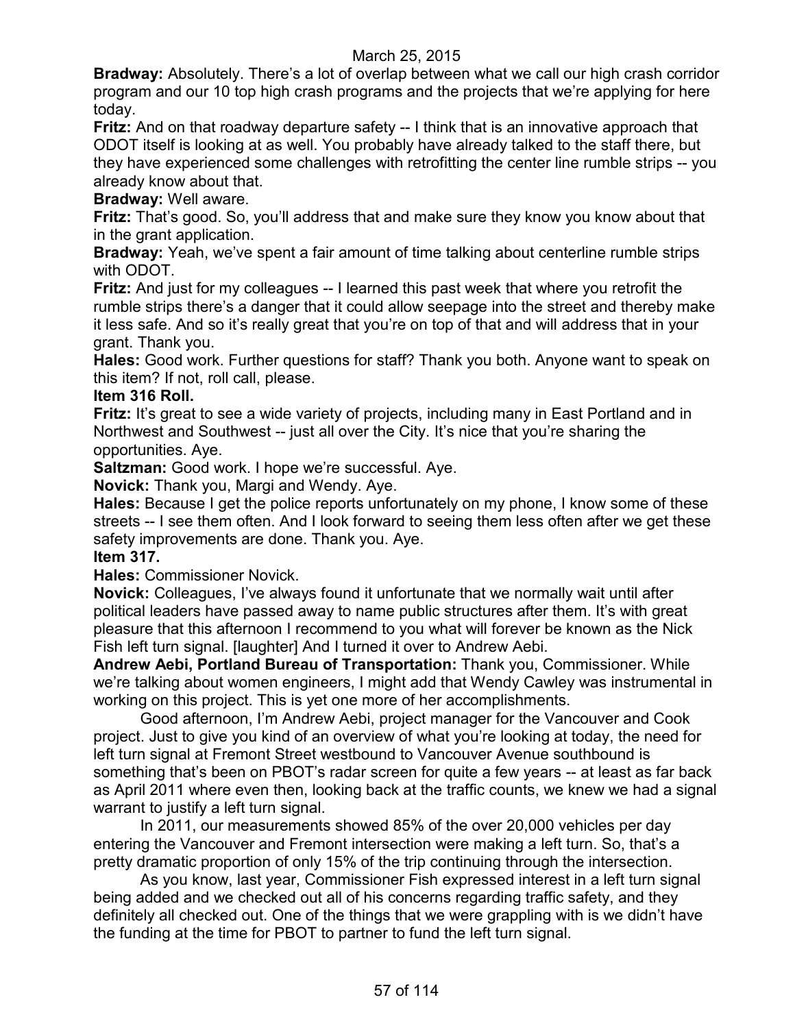**Bradway:** Absolutely. There's a lot of overlap between what we call our high crash corridor program and our 10 top high crash programs and the projects that we're applying for here today.

**Fritz:** And on that roadway departure safety -- I think that is an innovative approach that ODOT itself is looking at as well. You probably have already talked to the staff there, but they have experienced some challenges with retrofitting the center line rumble strips -- you already know about that.

**Bradway:** Well aware.

**Fritz:** That's good. So, you'll address that and make sure they know you know about that in the grant application.

**Bradway:** Yeah, we've spent a fair amount of time talking about centerline rumble strips with ODOT.

**Fritz:** And just for my colleagues -- I learned this past week that where you retrofit the rumble strips there's a danger that it could allow seepage into the street and thereby make it less safe. And so it's really great that you're on top of that and will address that in your grant. Thank you.

**Hales:** Good work. Further questions for staff? Thank you both. Anyone want to speak on this item? If not, roll call, please.

**Item 316 Roll.**

**Fritz:** It's great to see a wide variety of projects, including many in East Portland and in Northwest and Southwest -- just all over the City. It's nice that you're sharing the opportunities. Aye.

**Saltzman:** Good work. I hope we're successful. Aye.

**Novick:** Thank you, Margi and Wendy. Aye.

**Hales:** Because I get the police reports unfortunately on my phone, I know some of these streets -- I see them often. And I look forward to seeing them less often after we get these safety improvements are done. Thank you. Aye.

**Item 317.**

**Hales:** Commissioner Novick.

**Novick:** Colleagues, I've always found it unfortunate that we normally wait until after political leaders have passed away to name public structures after them. It's with great pleasure that this afternoon I recommend to you what will forever be known as the Nick Fish left turn signal. [laughter] And I turned it over to Andrew Aebi.

**Andrew Aebi, Portland Bureau of Transportation:** Thank you, Commissioner. While we're talking about women engineers, I might add that Wendy Cawley was instrumental in working on this project. This is yet one more of her accomplishments.

Good afternoon, I'm Andrew Aebi, project manager for the Vancouver and Cook project. Just to give you kind of an overview of what you're looking at today, the need for left turn signal at Fremont Street westbound to Vancouver Avenue southbound is something that's been on PBOT's radar screen for quite a few years -- at least as far back as April 2011 where even then, looking back at the traffic counts, we knew we had a signal warrant to justify a left turn signal.

In 2011, our measurements showed 85% of the over 20,000 vehicles per day entering the Vancouver and Fremont intersection were making a left turn. So, that's a pretty dramatic proportion of only 15% of the trip continuing through the intersection.

As you know, last year, Commissioner Fish expressed interest in a left turn signal being added and we checked out all of his concerns regarding traffic safety, and they definitely all checked out. One of the things that we were grappling with is we didn't have the funding at the time for PBOT to partner to fund the left turn signal.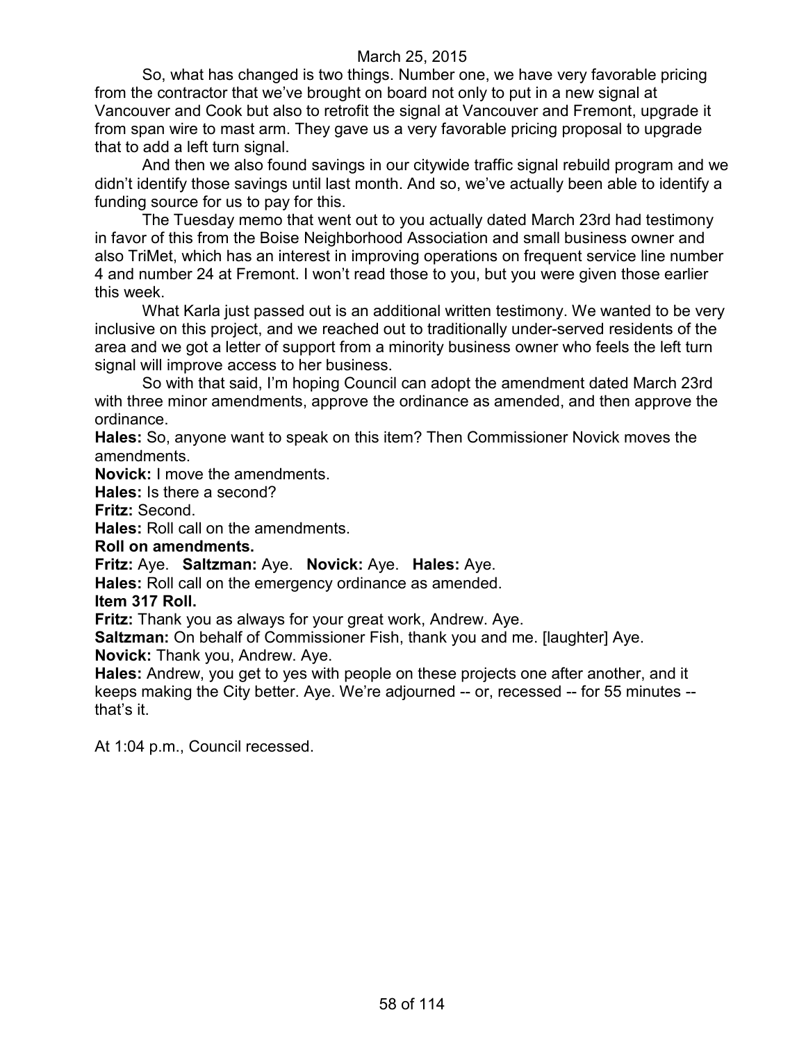So, what has changed is two things. Number one, we have very favorable pricing from the contractor that we've brought on board not only to put in a new signal at Vancouver and Cook but also to retrofit the signal at Vancouver and Fremont, upgrade it from span wire to mast arm. They gave us a very favorable pricing proposal to upgrade that to add a left turn signal.

And then we also found savings in our citywide traffic signal rebuild program and we didn't identify those savings until last month. And so, we've actually been able to identify a funding source for us to pay for this.

The Tuesday memo that went out to you actually dated March 23rd had testimony in favor of this from the Boise Neighborhood Association and small business owner and also TriMet, which has an interest in improving operations on frequent service line number 4 and number 24 at Fremont. I won't read those to you, but you were given those earlier this week.

What Karla just passed out is an additional written testimony. We wanted to be very inclusive on this project, and we reached out to traditionally under-served residents of the area and we got a letter of support from a minority business owner who feels the left turn signal will improve access to her business.

So with that said, I'm hoping Council can adopt the amendment dated March 23rd with three minor amendments, approve the ordinance as amended, and then approve the ordinance.

**Hales:** So, anyone want to speak on this item? Then Commissioner Novick moves the amendments.

**Novick:** I move the amendments.

**Hales:** Is there a second?

**Fritz:** Second.

**Hales:** Roll call on the amendments.

**Roll on amendments.**

**Fritz:** Aye. **Saltzman:** Aye. **Novick:** Aye. **Hales:** Aye.

**Hales:** Roll call on the emergency ordinance as amended.

**Item 317 Roll.**

**Fritz:** Thank you as always for your great work, Andrew. Aye.

**Saltzman:** On behalf of Commissioner Fish, thank you and me. [laughter] Aye.

**Novick:** Thank you, Andrew. Aye.

**Hales:** Andrew, you get to yes with people on these projects one after another, and it keeps making the City better. Aye. We're adjourned -- or, recessed -- for 55 minutes -- that's it.

At 1:04 p.m., Council recessed.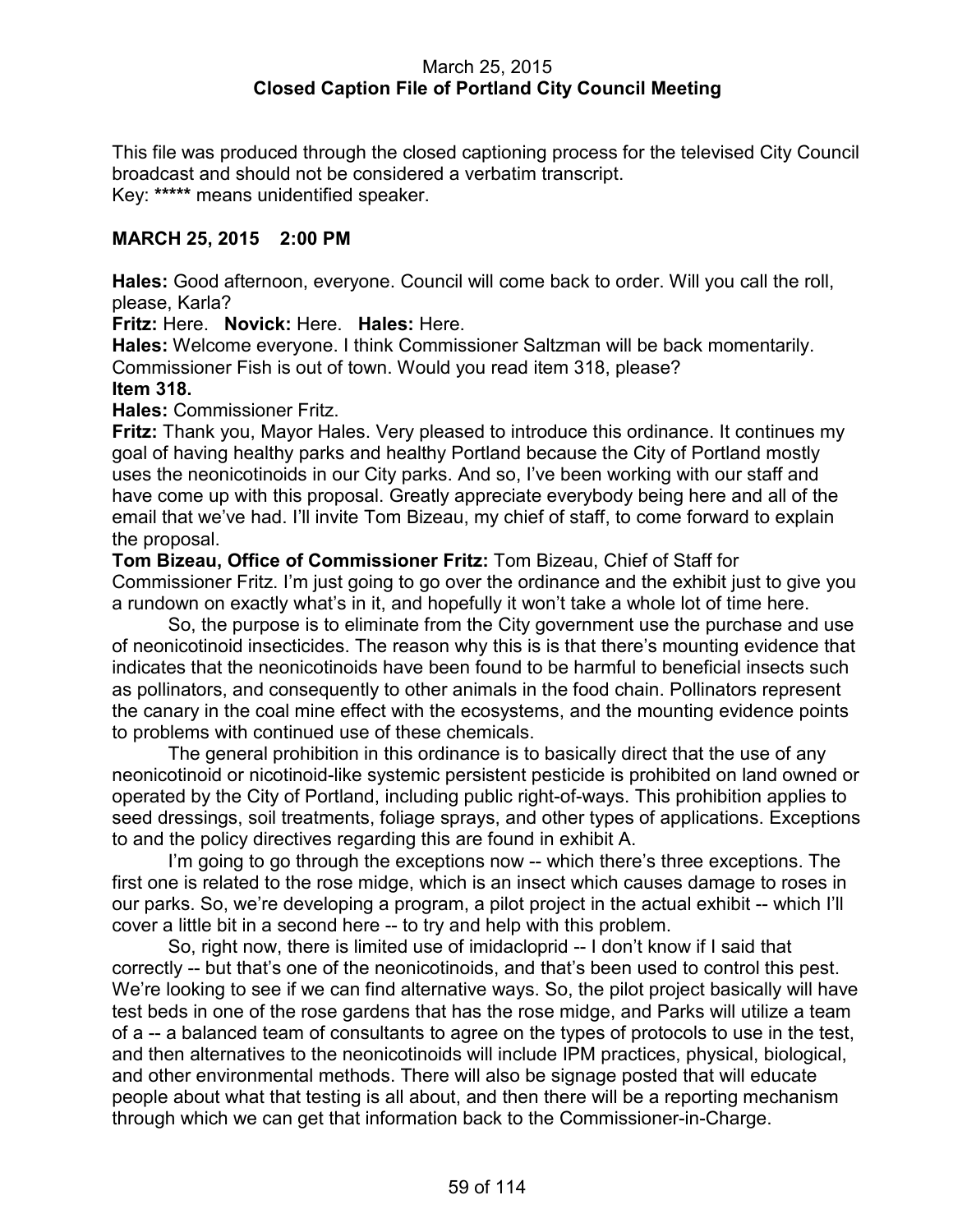March 25, 2015
**Closed Caption File of Portland City Council Meeting**

This file was produced through the closed captioning process for the televised City Council broadcast and should not be considered a verbatim transcript.
Key: **\*\*\*\*\*** means unidentified speaker.

## MARCH 25, 2015 2:00 PM

**Hales:** Good afternoon, everyone. Council will come back to order. Will you call the roll, please, Karla?

**Fritz:** Here. **Novick:** Here. **Hales:** Here.

**Hales:** Welcome everyone. I think Commissioner Saltzman will be back momentarily. Commissioner Fish is out of town. Would you read item 318, please?

**Item 318.**

**Hales:** Commissioner Fritz.

**Fritz:** Thank you, Mayor Hales. Very pleased to introduce this ordinance. It continues my goal of having healthy parks and healthy Portland because the City of Portland mostly uses the neonicotinoids in our City parks. And so, I've been working with our staff and have come up with this proposal. Greatly appreciate everybody being here and all of the email that we've had. I'll invite Tom Bizeau, my chief of staff, to come forward to explain the proposal.

**Tom Bizeau, Office of Commissioner Fritz:** Tom Bizeau, Chief of Staff for Commissioner Fritz. I'm just going to go over the ordinance and the exhibit just to give you a rundown on exactly what's in it, and hopefully it won't take a whole lot of time here.

So, the purpose is to eliminate from the City government use the purchase and use of neonicotinoid insecticides. The reason why this is is that there's mounting evidence that indicates that the neonicotinoids have been found to be harmful to beneficial insects such as pollinators, and consequently to other animals in the food chain. Pollinators represent the canary in the coal mine effect with the ecosystems, and the mounting evidence points to problems with continued use of these chemicals.

The general prohibition in this ordinance is to basically direct that the use of any neonicotinoid or nicotinoid-like systemic persistent pesticide is prohibited on land owned or operated by the City of Portland, including public right-of-ways. This prohibition applies to seed dressings, soil treatments, foliage sprays, and other types of applications. Exceptions to and the policy directives regarding this are found in exhibit A.

I'm going to go through the exceptions now -- which there's three exceptions. The first one is related to the rose midge, which is an insect which causes damage to roses in our parks. So, we're developing a program, a pilot project in the actual exhibit -- which I'll cover a little bit in a second here -- to try and help with this problem.

So, right now, there is limited use of imidacloprid -- I don't know if I said that correctly -- but that's one of the neonicotinoids, and that's been used to control this pest. We're looking to see if we can find alternative ways. So, the pilot project basically will have test beds in one of the rose gardens that has the rose midge, and Parks will utilize a team of a -- a balanced team of consultants to agree on the types of protocols to use in the test, and then alternatives to the neonicotinoids will include IPM practices, physical, biological, and other environmental methods. There will also be signage posted that will educate people about what that testing is all about, and then there will be a reporting mechanism through which we can get that information back to the Commissioner-in-Charge.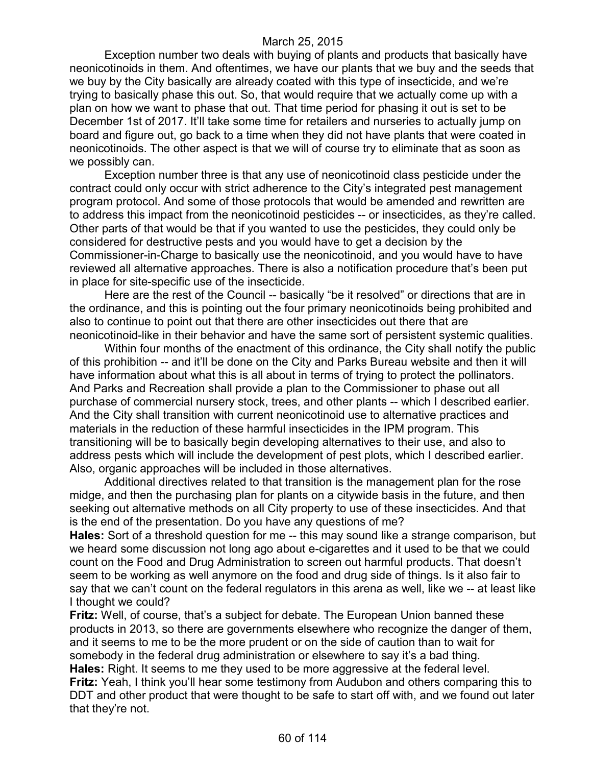Exception number two deals with buying of plants and products that basically have neonicotinoids in them. And oftentimes, we have our plants that we buy and the seeds that we buy by the City basically are already coated with this type of insecticide, and we're trying to basically phase this out. So, that would require that we actually come up with a plan on how we want to phase that out. That time period for phasing it out is set to be December 1st of 2017. It'll take some time for retailers and nurseries to actually jump on board and figure out, go back to a time when they did not have plants that were coated in neonicotinoids. The other aspect is that we will of course try to eliminate that as soon as we possibly can.

Exception number three is that any use of neonicotinoid class pesticide under the contract could only occur with strict adherence to the City's integrated pest management program protocol. And some of those protocols that would be amended and rewritten are to address this impact from the neonicotinoid pesticides -- or insecticides, as they're called. Other parts of that would be that if you wanted to use the pesticides, they could only be considered for destructive pests and you would have to get a decision by the Commissioner-in-Charge to basically use the neonicotinoid, and you would have to have reviewed all alternative approaches. There is also a notification procedure that's been put in place for site-specific use of the insecticide.

Here are the rest of the Council -- basically "be it resolved" or directions that are in the ordinance, and this is pointing out the four primary neonicotinoids being prohibited and also to continue to point out that there are other insecticides out there that are neonicotinoid-like in their behavior and have the same sort of persistent systemic qualities.

Within four months of the enactment of this ordinance, the City shall notify the public of this prohibition -- and it'll be done on the City and Parks Bureau website and then it will have information about what this is all about in terms of trying to protect the pollinators. And Parks and Recreation shall provide a plan to the Commissioner to phase out all purchase of commercial nursery stock, trees, and other plants -- which I described earlier. And the City shall transition with current neonicotinoid use to alternative practices and materials in the reduction of these harmful insecticides in the IPM program. This transitioning will be to basically begin developing alternatives to their use, and also to address pests which will include the development of pest plots, which I described earlier. Also, organic approaches will be included in those alternatives.

Additional directives related to that transition is the management plan for the rose midge, and then the purchasing plan for plants on a citywide basis in the future, and then seeking out alternative methods on all City property to use of these insecticides. And that is the end of the presentation. Do you have any questions of me?

**Hales:** Sort of a threshold question for me -- this may sound like a strange comparison, but we heard some discussion not long ago about e-cigarettes and it used to be that we could count on the Food and Drug Administration to screen out harmful products. That doesn't seem to be working as well anymore on the food and drug side of things. Is it also fair to say that we can't count on the federal regulators in this arena as well, like we -- at least like I thought we could?

**Fritz:** Well, of course, that's a subject for debate. The European Union banned these products in 2013, so there are governments elsewhere who recognize the danger of them, and it seems to me to be the more prudent or on the side of caution than to wait for somebody in the federal drug administration or elsewhere to say it's a bad thing.

**Hales:** Right. It seems to me they used to be more aggressive at the federal level.

**Fritz:** Yeah, I think you'll hear some testimony from Audubon and others comparing this to DDT and other product that were thought to be safe to start off with, and we found out later that they're not.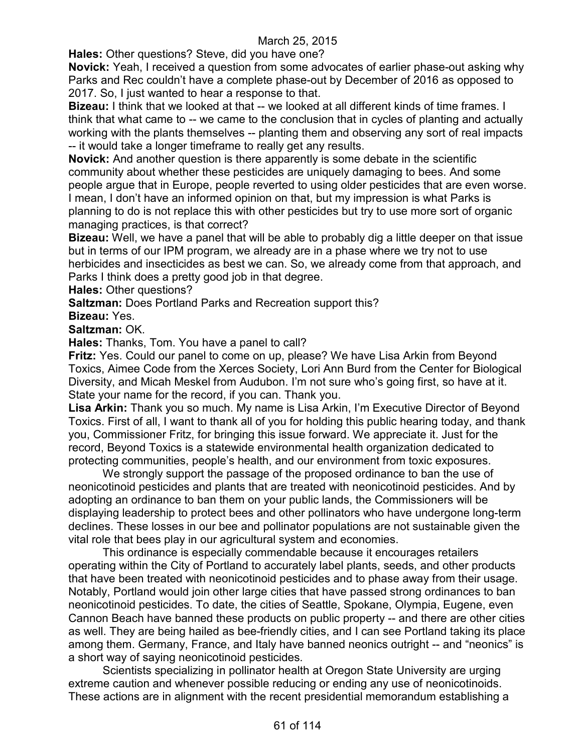**Hales:** Other questions? Steve, did you have one?

**Novick:** Yeah, I received a question from some advocates of earlier phase-out asking why Parks and Rec couldn't have a complete phase-out by December of 2016 as opposed to 2017. So, I just wanted to hear a response to that.

**Bizeau:** I think that we looked at that -- we looked at all different kinds of time frames. I think that what came to -- we came to the conclusion that in cycles of planting and actually working with the plants themselves -- planting them and observing any sort of real impacts -- it would take a longer timeframe to really get any results.

**Novick:** And another question is there apparently is some debate in the scientific community about whether these pesticides are uniquely damaging to bees. And some people argue that in Europe, people reverted to using older pesticides that are even worse. I mean, I don't have an informed opinion on that, but my impression is what Parks is planning to do is not replace this with other pesticides but try to use more sort of organic managing practices, is that correct?

**Bizeau:** Well, we have a panel that will be able to probably dig a little deeper on that issue but in terms of our IPM program, we already are in a phase where we try not to use herbicides and insecticides as best we can. So, we already come from that approach, and Parks I think does a pretty good job in that degree.

**Hales:** Other questions?

**Saltzman:** Does Portland Parks and Recreation support this?

**Bizeau:** Yes.

**Saltzman:** OK.

**Hales:** Thanks, Tom. You have a panel to call?

**Fritz:** Yes. Could our panel to come on up, please? We have Lisa Arkin from Beyond Toxics, Aimee Code from the Xerces Society, Lori Ann Burd from the Center for Biological Diversity, and Micah Meskel from Audubon. I'm not sure who's going first, so have at it. State your name for the record, if you can. Thank you.

**Lisa Arkin:** Thank you so much. My name is Lisa Arkin, I'm Executive Director of Beyond Toxics. First of all, I want to thank all of you for holding this public hearing today, and thank you, Commissioner Fritz, for bringing this issue forward. We appreciate it. Just for the record, Beyond Toxics is a statewide environmental health organization dedicated to protecting communities, people's health, and our environment from toxic exposures.

We strongly support the passage of the proposed ordinance to ban the use of neonicotinoid pesticides and plants that are treated with neonicotinoid pesticides. And by adopting an ordinance to ban them on your public lands, the Commissioners will be displaying leadership to protect bees and other pollinators who have undergone long-term declines. These losses in our bee and pollinator populations are not sustainable given the vital role that bees play in our agricultural system and economies.

This ordinance is especially commendable because it encourages retailers operating within the City of Portland to accurately label plants, seeds, and other products that have been treated with neonicotinoid pesticides and to phase away from their usage. Notably, Portland would join other large cities that have passed strong ordinances to ban neonicotinoid pesticides. To date, the cities of Seattle, Spokane, Olympia, Eugene, even Cannon Beach have banned these products on public property -- and there are other cities as well. They are being hailed as bee-friendly cities, and I can see Portland taking its place among them. Germany, France, and Italy have banned neonics outright -- and "neonics" is a short way of saying neonicotinoid pesticides.

Scientists specializing in pollinator health at Oregon State University are urging extreme caution and whenever possible reducing or ending any use of neonicotinoids. These actions are in alignment with the recent presidential memorandum establishing a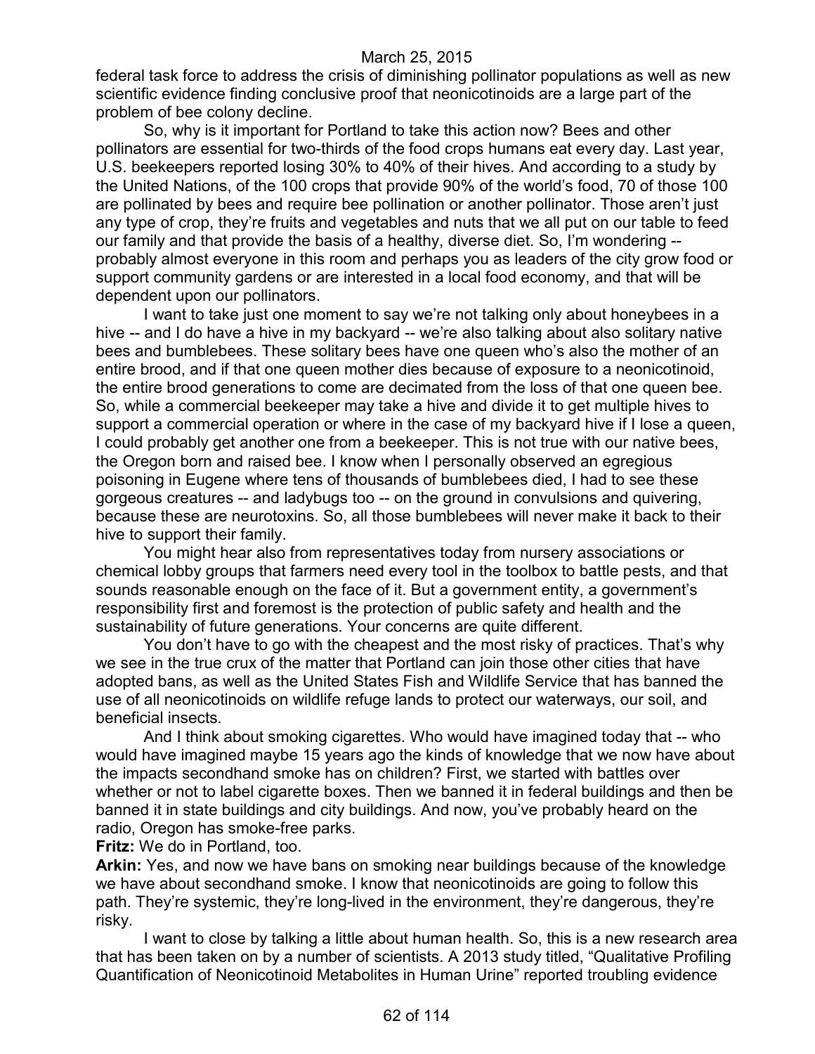federal task force to address the crisis of diminishing pollinator populations as well as new scientific evidence finding conclusive proof that neonicotinoids are a large part of the problem of bee colony decline.

So, why is it important for Portland to take this action now? Bees and other pollinators are essential for two-thirds of the food crops humans eat every day. Last year, U.S. beekeepers reported losing 30% to 40% of their hives. And according to a study by the United Nations, of the 100 crops that provide 90% of the world's food, 70 of those 100 are pollinated by bees and require bee pollination or another pollinator. Those aren't just any type of crop, they're fruits and vegetables and nuts that we all put on our table to feed our family and that provide the basis of a healthy, diverse diet. So, I'm wondering -- probably almost everyone in this room and perhaps you as leaders of the city grow food or support community gardens or are interested in a local food economy, and that will be dependent upon our pollinators.

I want to take just one moment to say we're not talking only about honeybees in a hive -- and I do have a hive in my backyard -- we're also talking about also solitary native bees and bumblebees. These solitary bees have one queen who's also the mother of an entire brood, and if that one queen mother dies because of exposure to a neonicotinoid, the entire brood generations to come are decimated from the loss of that one queen bee. So, while a commercial beekeeper may take a hive and divide it to get multiple hives to support a commercial operation or where in the case of my backyard hive if I lose a queen, I could probably get another one from a beekeeper. This is not true with our native bees, the Oregon born and raised bee. I know when I personally observed an egregious poisoning in Eugene where tens of thousands of bumblebees died, I had to see these gorgeous creatures -- and ladybugs too -- on the ground in convulsions and quivering, because these are neurotoxins. So, all those bumblebees will never make it back to their hive to support their family.

You might hear also from representatives today from nursery associations or chemical lobby groups that farmers need every tool in the toolbox to battle pests, and that sounds reasonable enough on the face of it. But a government entity, a government's responsibility first and foremost is the protection of public safety and health and the sustainability of future generations. Your concerns are quite different.

You don't have to go with the cheapest and the most risky of practices. That's why we see in the true crux of the matter that Portland can join those other cities that have adopted bans, as well as the United States Fish and Wildlife Service that has banned the use of all neonicotinoids on wildlife refuge lands to protect our waterways, our soil, and beneficial insects.

And I think about smoking cigarettes. Who would have imagined today that -- who would have imagined maybe 15 years ago the kinds of knowledge that we now have about the impacts secondhand smoke has on children? First, we started with battles over whether or not to label cigarette boxes. Then we banned it in federal buildings and then be banned it in state buildings and city buildings. And now, you've probably heard on the radio, Oregon has smoke-free parks.

**Fritz:** We do in Portland, too.

**Arkin:** Yes, and now we have bans on smoking near buildings because of the knowledge we have about secondhand smoke. I know that neonicotinoids are going to follow this path. They're systemic, they're long-lived in the environment, they're dangerous, they're risky.

I want to close by talking a little about human health. So, this is a new research area that has been taken on by a number of scientists. A 2013 study titled, "Qualitative Profiling Quantification of Neonicotinoid Metabolites in Human Urine" reported troubling evidence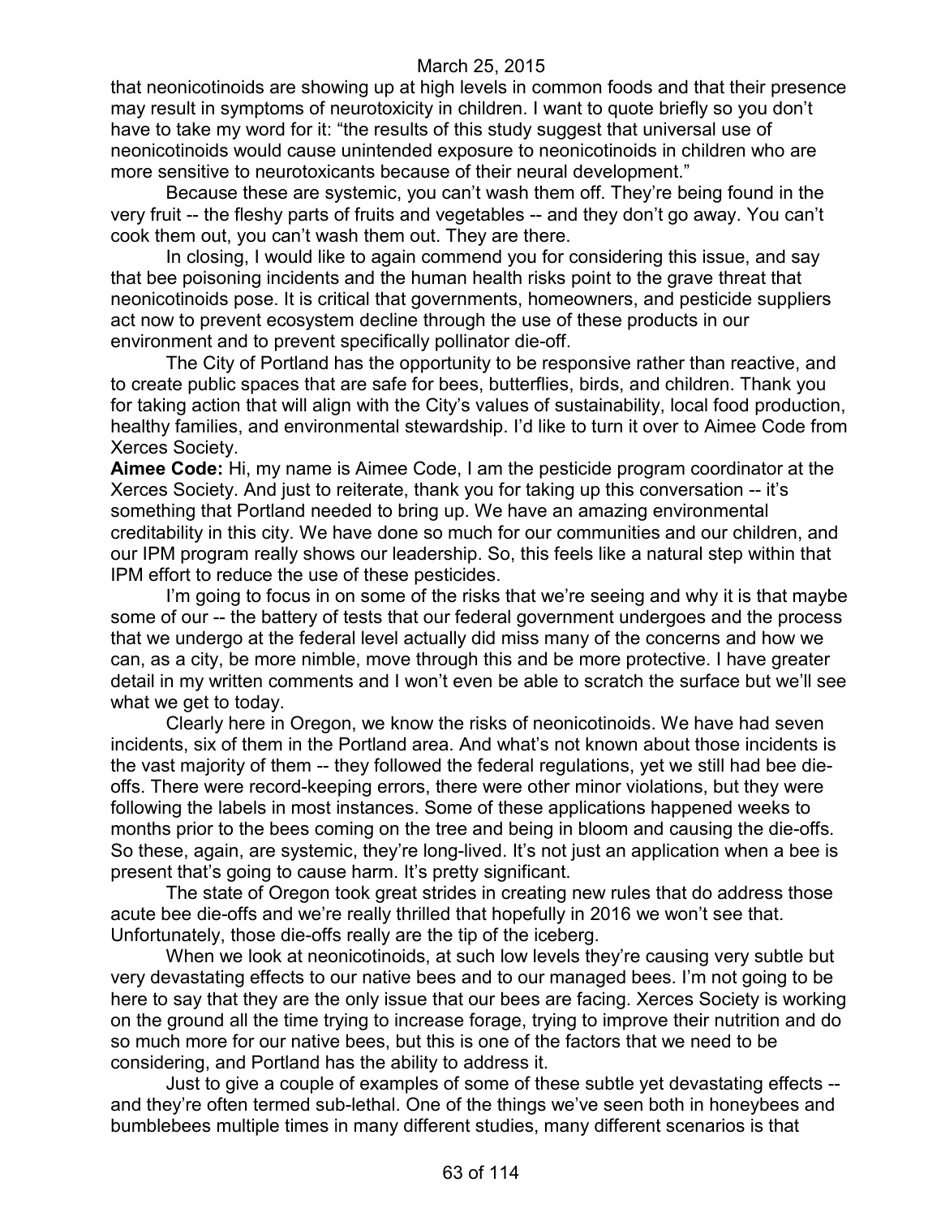that neonicotinoids are showing up at high levels in common foods and that their presence may result in symptoms of neurotoxicity in children. I want to quote briefly so you don't have to take my word for it: "the results of this study suggest that universal use of neonicotinoids would cause unintended exposure to neonicotinoids in children who are more sensitive to neurotoxicants because of their neural development."

Because these are systemic, you can't wash them off. They're being found in the very fruit -- the fleshy parts of fruits and vegetables -- and they don't go away. You can't cook them out, you can't wash them out. They are there.

In closing, I would like to again commend you for considering this issue, and say that bee poisoning incidents and the human health risks point to the grave threat that neonicotinoids pose. It is critical that governments, homeowners, and pesticide suppliers act now to prevent ecosystem decline through the use of these products in our environment and to prevent specifically pollinator die-off.

The City of Portland has the opportunity to be responsive rather than reactive, and to create public spaces that are safe for bees, butterflies, birds, and children. Thank you for taking action that will align with the City's values of sustainability, local food production, healthy families, and environmental stewardship. I'd like to turn it over to Aimee Code from Xerces Society.

**Aimee Code:** Hi, my name is Aimee Code, I am the pesticide program coordinator at the Xerces Society. And just to reiterate, thank you for taking up this conversation -- it's something that Portland needed to bring up. We have an amazing environmental creditability in this city. We have done so much for our communities and our children, and our IPM program really shows our leadership. So, this feels like a natural step within that IPM effort to reduce the use of these pesticides.

I'm going to focus in on some of the risks that we're seeing and why it is that maybe some of our -- the battery of tests that our federal government undergoes and the process that we undergo at the federal level actually did miss many of the concerns and how we can, as a city, be more nimble, move through this and be more protective. I have greater detail in my written comments and I won't even be able to scratch the surface but we'll see what we get to today.

Clearly here in Oregon, we know the risks of neonicotinoids. We have had seven incidents, six of them in the Portland area. And what's not known about those incidents is the vast majority of them -- they followed the federal regulations, yet we still had bee die-offs. There were record-keeping errors, there were other minor violations, but they were following the labels in most instances. Some of these applications happened weeks to months prior to the bees coming on the tree and being in bloom and causing the die-offs. So these, again, are systemic, they're long-lived. It's not just an application when a bee is present that's going to cause harm. It's pretty significant.

The state of Oregon took great strides in creating new rules that do address those acute bee die-offs and we're really thrilled that hopefully in 2016 we won't see that. Unfortunately, those die-offs really are the tip of the iceberg.

When we look at neonicotinoids, at such low levels they're causing very subtle but very devastating effects to our native bees and to our managed bees. I'm not going to be here to say that they are the only issue that our bees are facing. Xerces Society is working on the ground all the time trying to increase forage, trying to improve their nutrition and do so much more for our native bees, but this is one of the factors that we need to be considering, and Portland has the ability to address it.

Just to give a couple of examples of some of these subtle yet devastating effects -- and they're often termed sub-lethal. One of the things we've seen both in honeybees and bumblebees multiple times in many different studies, many different scenarios is that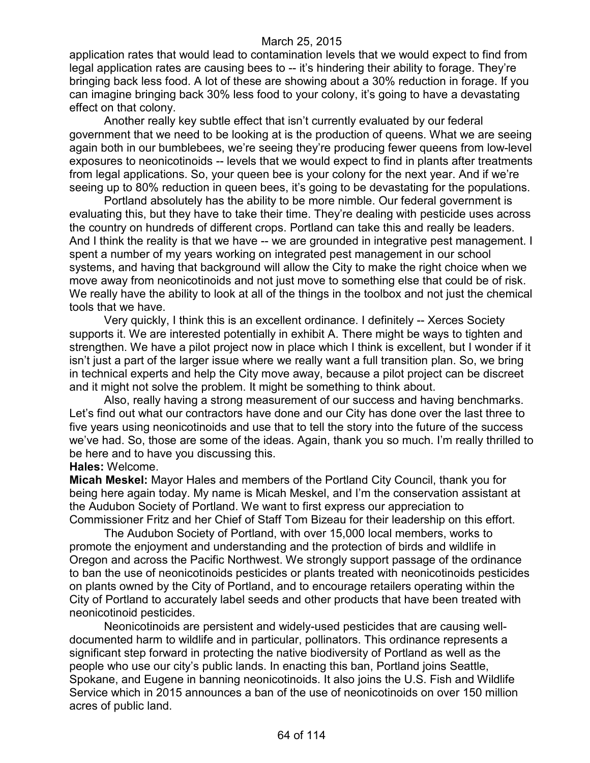application rates that would lead to contamination levels that we would expect to find from legal application rates are causing bees to -- it's hindering their ability to forage. They're bringing back less food. A lot of these are showing about a 30% reduction in forage. If you can imagine bringing back 30% less food to your colony, it's going to have a devastating effect on that colony.

Another really key subtle effect that isn't currently evaluated by our federal government that we need to be looking at is the production of queens. What we are seeing again both in our bumblebees, we're seeing they're producing fewer queens from low-level exposures to neonicotinoids -- levels that we would expect to find in plants after treatments from legal applications. So, your queen bee is your colony for the next year. And if we're seeing up to 80% reduction in queen bees, it's going to be devastating for the populations.

Portland absolutely has the ability to be more nimble. Our federal government is evaluating this, but they have to take their time. They're dealing with pesticide uses across the country on hundreds of different crops. Portland can take this and really be leaders. And I think the reality is that we have -- we are grounded in integrative pest management. I spent a number of my years working on integrated pest management in our school systems, and having that background will allow the City to make the right choice when we move away from neonicotinoids and not just move to something else that could be of risk. We really have the ability to look at all of the things in the toolbox and not just the chemical tools that we have.

Very quickly, I think this is an excellent ordinance. I definitely -- Xerces Society supports it. We are interested potentially in exhibit A. There might be ways to tighten and strengthen. We have a pilot project now in place which I think is excellent, but I wonder if it isn't just a part of the larger issue where we really want a full transition plan. So, we bring in technical experts and help the City move away, because a pilot project can be discreet and it might not solve the problem. It might be something to think about.

Also, really having a strong measurement of our success and having benchmarks. Let's find out what our contractors have done and our City has done over the last three to five years using neonicotinoids and use that to tell the story into the future of the success we've had. So, those are some of the ideas. Again, thank you so much. I'm really thrilled to be here and to have you discussing this.

**Hales:** Welcome.

**Micah Meskel:** Mayor Hales and members of the Portland City Council, thank you for being here again today. My name is Micah Meskel, and I'm the conservation assistant at the Audubon Society of Portland. We want to first express our appreciation to Commissioner Fritz and her Chief of Staff Tom Bizeau for their leadership on this effort.

The Audubon Society of Portland, with over 15,000 local members, works to promote the enjoyment and understanding and the protection of birds and wildlife in Oregon and across the Pacific Northwest. We strongly support passage of the ordinance to ban the use of neonicotinoids pesticides or plants treated with neonicotinoids pesticides on plants owned by the City of Portland, and to encourage retailers operating within the City of Portland to accurately label seeds and other products that have been treated with neonicotinoid pesticides.

Neonicotinoids are persistent and widely-used pesticides that are causing well-documented harm to wildlife and in particular, pollinators. This ordinance represents a significant step forward in protecting the native biodiversity of Portland as well as the people who use our city's public lands. In enacting this ban, Portland joins Seattle, Spokane, and Eugene in banning neonicotinoids. It also joins the U.S. Fish and Wildlife Service which in 2015 announces a ban of the use of neonicotinoids on over 150 million acres of public land.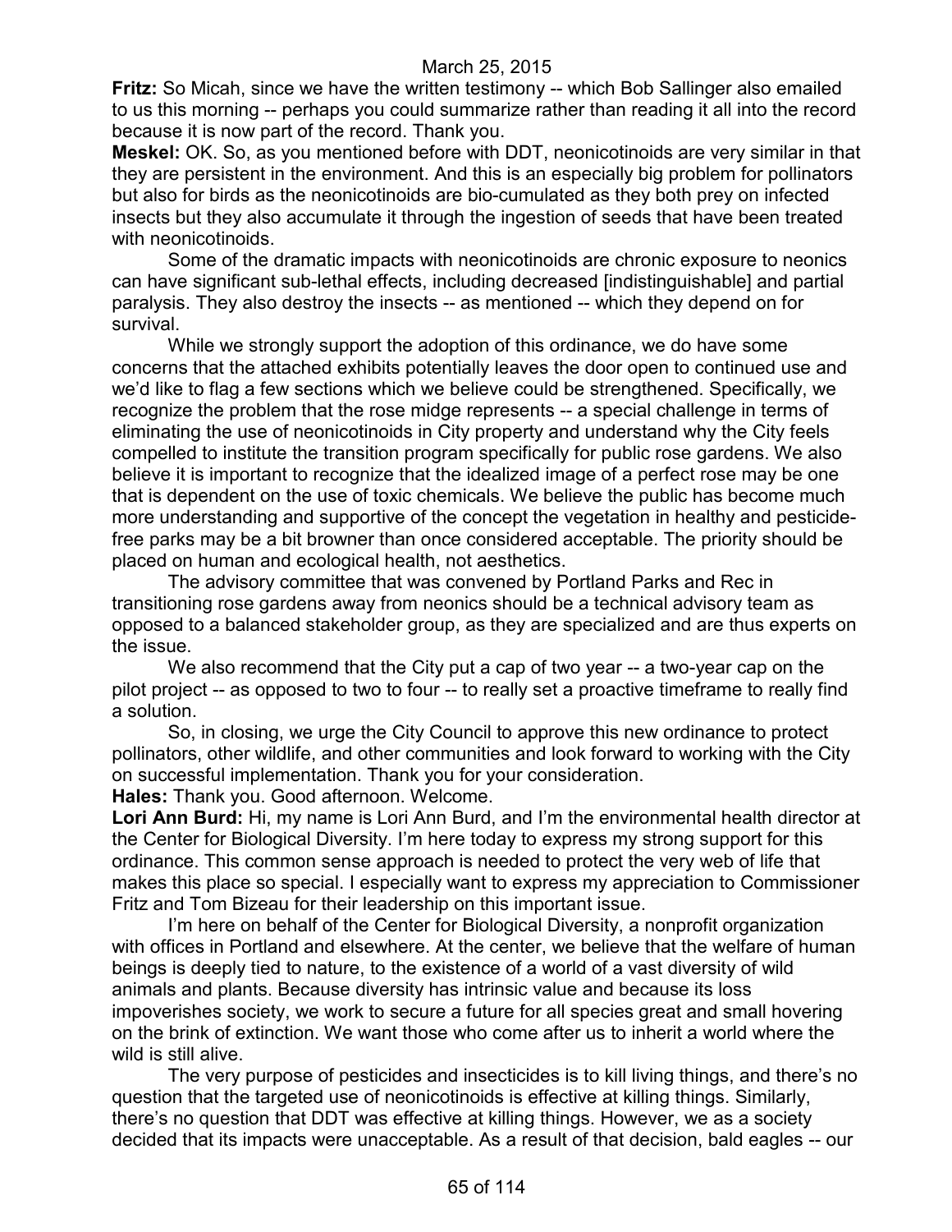**Fritz:** So Micah, since we have the written testimony -- which Bob Sallinger also emailed to us this morning -- perhaps you could summarize rather than reading it all into the record because it is now part of the record. Thank you.

**Meskel:** OK. So, as you mentioned before with DDT, neonicotinoids are very similar in that they are persistent in the environment. And this is an especially big problem for pollinators but also for birds as the neonicotinoids are bio-cumulated as they both prey on infected insects but they also accumulate it through the ingestion of seeds that have been treated with neonicotinoids.

Some of the dramatic impacts with neonicotinoids are chronic exposure to neonics can have significant sub-lethal effects, including decreased [indistinguishable] and partial paralysis. They also destroy the insects -- as mentioned -- which they depend on for survival.

While we strongly support the adoption of this ordinance, we do have some concerns that the attached exhibits potentially leaves the door open to continued use and we'd like to flag a few sections which we believe could be strengthened. Specifically, we recognize the problem that the rose midge represents -- a special challenge in terms of eliminating the use of neonicotinoids in City property and understand why the City feels compelled to institute the transition program specifically for public rose gardens. We also believe it is important to recognize that the idealized image of a perfect rose may be one that is dependent on the use of toxic chemicals. We believe the public has become much more understanding and supportive of the concept the vegetation in healthy and pesticide-free parks may be a bit browner than once considered acceptable. The priority should be placed on human and ecological health, not aesthetics.

The advisory committee that was convened by Portland Parks and Rec in transitioning rose gardens away from neonics should be a technical advisory team as opposed to a balanced stakeholder group, as they are specialized and are thus experts on the issue.

We also recommend that the City put a cap of two year -- a two-year cap on the pilot project -- as opposed to two to four -- to really set a proactive timeframe to really find a solution.

So, in closing, we urge the City Council to approve this new ordinance to protect pollinators, other wildlife, and other communities and look forward to working with the City on successful implementation. Thank you for your consideration.

**Hales:** Thank you. Good afternoon. Welcome.

**Lori Ann Burd:** Hi, my name is Lori Ann Burd, and I'm the environmental health director at the Center for Biological Diversity. I'm here today to express my strong support for this ordinance. This common sense approach is needed to protect the very web of life that makes this place so special. I especially want to express my appreciation to Commissioner Fritz and Tom Bizeau for their leadership on this important issue.

I'm here on behalf of the Center for Biological Diversity, a nonprofit organization with offices in Portland and elsewhere. At the center, we believe that the welfare of human beings is deeply tied to nature, to the existence of a world of a vast diversity of wild animals and plants. Because diversity has intrinsic value and because its loss impoverishes society, we work to secure a future for all species great and small hovering on the brink of extinction. We want those who come after us to inherit a world where the wild is still alive.

The very purpose of pesticides and insecticides is to kill living things, and there's no question that the targeted use of neonicotinoids is effective at killing things. Similarly, there's no question that DDT was effective at killing things. However, we as a society decided that its impacts were unacceptable. As a result of that decision, bald eagles -- our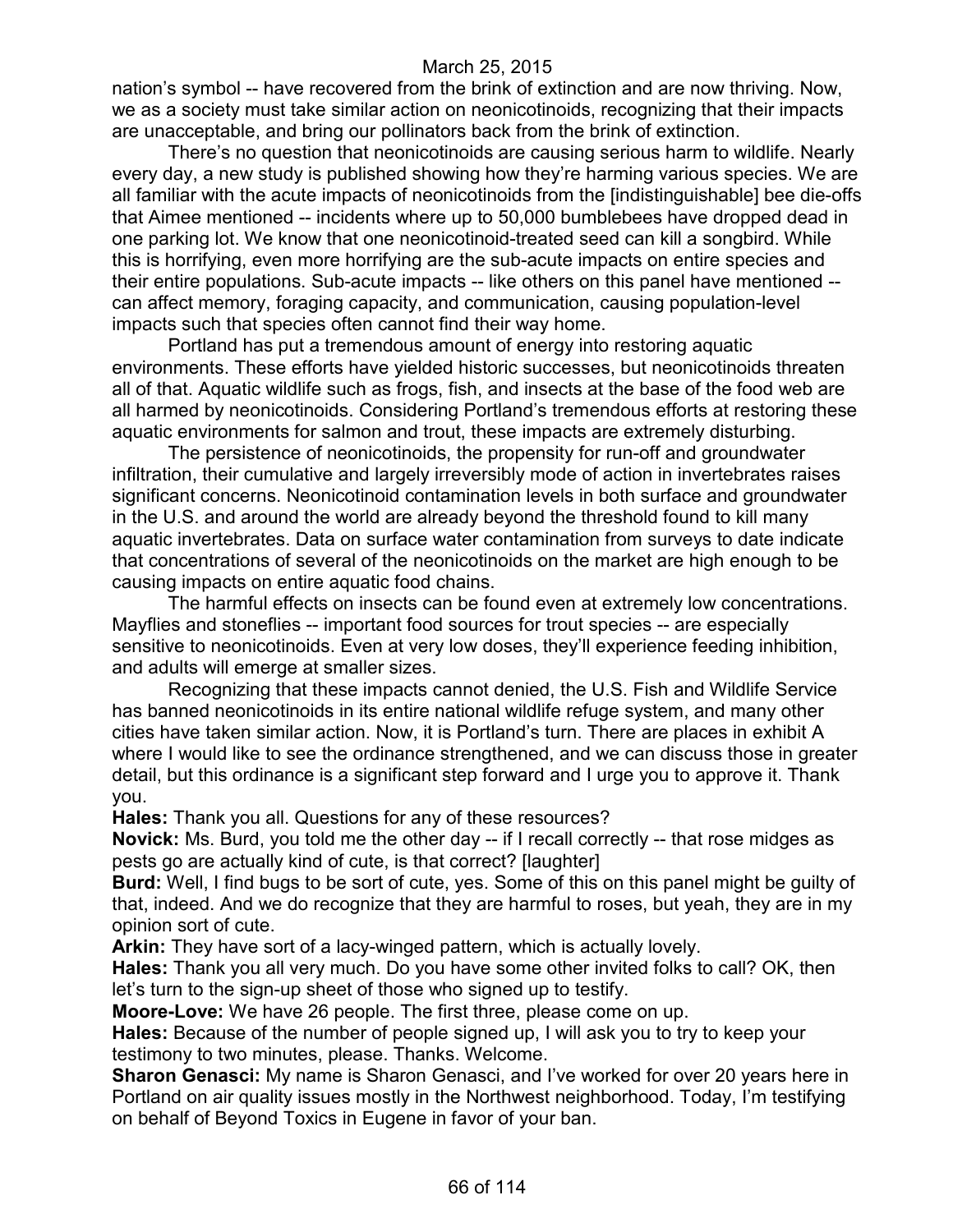nation's symbol -- have recovered from the brink of extinction and are now thriving. Now, we as a society must take similar action on neonicotinoids, recognizing that their impacts are unacceptable, and bring our pollinators back from the brink of extinction.

There's no question that neonicotinoids are causing serious harm to wildlife. Nearly every day, a new study is published showing how they're harming various species. We are all familiar with the acute impacts of neonicotinoids from the [indistinguishable] bee die-offs that Aimee mentioned -- incidents where up to 50,000 bumblebees have dropped dead in one parking lot. We know that one neonicotinoid-treated seed can kill a songbird. While this is horrifying, even more horrifying are the sub-acute impacts on entire species and their entire populations. Sub-acute impacts -- like others on this panel have mentioned -- can affect memory, foraging capacity, and communication, causing population-level impacts such that species often cannot find their way home.

Portland has put a tremendous amount of energy into restoring aquatic environments. These efforts have yielded historic successes, but neonicotinoids threaten all of that. Aquatic wildlife such as frogs, fish, and insects at the base of the food web are all harmed by neonicotinoids. Considering Portland's tremendous efforts at restoring these aquatic environments for salmon and trout, these impacts are extremely disturbing.

The persistence of neonicotinoids, the propensity for run-off and groundwater infiltration, their cumulative and largely irreversibly mode of action in invertebrates raises significant concerns. Neonicotinoid contamination levels in both surface and groundwater in the U.S. and around the world are already beyond the threshold found to kill many aquatic invertebrates. Data on surface water contamination from surveys to date indicate that concentrations of several of the neonicotinoids on the market are high enough to be causing impacts on entire aquatic food chains.

The harmful effects on insects can be found even at extremely low concentrations. Mayflies and stoneflies -- important food sources for trout species -- are especially sensitive to neonicotinoids. Even at very low doses, they'll experience feeding inhibition, and adults will emerge at smaller sizes.

Recognizing that these impacts cannot denied, the U.S. Fish and Wildlife Service has banned neonicotinoids in its entire national wildlife refuge system, and many other cities have taken similar action. Now, it is Portland's turn. There are places in exhibit A where I would like to see the ordinance strengthened, and we can discuss those in greater detail, but this ordinance is a significant step forward and I urge you to approve it. Thank you.

**Hales:** Thank you all. Questions for any of these resources?

**Novick:** Ms. Burd, you told me the other day -- if I recall correctly -- that rose midges as pests go are actually kind of cute, is that correct? [laughter]

**Burd:** Well, I find bugs to be sort of cute, yes. Some of this on this panel might be guilty of that, indeed. And we do recognize that they are harmful to roses, but yeah, they are in my opinion sort of cute.

**Arkin:** They have sort of a lacy-winged pattern, which is actually lovely.

**Hales:** Thank you all very much. Do you have some other invited folks to call? OK, then let's turn to the sign-up sheet of those who signed up to testify.

**Moore-Love:** We have 26 people. The first three, please come on up.

**Hales:** Because of the number of people signed up, I will ask you to try to keep your testimony to two minutes, please. Thanks. Welcome.

**Sharon Genasci:** My name is Sharon Genasci, and I've worked for over 20 years here in Portland on air quality issues mostly in the Northwest neighborhood. Today, I'm testifying on behalf of Beyond Toxics in Eugene in favor of your ban.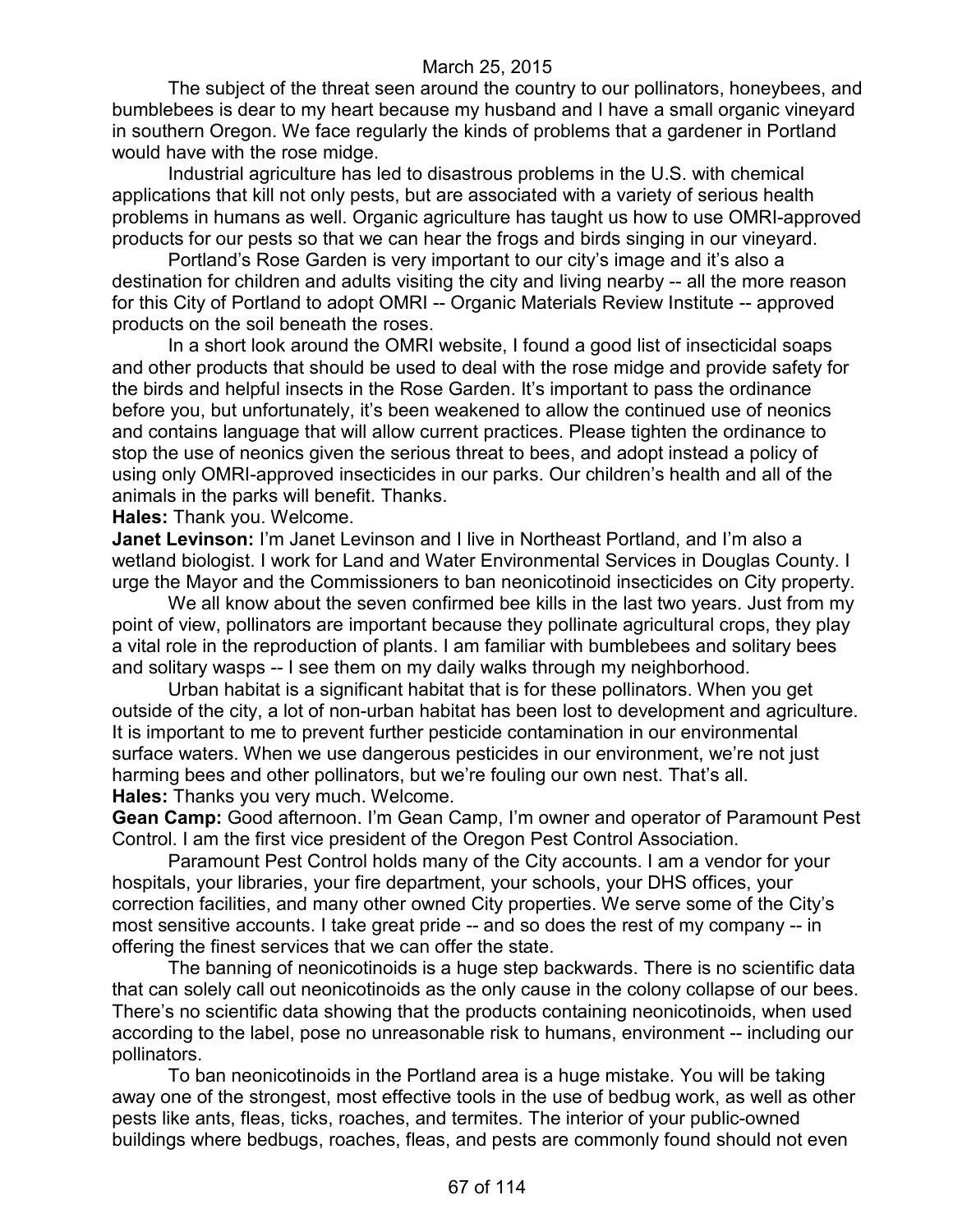The subject of the threat seen around the country to our pollinators, honeybees, and bumblebees is dear to my heart because my husband and I have a small organic vineyard in southern Oregon. We face regularly the kinds of problems that a gardener in Portland would have with the rose midge.

Industrial agriculture has led to disastrous problems in the U.S. with chemical applications that kill not only pests, but are associated with a variety of serious health problems in humans as well. Organic agriculture has taught us how to use OMRI-approved products for our pests so that we can hear the frogs and birds singing in our vineyard.

Portland's Rose Garden is very important to our city's image and it's also a destination for children and adults visiting the city and living nearby -- all the more reason for this City of Portland to adopt OMRI -- Organic Materials Review Institute -- approved products on the soil beneath the roses.

In a short look around the OMRI website, I found a good list of insecticidal soaps and other products that should be used to deal with the rose midge and provide safety for the birds and helpful insects in the Rose Garden. It's important to pass the ordinance before you, but unfortunately, it's been weakened to allow the continued use of neonics and contains language that will allow current practices. Please tighten the ordinance to stop the use of neonics given the serious threat to bees, and adopt instead a policy of using only OMRI-approved insecticides in our parks. Our children's health and all of the animals in the parks will benefit. Thanks.

**Hales:** Thank you. Welcome.

**Janet Levinson:** I'm Janet Levinson and I live in Northeast Portland, and I'm also a wetland biologist. I work for Land and Water Environmental Services in Douglas County. I urge the Mayor and the Commissioners to ban neonicotinoid insecticides on City property.

We all know about the seven confirmed bee kills in the last two years. Just from my point of view, pollinators are important because they pollinate agricultural crops, they play a vital role in the reproduction of plants. I am familiar with bumblebees and solitary bees and solitary wasps -- I see them on my daily walks through my neighborhood.

Urban habitat is a significant habitat that is for these pollinators. When you get outside of the city, a lot of non-urban habitat has been lost to development and agriculture. It is important to me to prevent further pesticide contamination in our environmental surface waters. When we use dangerous pesticides in our environment, we're not just harming bees and other pollinators, but we're fouling our own nest. That's all.

**Hales:** Thanks you very much. Welcome.

**Gean Camp:** Good afternoon. I'm Gean Camp, I'm owner and operator of Paramount Pest Control. I am the first vice president of the Oregon Pest Control Association.

Paramount Pest Control holds many of the City accounts. I am a vendor for your hospitals, your libraries, your fire department, your schools, your DHS offices, your correction facilities, and many other owned City properties. We serve some of the City's most sensitive accounts. I take great pride -- and so does the rest of my company -- in offering the finest services that we can offer the state.

The banning of neonicotinoids is a huge step backwards. There is no scientific data that can solely call out neonicotinoids as the only cause in the colony collapse of our bees. There's no scientific data showing that the products containing neonicotinoids, when used according to the label, pose no unreasonable risk to humans, environment -- including our pollinators.

To ban neonicotinoids in the Portland area is a huge mistake. You will be taking away one of the strongest, most effective tools in the use of bedbug work, as well as other pests like ants, fleas, ticks, roaches, and termites. The interior of your public-owned buildings where bedbugs, roaches, fleas, and pests are commonly found should not even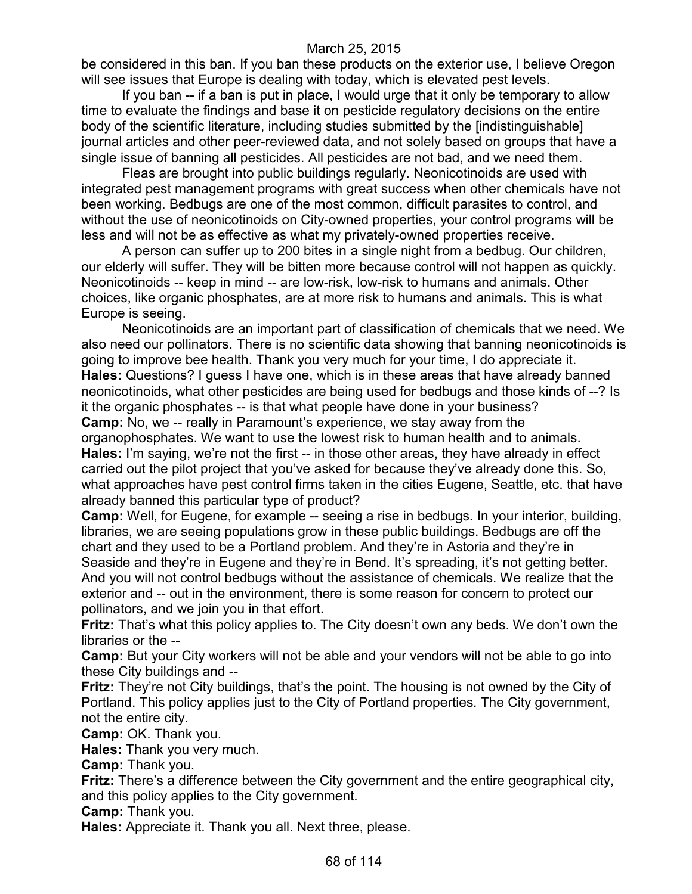be considered in this ban. If you ban these products on the exterior use, I believe Oregon will see issues that Europe is dealing with today, which is elevated pest levels.

If you ban -- if a ban is put in place, I would urge that it only be temporary to allow time to evaluate the findings and base it on pesticide regulatory decisions on the entire body of the scientific literature, including studies submitted by the [indistinguishable] journal articles and other peer-reviewed data, and not solely based on groups that have a single issue of banning all pesticides. All pesticides are not bad, and we need them.

Fleas are brought into public buildings regularly. Neonicotinoids are used with integrated pest management programs with great success when other chemicals have not been working. Bedbugs are one of the most common, difficult parasites to control, and without the use of neonicotinoids on City-owned properties, your control programs will be less and will not be as effective as what my privately-owned properties receive.

A person can suffer up to 200 bites in a single night from a bedbug. Our children, our elderly will suffer. They will be bitten more because control will not happen as quickly. Neonicotinoids -- keep in mind -- are low-risk, low-risk to humans and animals. Other choices, like organic phosphates, are at more risk to humans and animals. This is what Europe is seeing.

Neonicotinoids are an important part of classification of chemicals that we need. We also need our pollinators. There is no scientific data showing that banning neonicotinoids is going to improve bee health. Thank you very much for your time, I do appreciate it.

**Hales:** Questions? I guess I have one, which is in these areas that have already banned neonicotinoids, what other pesticides are being used for bedbugs and those kinds of --? Is it the organic phosphates -- is that what people have done in your business?

**Camp:** No, we -- really in Paramount's experience, we stay away from the organophosphates. We want to use the lowest risk to human health and to animals.

**Hales:** I'm saying, we're not the first -- in those other areas, they have already in effect carried out the pilot project that you've asked for because they've already done this. So, what approaches have pest control firms taken in the cities Eugene, Seattle, etc. that have already banned this particular type of product?

**Camp:** Well, for Eugene, for example -- seeing a rise in bedbugs. In your interior, building, libraries, we are seeing populations grow in these public buildings. Bedbugs are off the chart and they used to be a Portland problem. And they're in Astoria and they're in Seaside and they're in Eugene and they're in Bend. It's spreading, it's not getting better. And you will not control bedbugs without the assistance of chemicals. We realize that the exterior and -- out in the environment, there is some reason for concern to protect our pollinators, and we join you in that effort.

**Fritz:** That's what this policy applies to. The City doesn't own any beds. We don't own the libraries or the --

**Camp:** But your City workers will not be able and your vendors will not be able to go into these City buildings and --

**Fritz:** They're not City buildings, that's the point. The housing is not owned by the City of Portland. This policy applies just to the City of Portland properties. The City government, not the entire city.

**Camp:** OK. Thank you.

**Hales:** Thank you very much.

**Camp:** Thank you.

**Fritz:** There's a difference between the City government and the entire geographical city, and this policy applies to the City government.

**Camp:** Thank you.

**Hales:** Appreciate it. Thank you all. Next three, please.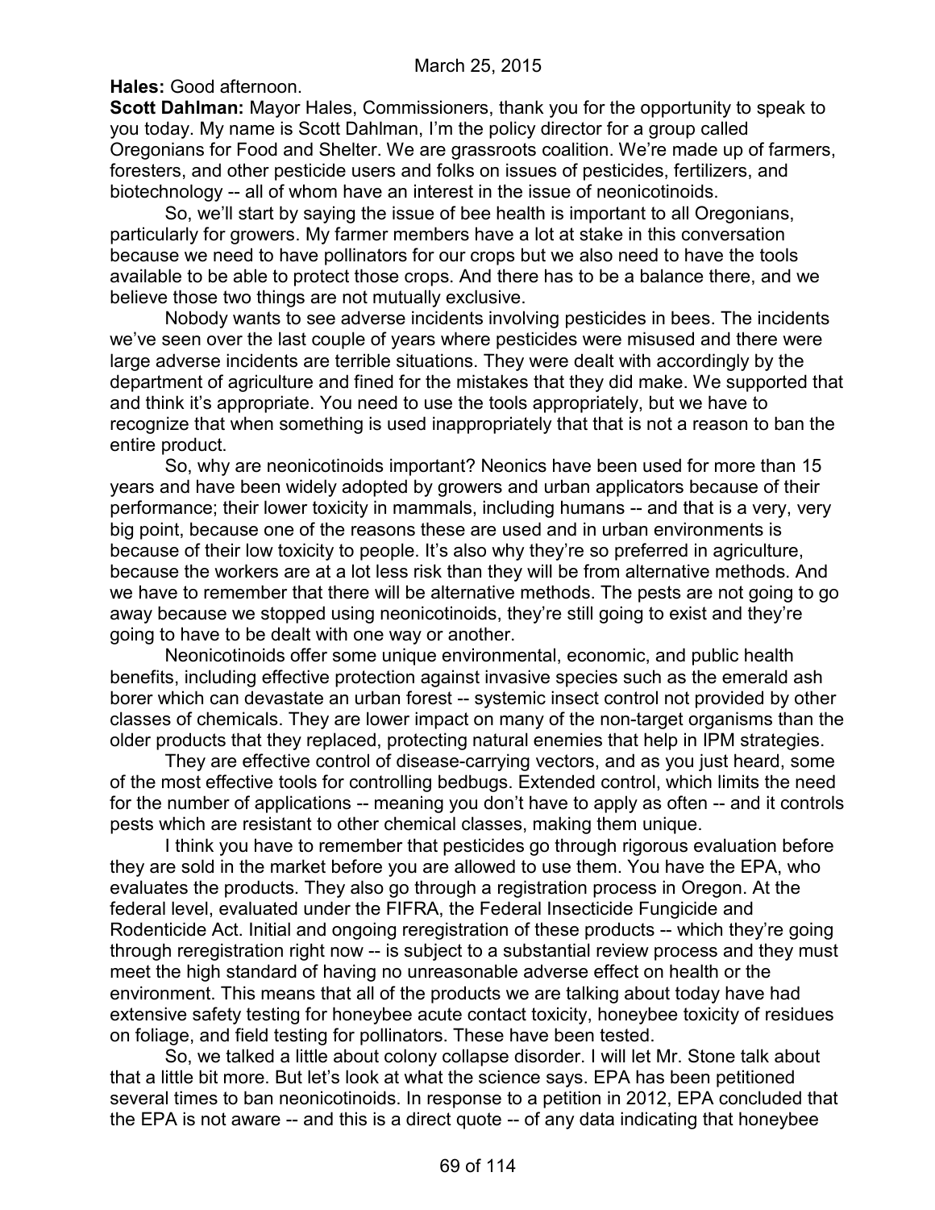**Hales:** Good afternoon.

**Scott Dahlman:** Mayor Hales, Commissioners, thank you for the opportunity to speak to you today. My name is Scott Dahlman, I'm the policy director for a group called Oregonians for Food and Shelter. We are grassroots coalition. We're made up of farmers, foresters, and other pesticide users and folks on issues of pesticides, fertilizers, and biotechnology -- all of whom have an interest in the issue of neonicotinoids.

So, we'll start by saying the issue of bee health is important to all Oregonians, particularly for growers. My farmer members have a lot at stake in this conversation because we need to have pollinators for our crops but we also need to have the tools available to be able to protect those crops. And there has to be a balance there, and we believe those two things are not mutually exclusive.

Nobody wants to see adverse incidents involving pesticides in bees. The incidents we've seen over the last couple of years where pesticides were misused and there were large adverse incidents are terrible situations. They were dealt with accordingly by the department of agriculture and fined for the mistakes that they did make. We supported that and think it's appropriate. You need to use the tools appropriately, but we have to recognize that when something is used inappropriately that that is not a reason to ban the entire product.

So, why are neonicotinoids important? Neonics have been used for more than 15 years and have been widely adopted by growers and urban applicators because of their performance; their lower toxicity in mammals, including humans -- and that is a very, very big point, because one of the reasons these are used and in urban environments is because of their low toxicity to people. It's also why they're so preferred in agriculture, because the workers are at a lot less risk than they will be from alternative methods. And we have to remember that there will be alternative methods. The pests are not going to go away because we stopped using neonicotinoids, they're still going to exist and they're going to have to be dealt with one way or another.

Neonicotinoids offer some unique environmental, economic, and public health benefits, including effective protection against invasive species such as the emerald ash borer which can devastate an urban forest -- systemic insect control not provided by other classes of chemicals. They are lower impact on many of the non-target organisms than the older products that they replaced, protecting natural enemies that help in IPM strategies.

They are effective control of disease-carrying vectors, and as you just heard, some of the most effective tools for controlling bedbugs. Extended control, which limits the need for the number of applications -- meaning you don't have to apply as often -- and it controls pests which are resistant to other chemical classes, making them unique.

I think you have to remember that pesticides go through rigorous evaluation before they are sold in the market before you are allowed to use them. You have the EPA, who evaluates the products. They also go through a registration process in Oregon. At the federal level, evaluated under the FIFRA, the Federal Insecticide Fungicide and Rodenticide Act. Initial and ongoing reregistration of these products -- which they're going through reregistration right now -- is subject to a substantial review process and they must meet the high standard of having no unreasonable adverse effect on health or the environment. This means that all of the products we are talking about today have had extensive safety testing for honeybee acute contact toxicity, honeybee toxicity of residues on foliage, and field testing for pollinators. These have been tested.

So, we talked a little about colony collapse disorder. I will let Mr. Stone talk about that a little bit more. But let's look at what the science says. EPA has been petitioned several times to ban neonicotinoids. In response to a petition in 2012, EPA concluded that the EPA is not aware -- and this is a direct quote -- of any data indicating that honeybee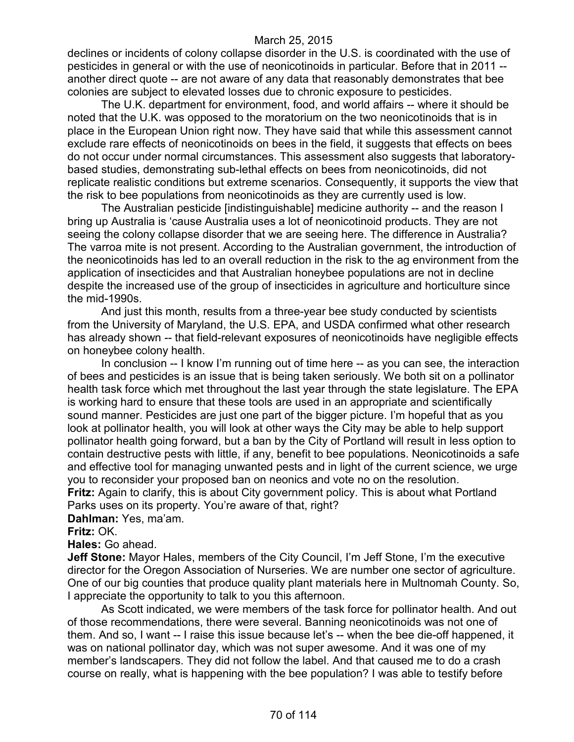declines or incidents of colony collapse disorder in the U.S. is coordinated with the use of pesticides in general or with the use of neonicotinoids in particular. Before that in 2011 -- another direct quote -- are not aware of any data that reasonably demonstrates that bee colonies are subject to elevated losses due to chronic exposure to pesticides.

The U.K. department for environment, food, and world affairs -- where it should be noted that the U.K. was opposed to the moratorium on the two neonicotinoids that is in place in the European Union right now. They have said that while this assessment cannot exclude rare effects of neonicotinoids on bees in the field, it suggests that effects on bees do not occur under normal circumstances. This assessment also suggests that laboratory-based studies, demonstrating sub-lethal effects on bees from neonicotinoids, did not replicate realistic conditions but extreme scenarios. Consequently, it supports the view that the risk to bee populations from neonicotinoids as they are currently used is low.

The Australian pesticide [indistinguishable] medicine authority -- and the reason I bring up Australia is 'cause Australia uses a lot of neonicotinoid products. They are not seeing the colony collapse disorder that we are seeing here. The difference in Australia? The varroa mite is not present. According to the Australian government, the introduction of the neonicotinoids has led to an overall reduction in the risk to the ag environment from the application of insecticides and that Australian honeybee populations are not in decline despite the increased use of the group of insecticides in agriculture and horticulture since the mid-1990s.

And just this month, results from a three-year bee study conducted by scientists from the University of Maryland, the U.S. EPA, and USDA confirmed what other research has already shown -- that field-relevant exposures of neonicotinoids have negligible effects on honeybee colony health.

In conclusion -- I know I'm running out of time here -- as you can see, the interaction of bees and pesticides is an issue that is being taken seriously. We both sit on a pollinator health task force which met throughout the last year through the state legislature. The EPA is working hard to ensure that these tools are used in an appropriate and scientifically sound manner. Pesticides are just one part of the bigger picture. I'm hopeful that as you look at pollinator health, you will look at other ways the City may be able to help support pollinator health going forward, but a ban by the City of Portland will result in less option to contain destructive pests with little, if any, benefit to bee populations. Neonicotinoids a safe and effective tool for managing unwanted pests and in light of the current science, we urge you to reconsider your proposed ban on neonics and vote no on the resolution.

**Fritz:** Again to clarify, this is about City government policy. This is about what Portland Parks uses on its property. You're aware of that, right?

**Dahlman:** Yes, ma'am.

**Fritz:** OK.

**Hales:** Go ahead.

**Jeff Stone:** Mayor Hales, members of the City Council, I'm Jeff Stone, I'm the executive director for the Oregon Association of Nurseries. We are number one sector of agriculture. One of our big counties that produce quality plant materials here in Multnomah County. So, I appreciate the opportunity to talk to you this afternoon.

As Scott indicated, we were members of the task force for pollinator health. And out of those recommendations, there were several. Banning neonicotinoids was not one of them. And so, I want -- I raise this issue because let's -- when the bee die-off happened, it was on national pollinator day, which was not super awesome. And it was one of my member's landscapers. They did not follow the label. And that caused me to do a crash course on really, what is happening with the bee population? I was able to testify before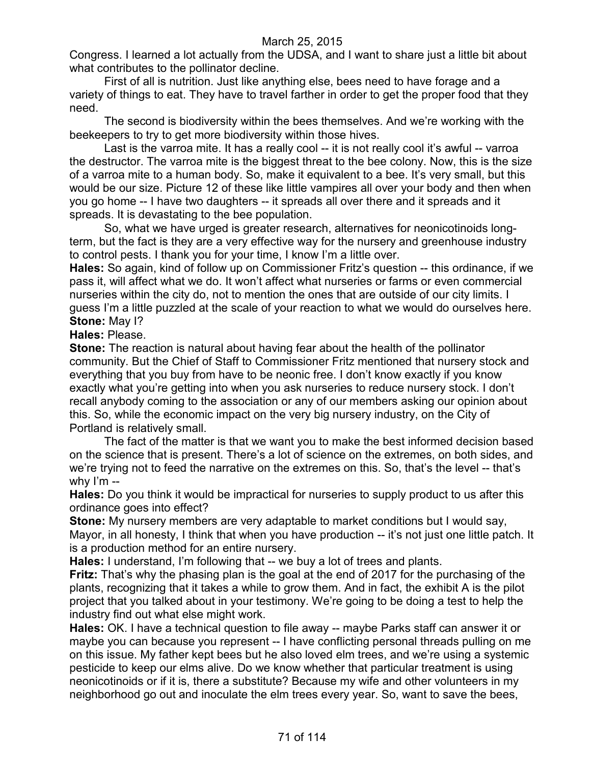Congress. I learned a lot actually from the UDSA, and I want to share just a little bit about what contributes to the pollinator decline.

First of all is nutrition. Just like anything else, bees need to have forage and a variety of things to eat. They have to travel farther in order to get the proper food that they need.

The second is biodiversity within the bees themselves. And we're working with the beekeepers to try to get more biodiversity within those hives.

Last is the varroa mite. It has a really cool -- it is not really cool it's awful -- varroa the destructor. The varroa mite is the biggest threat to the bee colony. Now, this is the size of a varroa mite to a human body. So, make it equivalent to a bee. It's very small, but this would be our size. Picture 12 of these like little vampires all over your body and then when you go home -- I have two daughters -- it spreads all over there and it spreads and it spreads. It is devastating to the bee population.

So, what we have urged is greater research, alternatives for neonicotinoids long-term, but the fact is they are a very effective way for the nursery and greenhouse industry to control pests. I thank you for your time, I know I'm a little over.

**Hales:** So again, kind of follow up on Commissioner Fritz's question -- this ordinance, if we pass it, will affect what we do. It won't affect what nurseries or farms or even commercial nurseries within the city do, not to mention the ones that are outside of our city limits. I guess I'm a little puzzled at the scale of your reaction to what we would do ourselves here.

**Stone:** May I?

**Hales:** Please.

**Stone:** The reaction is natural about having fear about the health of the pollinator community. But the Chief of Staff to Commissioner Fritz mentioned that nursery stock and everything that you buy from have to be neonic free. I don't know exactly if you know exactly what you're getting into when you ask nurseries to reduce nursery stock. I don't recall anybody coming to the association or any of our members asking our opinion about this. So, while the economic impact on the very big nursery industry, on the City of Portland is relatively small.

The fact of the matter is that we want you to make the best informed decision based on the science that is present. There's a lot of science on the extremes, on both sides, and we're trying not to feed the narrative on the extremes on this. So, that's the level -- that's why I'm --

**Hales:** Do you think it would be impractical for nurseries to supply product to us after this ordinance goes into effect?

**Stone:** My nursery members are very adaptable to market conditions but I would say, Mayor, in all honesty, I think that when you have production -- it's not just one little patch. It is a production method for an entire nursery.

**Hales:** I understand, I'm following that -- we buy a lot of trees and plants.

**Fritz:** That's why the phasing plan is the goal at the end of 2017 for the purchasing of the plants, recognizing that it takes a while to grow them. And in fact, the exhibit A is the pilot project that you talked about in your testimony. We're going to be doing a test to help the industry find out what else might work.

**Hales:** OK. I have a technical question to file away -- maybe Parks staff can answer it or maybe you can because you represent -- I have conflicting personal threads pulling on me on this issue. My father kept bees but he also loved elm trees, and we're using a systemic pesticide to keep our elms alive. Do we know whether that particular treatment is using neonicotinoids or if it is, there a substitute? Because my wife and other volunteers in my neighborhood go out and inoculate the elm trees every year. So, want to save the bees,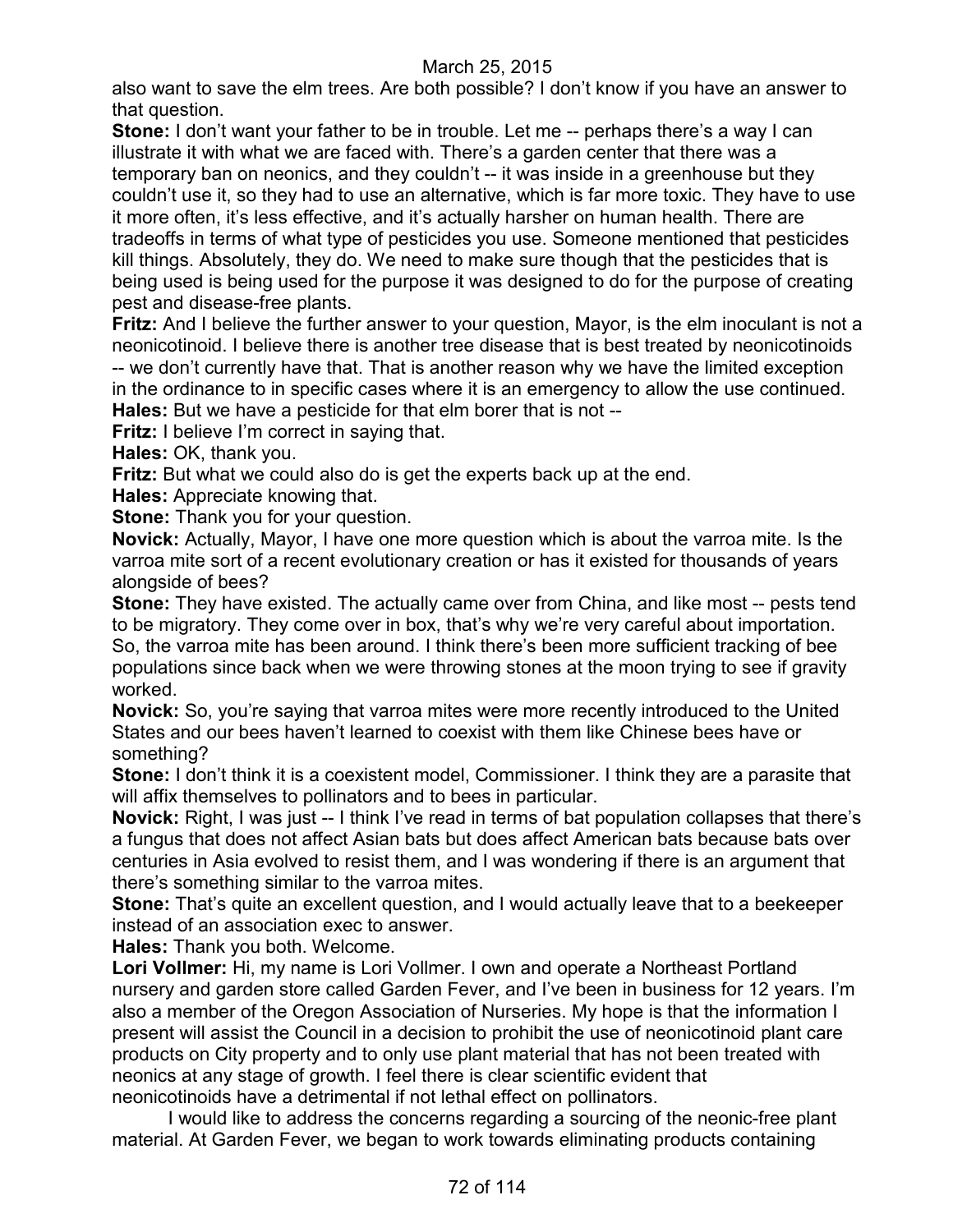also want to save the elm trees. Are both possible? I don't know if you have an answer to that question.

**Stone:** I don't want your father to be in trouble. Let me -- perhaps there's a way I can illustrate it with what we are faced with. There's a garden center that there was a temporary ban on neonics, and they couldn't -- it was inside in a greenhouse but they couldn't use it, so they had to use an alternative, which is far more toxic. They have to use it more often, it's less effective, and it's actually harsher on human health. There are tradeoffs in terms of what type of pesticides you use. Someone mentioned that pesticides kill things. Absolutely, they do. We need to make sure though that the pesticides that is being used is being used for the purpose it was designed to do for the purpose of creating pest and disease-free plants.

**Fritz:** And I believe the further answer to your question, Mayor, is the elm inoculant is not a neonicotinoid. I believe there is another tree disease that is best treated by neonicotinoids -- we don't currently have that. That is another reason why we have the limited exception in the ordinance to in specific cases where it is an emergency to allow the use continued.

**Hales:** But we have a pesticide for that elm borer that is not --

**Fritz:** I believe I'm correct in saying that.

**Hales:** OK, thank you.

**Fritz:** But what we could also do is get the experts back up at the end.

**Hales:** Appreciate knowing that.

**Stone:** Thank you for your question.

**Novick:** Actually, Mayor, I have one more question which is about the varroa mite. Is the varroa mite sort of a recent evolutionary creation or has it existed for thousands of years alongside of bees?

**Stone:** They have existed. The actually came over from China, and like most -- pests tend to be migratory. They come over in box, that's why we're very careful about importation. So, the varroa mite has been around. I think there's been more sufficient tracking of bee populations since back when we were throwing stones at the moon trying to see if gravity worked.

**Novick:** So, you're saying that varroa mites were more recently introduced to the United States and our bees haven't learned to coexist with them like Chinese bees have or something?

**Stone:** I don't think it is a coexistent model, Commissioner. I think they are a parasite that will affix themselves to pollinators and to bees in particular.

**Novick:** Right, I was just -- I think I've read in terms of bat population collapses that there's a fungus that does not affect Asian bats but does affect American bats because bats over centuries in Asia evolved to resist them, and I was wondering if there is an argument that there's something similar to the varroa mites.

**Stone:** That's quite an excellent question, and I would actually leave that to a beekeeper instead of an association exec to answer.

**Hales:** Thank you both. Welcome.

**Lori Vollmer:** Hi, my name is Lori Vollmer. I own and operate a Northeast Portland nursery and garden store called Garden Fever, and I've been in business for 12 years. I'm also a member of the Oregon Association of Nurseries. My hope is that the information I present will assist the Council in a decision to prohibit the use of neonicotinoid plant care products on City property and to only use plant material that has not been treated with neonics at any stage of growth. I feel there is clear scientific evident that neonicotinoids have a detrimental if not lethal effect on pollinators.

I would like to address the concerns regarding a sourcing of the neonic-free plant material. At Garden Fever, we began to work towards eliminating products containing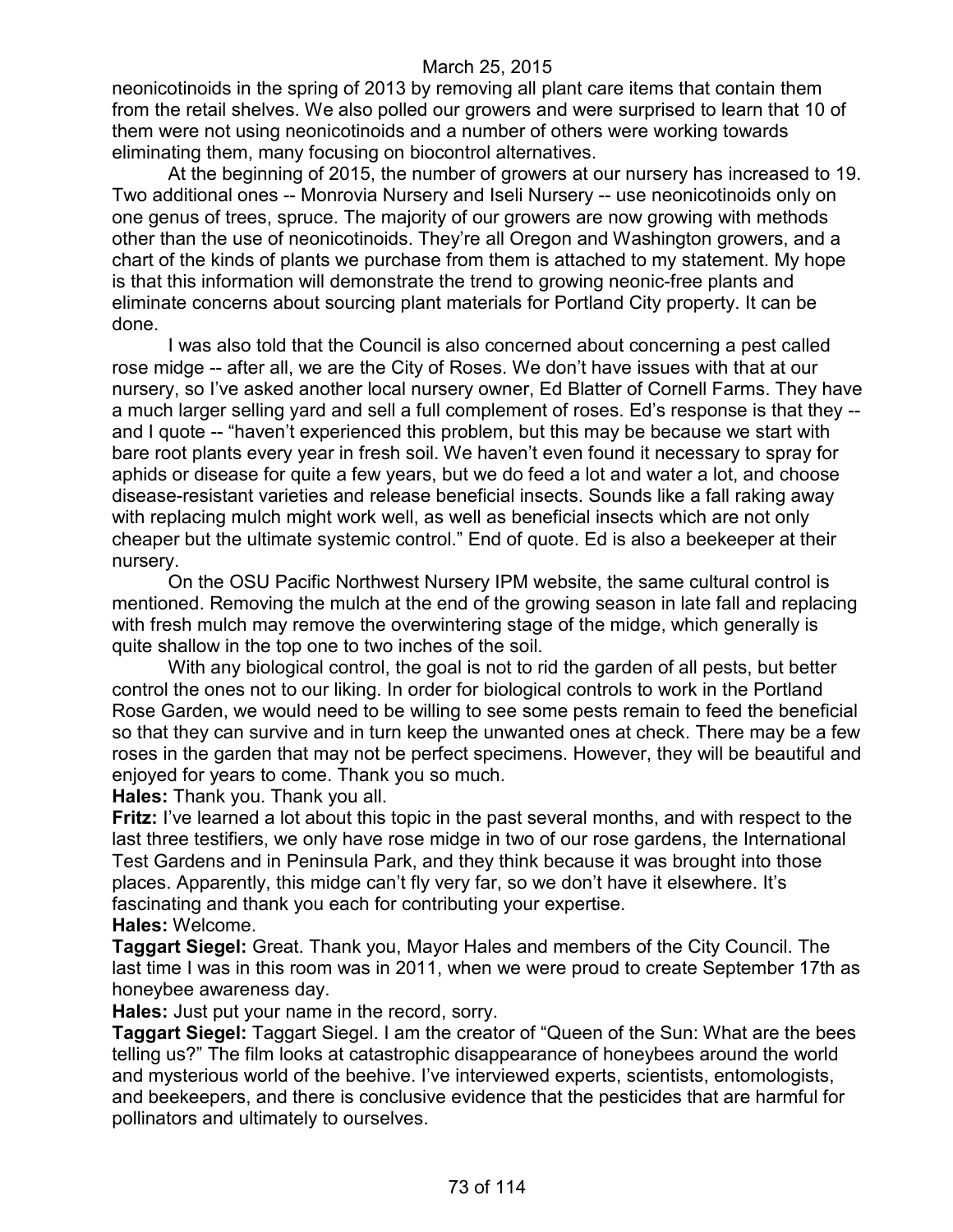neonicotinoids in the spring of 2013 by removing all plant care items that contain them from the retail shelves. We also polled our growers and were surprised to learn that 10 of them were not using neonicotinoids and a number of others were working towards eliminating them, many focusing on biocontrol alternatives.

At the beginning of 2015, the number of growers at our nursery has increased to 19. Two additional ones -- Monrovia Nursery and Iseli Nursery -- use neonicotinoids only on one genus of trees, spruce. The majority of our growers are now growing with methods other than the use of neonicotinoids. They're all Oregon and Washington growers, and a chart of the kinds of plants we purchase from them is attached to my statement. My hope is that this information will demonstrate the trend to growing neonic-free plants and eliminate concerns about sourcing plant materials for Portland City property. It can be done.

I was also told that the Council is also concerned about concerning a pest called rose midge -- after all, we are the City of Roses. We don't have issues with that at our nursery, so I've asked another local nursery owner, Ed Blatter of Cornell Farms. They have a much larger selling yard and sell a full complement of roses. Ed's response is that they -- and I quote -- "haven't experienced this problem, but this may be because we start with bare root plants every year in fresh soil. We haven't even found it necessary to spray for aphids or disease for quite a few years, but we do feed a lot and water a lot, and choose disease-resistant varieties and release beneficial insects. Sounds like a fall raking away with replacing mulch might work well, as well as beneficial insects which are not only cheaper but the ultimate systemic control." End of quote. Ed is also a beekeeper at their nursery.

On the OSU Pacific Northwest Nursery IPM website, the same cultural control is mentioned. Removing the mulch at the end of the growing season in late fall and replacing with fresh mulch may remove the overwintering stage of the midge, which generally is quite shallow in the top one to two inches of the soil.

With any biological control, the goal is not to rid the garden of all pests, but better control the ones not to our liking. In order for biological controls to work in the Portland Rose Garden, we would need to be willing to see some pests remain to feed the beneficial so that they can survive and in turn keep the unwanted ones at check. There may be a few roses in the garden that may not be perfect specimens. However, they will be beautiful and enjoyed for years to come. Thank you so much.

**Hales:** Thank you. Thank you all.

**Fritz:** I've learned a lot about this topic in the past several months, and with respect to the last three testifiers, we only have rose midge in two of our rose gardens, the International Test Gardens and in Peninsula Park, and they think because it was brought into those places. Apparently, this midge can't fly very far, so we don't have it elsewhere. It's fascinating and thank you each for contributing your expertise.

**Hales:** Welcome.

**Taggart Siegel:** Great. Thank you, Mayor Hales and members of the City Council. The last time I was in this room was in 2011, when we were proud to create September 17th as honeybee awareness day.

**Hales:** Just put your name in the record, sorry.

**Taggart Siegel:** Taggart Siegel. I am the creator of "Queen of the Sun: What are the bees telling us?" The film looks at catastrophic disappearance of honeybees around the world and mysterious world of the beehive. I've interviewed experts, scientists, entomologists, and beekeepers, and there is conclusive evidence that the pesticides that are harmful for pollinators and ultimately to ourselves.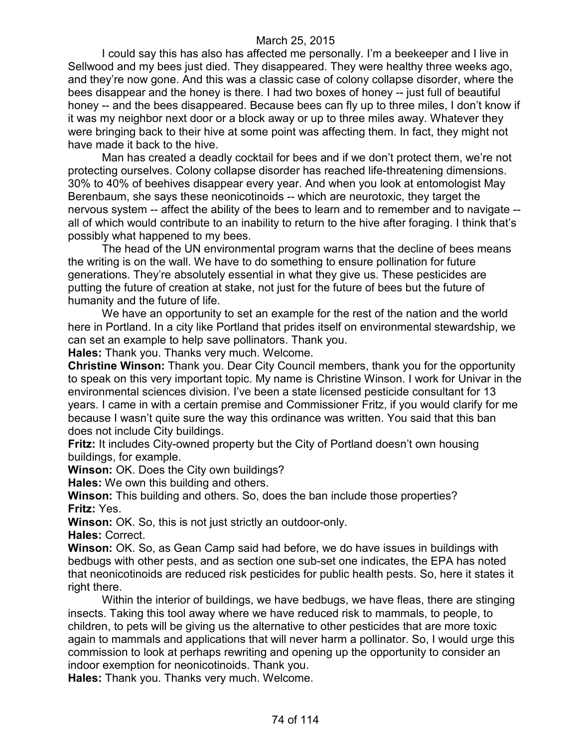I could say this has also has affected me personally. I'm a beekeeper and I live in Sellwood and my bees just died. They disappeared. They were healthy three weeks ago, and they're now gone. And this was a classic case of colony collapse disorder, where the bees disappear and the honey is there. I had two boxes of honey -- just full of beautiful honey -- and the bees disappeared. Because bees can fly up to three miles, I don't know if it was my neighbor next door or a block away or up to three miles away. Whatever they were bringing back to their hive at some point was affecting them. In fact, they might not have made it back to the hive.

Man has created a deadly cocktail for bees and if we don't protect them, we're not protecting ourselves. Colony collapse disorder has reached life-threatening dimensions. 30% to 40% of beehives disappear every year. And when you look at entomologist May Berenbaum, she says these neonicotinoids -- which are neurotoxic, they target the nervous system -- affect the ability of the bees to learn and to remember and to navigate -- all of which would contribute to an inability to return to the hive after foraging. I think that's possibly what happened to my bees.

The head of the UN environmental program warns that the decline of bees means the writing is on the wall. We have to do something to ensure pollination for future generations. They're absolutely essential in what they give us. These pesticides are putting the future of creation at stake, not just for the future of bees but the future of humanity and the future of life.

We have an opportunity to set an example for the rest of the nation and the world here in Portland. In a city like Portland that prides itself on environmental stewardship, we can set an example to help save pollinators. Thank you.

**Hales:** Thank you. Thanks very much. Welcome.

**Christine Winson:** Thank you. Dear City Council members, thank you for the opportunity to speak on this very important topic. My name is Christine Winson. I work for Univar in the environmental sciences division. I've been a state licensed pesticide consultant for 13 years. I came in with a certain premise and Commissioner Fritz, if you would clarify for me because I wasn't quite sure the way this ordinance was written. You said that this ban does not include City buildings.

**Fritz:** It includes City-owned property but the City of Portland doesn't own housing buildings, for example.

**Winson:** OK. Does the City own buildings?

**Hales:** We own this building and others.

**Winson:** This building and others. So, does the ban include those properties?

**Fritz:** Yes.

**Winson:** OK. So, this is not just strictly an outdoor-only.

**Hales:** Correct.

**Winson:** OK. So, as Gean Camp said had before, we do have issues in buildings with bedbugs with other pests, and as section one sub-set one indicates, the EPA has noted that neonicotinoids are reduced risk pesticides for public health pests. So, here it states it right there.

Within the interior of buildings, we have bedbugs, we have fleas, there are stinging insects. Taking this tool away where we have reduced risk to mammals, to people, to children, to pets will be giving us the alternative to other pesticides that are more toxic again to mammals and applications that will never harm a pollinator. So, I would urge this commission to look at perhaps rewriting and opening up the opportunity to consider an indoor exemption for neonicotinoids. Thank you.

**Hales:** Thank you. Thanks very much. Welcome.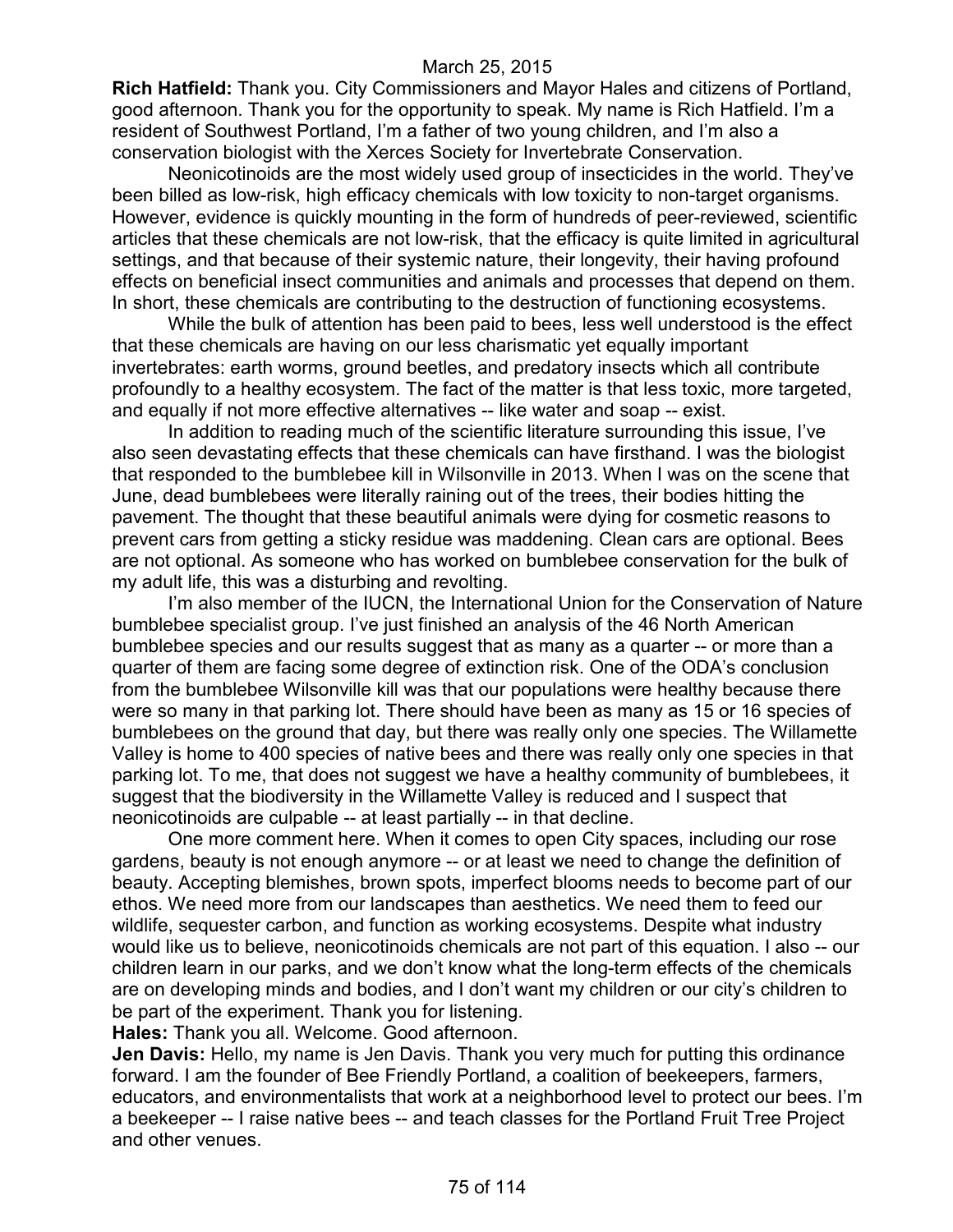**Rich Hatfield:** Thank you. City Commissioners and Mayor Hales and citizens of Portland, good afternoon. Thank you for the opportunity to speak. My name is Rich Hatfield. I'm a resident of Southwest Portland, I'm a father of two young children, and I'm also a conservation biologist with the Xerces Society for Invertebrate Conservation.

Neonicotinoids are the most widely used group of insecticides in the world. They've been billed as low-risk, high efficacy chemicals with low toxicity to non-target organisms. However, evidence is quickly mounting in the form of hundreds of peer-reviewed, scientific articles that these chemicals are not low-risk, that the efficacy is quite limited in agricultural settings, and that because of their systemic nature, their longevity, their having profound effects on beneficial insect communities and animals and processes that depend on them. In short, these chemicals are contributing to the destruction of functioning ecosystems.

While the bulk of attention has been paid to bees, less well understood is the effect that these chemicals are having on our less charismatic yet equally important invertebrates: earth worms, ground beetles, and predatory insects which all contribute profoundly to a healthy ecosystem. The fact of the matter is that less toxic, more targeted, and equally if not more effective alternatives -- like water and soap -- exist.

In addition to reading much of the scientific literature surrounding this issue, I've also seen devastating effects that these chemicals can have firsthand. I was the biologist that responded to the bumblebee kill in Wilsonville in 2013. When I was on the scene that June, dead bumblebees were literally raining out of the trees, their bodies hitting the pavement. The thought that these beautiful animals were dying for cosmetic reasons to prevent cars from getting a sticky residue was maddening. Clean cars are optional. Bees are not optional. As someone who has worked on bumblebee conservation for the bulk of my adult life, this was a disturbing and revolting.

I'm also member of the IUCN, the International Union for the Conservation of Nature bumblebee specialist group. I've just finished an analysis of the 46 North American bumblebee species and our results suggest that as many as a quarter -- or more than a quarter of them are facing some degree of extinction risk. One of the ODA's conclusion from the bumblebee Wilsonville kill was that our populations were healthy because there were so many in that parking lot. There should have been as many as 15 or 16 species of bumblebees on the ground that day, but there was really only one species. The Willamette Valley is home to 400 species of native bees and there was really only one species in that parking lot. To me, that does not suggest we have a healthy community of bumblebees, it suggest that the biodiversity in the Willamette Valley is reduced and I suspect that neonicotinoids are culpable -- at least partially -- in that decline.

One more comment here. When it comes to open City spaces, including our rose gardens, beauty is not enough anymore -- or at least we need to change the definition of beauty. Accepting blemishes, brown spots, imperfect blooms needs to become part of our ethos. We need more from our landscapes than aesthetics. We need them to feed our wildlife, sequester carbon, and function as working ecosystems. Despite what industry would like us to believe, neonicotinoids chemicals are not part of this equation. I also -- our children learn in our parks, and we don't know what the long-term effects of the chemicals are on developing minds and bodies, and I don't want my children or our city's children to be part of the experiment. Thank you for listening.

**Hales:** Thank you all. Welcome. Good afternoon.

**Jen Davis:** Hello, my name is Jen Davis. Thank you very much for putting this ordinance forward. I am the founder of Bee Friendly Portland, a coalition of beekeepers, farmers, educators, and environmentalists that work at a neighborhood level to protect our bees. I'm a beekeeper -- I raise native bees -- and teach classes for the Portland Fruit Tree Project and other venues.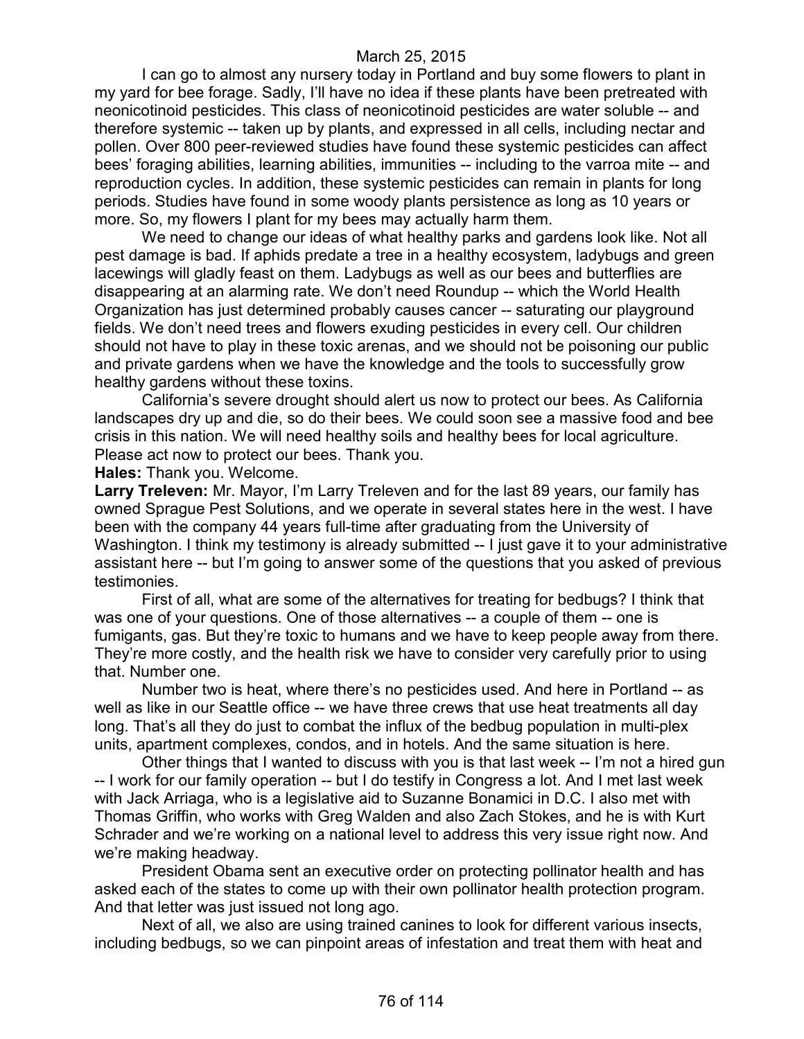I can go to almost any nursery today in Portland and buy some flowers to plant in my yard for bee forage. Sadly, I'll have no idea if these plants have been pretreated with neonicotinoid pesticides. This class of neonicotinoid pesticides are water soluble -- and therefore systemic -- taken up by plants, and expressed in all cells, including nectar and pollen. Over 800 peer-reviewed studies have found these systemic pesticides can affect bees' foraging abilities, learning abilities, immunities -- including to the varroa mite -- and reproduction cycles. In addition, these systemic pesticides can remain in plants for long periods. Studies have found in some woody plants persistence as long as 10 years or more. So, my flowers I plant for my bees may actually harm them.

We need to change our ideas of what healthy parks and gardens look like. Not all pest damage is bad. If aphids predate a tree in a healthy ecosystem, ladybugs and green lacewings will gladly feast on them. Ladybugs as well as our bees and butterflies are disappearing at an alarming rate. We don't need Roundup -- which the World Health Organization has just determined probably causes cancer -- saturating our playground fields. We don't need trees and flowers exuding pesticides in every cell. Our children should not have to play in these toxic arenas, and we should not be poisoning our public and private gardens when we have the knowledge and the tools to successfully grow healthy gardens without these toxins.

California's severe drought should alert us now to protect our bees. As California landscapes dry up and die, so do their bees. We could soon see a massive food and bee crisis in this nation. We will need healthy soils and healthy bees for local agriculture. Please act now to protect our bees. Thank you.

**Hales:** Thank you. Welcome.

**Larry Treleven:** Mr. Mayor, I'm Larry Treleven and for the last 89 years, our family has owned Sprague Pest Solutions, and we operate in several states here in the west. I have been with the company 44 years full-time after graduating from the University of Washington. I think my testimony is already submitted -- I just gave it to your administrative assistant here -- but I'm going to answer some of the questions that you asked of previous testimonies.

First of all, what are some of the alternatives for treating for bedbugs? I think that was one of your questions. One of those alternatives -- a couple of them -- one is fumigants, gas. But they're toxic to humans and we have to keep people away from there. They're more costly, and the health risk we have to consider very carefully prior to using that. Number one.

Number two is heat, where there's no pesticides used. And here in Portland -- as well as like in our Seattle office -- we have three crews that use heat treatments all day long. That's all they do just to combat the influx of the bedbug population in multi-plex units, apartment complexes, condos, and in hotels. And the same situation is here.

Other things that I wanted to discuss with you is that last week -- I'm not a hired gun -- I work for our family operation -- but I do testify in Congress a lot. And I met last week with Jack Arriaga, who is a legislative aid to Suzanne Bonamici in D.C. I also met with Thomas Griffin, who works with Greg Walden and also Zach Stokes, and he is with Kurt Schrader and we're working on a national level to address this very issue right now. And we're making headway.

President Obama sent an executive order on protecting pollinator health and has asked each of the states to come up with their own pollinator health protection program. And that letter was just issued not long ago.

Next of all, we also are using trained canines to look for different various insects, including bedbugs, so we can pinpoint areas of infestation and treat them with heat and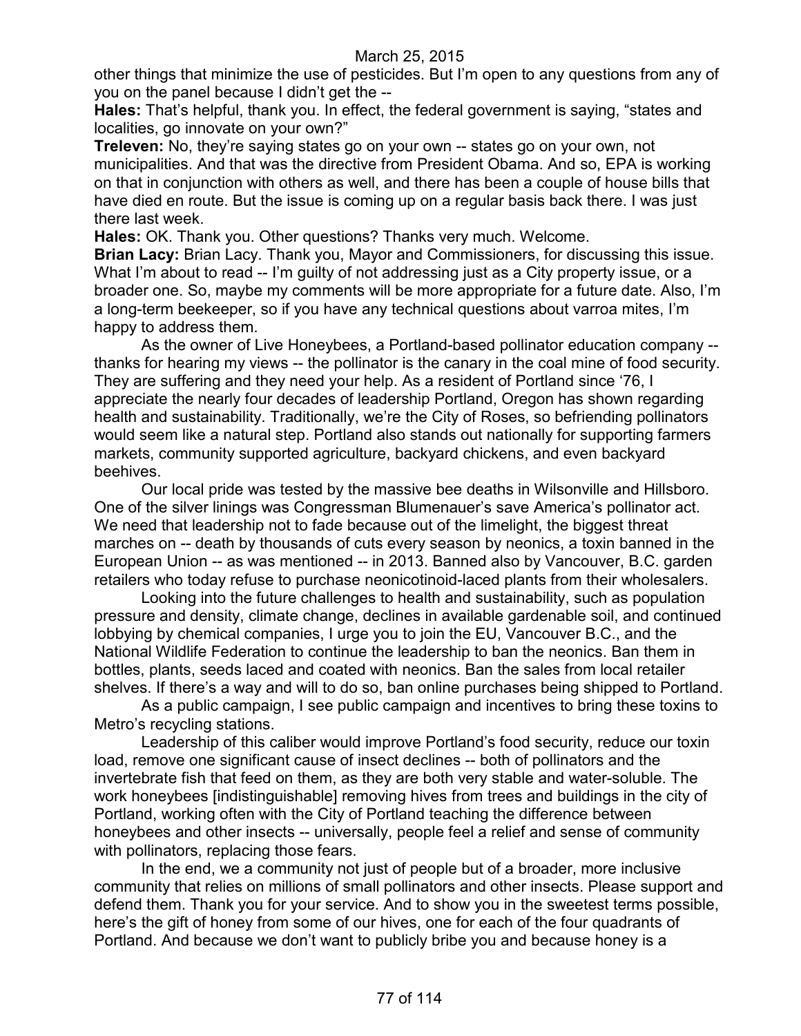other things that minimize the use of pesticides. But I'm open to any questions from any of you on the panel because I didn't get the --

**Hales:** That's helpful, thank you. In effect, the federal government is saying, "states and localities, go innovate on your own?"

**Treleven:** No, they're saying states go on your own -- states go on your own, not municipalities. And that was the directive from President Obama. And so, EPA is working on that in conjunction with others as well, and there has been a couple of house bills that have died en route. But the issue is coming up on a regular basis back there. I was just there last week.

**Hales:** OK. Thank you. Other questions? Thanks very much. Welcome.

**Brian Lacy:** Brian Lacy. Thank you, Mayor and Commissioners, for discussing this issue. What I'm about to read -- I'm guilty of not addressing just as a City property issue, or a broader one. So, maybe my comments will be more appropriate for a future date. Also, I'm a long-term beekeeper, so if you have any technical questions about varroa mites, I'm happy to address them.

As the owner of Live Honeybees, a Portland-based pollinator education company -- thanks for hearing my views -- the pollinator is the canary in the coal mine of food security. They are suffering and they need your help. As a resident of Portland since '76, I appreciate the nearly four decades of leadership Portland, Oregon has shown regarding health and sustainability. Traditionally, we're the City of Roses, so befriending pollinators would seem like a natural step. Portland also stands out nationally for supporting farmers markets, community supported agriculture, backyard chickens, and even backyard beehives.

Our local pride was tested by the massive bee deaths in Wilsonville and Hillsboro. One of the silver linings was Congressman Blumenauer's save America's pollinator act. We need that leadership not to fade because out of the limelight, the biggest threat marches on -- death by thousands of cuts every season by neonics, a toxin banned in the European Union -- as was mentioned -- in 2013. Banned also by Vancouver, B.C. garden retailers who today refuse to purchase neonicotinoid-laced plants from their wholesalers.

Looking into the future challenges to health and sustainability, such as population pressure and density, climate change, declines in available gardenable soil, and continued lobbying by chemical companies, I urge you to join the EU, Vancouver B.C., and the National Wildlife Federation to continue the leadership to ban the neonics. Ban them in bottles, plants, seeds laced and coated with neonics. Ban the sales from local retailer shelves. If there's a way and will to do so, ban online purchases being shipped to Portland.

As a public campaign, I see public campaign and incentives to bring these toxins to Metro's recycling stations.

Leadership of this caliber would improve Portland's food security, reduce our toxin load, remove one significant cause of insect declines -- both of pollinators and the invertebrate fish that feed on them, as they are both very stable and water-soluble. The work honeybees [indistinguishable] removing hives from trees and buildings in the city of Portland, working often with the City of Portland teaching the difference between honeybees and other insects -- universally, people feel a relief and sense of community with pollinators, replacing those fears.

In the end, we a community not just of people but of a broader, more inclusive community that relies on millions of small pollinators and other insects. Please support and defend them. Thank you for your service. And to show you in the sweetest terms possible, here's the gift of honey from some of our hives, one for each of the four quadrants of Portland. And because we don't want to publicly bribe you and because honey is a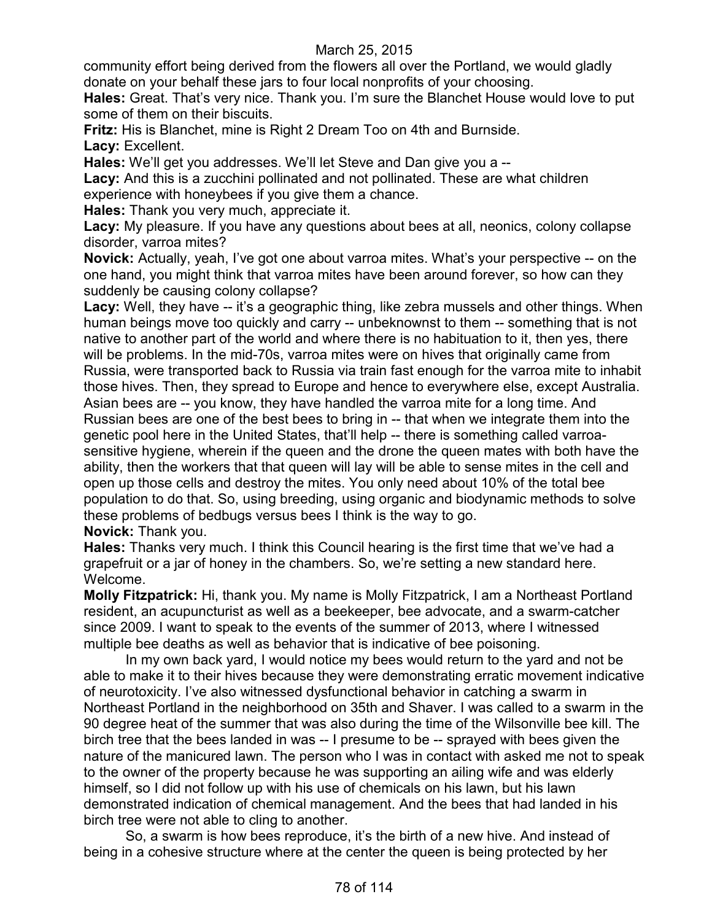community effort being derived from the flowers all over the Portland, we would gladly donate on your behalf these jars to four local nonprofits of your choosing.

**Hales:** Great. That's very nice. Thank you. I'm sure the Blanchet House would love to put some of them on their biscuits.

**Fritz:** His is Blanchet, mine is Right 2 Dream Too on 4th and Burnside.

**Lacy:** Excellent.

**Hales:** We'll get you addresses. We'll let Steve and Dan give you a --

**Lacy:** And this is a zucchini pollinated and not pollinated. These are what children experience with honeybees if you give them a chance.

**Hales:** Thank you very much, appreciate it.

**Lacy:** My pleasure. If you have any questions about bees at all, neonics, colony collapse disorder, varroa mites?

**Novick:** Actually, yeah, I've got one about varroa mites. What's your perspective -- on the one hand, you might think that varroa mites have been around forever, so how can they suddenly be causing colony collapse?

**Lacy:** Well, they have -- it's a geographic thing, like zebra mussels and other things. When human beings move too quickly and carry -- unbeknownst to them -- something that is not native to another part of the world and where there is no habituation to it, then yes, there will be problems. In the mid-70s, varroa mites were on hives that originally came from Russia, were transported back to Russia via train fast enough for the varroa mite to inhabit those hives. Then, they spread to Europe and hence to everywhere else, except Australia. Asian bees are -- you know, they have handled the varroa mite for a long time. And Russian bees are one of the best bees to bring in -- that when we integrate them into the genetic pool here in the United States, that'll help -- there is something called varroa-sensitive hygiene, wherein if the queen and the drone the queen mates with both have the ability, then the workers that that queen will lay will be able to sense mites in the cell and open up those cells and destroy the mites. You only need about 10% of the total bee population to do that. So, using breeding, using organic and biodynamic methods to solve these problems of bedbugs versus bees I think is the way to go.

**Novick:** Thank you.

**Hales:** Thanks very much. I think this Council hearing is the first time that we've had a grapefruit or a jar of honey in the chambers. So, we're setting a new standard here. Welcome.

**Molly Fitzpatrick:** Hi, thank you. My name is Molly Fitzpatrick, I am a Northeast Portland resident, an acupuncturist as well as a beekeeper, bee advocate, and a swarm-catcher since 2009. I want to speak to the events of the summer of 2013, where I witnessed multiple bee deaths as well as behavior that is indicative of bee poisoning.

In my own back yard, I would notice my bees would return to the yard and not be able to make it to their hives because they were demonstrating erratic movement indicative of neurotoxicity. I've also witnessed dysfunctional behavior in catching a swarm in Northeast Portland in the neighborhood on 35th and Shaver. I was called to a swarm in the 90 degree heat of the summer that was also during the time of the Wilsonville bee kill. The birch tree that the bees landed in was -- I presume to be -- sprayed with bees given the nature of the manicured lawn. The person who I was in contact with asked me not to speak to the owner of the property because he was supporting an ailing wife and was elderly himself, so I did not follow up with his use of chemicals on his lawn, but his lawn demonstrated indication of chemical management. And the bees that had landed in his birch tree were not able to cling to another.

So, a swarm is how bees reproduce, it's the birth of a new hive. And instead of being in a cohesive structure where at the center the queen is being protected by her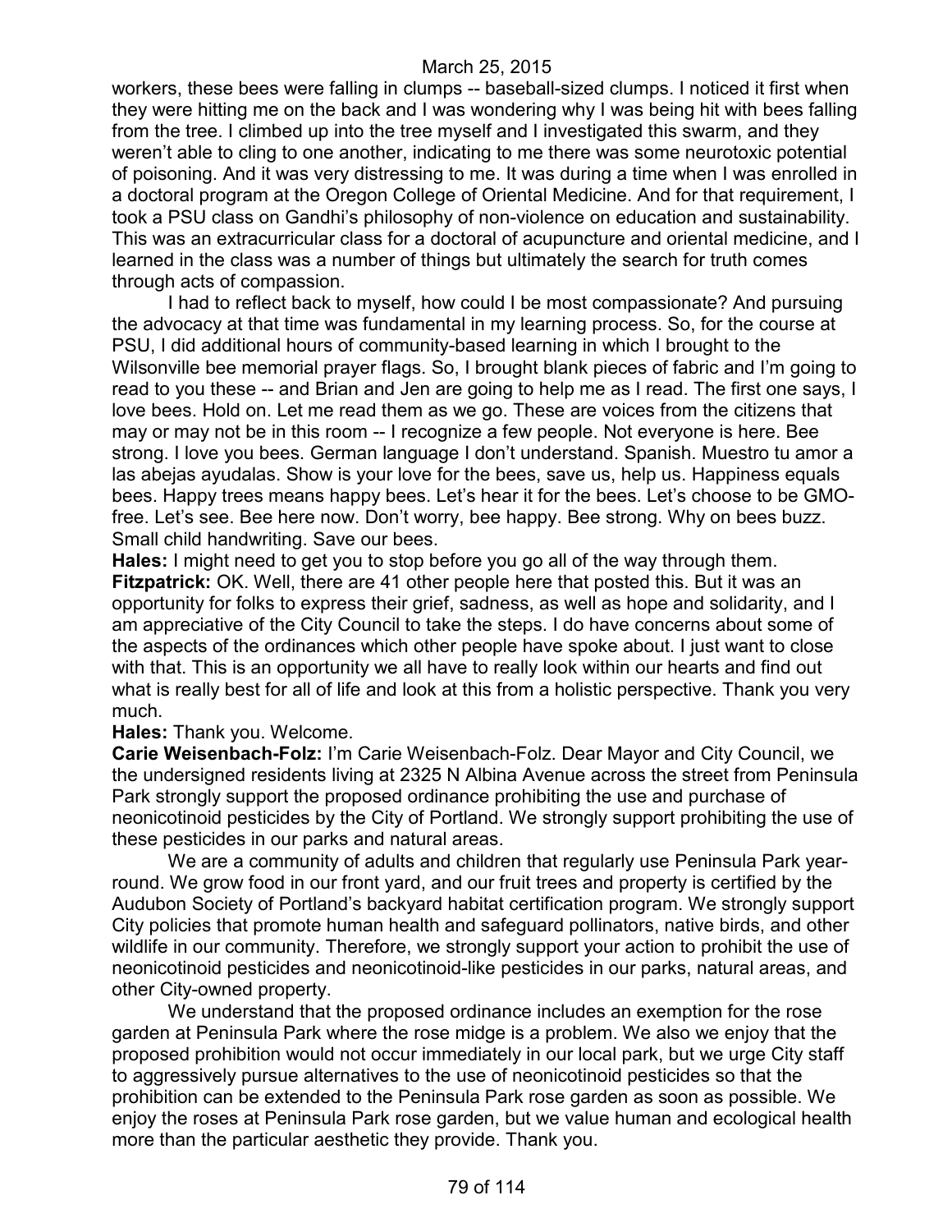workers, these bees were falling in clumps -- baseball-sized clumps. I noticed it first when they were hitting me on the back and I was wondering why I was being hit with bees falling from the tree. I climbed up into the tree myself and I investigated this swarm, and they weren't able to cling to one another, indicating to me there was some neurotoxic potential of poisoning. And it was very distressing to me. It was during a time when I was enrolled in a doctoral program at the Oregon College of Oriental Medicine. And for that requirement, I took a PSU class on Gandhi's philosophy of non-violence on education and sustainability. This was an extracurricular class for a doctoral of acupuncture and oriental medicine, and I learned in the class was a number of things but ultimately the search for truth comes through acts of compassion.

I had to reflect back to myself, how could I be most compassionate? And pursuing the advocacy at that time was fundamental in my learning process. So, for the course at PSU, I did additional hours of community-based learning in which I brought to the Wilsonville bee memorial prayer flags. So, I brought blank pieces of fabric and I'm going to read to you these -- and Brian and Jen are going to help me as I read. The first one says, I love bees. Hold on. Let me read them as we go. These are voices from the citizens that may or may not be in this room -- I recognize a few people. Not everyone is here. Bee strong. I love you bees. German language I don't understand. Spanish. Muestro tu amor a las abejas ayudalas. Show is your love for the bees, save us, help us. Happiness equals bees. Happy trees means happy bees. Let's hear it for the bees. Let's choose to be GMO-free. Let's see. Bee here now. Don't worry, bee happy. Bee strong. Why on bees buzz. Small child handwriting. Save our bees.

**Hales:** I might need to get you to stop before you go all of the way through them.

**Fitzpatrick:** OK. Well, there are 41 other people here that posted this. But it was an opportunity for folks to express their grief, sadness, as well as hope and solidarity, and I am appreciative of the City Council to take the steps. I do have concerns about some of the aspects of the ordinances which other people have spoke about. I just want to close with that. This is an opportunity we all have to really look within our hearts and find out what is really best for all of life and look at this from a holistic perspective. Thank you very much.

**Hales:** Thank you. Welcome.

**Carie Weisenbach-Folz:** I'm Carie Weisenbach-Folz. Dear Mayor and City Council, we the undersigned residents living at 2325 N Albina Avenue across the street from Peninsula Park strongly support the proposed ordinance prohibiting the use and purchase of neonicotinoid pesticides by the City of Portland. We strongly support prohibiting the use of these pesticides in our parks and natural areas.

We are a community of adults and children that regularly use Peninsula Park year-round. We grow food in our front yard, and our fruit trees and property is certified by the Audubon Society of Portland's backyard habitat certification program. We strongly support City policies that promote human health and safeguard pollinators, native birds, and other wildlife in our community. Therefore, we strongly support your action to prohibit the use of neonicotinoid pesticides and neonicotinoid-like pesticides in our parks, natural areas, and other City-owned property.

We understand that the proposed ordinance includes an exemption for the rose garden at Peninsula Park where the rose midge is a problem. We also we enjoy that the proposed prohibition would not occur immediately in our local park, but we urge City staff to aggressively pursue alternatives to the use of neonicotinoid pesticides so that the prohibition can be extended to the Peninsula Park rose garden as soon as possible. We enjoy the roses at Peninsula Park rose garden, but we value human and ecological health more than the particular aesthetic they provide. Thank you.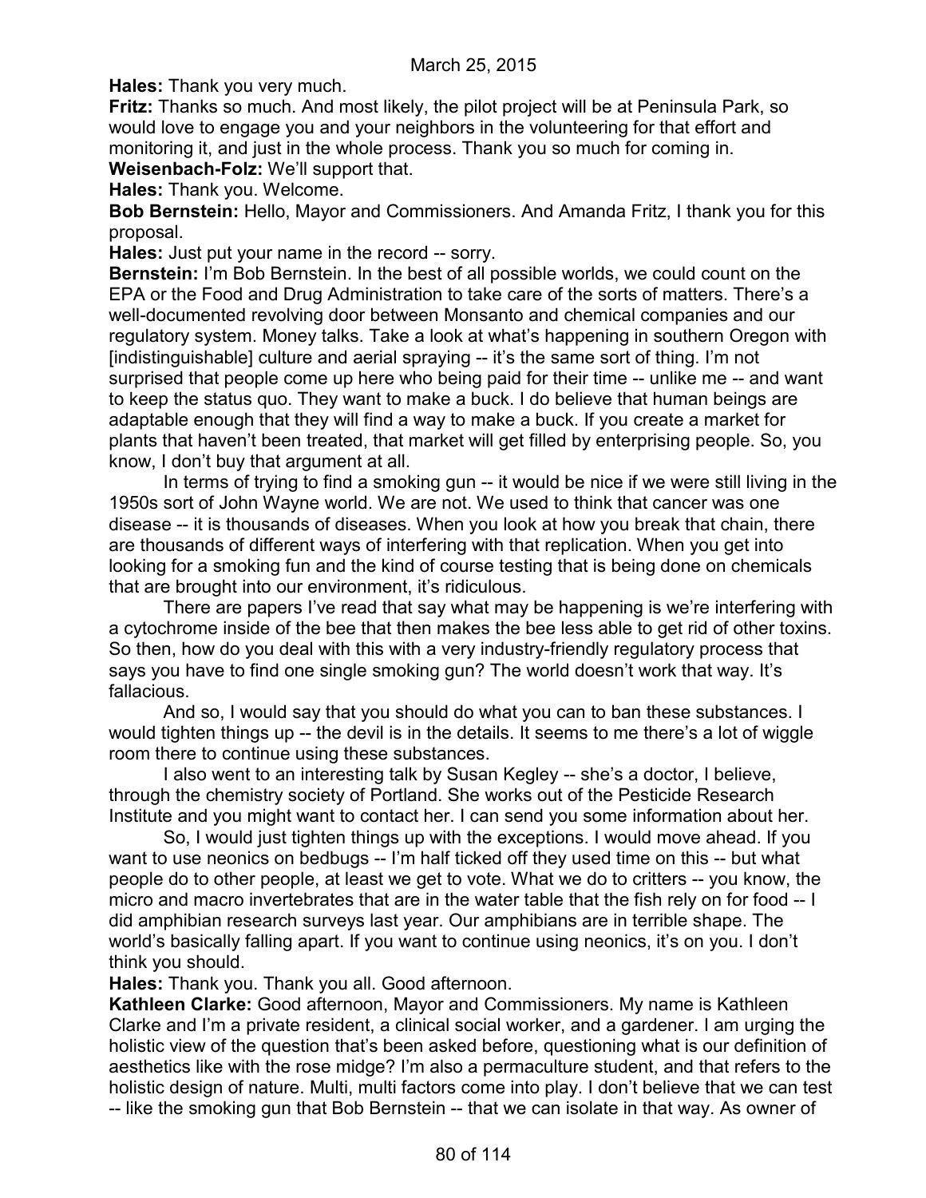**Hales:** Thank you very much.

**Fritz:** Thanks so much. And most likely, the pilot project will be at Peninsula Park, so would love to engage you and your neighbors in the volunteering for that effort and monitoring it, and just in the whole process. Thank you so much for coming in.

**Weisenbach-Folz:** We'll support that.

**Hales:** Thank you. Welcome.

**Bob Bernstein:** Hello, Mayor and Commissioners. And Amanda Fritz, I thank you for this proposal.

**Hales:** Just put your name in the record -- sorry.

**Bernstein:** I'm Bob Bernstein. In the best of all possible worlds, we could count on the EPA or the Food and Drug Administration to take care of the sorts of matters. There's a well-documented revolving door between Monsanto and chemical companies and our regulatory system. Money talks. Take a look at what's happening in southern Oregon with [indistinguishable] culture and aerial spraying -- it's the same sort of thing. I'm not surprised that people come up here who being paid for their time -- unlike me -- and want to keep the status quo. They want to make a buck. I do believe that human beings are adaptable enough that they will find a way to make a buck. If you create a market for plants that haven't been treated, that market will get filled by enterprising people. So, you know, I don't buy that argument at all.

In terms of trying to find a smoking gun -- it would be nice if we were still living in the 1950s sort of John Wayne world. We are not. We used to think that cancer was one disease -- it is thousands of diseases. When you look at how you break that chain, there are thousands of different ways of interfering with that replication. When you get into looking for a smoking fun and the kind of course testing that is being done on chemicals that are brought into our environment, it's ridiculous.

There are papers I've read that say what may be happening is we're interfering with a cytochrome inside of the bee that then makes the bee less able to get rid of other toxins. So then, how do you deal with this with a very industry-friendly regulatory process that says you have to find one single smoking gun? The world doesn't work that way. It's fallacious.

And so, I would say that you should do what you can to ban these substances. I would tighten things up -- the devil is in the details. It seems to me there's a lot of wiggle room there to continue using these substances.

I also went to an interesting talk by Susan Kegley -- she's a doctor, I believe, through the chemistry society of Portland. She works out of the Pesticide Research Institute and you might want to contact her. I can send you some information about her.

So, I would just tighten things up with the exceptions. I would move ahead. If you want to use neonics on bedbugs -- I'm half ticked off they used time on this -- but what people do to other people, at least we get to vote. What we do to critters -- you know, the micro and macro invertebrates that are in the water table that the fish rely on for food -- I did amphibian research surveys last year. Our amphibians are in terrible shape. The world's basically falling apart. If you want to continue using neonics, it's on you. I don't think you should.

**Hales:** Thank you. Thank you all. Good afternoon.

**Kathleen Clarke:** Good afternoon, Mayor and Commissioners. My name is Kathleen Clarke and I'm a private resident, a clinical social worker, and a gardener. I am urging the holistic view of the question that's been asked before, questioning what is our definition of aesthetics like with the rose midge? I'm also a permaculture student, and that refers to the holistic design of nature. Multi, multi factors come into play. I don't believe that we can test -- like the smoking gun that Bob Bernstein -- that we can isolate in that way. As owner of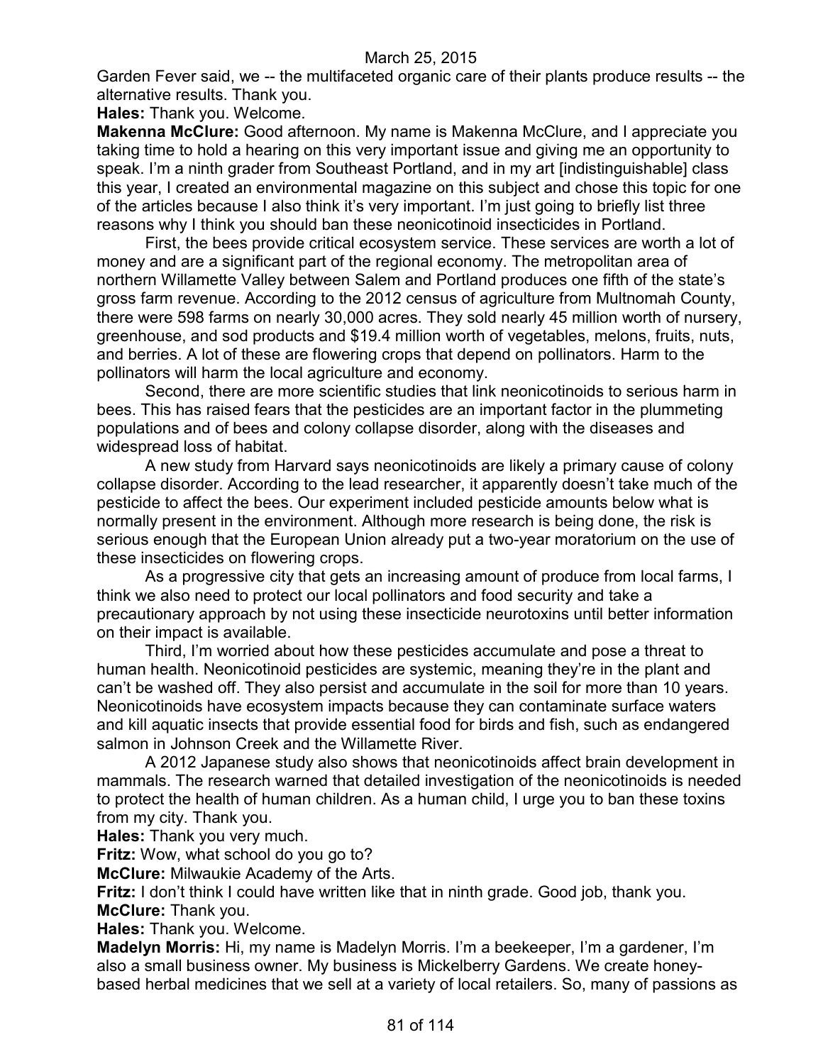Garden Fever said, we -- the multifaceted organic care of their plants produce results -- the alternative results. Thank you.

**Hales:** Thank you. Welcome.

**Makenna McClure:** Good afternoon. My name is Makenna McClure, and I appreciate you taking time to hold a hearing on this very important issue and giving me an opportunity to speak. I'm a ninth grader from Southeast Portland, and in my art [indistinguishable] class this year, I created an environmental magazine on this subject and chose this topic for one of the articles because I also think it's very important. I'm just going to briefly list three reasons why I think you should ban these neonicotinoid insecticides in Portland.

First, the bees provide critical ecosystem service. These services are worth a lot of money and are a significant part of the regional economy. The metropolitan area of northern Willamette Valley between Salem and Portland produces one fifth of the state's gross farm revenue. According to the 2012 census of agriculture from Multnomah County, there were 598 farms on nearly 30,000 acres. They sold nearly 45 million worth of nursery, greenhouse, and sod products and $19.4 million worth of vegetables, melons, fruits, nuts, and berries. A lot of these are flowering crops that depend on pollinators. Harm to the pollinators will harm the local agriculture and economy.

Second, there are more scientific studies that link neonicotinoids to serious harm in bees. This has raised fears that the pesticides are an important factor in the plummeting populations and of bees and colony collapse disorder, along with the diseases and widespread loss of habitat.

A new study from Harvard says neonicotinoids are likely a primary cause of colony collapse disorder. According to the lead researcher, it apparently doesn't take much of the pesticide to affect the bees. Our experiment included pesticide amounts below what is normally present in the environment. Although more research is being done, the risk is serious enough that the European Union already put a two-year moratorium on the use of these insecticides on flowering crops.

As a progressive city that gets an increasing amount of produce from local farms, I think we also need to protect our local pollinators and food security and take a precautionary approach by not using these insecticide neurotoxins until better information on their impact is available.

Third, I'm worried about how these pesticides accumulate and pose a threat to human health. Neonicotinoid pesticides are systemic, meaning they're in the plant and can't be washed off. They also persist and accumulate in the soil for more than 10 years. Neonicotinoids have ecosystem impacts because they can contaminate surface waters and kill aquatic insects that provide essential food for birds and fish, such as endangered salmon in Johnson Creek and the Willamette River.

A 2012 Japanese study also shows that neonicotinoids affect brain development in mammals. The research warned that detailed investigation of the neonicotinoids is needed to protect the health of human children. As a human child, I urge you to ban these toxins from my city. Thank you.

**Hales:** Thank you very much.

**Fritz:** Wow, what school do you go to?

**McClure:** Milwaukie Academy of the Arts.

**Fritz:** I don't think I could have written like that in ninth grade. Good job, thank you.

**McClure:** Thank you.

**Hales:** Thank you. Welcome.

**Madelyn Morris:** Hi, my name is Madelyn Morris. I'm a beekeeper, I'm a gardener, I'm also a small business owner. My business is Mickelberry Gardens. We create honey-based herbal medicines that we sell at a variety of local retailers. So, many of passions as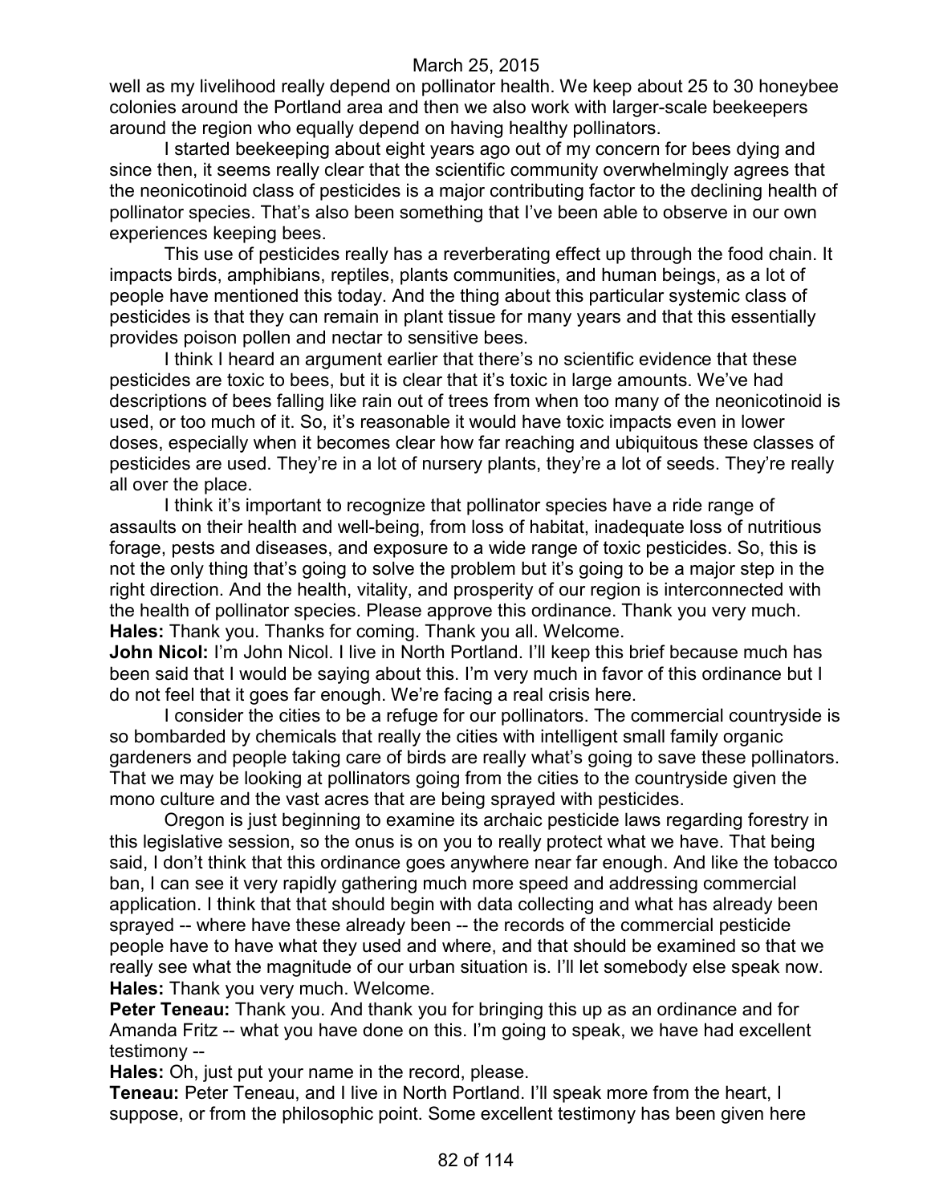well as my livelihood really depend on pollinator health. We keep about 25 to 30 honeybee colonies around the Portland area and then we also work with larger-scale beekeepers around the region who equally depend on having healthy pollinators.

I started beekeeping about eight years ago out of my concern for bees dying and since then, it seems really clear that the scientific community overwhelmingly agrees that the neonicotinoid class of pesticides is a major contributing factor to the declining health of pollinator species. That's also been something that I've been able to observe in our own experiences keeping bees.

This use of pesticides really has a reverberating effect up through the food chain. It impacts birds, amphibians, reptiles, plants communities, and human beings, as a lot of people have mentioned this today. And the thing about this particular systemic class of pesticides is that they can remain in plant tissue for many years and that this essentially provides poison pollen and nectar to sensitive bees.

I think I heard an argument earlier that there's no scientific evidence that these pesticides are toxic to bees, but it is clear that it's toxic in large amounts. We've had descriptions of bees falling like rain out of trees from when too many of the neonicotinoid is used, or too much of it. So, it's reasonable it would have toxic impacts even in lower doses, especially when it becomes clear how far reaching and ubiquitous these classes of pesticides are used. They're in a lot of nursery plants, they're a lot of seeds. They're really all over the place.

I think it's important to recognize that pollinator species have a ride range of assaults on their health and well-being, from loss of habitat, inadequate loss of nutritious forage, pests and diseases, and exposure to a wide range of toxic pesticides. So, this is not the only thing that's going to solve the problem but it's going to be a major step in the right direction. And the health, vitality, and prosperity of our region is interconnected with the health of pollinator species. Please approve this ordinance. Thank you very much.

**Hales:** Thank you. Thanks for coming. Thank you all. Welcome.

**John Nicol:** I'm John Nicol. I live in North Portland. I'll keep this brief because much has been said that I would be saying about this. I'm very much in favor of this ordinance but I do not feel that it goes far enough. We're facing a real crisis here.

I consider the cities to be a refuge for our pollinators. The commercial countryside is so bombarded by chemicals that really the cities with intelligent small family organic gardeners and people taking care of birds are really what's going to save these pollinators. That we may be looking at pollinators going from the cities to the countryside given the mono culture and the vast acres that are being sprayed with pesticides.

Oregon is just beginning to examine its archaic pesticide laws regarding forestry in this legislative session, so the onus is on you to really protect what we have. That being said, I don't think that this ordinance goes anywhere near far enough. And like the tobacco ban, I can see it very rapidly gathering much more speed and addressing commercial application. I think that that should begin with data collecting and what has already been sprayed -- where have these already been -- the records of the commercial pesticide people have to have what they used and where, and that should be examined so that we really see what the magnitude of our urban situation is. I'll let somebody else speak now.

**Hales:** Thank you very much. Welcome.

**Peter Teneau:** Thank you. And thank you for bringing this up as an ordinance and for Amanda Fritz -- what you have done on this. I'm going to speak, we have had excellent testimony --

**Hales:** Oh, just put your name in the record, please.

**Teneau:** Peter Teneau, and I live in North Portland. I'll speak more from the heart, I suppose, or from the philosophic point. Some excellent testimony has been given here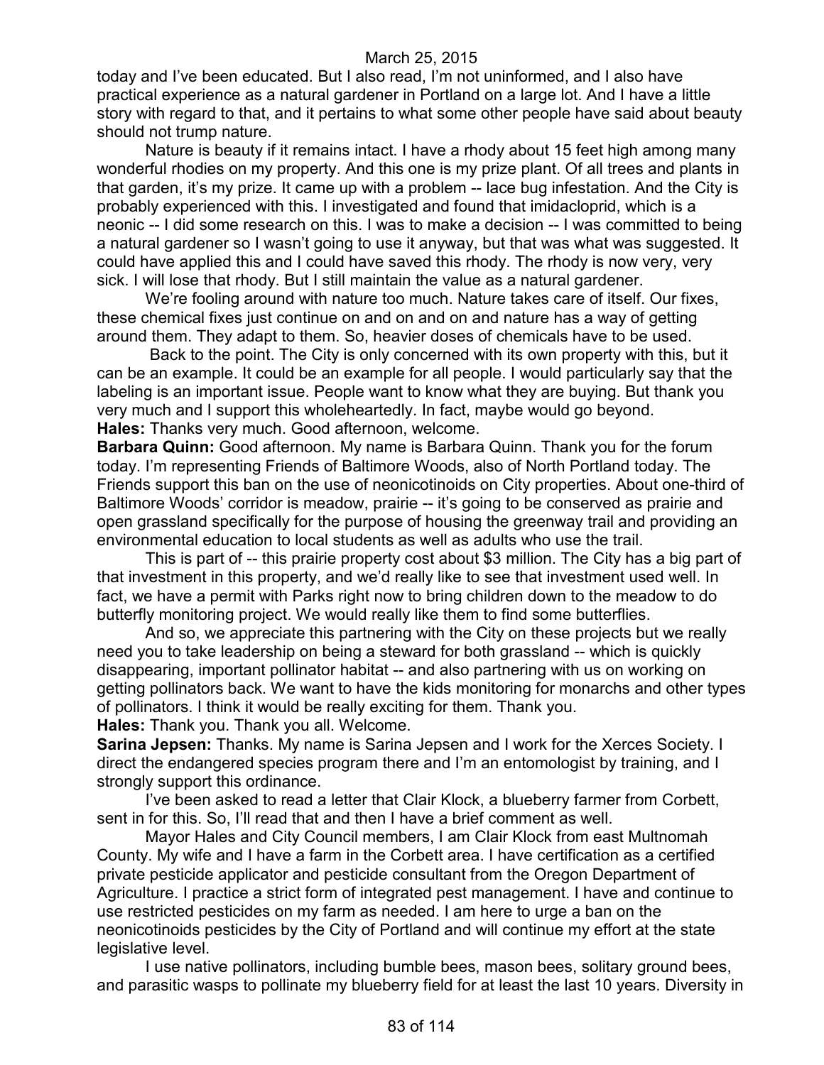today and I've been educated. But I also read, I'm not uninformed, and I also have practical experience as a natural gardener in Portland on a large lot. And I have a little story with regard to that, and it pertains to what some other people have said about beauty should not trump nature.

Nature is beauty if it remains intact. I have a rhody about 15 feet high among many wonderful rhodies on my property. And this one is my prize plant. Of all trees and plants in that garden, it's my prize. It came up with a problem -- lace bug infestation. And the City is probably experienced with this. I investigated and found that imidacloprid, which is a neonic -- I did some research on this. I was to make a decision -- I was committed to being a natural gardener so I wasn't going to use it anyway, but that was what was suggested. It could have applied this and I could have saved this rhody. The rhody is now very, very sick. I will lose that rhody. But I still maintain the value as a natural gardener.

We're fooling around with nature too much. Nature takes care of itself. Our fixes, these chemical fixes just continue on and on and on and nature has a way of getting around them. They adapt to them. So, heavier doses of chemicals have to be used.

Back to the point. The City is only concerned with its own property with this, but it can be an example. It could be an example for all people. I would particularly say that the labeling is an important issue. People want to know what they are buying. But thank you very much and I support this wholeheartedly. In fact, maybe would go beyond.

**Hales:** Thanks very much. Good afternoon, welcome.

**Barbara Quinn:** Good afternoon. My name is Barbara Quinn. Thank you for the forum today. I'm representing Friends of Baltimore Woods, also of North Portland today. The Friends support this ban on the use of neonicotinoids on City properties. About one-third of Baltimore Woods' corridor is meadow, prairie -- it's going to be conserved as prairie and open grassland specifically for the purpose of housing the greenway trail and providing an environmental education to local students as well as adults who use the trail.

This is part of -- this prairie property cost about $3 million. The City has a big part of that investment in this property, and we'd really like to see that investment used well. In fact, we have a permit with Parks right now to bring children down to the meadow to do butterfly monitoring project. We would really like them to find some butterflies.

And so, we appreciate this partnering with the City on these projects but we really need you to take leadership on being a steward for both grassland -- which is quickly disappearing, important pollinator habitat -- and also partnering with us on working on getting pollinators back. We want to have the kids monitoring for monarchs and other types of pollinators. I think it would be really exciting for them. Thank you.

**Hales:** Thank you. Thank you all. Welcome.

**Sarina Jepsen:** Thanks. My name is Sarina Jepsen and I work for the Xerces Society. I direct the endangered species program there and I'm an entomologist by training, and I strongly support this ordinance.

I've been asked to read a letter that Clair Klock, a blueberry farmer from Corbett, sent in for this. So, I'll read that and then I have a brief comment as well.

Mayor Hales and City Council members, I am Clair Klock from east Multnomah County. My wife and I have a farm in the Corbett area. I have certification as a certified private pesticide applicator and pesticide consultant from the Oregon Department of Agriculture. I practice a strict form of integrated pest management. I have and continue to use restricted pesticides on my farm as needed. I am here to urge a ban on the neonicotinoids pesticides by the City of Portland and will continue my effort at the state legislative level.

I use native pollinators, including bumble bees, mason bees, solitary ground bees, and parasitic wasps to pollinate my blueberry field for at least the last 10 years. Diversity in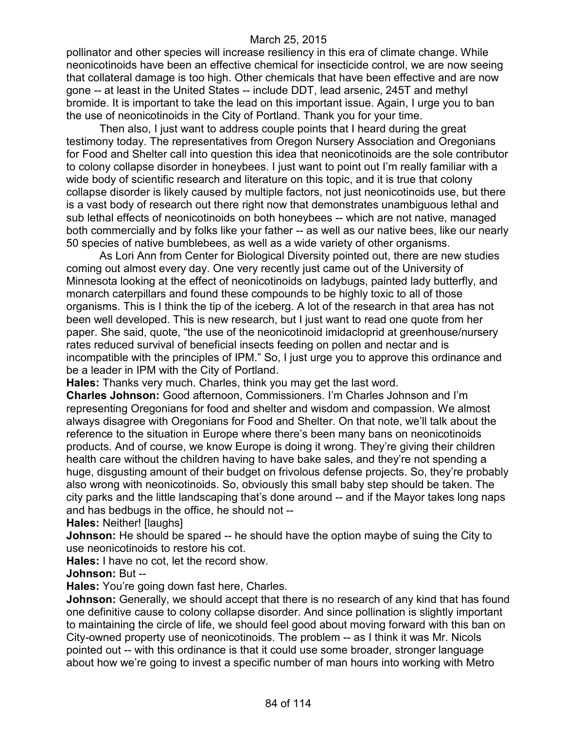pollinator and other species will increase resiliency in this era of climate change. While neonicotinoids have been an effective chemical for insecticide control, we are now seeing that collateral damage is too high. Other chemicals that have been effective and are now gone -- at least in the United States -- include DDT, lead arsenic, 245T and methyl bromide. It is important to take the lead on this important issue. Again, I urge you to ban the use of neonicotinoids in the City of Portland. Thank you for your time.

Then also, I just want to address couple points that I heard during the great testimony today. The representatives from Oregon Nursery Association and Oregonians for Food and Shelter call into question this idea that neonicotinoids are the sole contributor to colony collapse disorder in honeybees. I just want to point out I'm really familiar with a wide body of scientific research and literature on this topic, and it is true that colony collapse disorder is likely caused by multiple factors, not just neonicotinoids use, but there is a vast body of research out there right now that demonstrates unambiguous lethal and sub lethal effects of neonicotinoids on both honeybees -- which are not native, managed both commercially and by folks like your father -- as well as our native bees, like our nearly 50 species of native bumblebees, as well as a wide variety of other organisms.

As Lori Ann from Center for Biological Diversity pointed out, there are new studies coming out almost every day. One very recently just came out of the University of Minnesota looking at the effect of neonicotinoids on ladybugs, painted lady butterfly, and monarch caterpillars and found these compounds to be highly toxic to all of those organisms. This is I think the tip of the iceberg. A lot of the research in that area has not been well developed. This is new research, but I just want to read one quote from her paper. She said, quote, "the use of the neonicotinoid imidacloprid at greenhouse/nursery rates reduced survival of beneficial insects feeding on pollen and nectar and is incompatible with the principles of IPM." So, I just urge you to approve this ordinance and be a leader in IPM with the City of Portland.

**Hales:** Thanks very much. Charles, think you may get the last word.

**Charles Johnson:** Good afternoon, Commissioners. I'm Charles Johnson and I'm representing Oregonians for food and shelter and wisdom and compassion. We almost always disagree with Oregonians for Food and Shelter. On that note, we'll talk about the reference to the situation in Europe where there's been many bans on neonicotinoids products. And of course, we know Europe is doing it wrong. They're giving their children health care without the children having to have bake sales, and they're not spending a huge, disgusting amount of their budget on frivolous defense projects. So, they're probably also wrong with neonicotinoids. So, obviously this small baby step should be taken. The city parks and the little landscaping that's done around -- and if the Mayor takes long naps and has bedbugs in the office, he should not --

**Hales:** Neither! [laughs]

**Johnson:** He should be spared -- he should have the option maybe of suing the City to use neonicotinoids to restore his cot.

**Hales:** I have no cot, let the record show.

**Johnson:** But --

**Hales:** You're going down fast here, Charles.

**Johnson:** Generally, we should accept that there is no research of any kind that has found one definitive cause to colony collapse disorder. And since pollination is slightly important to maintaining the circle of life, we should feel good about moving forward with this ban on City-owned property use of neonicotinoids. The problem -- as I think it was Mr. Nicols pointed out -- with this ordinance is that it could use some broader, stronger language about how we're going to invest a specific number of man hours into working with Metro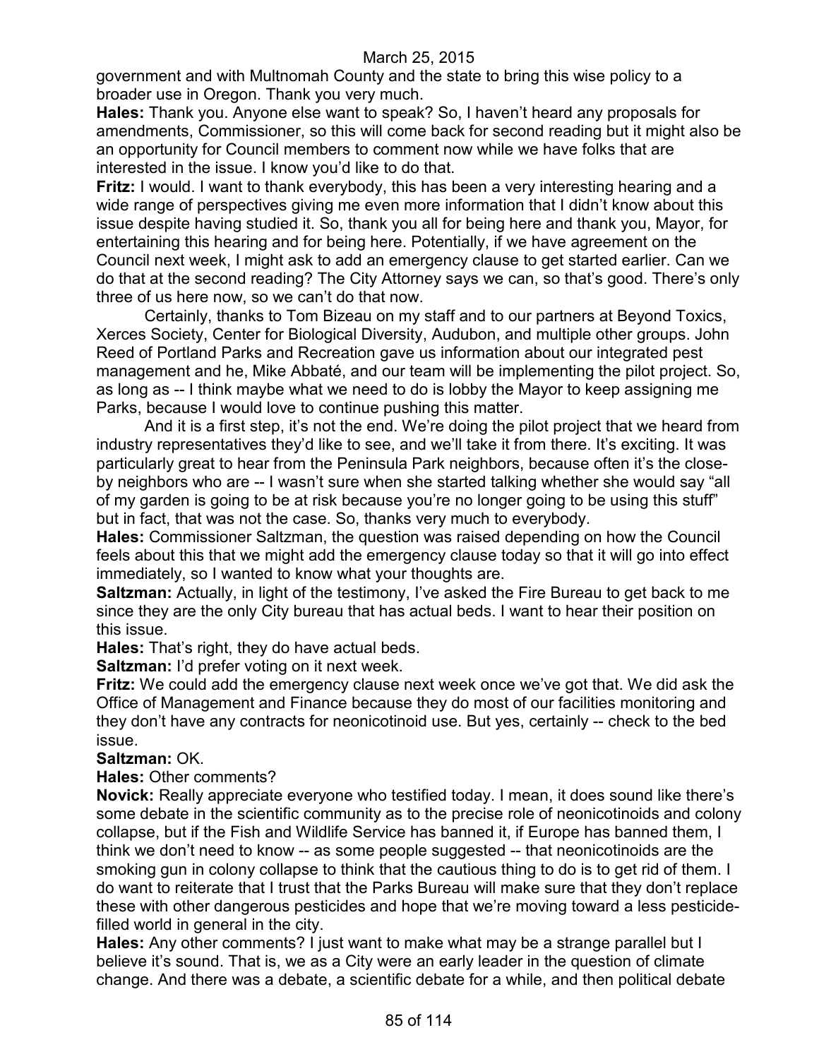government and with Multnomah County and the state to bring this wise policy to a broader use in Oregon. Thank you very much.

**Hales:** Thank you. Anyone else want to speak? So, I haven't heard any proposals for amendments, Commissioner, so this will come back for second reading but it might also be an opportunity for Council members to comment now while we have folks that are interested in the issue. I know you'd like to do that.

**Fritz:** I would. I want to thank everybody, this has been a very interesting hearing and a wide range of perspectives giving me even more information that I didn't know about this issue despite having studied it. So, thank you all for being here and thank you, Mayor, for entertaining this hearing and for being here. Potentially, if we have agreement on the Council next week, I might ask to add an emergency clause to get started earlier. Can we do that at the second reading? The City Attorney says we can, so that's good. There's only three of us here now, so we can't do that now.

Certainly, thanks to Tom Bizeau on my staff and to our partners at Beyond Toxics, Xerces Society, Center for Biological Diversity, Audubon, and multiple other groups. John Reed of Portland Parks and Recreation gave us information about our integrated pest management and he, Mike Abbaté, and our team will be implementing the pilot project. So, as long as -- I think maybe what we need to do is lobby the Mayor to keep assigning me Parks, because I would love to continue pushing this matter.

And it is a first step, it's not the end. We're doing the pilot project that we heard from industry representatives they'd like to see, and we'll take it from there. It's exciting. It was particularly great to hear from the Peninsula Park neighbors, because often it's the close-by neighbors who are -- I wasn't sure when she started talking whether she would say "all of my garden is going to be at risk because you're no longer going to be using this stuff" but in fact, that was not the case. So, thanks very much to everybody.

**Hales:** Commissioner Saltzman, the question was raised depending on how the Council feels about this that we might add the emergency clause today so that it will go into effect immediately, so I wanted to know what your thoughts are.

**Saltzman:** Actually, in light of the testimony, I've asked the Fire Bureau to get back to me since they are the only City bureau that has actual beds. I want to hear their position on this issue.

**Hales:** That's right, they do have actual beds.

**Saltzman:** I'd prefer voting on it next week.

**Fritz:** We could add the emergency clause next week once we've got that. We did ask the Office of Management and Finance because they do most of our facilities monitoring and they don't have any contracts for neonicotinoid use. But yes, certainly -- check to the bed issue.

**Saltzman:** OK.

**Hales:** Other comments?

**Novick:** Really appreciate everyone who testified today. I mean, it does sound like there's some debate in the scientific community as to the precise role of neonicotinoids and colony collapse, but if the Fish and Wildlife Service has banned it, if Europe has banned them, I think we don't need to know -- as some people suggested -- that neonicotinoids are the smoking gun in colony collapse to think that the cautious thing to do is to get rid of them. I do want to reiterate that I trust that the Parks Bureau will make sure that they don't replace these with other dangerous pesticides and hope that we're moving toward a less pesticide-filled world in general in the city.

**Hales:** Any other comments? I just want to make what may be a strange parallel but I believe it's sound. That is, we as a City were an early leader in the question of climate change. And there was a debate, a scientific debate for a while, and then political debate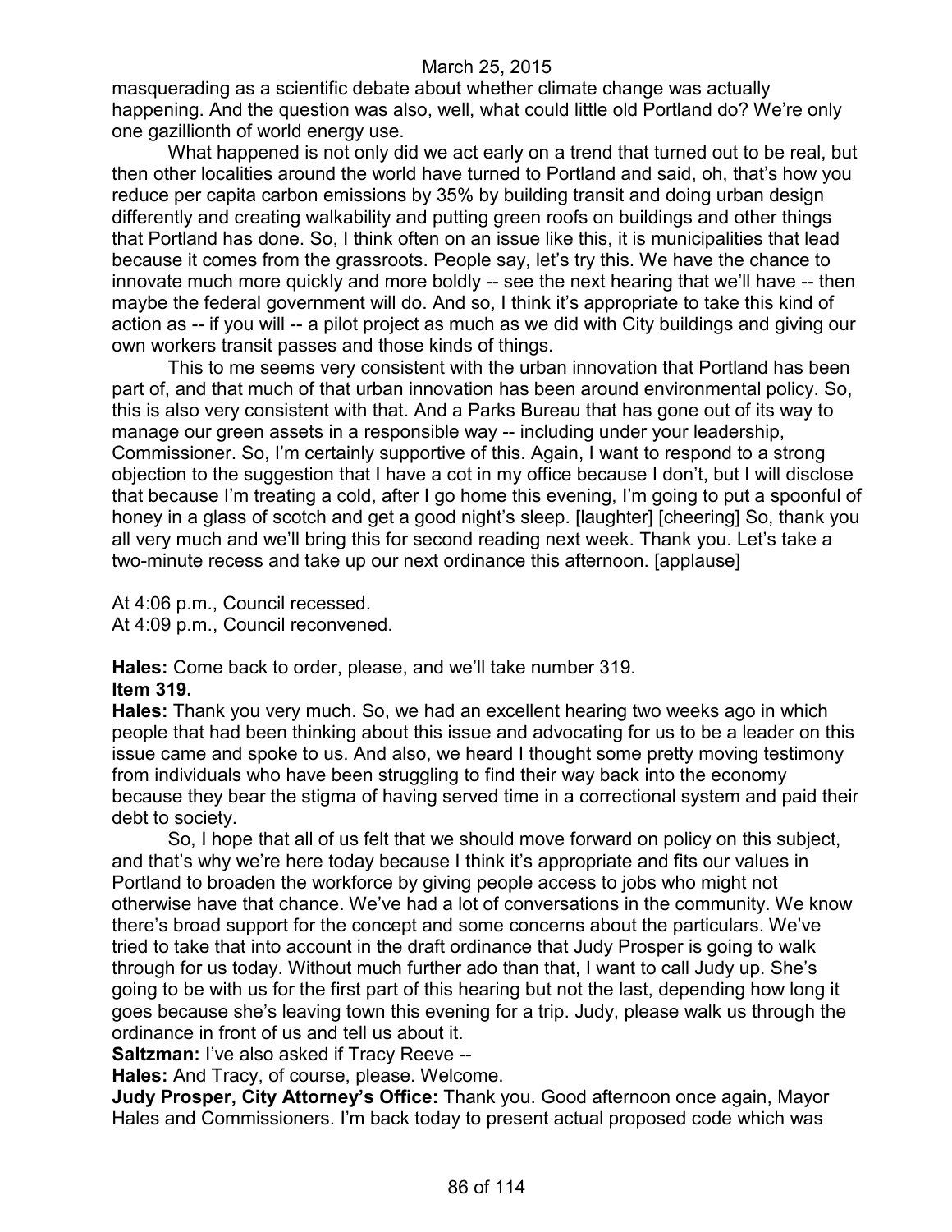masquerading as a scientific debate about whether climate change was actually happening. And the question was also, well, what could little old Portland do? We're only one gazillionth of world energy use.

What happened is not only did we act early on a trend that turned out to be real, but then other localities around the world have turned to Portland and said, oh, that's how you reduce per capita carbon emissions by 35% by building transit and doing urban design differently and creating walkability and putting green roofs on buildings and other things that Portland has done. So, I think often on an issue like this, it is municipalities that lead because it comes from the grassroots. People say, let's try this. We have the chance to innovate much more quickly and more boldly -- see the next hearing that we'll have -- then maybe the federal government will do. And so, I think it's appropriate to take this kind of action as -- if you will -- a pilot project as much as we did with City buildings and giving our own workers transit passes and those kinds of things.

This to me seems very consistent with the urban innovation that Portland has been part of, and that much of that urban innovation has been around environmental policy. So, this is also very consistent with that. And a Parks Bureau that has gone out of its way to manage our green assets in a responsible way -- including under your leadership, Commissioner. So, I'm certainly supportive of this. Again, I want to respond to a strong objection to the suggestion that I have a cot in my office because I don't, but I will disclose that because I'm treating a cold, after I go home this evening, I'm going to put a spoonful of honey in a glass of scotch and get a good night's sleep. [laughter] [cheering] So, thank you all very much and we'll bring this for second reading next week. Thank you. Let's take a two-minute recess and take up our next ordinance this afternoon. [applause]

At 4:06 p.m., Council recessed.
At 4:09 p.m., Council reconvened.

**Hales:** Come back to order, please, and we'll take number 319.
**Item 319.**
**Hales:** Thank you very much. So, we had an excellent hearing two weeks ago in which people that had been thinking about this issue and advocating for us to be a leader on this issue came and spoke to us. And also, we heard I thought some pretty moving testimony from individuals who have been struggling to find their way back into the economy because they bear the stigma of having served time in a correctional system and paid their debt to society.

So, I hope that all of us felt that we should move forward on policy on this subject, and that's why we're here today because I think it's appropriate and fits our values in Portland to broaden the workforce by giving people access to jobs who might not otherwise have that chance. We've had a lot of conversations in the community. We know there's broad support for the concept and some concerns about the particulars. We've tried to take that into account in the draft ordinance that Judy Prosper is going to walk through for us today. Without much further ado than that, I want to call Judy up. She's going to be with us for the first part of this hearing but not the last, depending how long it goes because she's leaving town this evening for a trip. Judy, please walk us through the ordinance in front of us and tell us about it.
**Saltzman:** I've also asked if Tracy Reeve --
**Hales:** And Tracy, of course, please. Welcome.
**Judy Prosper, City Attorney's Office:** Thank you. Good afternoon once again, Mayor Hales and Commissioners. I'm back today to present actual proposed code which was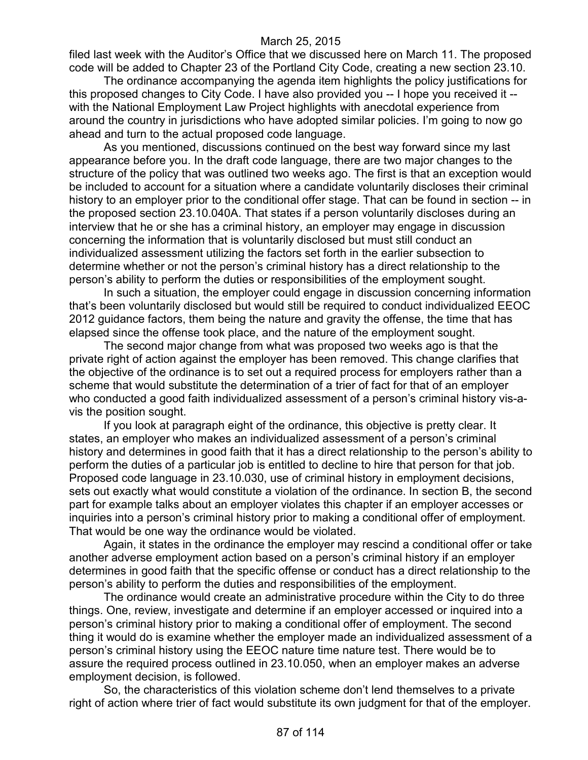filed last week with the Auditor's Office that we discussed here on March 11. The proposed code will be added to Chapter 23 of the Portland City Code, creating a new section 23.10.

The ordinance accompanying the agenda item highlights the policy justifications for this proposed changes to City Code. I have also provided you -- I hope you received it -- with the National Employment Law Project highlights with anecdotal experience from around the country in jurisdictions who have adopted similar policies. I'm going to now go ahead and turn to the actual proposed code language.

As you mentioned, discussions continued on the best way forward since my last appearance before you. In the draft code language, there are two major changes to the structure of the policy that was outlined two weeks ago. The first is that an exception would be included to account for a situation where a candidate voluntarily discloses their criminal history to an employer prior to the conditional offer stage. That can be found in section -- in the proposed section 23.10.040A. That states if a person voluntarily discloses during an interview that he or she has a criminal history, an employer may engage in discussion concerning the information that is voluntarily disclosed but must still conduct an individualized assessment utilizing the factors set forth in the earlier subsection to determine whether or not the person's criminal history has a direct relationship to the person's ability to perform the duties or responsibilities of the employment sought.

In such a situation, the employer could engage in discussion concerning information that's been voluntarily disclosed but would still be required to conduct individualized EEOC 2012 guidance factors, them being the nature and gravity the offense, the time that has elapsed since the offense took place, and the nature of the employment sought.

The second major change from what was proposed two weeks ago is that the private right of action against the employer has been removed. This change clarifies that the objective of the ordinance is to set out a required process for employers rather than a scheme that would substitute the determination of a trier of fact for that of an employer who conducted a good faith individualized assessment of a person's criminal history vis-a-vis the position sought.

If you look at paragraph eight of the ordinance, this objective is pretty clear. It states, an employer who makes an individualized assessment of a person's criminal history and determines in good faith that it has a direct relationship to the person's ability to perform the duties of a particular job is entitled to decline to hire that person for that job. Proposed code language in 23.10.030, use of criminal history in employment decisions, sets out exactly what would constitute a violation of the ordinance. In section B, the second part for example talks about an employer violates this chapter if an employer accesses or inquiries into a person's criminal history prior to making a conditional offer of employment. That would be one way the ordinance would be violated.

Again, it states in the ordinance the employer may rescind a conditional offer or take another adverse employment action based on a person's criminal history if an employer determines in good faith that the specific offense or conduct has a direct relationship to the person's ability to perform the duties and responsibilities of the employment.

The ordinance would create an administrative procedure within the City to do three things. One, review, investigate and determine if an employer accessed or inquired into a person's criminal history prior to making a conditional offer of employment. The second thing it would do is examine whether the employer made an individualized assessment of a person's criminal history using the EEOC nature time nature test. There would be to assure the required process outlined in 23.10.050, when an employer makes an adverse employment decision, is followed.

So, the characteristics of this violation scheme don't lend themselves to a private right of action where trier of fact would substitute its own judgment for that of the employer.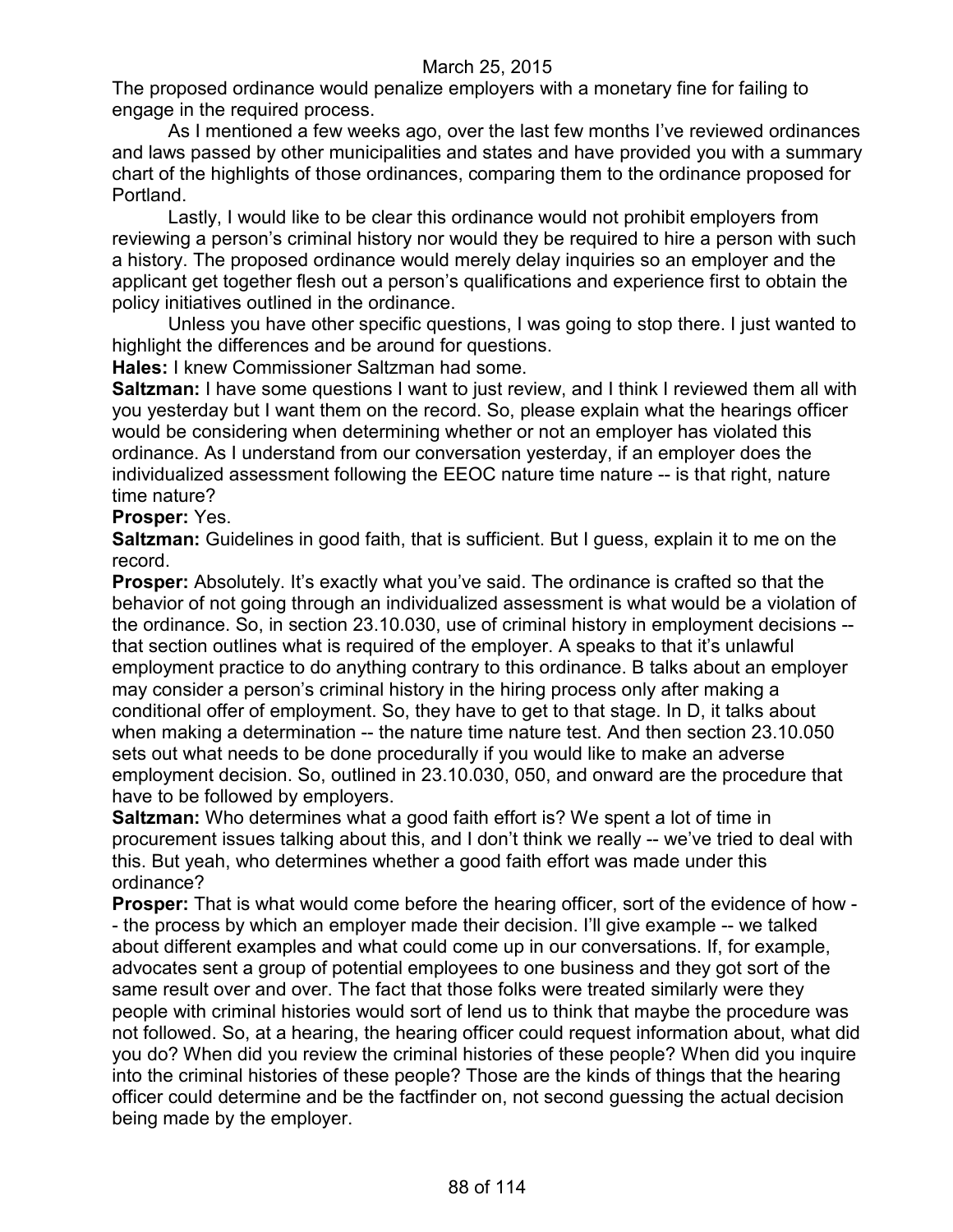The proposed ordinance would penalize employers with a monetary fine for failing to engage in the required process.

As I mentioned a few weeks ago, over the last few months I've reviewed ordinances and laws passed by other municipalities and states and have provided you with a summary chart of the highlights of those ordinances, comparing them to the ordinance proposed for Portland.

Lastly, I would like to be clear this ordinance would not prohibit employers from reviewing a person's criminal history nor would they be required to hire a person with such a history. The proposed ordinance would merely delay inquiries so an employer and the applicant get together flesh out a person's qualifications and experience first to obtain the policy initiatives outlined in the ordinance.

Unless you have other specific questions, I was going to stop there. I just wanted to highlight the differences and be around for questions.

**Hales:** I knew Commissioner Saltzman had some.

**Saltzman:** I have some questions I want to just review, and I think I reviewed them all with you yesterday but I want them on the record. So, please explain what the hearings officer would be considering when determining whether or not an employer has violated this ordinance. As I understand from our conversation yesterday, if an employer does the individualized assessment following the EEOC nature time nature -- is that right, nature time nature?

**Prosper:** Yes.

**Saltzman:** Guidelines in good faith, that is sufficient. But I guess, explain it to me on the record.

**Prosper:** Absolutely. It's exactly what you've said. The ordinance is crafted so that the behavior of not going through an individualized assessment is what would be a violation of the ordinance. So, in section 23.10.030, use of criminal history in employment decisions -- that section outlines what is required of the employer. A speaks to that it's unlawful employment practice to do anything contrary to this ordinance. B talks about an employer may consider a person's criminal history in the hiring process only after making a conditional offer of employment. So, they have to get to that stage. In D, it talks about when making a determination -- the nature time nature test. And then section 23.10.050 sets out what needs to be done procedurally if you would like to make an adverse employment decision. So, outlined in 23.10.030, 050, and onward are the procedure that have to be followed by employers.

**Saltzman:** Who determines what a good faith effort is? We spent a lot of time in procurement issues talking about this, and I don't think we really -- we've tried to deal with this. But yeah, who determines whether a good faith effort was made under this ordinance?

**Prosper:** That is what would come before the hearing officer, sort of the evidence of how -- the process by which an employer made their decision. I'll give example -- we talked about different examples and what could come up in our conversations. If, for example, advocates sent a group of potential employees to one business and they got sort of the same result over and over. The fact that those folks were treated similarly were they people with criminal histories would sort of lend us to think that maybe the procedure was not followed. So, at a hearing, the hearing officer could request information about, what did you do? When did you review the criminal histories of these people? When did you inquire into the criminal histories of these people? Those are the kinds of things that the hearing officer could determine and be the factfinder on, not second guessing the actual decision being made by the employer.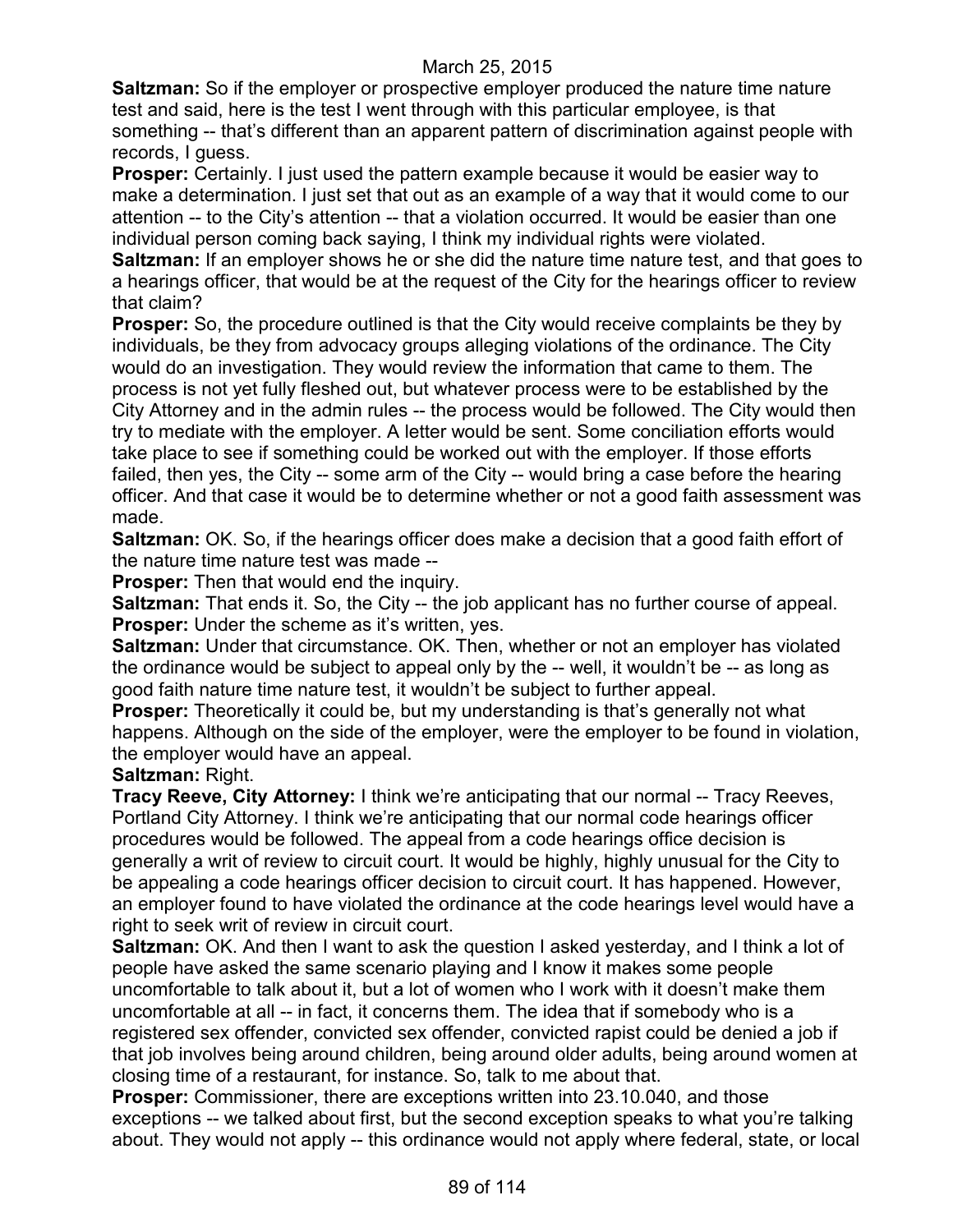**Saltzman:** So if the employer or prospective employer produced the nature time nature test and said, here is the test I went through with this particular employee, is that something -- that's different than an apparent pattern of discrimination against people with records, I guess.

**Prosper:** Certainly. I just used the pattern example because it would be easier way to make a determination. I just set that out as an example of a way that it would come to our attention -- to the City's attention -- that a violation occurred. It would be easier than one individual person coming back saying, I think my individual rights were violated.

**Saltzman:** If an employer shows he or she did the nature time nature test, and that goes to a hearings officer, that would be at the request of the City for the hearings officer to review that claim?

**Prosper:** So, the procedure outlined is that the City would receive complaints be they by individuals, be they from advocacy groups alleging violations of the ordinance. The City would do an investigation. They would review the information that came to them. The process is not yet fully fleshed out, but whatever process were to be established by the City Attorney and in the admin rules -- the process would be followed. The City would then try to mediate with the employer. A letter would be sent. Some conciliation efforts would take place to see if something could be worked out with the employer. If those efforts failed, then yes, the City -- some arm of the City -- would bring a case before the hearing officer. And that case it would be to determine whether or not a good faith assessment was made.

**Saltzman:** OK. So, if the hearings officer does make a decision that a good faith effort of the nature time nature test was made --

**Prosper:** Then that would end the inquiry.

**Saltzman:** That ends it. So, the City -- the job applicant has no further course of appeal.

**Prosper:** Under the scheme as it's written, yes.

**Saltzman:** Under that circumstance. OK. Then, whether or not an employer has violated the ordinance would be subject to appeal only by the -- well, it wouldn't be -- as long as good faith nature time nature test, it wouldn't be subject to further appeal.

**Prosper:** Theoretically it could be, but my understanding is that's generally not what happens. Although on the side of the employer, were the employer to be found in violation, the employer would have an appeal.

**Saltzman:** Right.

**Tracy Reeve, City Attorney:** I think we're anticipating that our normal -- Tracy Reeves, Portland City Attorney. I think we're anticipating that our normal code hearings officer procedures would be followed. The appeal from a code hearings office decision is generally a writ of review to circuit court. It would be highly, highly unusual for the City to be appealing a code hearings officer decision to circuit court. It has happened. However, an employer found to have violated the ordinance at the code hearings level would have a right to seek writ of review in circuit court.

**Saltzman:** OK. And then I want to ask the question I asked yesterday, and I think a lot of people have asked the same scenario playing and I know it makes some people uncomfortable to talk about it, but a lot of women who I work with it doesn't make them uncomfortable at all -- in fact, it concerns them. The idea that if somebody who is a registered sex offender, convicted sex offender, convicted rapist could be denied a job if that job involves being around children, being around older adults, being around women at closing time of a restaurant, for instance. So, talk to me about that.

**Prosper:** Commissioner, there are exceptions written into 23.10.040, and those exceptions -- we talked about first, but the second exception speaks to what you're talking about. They would not apply -- this ordinance would not apply where federal, state, or local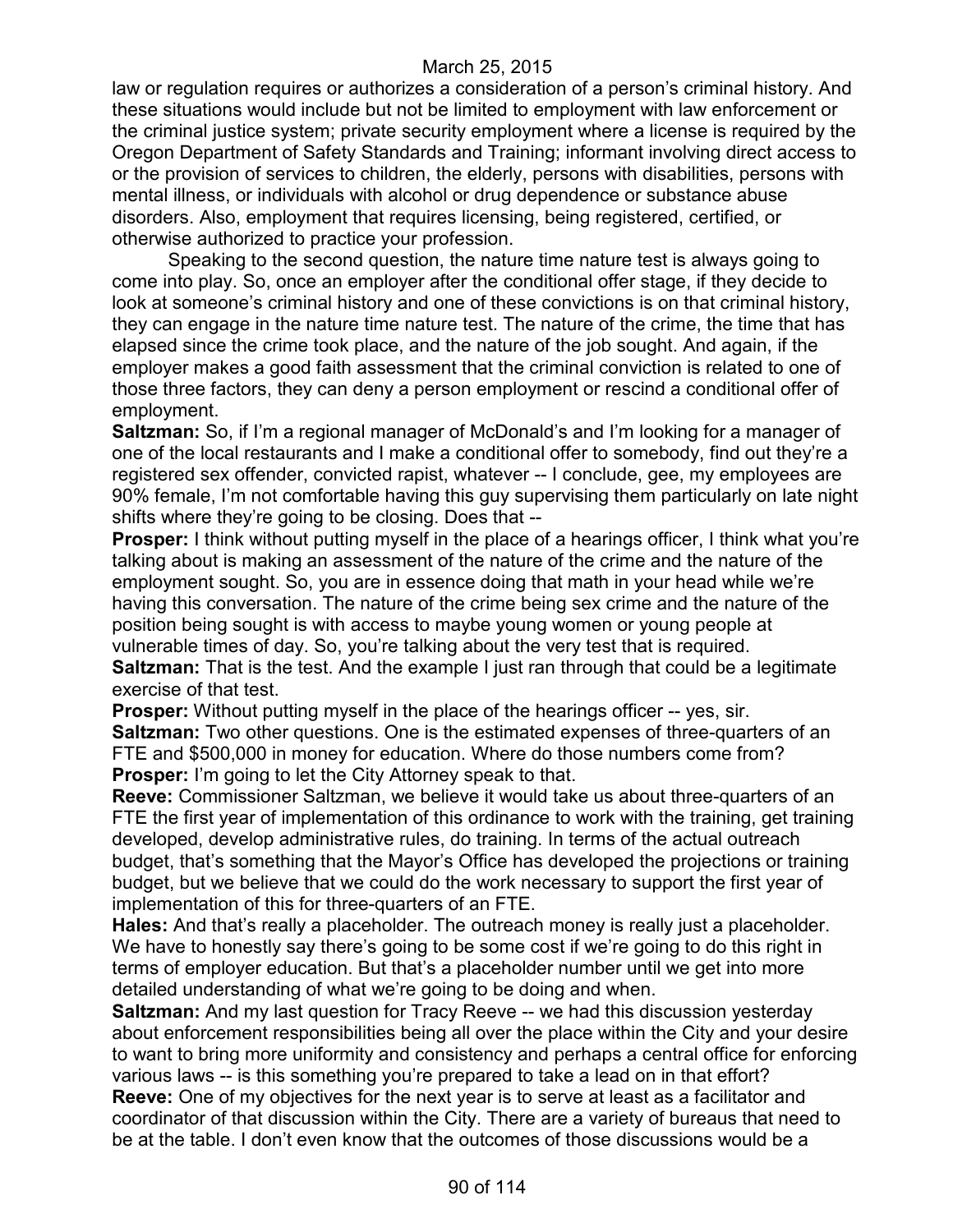law or regulation requires or authorizes a consideration of a person's criminal history. And these situations would include but not be limited to employment with law enforcement or the criminal justice system; private security employment where a license is required by the Oregon Department of Safety Standards and Training; informant involving direct access to or the provision of services to children, the elderly, persons with disabilities, persons with mental illness, or individuals with alcohol or drug dependence or substance abuse disorders. Also, employment that requires licensing, being registered, certified, or otherwise authorized to practice your profession.

Speaking to the second question, the nature time nature test is always going to come into play. So, once an employer after the conditional offer stage, if they decide to look at someone's criminal history and one of these convictions is on that criminal history, they can engage in the nature time nature test. The nature of the crime, the time that has elapsed since the crime took place, and the nature of the job sought. And again, if the employer makes a good faith assessment that the criminal conviction is related to one of those three factors, they can deny a person employment or rescind a conditional offer of employment.

**Saltzman:** So, if I'm a regional manager of McDonald's and I'm looking for a manager of one of the local restaurants and I make a conditional offer to somebody, find out they're a registered sex offender, convicted rapist, whatever -- I conclude, gee, my employees are 90% female, I'm not comfortable having this guy supervising them particularly on late night shifts where they're going to be closing. Does that --

**Prosper:** I think without putting myself in the place of a hearings officer, I think what you're talking about is making an assessment of the nature of the crime and the nature of the employment sought. So, you are in essence doing that math in your head while we're having this conversation. The nature of the crime being sex crime and the nature of the position being sought is with access to maybe young women or young people at vulnerable times of day. So, you're talking about the very test that is required.

**Saltzman:** That is the test. And the example I just ran through that could be a legitimate exercise of that test.

**Prosper:** Without putting myself in the place of the hearings officer -- yes, sir.

**Saltzman:** Two other questions. One is the estimated expenses of three-quarters of an FTE and $500,000 in money for education. Where do those numbers come from?

**Prosper:** I'm going to let the City Attorney speak to that.

**Reeve:** Commissioner Saltzman, we believe it would take us about three-quarters of an FTE the first year of implementation of this ordinance to work with the training, get training developed, develop administrative rules, do training. In terms of the actual outreach budget, that's something that the Mayor's Office has developed the projections or training budget, but we believe that we could do the work necessary to support the first year of implementation of this for three-quarters of an FTE.

**Hales:** And that's really a placeholder. The outreach money is really just a placeholder. We have to honestly say there's going to be some cost if we're going to do this right in terms of employer education. But that's a placeholder number until we get into more detailed understanding of what we're going to be doing and when.

**Saltzman:** And my last question for Tracy Reeve -- we had this discussion yesterday about enforcement responsibilities being all over the place within the City and your desire to want to bring more uniformity and consistency and perhaps a central office for enforcing various laws -- is this something you're prepared to take a lead on in that effort?

**Reeve:** One of my objectives for the next year is to serve at least as a facilitator and coordinator of that discussion within the City. There are a variety of bureaus that need to be at the table. I don't even know that the outcomes of those discussions would be a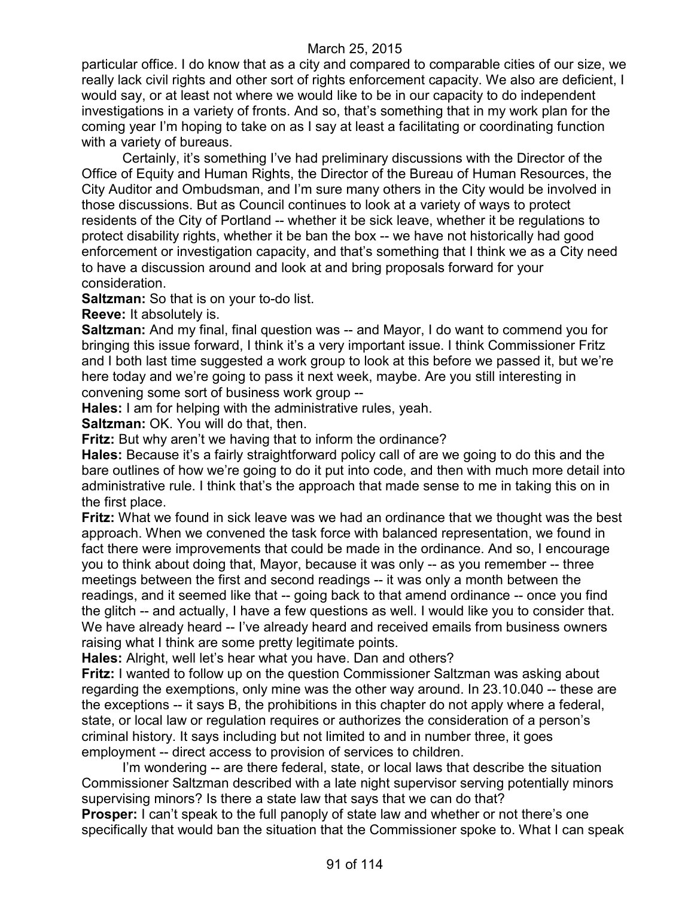particular office. I do know that as a city and compared to comparable cities of our size, we really lack civil rights and other sort of rights enforcement capacity. We also are deficient, I would say, or at least not where we would like to be in our capacity to do independent investigations in a variety of fronts. And so, that's something that in my work plan for the coming year I'm hoping to take on as I say at least a facilitating or coordinating function with a variety of bureaus.

Certainly, it's something I've had preliminary discussions with the Director of the Office of Equity and Human Rights, the Director of the Bureau of Human Resources, the City Auditor and Ombudsman, and I'm sure many others in the City would be involved in those discussions. But as Council continues to look at a variety of ways to protect residents of the City of Portland -- whether it be sick leave, whether it be regulations to protect disability rights, whether it be ban the box -- we have not historically had good enforcement or investigation capacity, and that's something that I think we as a City need to have a discussion around and look at and bring proposals forward for your consideration.

**Saltzman:** So that is on your to-do list.

**Reeve:** It absolutely is.

**Saltzman:** And my final, final question was -- and Mayor, I do want to commend you for bringing this issue forward, I think it's a very important issue. I think Commissioner Fritz and I both last time suggested a work group to look at this before we passed it, but we're here today and we're going to pass it next week, maybe. Are you still interesting in convening some sort of business work group --

**Hales:** I am for helping with the administrative rules, yeah.

**Saltzman:** OK. You will do that, then.

**Fritz:** But why aren't we having that to inform the ordinance?

**Hales:** Because it's a fairly straightforward policy call of are we going to do this and the bare outlines of how we're going to do it put into code, and then with much more detail into administrative rule. I think that's the approach that made sense to me in taking this on in the first place.

**Fritz:** What we found in sick leave was we had an ordinance that we thought was the best approach. When we convened the task force with balanced representation, we found in fact there were improvements that could be made in the ordinance. And so, I encourage you to think about doing that, Mayor, because it was only -- as you remember -- three meetings between the first and second readings -- it was only a month between the readings, and it seemed like that -- going back to that amend ordinance -- once you find the glitch -- and actually, I have a few questions as well. I would like you to consider that. We have already heard -- I've already heard and received emails from business owners raising what I think are some pretty legitimate points.

**Hales:** Alright, well let's hear what you have. Dan and others?

**Fritz:** I wanted to follow up on the question Commissioner Saltzman was asking about regarding the exemptions, only mine was the other way around. In 23.10.040 -- these are the exceptions -- it says B, the prohibitions in this chapter do not apply where a federal, state, or local law or regulation requires or authorizes the consideration of a person's criminal history. It says including but not limited to and in number three, it goes employment -- direct access to provision of services to children.

I'm wondering -- are there federal, state, or local laws that describe the situation Commissioner Saltzman described with a late night supervisor serving potentially minors supervising minors? Is there a state law that says that we can do that?

**Prosper:** I can't speak to the full panoply of state law and whether or not there's one specifically that would ban the situation that the Commissioner spoke to. What I can speak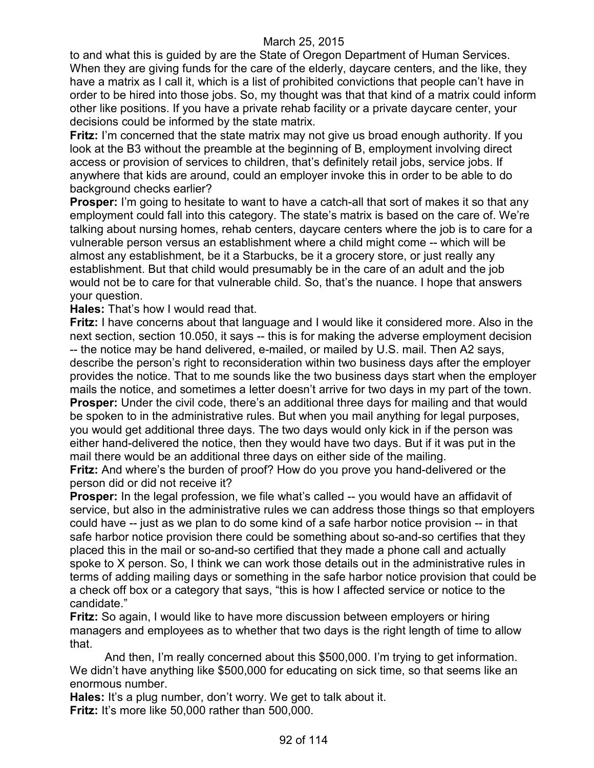to and what this is guided by are the State of Oregon Department of Human Services. When they are giving funds for the care of the elderly, daycare centers, and the like, they have a matrix as I call it, which is a list of prohibited convictions that people can't have in order to be hired into those jobs. So, my thought was that that kind of a matrix could inform other like positions. If you have a private rehab facility or a private daycare center, your decisions could be informed by the state matrix.

**Fritz:** I'm concerned that the state matrix may not give us broad enough authority. If you look at the B3 without the preamble at the beginning of B, employment involving direct access or provision of services to children, that's definitely retail jobs, service jobs. If anywhere that kids are around, could an employer invoke this in order to be able to do background checks earlier?

**Prosper:** I'm going to hesitate to want to have a catch-all that sort of makes it so that any employment could fall into this category. The state's matrix is based on the care of. We're talking about nursing homes, rehab centers, daycare centers where the job is to care for a vulnerable person versus an establishment where a child might come -- which will be almost any establishment, be it a Starbucks, be it a grocery store, or just really any establishment. But that child would presumably be in the care of an adult and the job would not be to care for that vulnerable child. So, that's the nuance. I hope that answers your question.

**Hales:** That's how I would read that.

**Fritz:** I have concerns about that language and I would like it considered more. Also in the next section, section 10.050, it says -- this is for making the adverse employment decision -- the notice may be hand delivered, e-mailed, or mailed by U.S. mail. Then A2 says, describe the person's right to reconsideration within two business days after the employer provides the notice. That to me sounds like the two business days start when the employer mails the notice, and sometimes a letter doesn't arrive for two days in my part of the town.

**Prosper:** Under the civil code, there's an additional three days for mailing and that would be spoken to in the administrative rules. But when you mail anything for legal purposes, you would get additional three days. The two days would only kick in if the person was either hand-delivered the notice, then they would have two days. But if it was put in the mail there would be an additional three days on either side of the mailing.

**Fritz:** And where's the burden of proof? How do you prove you hand-delivered or the person did or did not receive it?

**Prosper:** In the legal profession, we file what's called -- you would have an affidavit of service, but also in the administrative rules we can address those things so that employers could have -- just as we plan to do some kind of a safe harbor notice provision -- in that safe harbor notice provision there could be something about so-and-so certifies that they placed this in the mail or so-and-so certified that they made a phone call and actually spoke to X person. So, I think we can work those details out in the administrative rules in terms of adding mailing days or something in the safe harbor notice provision that could be a check off box or a category that says, "this is how I affected service or notice to the candidate."

**Fritz:** So again, I would like to have more discussion between employers or hiring managers and employees as to whether that two days is the right length of time to allow that.

And then, I'm really concerned about this $500,000. I'm trying to get information. We didn't have anything like $500,000 for educating on sick time, so that seems like an enormous number.

**Hales:** It's a plug number, don't worry. We get to talk about it.

**Fritz:** It's more like 50,000 rather than 500,000.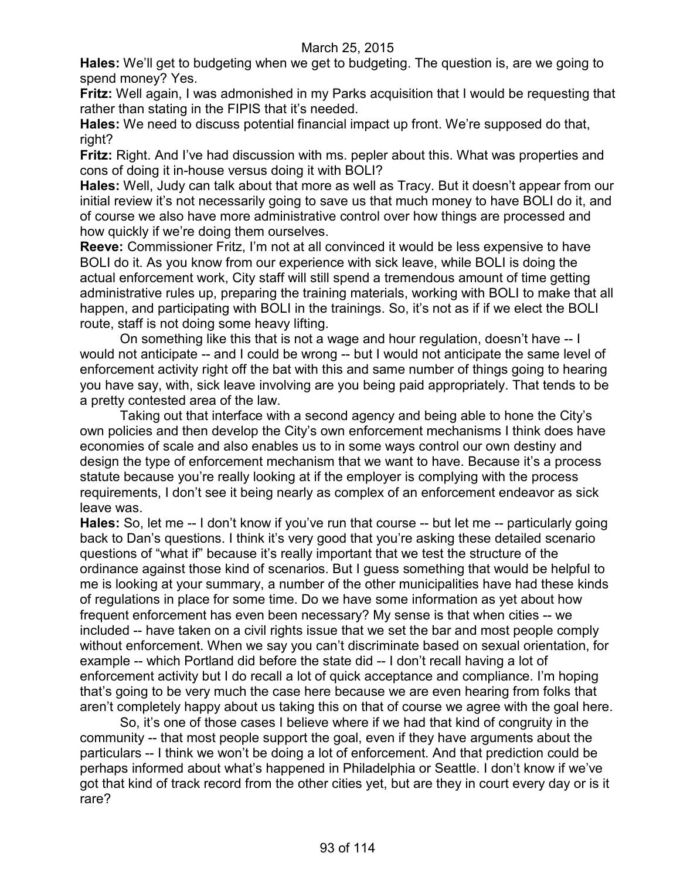**Hales:** We'll get to budgeting when we get to budgeting. The question is, are we going to spend money? Yes.

**Fritz:** Well again, I was admonished in my Parks acquisition that I would be requesting that rather than stating in the FIPIS that it's needed.

**Hales:** We need to discuss potential financial impact up front. We're supposed do that, right?

**Fritz:** Right. And I've had discussion with ms. pepler about this. What was properties and cons of doing it in-house versus doing it with BOLI?

**Hales:** Well, Judy can talk about that more as well as Tracy. But it doesn't appear from our initial review it's not necessarily going to save us that much money to have BOLI do it, and of course we also have more administrative control over how things are processed and how quickly if we're doing them ourselves.

**Reeve:** Commissioner Fritz, I'm not at all convinced it would be less expensive to have BOLI do it. As you know from our experience with sick leave, while BOLI is doing the actual enforcement work, City staff will still spend a tremendous amount of time getting administrative rules up, preparing the training materials, working with BOLI to make that all happen, and participating with BOLI in the trainings. So, it's not as if if we elect the BOLI route, staff is not doing some heavy lifting.

On something like this that is not a wage and hour regulation, doesn't have -- I would not anticipate -- and I could be wrong -- but I would not anticipate the same level of enforcement activity right off the bat with this and same number of things going to hearing you have say, with, sick leave involving are you being paid appropriately. That tends to be a pretty contested area of the law.

Taking out that interface with a second agency and being able to hone the City's own policies and then develop the City's own enforcement mechanisms I think does have economies of scale and also enables us to in some ways control our own destiny and design the type of enforcement mechanism that we want to have. Because it's a process statute because you're really looking at if the employer is complying with the process requirements, I don't see it being nearly as complex of an enforcement endeavor as sick leave was.

**Hales:** So, let me -- I don't know if you've run that course -- but let me -- particularly going back to Dan's questions. I think it's very good that you're asking these detailed scenario questions of "what if" because it's really important that we test the structure of the ordinance against those kind of scenarios. But I guess something that would be helpful to me is looking at your summary, a number of the other municipalities have had these kinds of regulations in place for some time. Do we have some information as yet about how frequent enforcement has even been necessary? My sense is that when cities -- we included -- have taken on a civil rights issue that we set the bar and most people comply without enforcement. When we say you can't discriminate based on sexual orientation, for example -- which Portland did before the state did -- I don't recall having a lot of enforcement activity but I do recall a lot of quick acceptance and compliance. I'm hoping that's going to be very much the case here because we are even hearing from folks that aren't completely happy about us taking this on that of course we agree with the goal here.

So, it's one of those cases I believe where if we had that kind of congruity in the community -- that most people support the goal, even if they have arguments about the particulars -- I think we won't be doing a lot of enforcement. And that prediction could be perhaps informed about what's happened in Philadelphia or Seattle. I don't know if we've got that kind of track record from the other cities yet, but are they in court every day or is it rare?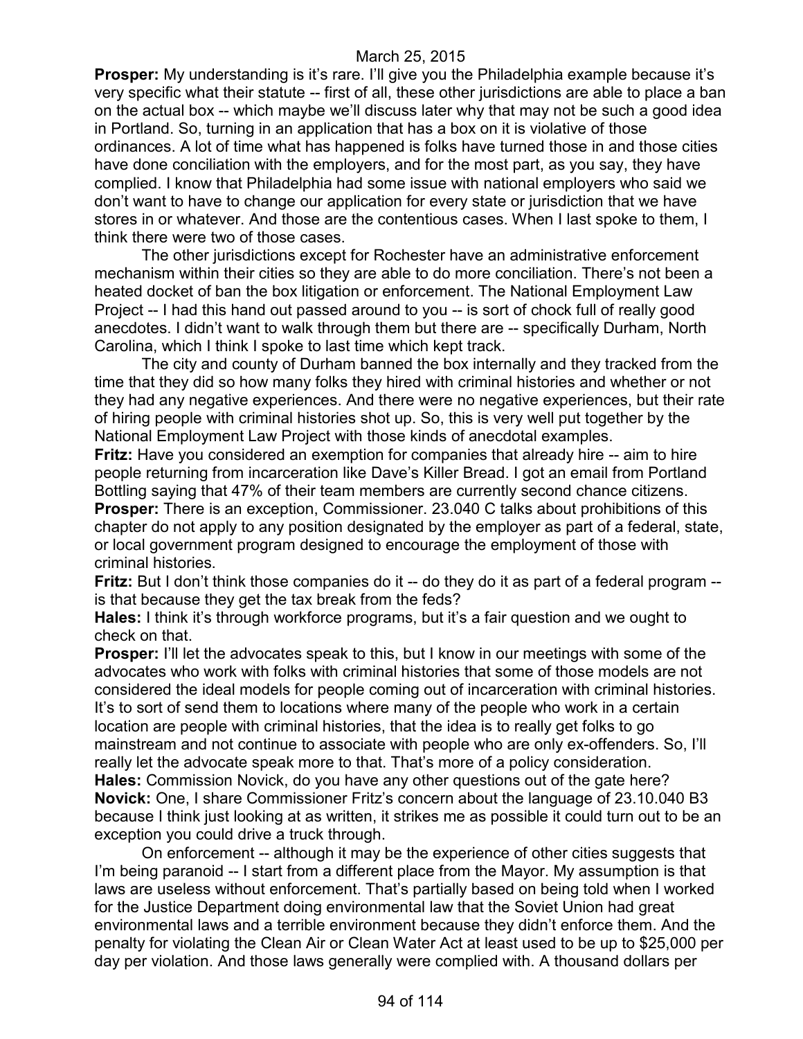**Prosper:** My understanding is it's rare. I'll give you the Philadelphia example because it's very specific what their statute -- first of all, these other jurisdictions are able to place a ban on the actual box -- which maybe we'll discuss later why that may not be such a good idea in Portland. So, turning in an application that has a box on it is violative of those ordinances. A lot of time what has happened is folks have turned those in and those cities have done conciliation with the employers, and for the most part, as you say, they have complied. I know that Philadelphia had some issue with national employers who said we don't want to have to change our application for every state or jurisdiction that we have stores in or whatever. And those are the contentious cases. When I last spoke to them, I think there were two of those cases.

The other jurisdictions except for Rochester have an administrative enforcement mechanism within their cities so they are able to do more conciliation. There's not been a heated docket of ban the box litigation or enforcement. The National Employment Law Project -- I had this hand out passed around to you -- is sort of chock full of really good anecdotes. I didn't want to walk through them but there are -- specifically Durham, North Carolina, which I think I spoke to last time which kept track.

The city and county of Durham banned the box internally and they tracked from the time that they did so how many folks they hired with criminal histories and whether or not they had any negative experiences. And there were no negative experiences, but their rate of hiring people with criminal histories shot up. So, this is very well put together by the National Employment Law Project with those kinds of anecdotal examples.

**Fritz:** Have you considered an exemption for companies that already hire -- aim to hire people returning from incarceration like Dave's Killer Bread. I got an email from Portland Bottling saying that 47% of their team members are currently second chance citizens.

**Prosper:** There is an exception, Commissioner. 23.040 C talks about prohibitions of this chapter do not apply to any position designated by the employer as part of a federal, state, or local government program designed to encourage the employment of those with criminal histories.

**Fritz:** But I don't think those companies do it -- do they do it as part of a federal program -- is that because they get the tax break from the feds?

**Hales:** I think it's through workforce programs, but it's a fair question and we ought to check on that.

**Prosper:** I'll let the advocates speak to this, but I know in our meetings with some of the advocates who work with folks with criminal histories that some of those models are not considered the ideal models for people coming out of incarceration with criminal histories. It's to sort of send them to locations where many of the people who work in a certain location are people with criminal histories, that the idea is to really get folks to go mainstream and not continue to associate with people who are only ex-offenders. So, I'll really let the advocate speak more to that. That's more of a policy consideration.

**Hales:** Commission Novick, do you have any other questions out of the gate here?

**Novick:** One, I share Commissioner Fritz's concern about the language of 23.10.040 B3 because I think just looking at as written, it strikes me as possible it could turn out to be an exception you could drive a truck through.

On enforcement -- although it may be the experience of other cities suggests that I'm being paranoid -- I start from a different place from the Mayor. My assumption is that laws are useless without enforcement. That's partially based on being told when I worked for the Justice Department doing environmental law that the Soviet Union had great environmental laws and a terrible environment because they didn't enforce them. And the penalty for violating the Clean Air or Clean Water Act at least used to be up to $25,000 per day per violation. And those laws generally were complied with. A thousand dollars per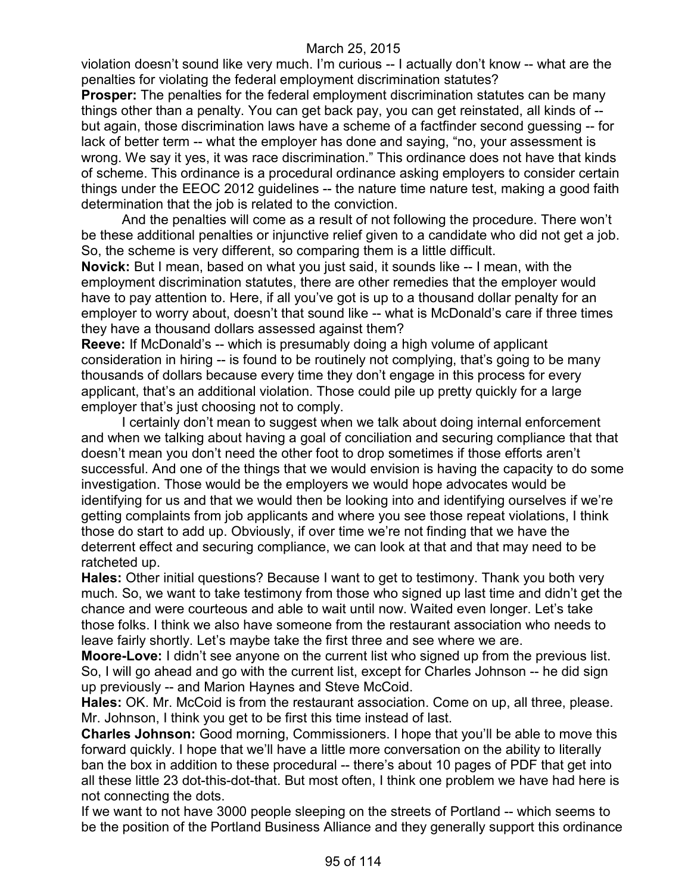violation doesn't sound like very much. I'm curious -- I actually don't know -- what are the penalties for violating the federal employment discrimination statutes?

**Prosper:** The penalties for the federal employment discrimination statutes can be many things other than a penalty. You can get back pay, you can get reinstated, all kinds of -- but again, those discrimination laws have a scheme of a factfinder second guessing -- for lack of better term -- what the employer has done and saying, "no, your assessment is wrong. We say it yes, it was race discrimination." This ordinance does not have that kinds of scheme. This ordinance is a procedural ordinance asking employers to consider certain things under the EEOC 2012 guidelines -- the nature time nature test, making a good faith determination that the job is related to the conviction.

And the penalties will come as a result of not following the procedure. There won't be these additional penalties or injunctive relief given to a candidate who did not get a job. So, the scheme is very different, so comparing them is a little difficult.

**Novick:** But I mean, based on what you just said, it sounds like -- I mean, with the employment discrimination statutes, there are other remedies that the employer would have to pay attention to. Here, if all you've got is up to a thousand dollar penalty for an employer to worry about, doesn't that sound like -- what is McDonald's care if three times they have a thousand dollars assessed against them?

**Reeve:** If McDonald's -- which is presumably doing a high volume of applicant consideration in hiring -- is found to be routinely not complying, that's going to be many thousands of dollars because every time they don't engage in this process for every applicant, that's an additional violation. Those could pile up pretty quickly for a large employer that's just choosing not to comply.

I certainly don't mean to suggest when we talk about doing internal enforcement and when we talking about having a goal of conciliation and securing compliance that that doesn't mean you don't need the other foot to drop sometimes if those efforts aren't successful. And one of the things that we would envision is having the capacity to do some investigation. Those would be the employers we would hope advocates would be identifying for us and that we would then be looking into and identifying ourselves if we're getting complaints from job applicants and where you see those repeat violations, I think those do start to add up. Obviously, if over time we're not finding that we have the deterrent effect and securing compliance, we can look at that and that may need to be ratcheted up.

**Hales:** Other initial questions? Because I want to get to testimony. Thank you both very much. So, we want to take testimony from those who signed up last time and didn't get the chance and were courteous and able to wait until now. Waited even longer. Let's take those folks. I think we also have someone from the restaurant association who needs to leave fairly shortly. Let's maybe take the first three and see where we are.

**Moore-Love:** I didn't see anyone on the current list who signed up from the previous list. So, I will go ahead and go with the current list, except for Charles Johnson -- he did sign up previously -- and Marion Haynes and Steve McCoid.

**Hales:** OK. Mr. McCoid is from the restaurant association. Come on up, all three, please. Mr. Johnson, I think you get to be first this time instead of last.

**Charles Johnson:** Good morning, Commissioners. I hope that you'll be able to move this forward quickly. I hope that we'll have a little more conversation on the ability to literally ban the box in addition to these procedural -- there's about 10 pages of PDF that get into all these little 23 dot-this-dot-that. But most often, I think one problem we have had here is not connecting the dots.

If we want to not have 3000 people sleeping on the streets of Portland -- which seems to be the position of the Portland Business Alliance and they generally support this ordinance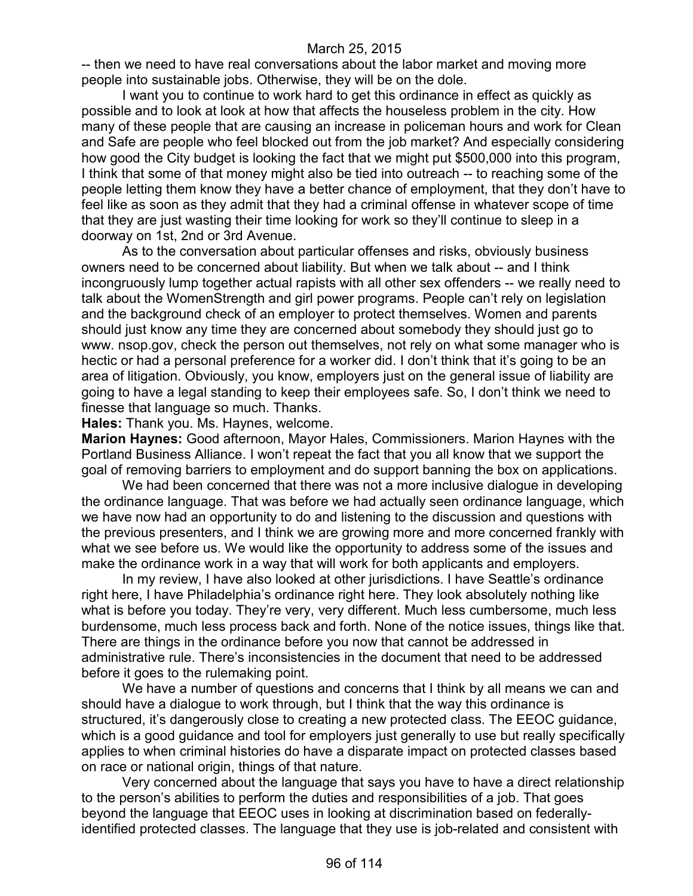-- then we need to have real conversations about the labor market and moving more people into sustainable jobs. Otherwise, they will be on the dole.

I want you to continue to work hard to get this ordinance in effect as quickly as possible and to look at look at how that affects the houseless problem in the city. How many of these people that are causing an increase in policeman hours and work for Clean and Safe are people who feel blocked out from the job market? And especially considering how good the City budget is looking the fact that we might put $500,000 into this program, I think that some of that money might also be tied into outreach -- to reaching some of the people letting them know they have a better chance of employment, that they don't have to feel like as soon as they admit that they had a criminal offense in whatever scope of time that they are just wasting their time looking for work so they'll continue to sleep in a doorway on 1st, 2nd or 3rd Avenue.

As to the conversation about particular offenses and risks, obviously business owners need to be concerned about liability. But when we talk about -- and I think incongruously lump together actual rapists with all other sex offenders -- we really need to talk about the WomenStrength and girl power programs. People can't rely on legislation and the background check of an employer to protect themselves. Women and parents should just know any time they are concerned about somebody they should just go to www. nsop.gov, check the person out themselves, not rely on what some manager who is hectic or had a personal preference for a worker did. I don't think that it's going to be an area of litigation. Obviously, you know, employers just on the general issue of liability are going to have a legal standing to keep their employees safe. So, I don't think we need to finesse that language so much. Thanks.

**Hales:** Thank you. Ms. Haynes, welcome.

**Marion Haynes:** Good afternoon, Mayor Hales, Commissioners. Marion Haynes with the Portland Business Alliance. I won't repeat the fact that you all know that we support the goal of removing barriers to employment and do support banning the box on applications.

We had been concerned that there was not a more inclusive dialogue in developing the ordinance language. That was before we had actually seen ordinance language, which we have now had an opportunity to do and listening to the discussion and questions with the previous presenters, and I think we are growing more and more concerned frankly with what we see before us. We would like the opportunity to address some of the issues and make the ordinance work in a way that will work for both applicants and employers.

In my review, I have also looked at other jurisdictions. I have Seattle's ordinance right here, I have Philadelphia's ordinance right here. They look absolutely nothing like what is before you today. They're very, very different. Much less cumbersome, much less burdensome, much less process back and forth. None of the notice issues, things like that. There are things in the ordinance before you now that cannot be addressed in administrative rule. There's inconsistencies in the document that need to be addressed before it goes to the rulemaking point.

We have a number of questions and concerns that I think by all means we can and should have a dialogue to work through, but I think that the way this ordinance is structured, it's dangerously close to creating a new protected class. The EEOC guidance, which is a good guidance and tool for employers just generally to use but really specifically applies to when criminal histories do have a disparate impact on protected classes based on race or national origin, things of that nature.

Very concerned about the language that says you have to have a direct relationship to the person's abilities to perform the duties and responsibilities of a job. That goes beyond the language that EEOC uses in looking at discrimination based on federally-identified protected classes. The language that they use is job-related and consistent with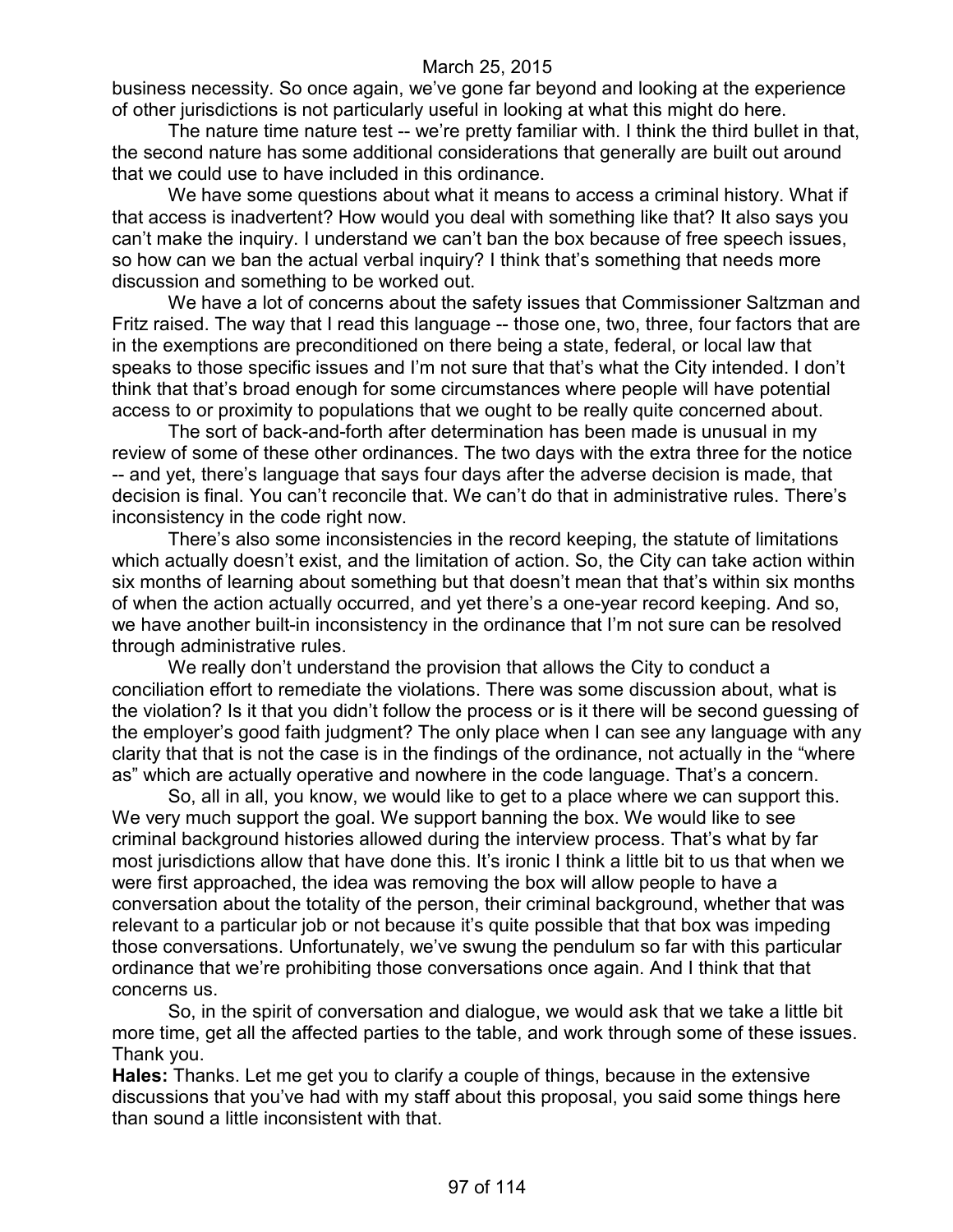business necessity. So once again, we've gone far beyond and looking at the experience of other jurisdictions is not particularly useful in looking at what this might do here.

The nature time nature test -- we're pretty familiar with. I think the third bullet in that, the second nature has some additional considerations that generally are built out around that we could use to have included in this ordinance.

We have some questions about what it means to access a criminal history. What if that access is inadvertent? How would you deal with something like that? It also says you can't make the inquiry. I understand we can't ban the box because of free speech issues, so how can we ban the actual verbal inquiry? I think that's something that needs more discussion and something to be worked out.

We have a lot of concerns about the safety issues that Commissioner Saltzman and Fritz raised. The way that I read this language -- those one, two, three, four factors that are in the exemptions are preconditioned on there being a state, federal, or local law that speaks to those specific issues and I'm not sure that that's what the City intended. I don't think that that's broad enough for some circumstances where people will have potential access to or proximity to populations that we ought to be really quite concerned about.

The sort of back-and-forth after determination has been made is unusual in my review of some of these other ordinances. The two days with the extra three for the notice -- and yet, there's language that says four days after the adverse decision is made, that decision is final. You can't reconcile that. We can't do that in administrative rules. There's inconsistency in the code right now.

There's also some inconsistencies in the record keeping, the statute of limitations which actually doesn't exist, and the limitation of action. So, the City can take action within six months of learning about something but that doesn't mean that that's within six months of when the action actually occurred, and yet there's a one-year record keeping. And so, we have another built-in inconsistency in the ordinance that I'm not sure can be resolved through administrative rules.

We really don't understand the provision that allows the City to conduct a conciliation effort to remediate the violations. There was some discussion about, what is the violation? Is it that you didn't follow the process or is it there will be second guessing of the employer's good faith judgment? The only place when I can see any language with any clarity that that is not the case is in the findings of the ordinance, not actually in the "where as" which are actually operative and nowhere in the code language. That's a concern.

So, all in all, you know, we would like to get to a place where we can support this. We very much support the goal. We support banning the box. We would like to see criminal background histories allowed during the interview process. That's what by far most jurisdictions allow that have done this. It's ironic I think a little bit to us that when we were first approached, the idea was removing the box will allow people to have a conversation about the totality of the person, their criminal background, whether that was relevant to a particular job or not because it's quite possible that that box was impeding those conversations. Unfortunately, we've swung the pendulum so far with this particular ordinance that we're prohibiting those conversations once again. And I think that that concerns us.

So, in the spirit of conversation and dialogue, we would ask that we take a little bit more time, get all the affected parties to the table, and work through some of these issues. Thank you.

**Hales:** Thanks. Let me get you to clarify a couple of things, because in the extensive discussions that you've had with my staff about this proposal, you said some things here than sound a little inconsistent with that.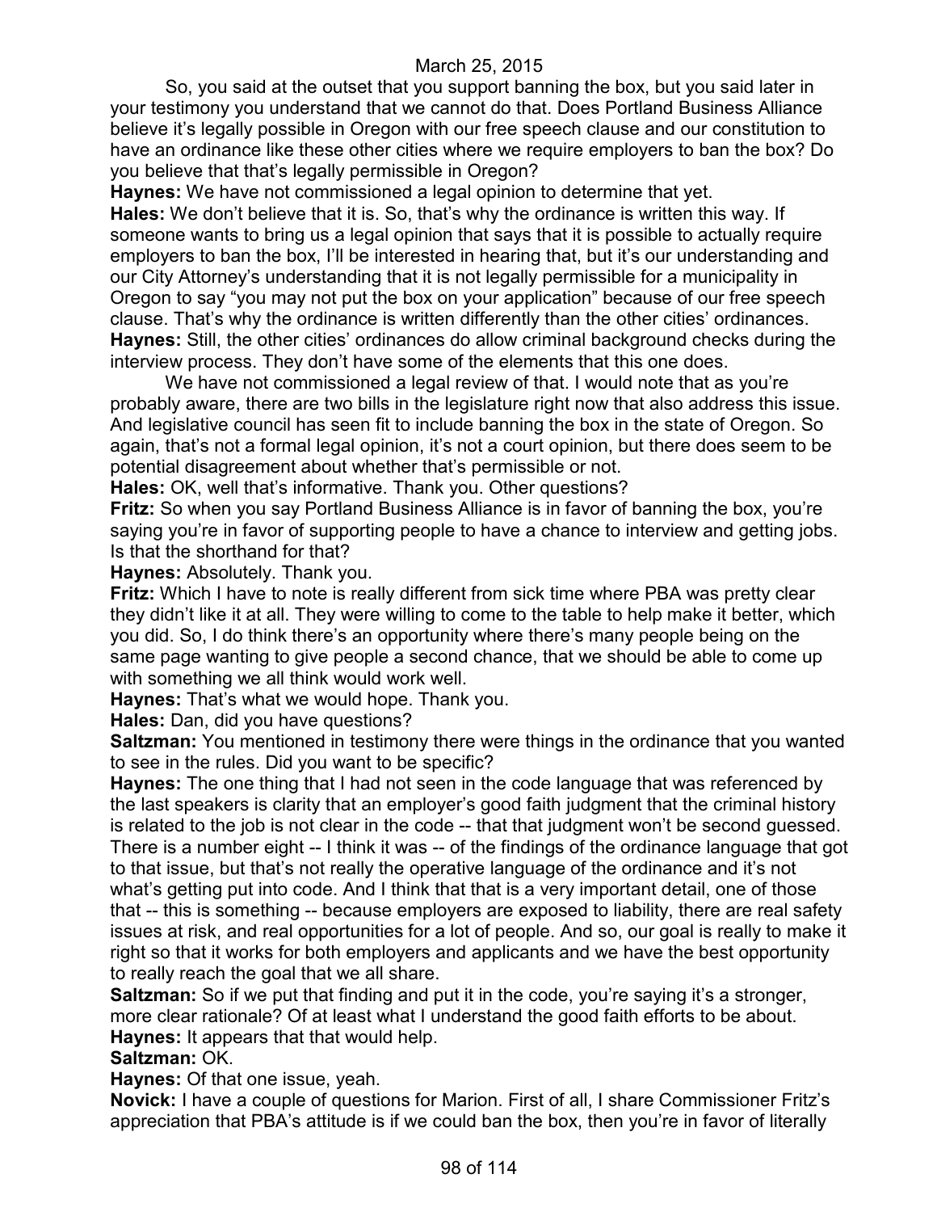So, you said at the outset that you support banning the box, but you said later in your testimony you understand that we cannot do that. Does Portland Business Alliance believe it's legally possible in Oregon with our free speech clause and our constitution to have an ordinance like these other cities where we require employers to ban the box? Do you believe that that's legally permissible in Oregon?

**Haynes:** We have not commissioned a legal opinion to determine that yet.

**Hales:** We don't believe that it is. So, that's why the ordinance is written this way. If someone wants to bring us a legal opinion that says that it is possible to actually require employers to ban the box, I'll be interested in hearing that, but it's our understanding and our City Attorney's understanding that it is not legally permissible for a municipality in Oregon to say "you may not put the box on your application" because of our free speech clause. That's why the ordinance is written differently than the other cities' ordinances.

**Haynes:** Still, the other cities' ordinances do allow criminal background checks during the interview process. They don't have some of the elements that this one does.

We have not commissioned a legal review of that. I would note that as you're probably aware, there are two bills in the legislature right now that also address this issue. And legislative council has seen fit to include banning the box in the state of Oregon. So again, that's not a formal legal opinion, it's not a court opinion, but there does seem to be potential disagreement about whether that's permissible or not.

**Hales:** OK, well that's informative. Thank you. Other questions?

**Fritz:** So when you say Portland Business Alliance is in favor of banning the box, you're saying you're in favor of supporting people to have a chance to interview and getting jobs. Is that the shorthand for that?

**Haynes:** Absolutely. Thank you.

**Fritz:** Which I have to note is really different from sick time where PBA was pretty clear they didn't like it at all. They were willing to come to the table to help make it better, which you did. So, I do think there's an opportunity where there's many people being on the same page wanting to give people a second chance, that we should be able to come up with something we all think would work well.

**Haynes:** That's what we would hope. Thank you.

**Hales:** Dan, did you have questions?

**Saltzman:** You mentioned in testimony there were things in the ordinance that you wanted to see in the rules. Did you want to be specific?

**Haynes:** The one thing that I had not seen in the code language that was referenced by the last speakers is clarity that an employer's good faith judgment that the criminal history is related to the job is not clear in the code -- that that judgment won't be second guessed. There is a number eight -- I think it was -- of the findings of the ordinance language that got to that issue, but that's not really the operative language of the ordinance and it's not what's getting put into code. And I think that that is a very important detail, one of those that -- this is something -- because employers are exposed to liability, there are real safety issues at risk, and real opportunities for a lot of people. And so, our goal is really to make it right so that it works for both employers and applicants and we have the best opportunity to really reach the goal that we all share.

**Saltzman:** So if we put that finding and put it in the code, you're saying it's a stronger, more clear rationale? Of at least what I understand the good faith efforts to be about.

**Haynes:** It appears that that would help.

**Saltzman:** OK.

**Haynes:** Of that one issue, yeah.

**Novick:** I have a couple of questions for Marion. First of all, I share Commissioner Fritz's appreciation that PBA's attitude is if we could ban the box, then you're in favor of literally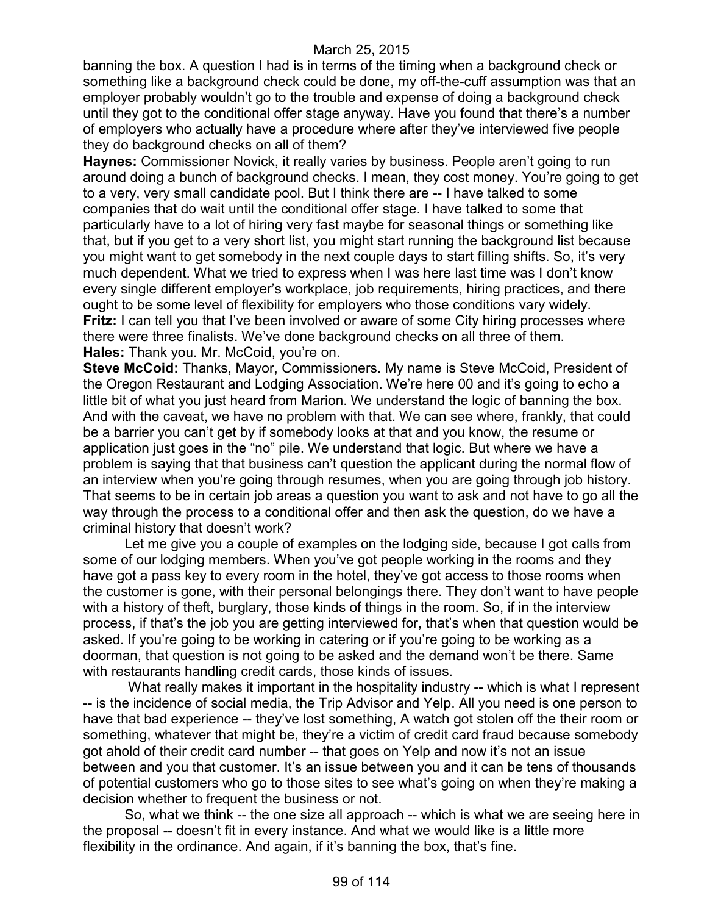banning the box. A question I had is in terms of the timing when a background check or something like a background check could be done, my off-the-cuff assumption was that an employer probably wouldn't go to the trouble and expense of doing a background check until they got to the conditional offer stage anyway. Have you found that there's a number of employers who actually have a procedure where after they've interviewed five people they do background checks on all of them?

**Haynes:** Commissioner Novick, it really varies by business. People aren't going to run around doing a bunch of background checks. I mean, they cost money. You're going to get to a very, very small candidate pool. But I think there are -- I have talked to some companies that do wait until the conditional offer stage. I have talked to some that particularly have to a lot of hiring very fast maybe for seasonal things or something like that, but if you get to a very short list, you might start running the background list because you might want to get somebody in the next couple days to start filling shifts. So, it's very much dependent. What we tried to express when I was here last time was I don't know every single different employer's workplace, job requirements, hiring practices, and there ought to be some level of flexibility for employers who those conditions vary widely.

**Fritz:** I can tell you that I've been involved or aware of some City hiring processes where there were three finalists. We've done background checks on all three of them.

**Hales:** Thank you. Mr. McCoid, you're on.

**Steve McCoid:** Thanks, Mayor, Commissioners. My name is Steve McCoid, President of the Oregon Restaurant and Lodging Association. We're here 00 and it's going to echo a little bit of what you just heard from Marion. We understand the logic of banning the box. And with the caveat, we have no problem with that. We can see where, frankly, that could be a barrier you can't get by if somebody looks at that and you know, the resume or application just goes in the "no" pile. We understand that logic. But where we have a problem is saying that that business can't question the applicant during the normal flow of an interview when you're going through resumes, when you are going through job history. That seems to be in certain job areas a question you want to ask and not have to go all the way through the process to a conditional offer and then ask the question, do we have a criminal history that doesn't work?

Let me give you a couple of examples on the lodging side, because I got calls from some of our lodging members. When you've got people working in the rooms and they have got a pass key to every room in the hotel, they've got access to those rooms when the customer is gone, with their personal belongings there. They don't want to have people with a history of theft, burglary, those kinds of things in the room. So, if in the interview process, if that's the job you are getting interviewed for, that's when that question would be asked. If you're going to be working in catering or if you're going to be working as a doorman, that question is not going to be asked and the demand won't be there. Same with restaurants handling credit cards, those kinds of issues.

What really makes it important in the hospitality industry -- which is what I represent -- is the incidence of social media, the Trip Advisor and Yelp. All you need is one person to have that bad experience -- they've lost something, A watch got stolen off the their room or something, whatever that might be, they're a victim of credit card fraud because somebody got ahold of their credit card number -- that goes on Yelp and now it's not an issue between and you that customer. It's an issue between you and it can be tens of thousands of potential customers who go to those sites to see what's going on when they're making a decision whether to frequent the business or not.

So, what we think -- the one size all approach -- which is what we are seeing here in the proposal -- doesn't fit in every instance. And what we would like is a little more flexibility in the ordinance. And again, if it's banning the box, that's fine.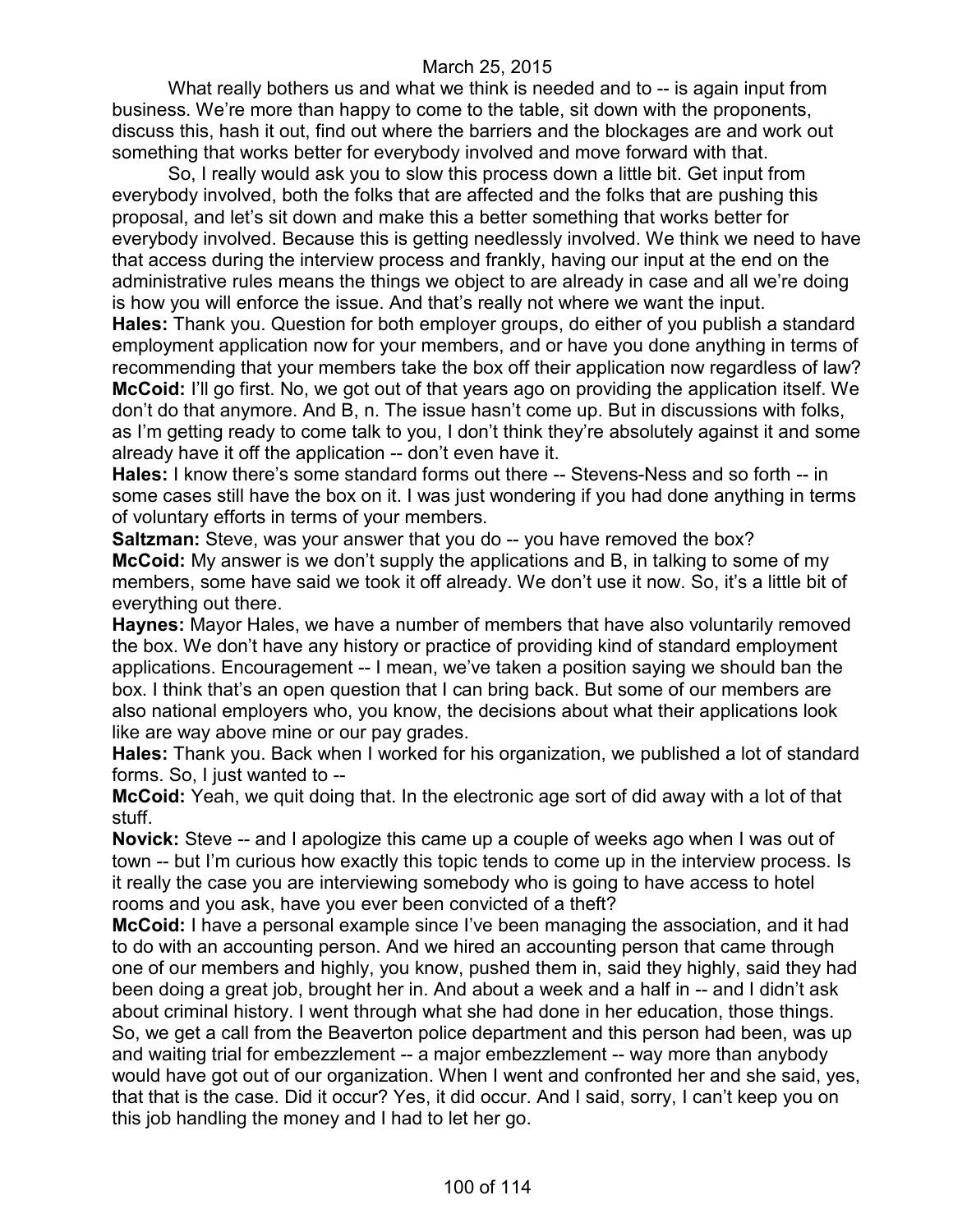What really bothers us and what we think is needed and to -- is again input from business. We're more than happy to come to the table, sit down with the proponents, discuss this, hash it out, find out where the barriers and the blockages are and work out something that works better for everybody involved and move forward with that.

So, I really would ask you to slow this process down a little bit. Get input from everybody involved, both the folks that are affected and the folks that are pushing this proposal, and let's sit down and make this a better something that works better for everybody involved. Because this is getting needlessly involved. We think we need to have that access during the interview process and frankly, having our input at the end on the administrative rules means the things we object to are already in case and all we're doing is how you will enforce the issue. And that's really not where we want the input.

**Hales:** Thank you. Question for both employer groups, do either of you publish a standard employment application now for your members, and or have you done anything in terms of recommending that your members take the box off their application now regardless of law?

**McCoid:** I'll go first. No, we got out of that years ago on providing the application itself. We don't do that anymore. And B, n. The issue hasn't come up. But in discussions with folks, as I'm getting ready to come talk to you, I don't think they're absolutely against it and some already have it off the application -- don't even have it.

**Hales:** I know there's some standard forms out there -- Stevens-Ness and so forth -- in some cases still have the box on it. I was just wondering if you had done anything in terms of voluntary efforts in terms of your members.

**Saltzman:** Steve, was your answer that you do -- you have removed the box?

**McCoid:** My answer is we don't supply the applications and B, in talking to some of my members, some have said we took it off already. We don't use it now. So, it's a little bit of everything out there.

**Haynes:** Mayor Hales, we have a number of members that have also voluntarily removed the box. We don't have any history or practice of providing kind of standard employment applications. Encouragement -- I mean, we've taken a position saying we should ban the box. I think that's an open question that I can bring back. But some of our members are also national employers who, you know, the decisions about what their applications look like are way above mine or our pay grades.

**Hales:** Thank you. Back when I worked for his organization, we published a lot of standard forms. So, I just wanted to --

**McCoid:** Yeah, we quit doing that. In the electronic age sort of did away with a lot of that stuff.

**Novick:** Steve -- and I apologize this came up a couple of weeks ago when I was out of town -- but I'm curious how exactly this topic tends to come up in the interview process. Is it really the case you are interviewing somebody who is going to have access to hotel rooms and you ask, have you ever been convicted of a theft?

**McCoid:** I have a personal example since I've been managing the association, and it had to do with an accounting person. And we hired an accounting person that came through one of our members and highly, you know, pushed them in, said they highly, said they had been doing a great job, brought her in. And about a week and a half in -- and I didn't ask about criminal history. I went through what she had done in her education, those things. So, we get a call from the Beaverton police department and this person had been, was up and waiting trial for embezzlement -- a major embezzlement -- way more than anybody would have got out of our organization. When I went and confronted her and she said, yes, that that is the case. Did it occur? Yes, it did occur. And I said, sorry, I can't keep you on this job handling the money and I had to let her go.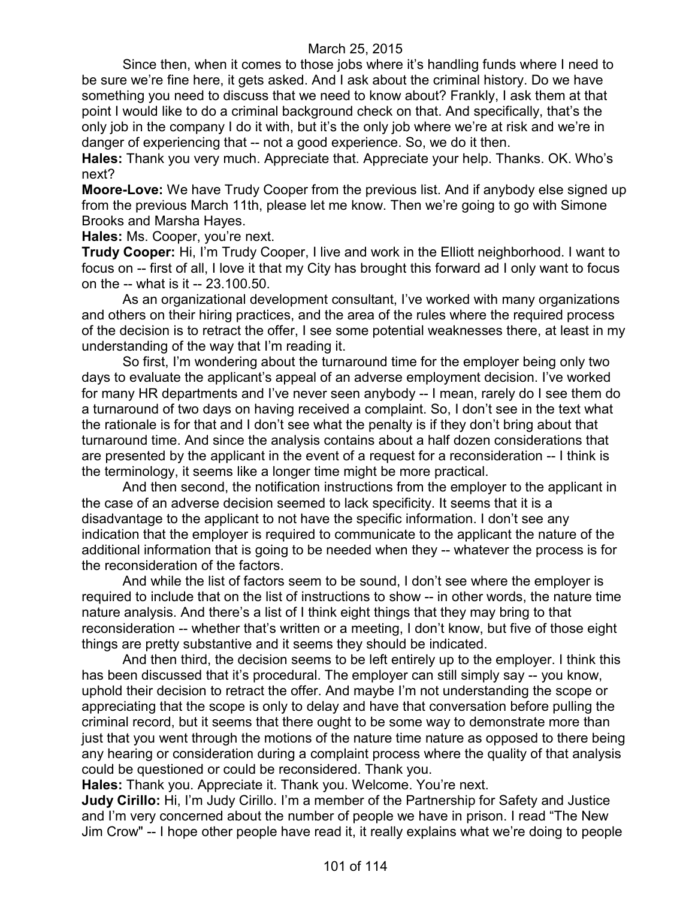Since then, when it comes to those jobs where it's handling funds where I need to be sure we're fine here, it gets asked. And I ask about the criminal history. Do we have something you need to discuss that we need to know about? Frankly, I ask them at that point I would like to do a criminal background check on that. And specifically, that's the only job in the company I do it with, but it's the only job where we're at risk and we're in danger of experiencing that -- not a good experience. So, we do it then.

**Hales:** Thank you very much. Appreciate that. Appreciate your help. Thanks. OK. Who's next?

**Moore-Love:** We have Trudy Cooper from the previous list. And if anybody else signed up from the previous March 11th, please let me know. Then we're going to go with Simone Brooks and Marsha Hayes.

**Hales:** Ms. Cooper, you're next.

**Trudy Cooper:** Hi, I'm Trudy Cooper, I live and work in the Elliott neighborhood. I want to focus on -- first of all, I love it that my City has brought this forward ad I only want to focus on the -- what is it -- 23.100.50.

As an organizational development consultant, I've worked with many organizations and others on their hiring practices, and the area of the rules where the required process of the decision is to retract the offer, I see some potential weaknesses there, at least in my understanding of the way that I'm reading it.

So first, I'm wondering about the turnaround time for the employer being only two days to evaluate the applicant's appeal of an adverse employment decision. I've worked for many HR departments and I've never seen anybody -- I mean, rarely do I see them do a turnaround of two days on having received a complaint. So, I don't see in the text what the rationale is for that and I don't see what the penalty is if they don't bring about that turnaround time. And since the analysis contains about a half dozen considerations that are presented by the applicant in the event of a request for a reconsideration -- I think is the terminology, it seems like a longer time might be more practical.

And then second, the notification instructions from the employer to the applicant in the case of an adverse decision seemed to lack specificity. It seems that it is a disadvantage to the applicant to not have the specific information. I don't see any indication that the employer is required to communicate to the applicant the nature of the additional information that is going to be needed when they -- whatever the process is for the reconsideration of the factors.

And while the list of factors seem to be sound, I don't see where the employer is required to include that on the list of instructions to show -- in other words, the nature time nature analysis. And there's a list of I think eight things that they may bring to that reconsideration -- whether that's written or a meeting, I don't know, but five of those eight things are pretty substantive and it seems they should be indicated.

And then third, the decision seems to be left entirely up to the employer. I think this has been discussed that it's procedural. The employer can still simply say -- you know, uphold their decision to retract the offer. And maybe I'm not understanding the scope or appreciating that the scope is only to delay and have that conversation before pulling the criminal record, but it seems that there ought to be some way to demonstrate more than just that you went through the motions of the nature time nature as opposed to there being any hearing or consideration during a complaint process where the quality of that analysis could be questioned or could be reconsidered. Thank you.

**Hales:** Thank you. Appreciate it. Thank you. Welcome. You're next.

**Judy Cirillo:** Hi, I'm Judy Cirillo. I'm a member of the Partnership for Safety and Justice and I'm very concerned about the number of people we have in prison. I read "The New Jim Crow" -- I hope other people have read it, it really explains what we're doing to people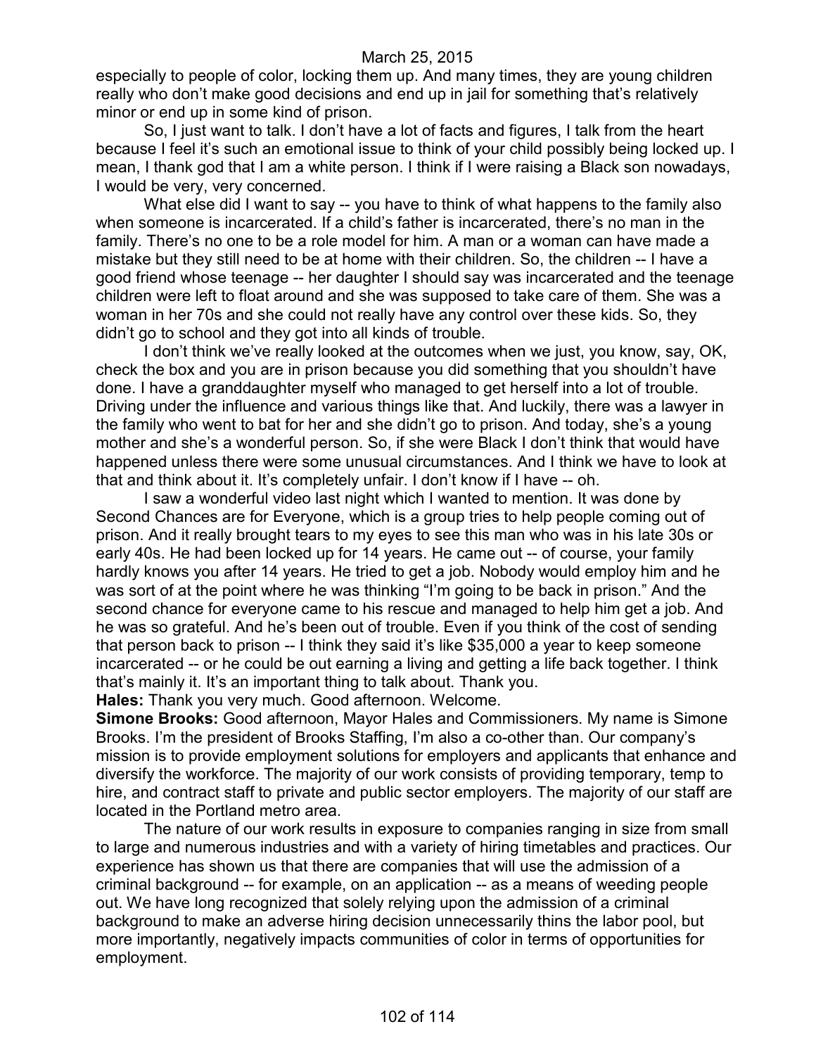especially to people of color, locking them up. And many times, they are young children really who don't make good decisions and end up in jail for something that's relatively minor or end up in some kind of prison.

So, I just want to talk. I don't have a lot of facts and figures, I talk from the heart because I feel it's such an emotional issue to think of your child possibly being locked up. I mean, I thank god that I am a white person. I think if I were raising a Black son nowadays, I would be very, very concerned.

What else did I want to say -- you have to think of what happens to the family also when someone is incarcerated. If a child's father is incarcerated, there's no man in the family. There's no one to be a role model for him. A man or a woman can have made a mistake but they still need to be at home with their children. So, the children -- I have a good friend whose teenage -- her daughter I should say was incarcerated and the teenage children were left to float around and she was supposed to take care of them. She was a woman in her 70s and she could not really have any control over these kids. So, they didn't go to school and they got into all kinds of trouble.

I don't think we've really looked at the outcomes when we just, you know, say, OK, check the box and you are in prison because you did something that you shouldn't have done. I have a granddaughter myself who managed to get herself into a lot of trouble. Driving under the influence and various things like that. And luckily, there was a lawyer in the family who went to bat for her and she didn't go to prison. And today, she's a young mother and she's a wonderful person. So, if she were Black I don't think that would have happened unless there were some unusual circumstances. And I think we have to look at that and think about it. It's completely unfair. I don't know if I have -- oh.

I saw a wonderful video last night which I wanted to mention. It was done by Second Chances are for Everyone, which is a group tries to help people coming out of prison. And it really brought tears to my eyes to see this man who was in his late 30s or early 40s. He had been locked up for 14 years. He came out -- of course, your family hardly knows you after 14 years. He tried to get a job. Nobody would employ him and he was sort of at the point where he was thinking "I'm going to be back in prison." And the second chance for everyone came to his rescue and managed to help him get a job. And he was so grateful. And he's been out of trouble. Even if you think of the cost of sending that person back to prison -- I think they said it's like $35,000 a year to keep someone incarcerated -- or he could be out earning a living and getting a life back together. I think that's mainly it. It's an important thing to talk about. Thank you.

**Hales:** Thank you very much. Good afternoon. Welcome.

**Simone Brooks:** Good afternoon, Mayor Hales and Commissioners. My name is Simone Brooks. I'm the president of Brooks Staffing, I'm also a co-other than. Our company's mission is to provide employment solutions for employers and applicants that enhance and diversify the workforce. The majority of our work consists of providing temporary, temp to hire, and contract staff to private and public sector employers. The majority of our staff are located in the Portland metro area.

The nature of our work results in exposure to companies ranging in size from small to large and numerous industries and with a variety of hiring timetables and practices. Our experience has shown us that there are companies that will use the admission of a criminal background -- for example, on an application -- as a means of weeding people out. We have long recognized that solely relying upon the admission of a criminal background to make an adverse hiring decision unnecessarily thins the labor pool, but more importantly, negatively impacts communities of color in terms of opportunities for employment.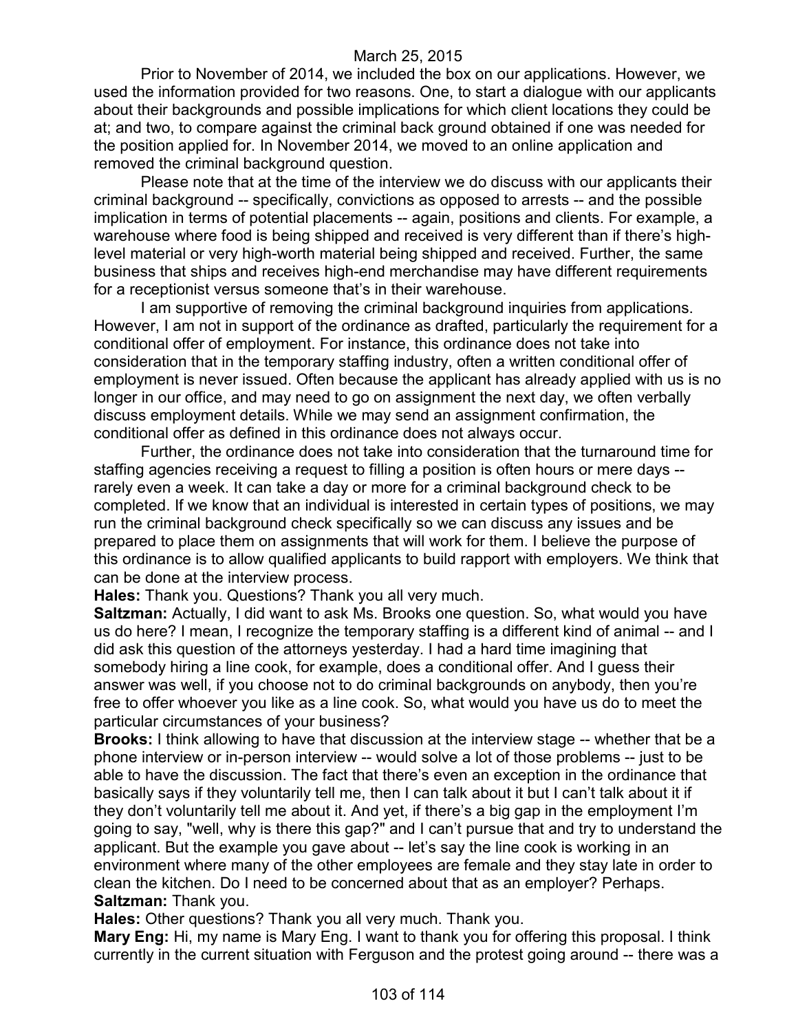Prior to November of 2014, we included the box on our applications. However, we used the information provided for two reasons. One, to start a dialogue with our applicants about their backgrounds and possible implications for which client locations they could be at; and two, to compare against the criminal back ground obtained if one was needed for the position applied for. In November 2014, we moved to an online application and removed the criminal background question.

Please note that at the time of the interview we do discuss with our applicants their criminal background -- specifically, convictions as opposed to arrests -- and the possible implication in terms of potential placements -- again, positions and clients. For example, a warehouse where food is being shipped and received is very different than if there's high-level material or very high-worth material being shipped and received. Further, the same business that ships and receives high-end merchandise may have different requirements for a receptionist versus someone that's in their warehouse.

I am supportive of removing the criminal background inquiries from applications. However, I am not in support of the ordinance as drafted, particularly the requirement for a conditional offer of employment. For instance, this ordinance does not take into consideration that in the temporary staffing industry, often a written conditional offer of employment is never issued. Often because the applicant has already applied with us is no longer in our office, and may need to go on assignment the next day, we often verbally discuss employment details. While we may send an assignment confirmation, the conditional offer as defined in this ordinance does not always occur.

Further, the ordinance does not take into consideration that the turnaround time for staffing agencies receiving a request to filling a position is often hours or mere days -- rarely even a week. It can take a day or more for a criminal background check to be completed. If we know that an individual is interested in certain types of positions, we may run the criminal background check specifically so we can discuss any issues and be prepared to place them on assignments that will work for them. I believe the purpose of this ordinance is to allow qualified applicants to build rapport with employers. We think that can be done at the interview process.

**Hales:** Thank you. Questions? Thank you all very much.

**Saltzman:** Actually, I did want to ask Ms. Brooks one question. So, what would you have us do here? I mean, I recognize the temporary staffing is a different kind of animal -- and I did ask this question of the attorneys yesterday. I had a hard time imagining that somebody hiring a line cook, for example, does a conditional offer. And I guess their answer was well, if you choose not to do criminal backgrounds on anybody, then you're free to offer whoever you like as a line cook. So, what would you have us do to meet the particular circumstances of your business?

**Brooks:** I think allowing to have that discussion at the interview stage -- whether that be a phone interview or in-person interview -- would solve a lot of those problems -- just to be able to have the discussion. The fact that there's even an exception in the ordinance that basically says if they voluntarily tell me, then I can talk about it but I can't talk about it if they don't voluntarily tell me about it. And yet, if there's a big gap in the employment I'm going to say, "well, why is there this gap?" and I can't pursue that and try to understand the applicant. But the example you gave about -- let's say the line cook is working in an environment where many of the other employees are female and they stay late in order to clean the kitchen. Do I need to be concerned about that as an employer? Perhaps.

**Saltzman:** Thank you.

**Hales:** Other questions? Thank you all very much. Thank you.

**Mary Eng:** Hi, my name is Mary Eng. I want to thank you for offering this proposal. I think currently in the current situation with Ferguson and the protest going around -- there was a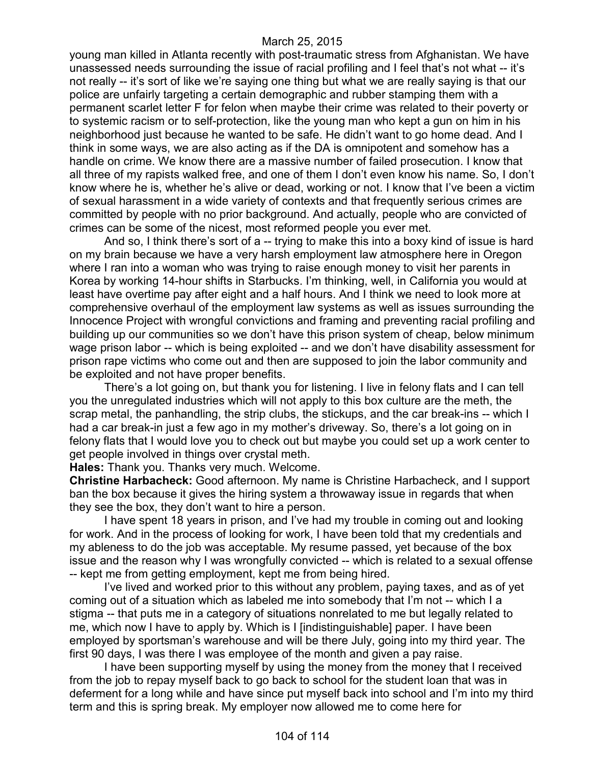young man killed in Atlanta recently with post-traumatic stress from Afghanistan. We have unassessed needs surrounding the issue of racial profiling and I feel that's not what -- it's not really -- it's sort of like we're saying one thing but what we are really saying is that our police are unfairly targeting a certain demographic and rubber stamping them with a permanent scarlet letter F for felon when maybe their crime was related to their poverty or to systemic racism or to self-protection, like the young man who kept a gun on him in his neighborhood just because he wanted to be safe. He didn't want to go home dead. And I think in some ways, we are also acting as if the DA is omnipotent and somehow has a handle on crime. We know there are a massive number of failed prosecution. I know that all three of my rapists walked free, and one of them I don't even know his name. So, I don't know where he is, whether he's alive or dead, working or not. I know that I've been a victim of sexual harassment in a wide variety of contexts and that frequently serious crimes are committed by people with no prior background. And actually, people who are convicted of crimes can be some of the nicest, most reformed people you ever met.

And so, I think there's sort of a -- trying to make this into a boxy kind of issue is hard on my brain because we have a very harsh employment law atmosphere here in Oregon where I ran into a woman who was trying to raise enough money to visit her parents in Korea by working 14-hour shifts in Starbucks. I'm thinking, well, in California you would at least have overtime pay after eight and a half hours. And I think we need to look more at comprehensive overhaul of the employment law systems as well as issues surrounding the Innocence Project with wrongful convictions and framing and preventing racial profiling and building up our communities so we don't have this prison system of cheap, below minimum wage prison labor -- which is being exploited -- and we don't have disability assessment for prison rape victims who come out and then are supposed to join the labor community and be exploited and not have proper benefits.

There's a lot going on, but thank you for listening. I live in felony flats and I can tell you the unregulated industries which will not apply to this box culture are the meth, the scrap metal, the panhandling, the strip clubs, the stickups, and the car break-ins -- which I had a car break-in just a few ago in my mother's driveway. So, there's a lot going on in felony flats that I would love you to check out but maybe you could set up a work center to get people involved in things over crystal meth.

**Hales:** Thank you. Thanks very much. Welcome.

**Christine Harbacheck:** Good afternoon. My name is Christine Harbacheck, and I support ban the box because it gives the hiring system a throwaway issue in regards that when they see the box, they don't want to hire a person.

I have spent 18 years in prison, and I've had my trouble in coming out and looking for work. And in the process of looking for work, I have been told that my credentials and my ableness to do the job was acceptable. My resume passed, yet because of the box issue and the reason why I was wrongfully convicted -- which is related to a sexual offense -- kept me from getting employment, kept me from being hired.

I've lived and worked prior to this without any problem, paying taxes, and as of yet coming out of a situation which as labeled me into somebody that I'm not -- which I a stigma -- that puts me in a category of situations nonrelated to me but legally related to me, which now I have to apply by. Which is I [indistinguishable] paper. I have been employed by sportsman's warehouse and will be there July, going into my third year. The first 90 days, I was there I was employee of the month and given a pay raise.

I have been supporting myself by using the money from the money that I received from the job to repay myself back to go back to school for the student loan that was in deferment for a long while and have since put myself back into school and I'm into my third term and this is spring break. My employer now allowed me to come here for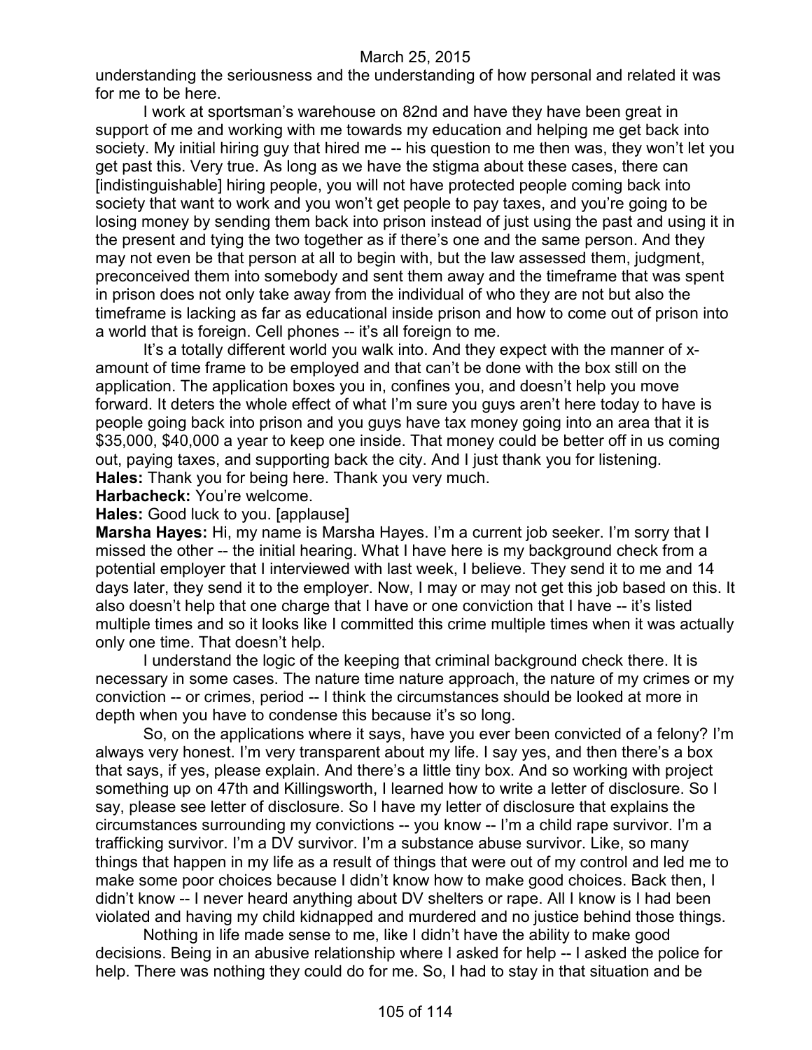understanding the seriousness and the understanding of how personal and related it was for me to be here.

I work at sportsman's warehouse on 82nd and have they have been great in support of me and working with me towards my education and helping me get back into society. My initial hiring guy that hired me -- his question to me then was, they won't let you get past this. Very true. As long as we have the stigma about these cases, there can [indistinguishable] hiring people, you will not have protected people coming back into society that want to work and you won't get people to pay taxes, and you're going to be losing money by sending them back into prison instead of just using the past and using it in the present and tying the two together as if there's one and the same person. And they may not even be that person at all to begin with, but the law assessed them, judgment, preconceived them into somebody and sent them away and the timeframe that was spent in prison does not only take away from the individual of who they are not but also the timeframe is lacking as far as educational inside prison and how to come out of prison into a world that is foreign. Cell phones -- it's all foreign to me.

It's a totally different world you walk into. And they expect with the manner of x-amount of time frame to be employed and that can't be done with the box still on the application. The application boxes you in, confines you, and doesn't help you move forward. It deters the whole effect of what I'm sure you guys aren't here today to have is people going back into prison and you guys have tax money going into an area that it is $35,000, $40,000 a year to keep one inside. That money could be better off in us coming out, paying taxes, and supporting back the city. And I just thank you for listening.

**Hales:** Thank you for being here. Thank you very much.

**Harbacheck:** You're welcome.

**Hales:** Good luck to you. [applause]

**Marsha Hayes:** Hi, my name is Marsha Hayes. I'm a current job seeker. I'm sorry that I missed the other -- the initial hearing. What I have here is my background check from a potential employer that I interviewed with last week, I believe. They send it to me and 14 days later, they send it to the employer. Now, I may or may not get this job based on this. It also doesn't help that one charge that I have or one conviction that I have -- it's listed multiple times and so it looks like I committed this crime multiple times when it was actually only one time. That doesn't help.

I understand the logic of the keeping that criminal background check there. It is necessary in some cases. The nature time nature approach, the nature of my crimes or my conviction -- or crimes, period -- I think the circumstances should be looked at more in depth when you have to condense this because it's so long.

So, on the applications where it says, have you ever been convicted of a felony? I'm always very honest. I'm very transparent about my life. I say yes, and then there's a box that says, if yes, please explain. And there's a little tiny box. And so working with project something up on 47th and Killingsworth, I learned how to write a letter of disclosure. So I say, please see letter of disclosure. So I have my letter of disclosure that explains the circumstances surrounding my convictions -- you know -- I'm a child rape survivor. I'm a trafficking survivor. I'm a DV survivor. I'm a substance abuse survivor. Like, so many things that happen in my life as a result of things that were out of my control and led me to make some poor choices because I didn't know how to make good choices. Back then, I didn't know -- I never heard anything about DV shelters or rape. All I know is I had been violated and having my child kidnapped and murdered and no justice behind those things.

Nothing in life made sense to me, like I didn't have the ability to make good decisions. Being in an abusive relationship where I asked for help -- I asked the police for help. There was nothing they could do for me. So, I had to stay in that situation and be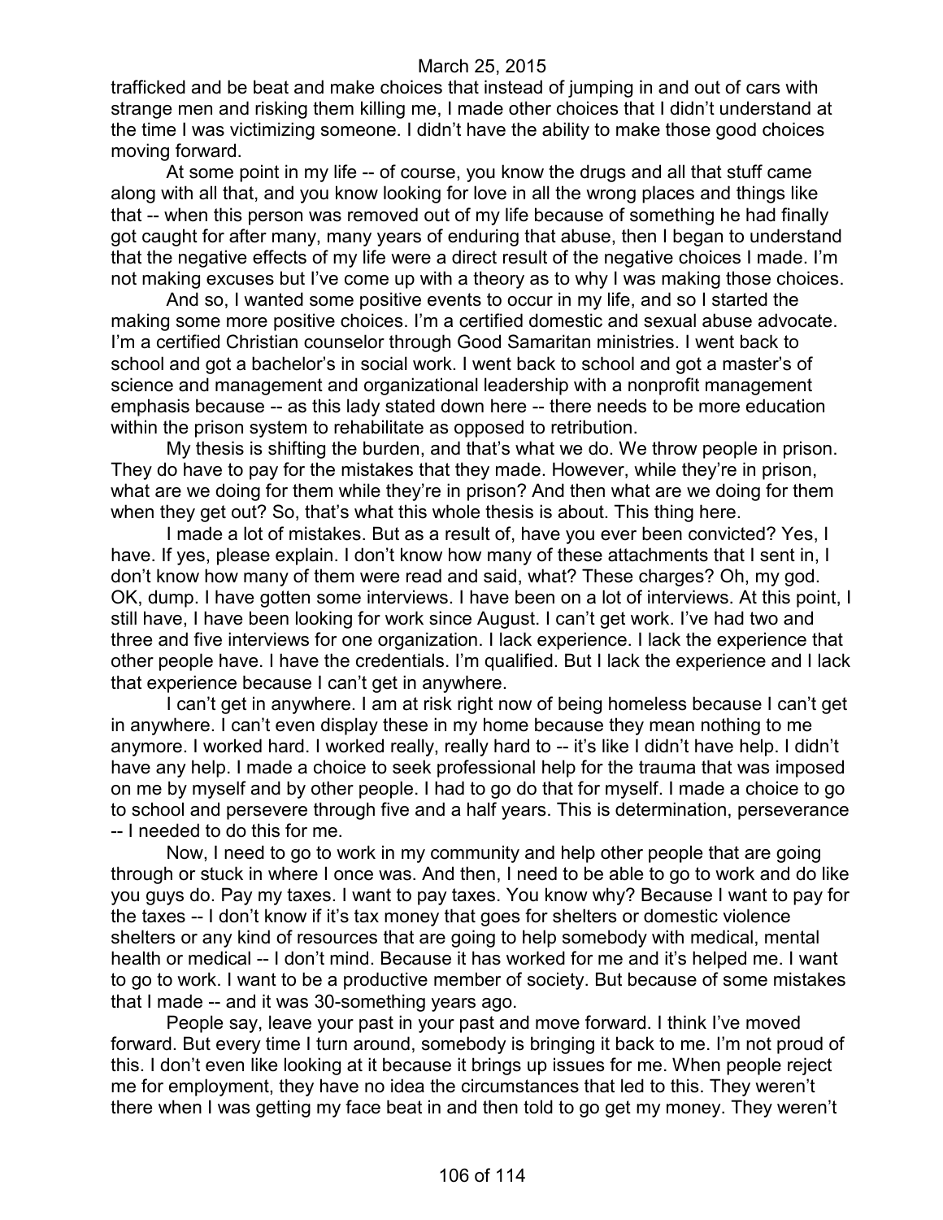trafficked and be beat and make choices that instead of jumping in and out of cars with strange men and risking them killing me, I made other choices that I didn't understand at the time I was victimizing someone. I didn't have the ability to make those good choices moving forward.

At some point in my life -- of course, you know the drugs and all that stuff came along with all that, and you know looking for love in all the wrong places and things like that -- when this person was removed out of my life because of something he had finally got caught for after many, many years of enduring that abuse, then I began to understand that the negative effects of my life were a direct result of the negative choices I made. I'm not making excuses but I've come up with a theory as to why I was making those choices.

And so, I wanted some positive events to occur in my life, and so I started the making some more positive choices. I'm a certified domestic and sexual abuse advocate. I'm a certified Christian counselor through Good Samaritan ministries. I went back to school and got a bachelor's in social work. I went back to school and got a master's of science and management and organizational leadership with a nonprofit management emphasis because -- as this lady stated down here -- there needs to be more education within the prison system to rehabilitate as opposed to retribution.

My thesis is shifting the burden, and that's what we do. We throw people in prison. They do have to pay for the mistakes that they made. However, while they're in prison, what are we doing for them while they're in prison? And then what are we doing for them when they get out? So, that's what this whole thesis is about. This thing here.

I made a lot of mistakes. But as a result of, have you ever been convicted? Yes, I have. If yes, please explain. I don't know how many of these attachments that I sent in, I don't know how many of them were read and said, what? These charges? Oh, my god. OK, dump. I have gotten some interviews. I have been on a lot of interviews. At this point, I still have, I have been looking for work since August. I can't get work. I've had two and three and five interviews for one organization. I lack experience. I lack the experience that other people have. I have the credentials. I'm qualified. But I lack the experience and I lack that experience because I can't get in anywhere.

I can't get in anywhere. I am at risk right now of being homeless because I can't get in anywhere. I can't even display these in my home because they mean nothing to me anymore. I worked hard. I worked really, really hard to -- it's like I didn't have help. I didn't have any help. I made a choice to seek professional help for the trauma that was imposed on me by myself and by other people. I had to go do that for myself. I made a choice to go to school and persevere through five and a half years. This is determination, perseverance -- I needed to do this for me.

Now, I need to go to work in my community and help other people that are going through or stuck in where I once was. And then, I need to be able to go to work and do like you guys do. Pay my taxes. I want to pay taxes. You know why? Because I want to pay for the taxes -- I don't know if it's tax money that goes for shelters or domestic violence shelters or any kind of resources that are going to help somebody with medical, mental health or medical -- I don't mind. Because it has worked for me and it's helped me. I want to go to work. I want to be a productive member of society. But because of some mistakes that I made -- and it was 30-something years ago.

People say, leave your past in your past and move forward. I think I've moved forward. But every time I turn around, somebody is bringing it back to me. I'm not proud of this. I don't even like looking at it because it brings up issues for me. When people reject me for employment, they have no idea the circumstances that led to this. They weren't there when I was getting my face beat in and then told to go get my money. They weren't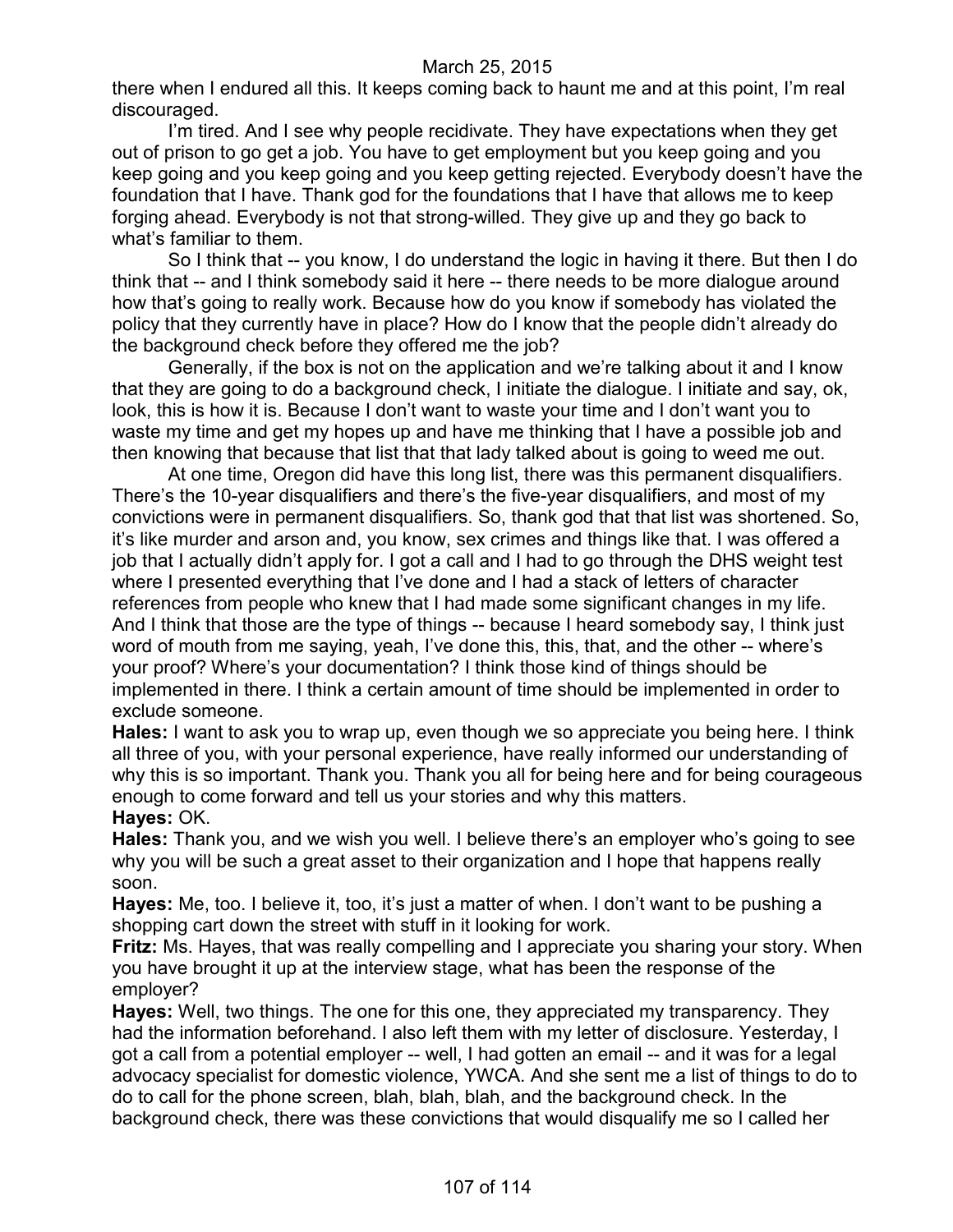there when I endured all this. It keeps coming back to haunt me and at this point, I'm real discouraged.

I'm tired. And I see why people recidivate. They have expectations when they get out of prison to go get a job. You have to get employment but you keep going and you keep going and you keep going and you keep getting rejected. Everybody doesn't have the foundation that I have. Thank god for the foundations that I have that allows me to keep forging ahead. Everybody is not that strong-willed. They give up and they go back to what's familiar to them.

So I think that -- you know, I do understand the logic in having it there. But then I do think that -- and I think somebody said it here -- there needs to be more dialogue around how that's going to really work. Because how do you know if somebody has violated the policy that they currently have in place? How do I know that the people didn't already do the background check before they offered me the job?

Generally, if the box is not on the application and we're talking about it and I know that they are going to do a background check, I initiate the dialogue. I initiate and say, ok, look, this is how it is. Because I don't want to waste your time and I don't want you to waste my time and get my hopes up and have me thinking that I have a possible job and then knowing that because that list that that lady talked about is going to weed me out.

At one time, Oregon did have this long list, there was this permanent disqualifiers. There's the 10-year disqualifiers and there's the five-year disqualifiers, and most of my convictions were in permanent disqualifiers. So, thank god that that list was shortened. So, it's like murder and arson and, you know, sex crimes and things like that. I was offered a job that I actually didn't apply for. I got a call and I had to go through the DHS weight test where I presented everything that I've done and I had a stack of letters of character references from people who knew that I had made some significant changes in my life. And I think that those are the type of things -- because I heard somebody say, I think just word of mouth from me saying, yeah, I've done this, this, that, and the other -- where's your proof? Where's your documentation? I think those kind of things should be implemented in there. I think a certain amount of time should be implemented in order to exclude someone.

**Hales:** I want to ask you to wrap up, even though we so appreciate you being here. I think all three of you, with your personal experience, have really informed our understanding of why this is so important. Thank you. Thank you all for being here and for being courageous enough to come forward and tell us your stories and why this matters.

**Hayes:** OK.

**Hales:** Thank you, and we wish you well. I believe there's an employer who's going to see why you will be such a great asset to their organization and I hope that happens really soon.

**Hayes:** Me, too. I believe it, too, it's just a matter of when. I don't want to be pushing a shopping cart down the street with stuff in it looking for work.

**Fritz:** Ms. Hayes, that was really compelling and I appreciate you sharing your story. When you have brought it up at the interview stage, what has been the response of the employer?

**Hayes:** Well, two things. The one for this one, they appreciated my transparency. They had the information beforehand. I also left them with my letter of disclosure. Yesterday, I got a call from a potential employer -- well, I had gotten an email -- and it was for a legal advocacy specialist for domestic violence, YWCA. And she sent me a list of things to do to do to call for the phone screen, blah, blah, blah, and the background check. In the background check, there was these convictions that would disqualify me so I called her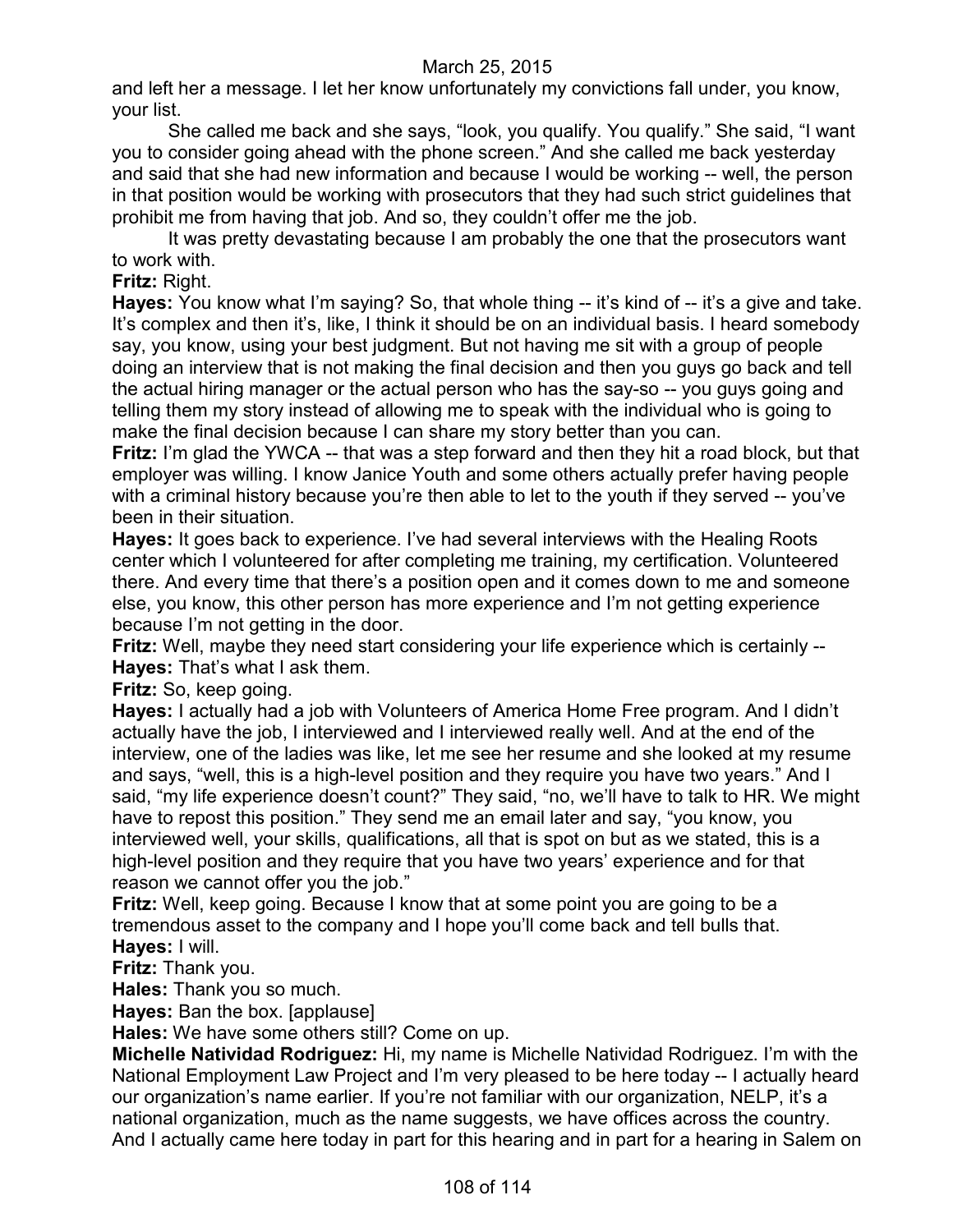and left her a message. I let her know unfortunately my convictions fall under, you know, your list.

She called me back and she says, "look, you qualify. You qualify." She said, "I want you to consider going ahead with the phone screen." And she called me back yesterday and said that she had new information and because I would be working -- well, the person in that position would be working with prosecutors that they had such strict guidelines that prohibit me from having that job. And so, they couldn't offer me the job.

It was pretty devastating because I am probably the one that the prosecutors want to work with.

**Fritz:** Right.

**Hayes:** You know what I'm saying? So, that whole thing -- it's kind of -- it's a give and take. It's complex and then it's, like, I think it should be on an individual basis. I heard somebody say, you know, using your best judgment. But not having me sit with a group of people doing an interview that is not making the final decision and then you guys go back and tell the actual hiring manager or the actual person who has the say-so -- you guys going and telling them my story instead of allowing me to speak with the individual who is going to make the final decision because I can share my story better than you can.

**Fritz:** I'm glad the YWCA -- that was a step forward and then they hit a road block, but that employer was willing. I know Janice Youth and some others actually prefer having people with a criminal history because you're then able to let to the youth if they served -- you've been in their situation.

**Hayes:** It goes back to experience. I've had several interviews with the Healing Roots center which I volunteered for after completing me training, my certification. Volunteered there. And every time that there's a position open and it comes down to me and someone else, you know, this other person has more experience and I'm not getting experience because I'm not getting in the door.

**Fritz:** Well, maybe they need start considering your life experience which is certainly --

**Hayes:** That's what I ask them.

**Fritz:** So, keep going.

**Hayes:** I actually had a job with Volunteers of America Home Free program. And I didn't actually have the job, I interviewed and I interviewed really well. And at the end of the interview, one of the ladies was like, let me see her resume and she looked at my resume and says, "well, this is a high-level position and they require you have two years." And I said, "my life experience doesn't count?" They said, "no, we'll have to talk to HR. We might have to repost this position." They send me an email later and say, "you know, you interviewed well, your skills, qualifications, all that is spot on but as we stated, this is a high-level position and they require that you have two years' experience and for that reason we cannot offer you the job."

**Fritz:** Well, keep going. Because I know that at some point you are going to be a tremendous asset to the company and I hope you'll come back and tell bulls that.

**Hayes:** I will.

**Fritz:** Thank you.

**Hales:** Thank you so much.

**Hayes:** Ban the box. [applause]

**Hales:** We have some others still? Come on up.

**Michelle Natividad Rodriguez:** Hi, my name is Michelle Natividad Rodriguez. I'm with the National Employment Law Project and I'm very pleased to be here today -- I actually heard our organization's name earlier. If you're not familiar with our organization, NELP, it's a national organization, much as the name suggests, we have offices across the country. And I actually came here today in part for this hearing and in part for a hearing in Salem on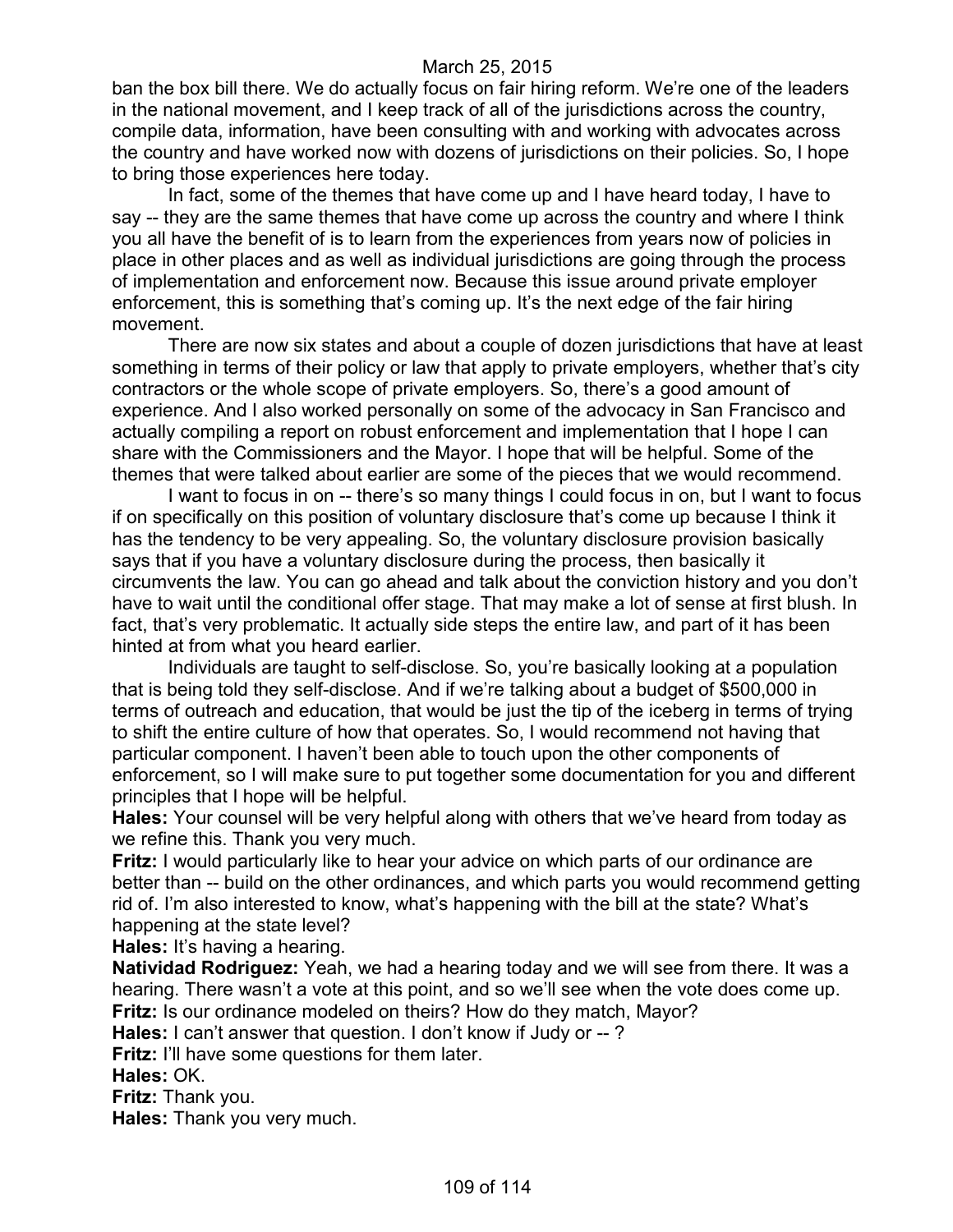ban the box bill there. We do actually focus on fair hiring reform. We're one of the leaders in the national movement, and I keep track of all of the jurisdictions across the country, compile data, information, have been consulting with and working with advocates across the country and have worked now with dozens of jurisdictions on their policies. So, I hope to bring those experiences here today.

In fact, some of the themes that have come up and I have heard today, I have to say -- they are the same themes that have come up across the country and where I think you all have the benefit of is to learn from the experiences from years now of policies in place in other places and as well as individual jurisdictions are going through the process of implementation and enforcement now. Because this issue around private employer enforcement, this is something that's coming up. It's the next edge of the fair hiring movement.

There are now six states and about a couple of dozen jurisdictions that have at least something in terms of their policy or law that apply to private employers, whether that's city contractors or the whole scope of private employers. So, there's a good amount of experience. And I also worked personally on some of the advocacy in San Francisco and actually compiling a report on robust enforcement and implementation that I hope I can share with the Commissioners and the Mayor. I hope that will be helpful. Some of the themes that were talked about earlier are some of the pieces that we would recommend.

I want to focus in on -- there's so many things I could focus in on, but I want to focus if on specifically on this position of voluntary disclosure that's come up because I think it has the tendency to be very appealing. So, the voluntary disclosure provision basically says that if you have a voluntary disclosure during the process, then basically it circumvents the law. You can go ahead and talk about the conviction history and you don't have to wait until the conditional offer stage. That may make a lot of sense at first blush. In fact, that's very problematic. It actually side steps the entire law, and part of it has been hinted at from what you heard earlier.

Individuals are taught to self-disclose. So, you're basically looking at a population that is being told they self-disclose. And if we're talking about a budget of $500,000 in terms of outreach and education, that would be just the tip of the iceberg in terms of trying to shift the entire culture of how that operates. So, I would recommend not having that particular component. I haven't been able to touch upon the other components of enforcement, so I will make sure to put together some documentation for you and different principles that I hope will be helpful.

**Hales:** Your counsel will be very helpful along with others that we've heard from today as we refine this. Thank you very much.

**Fritz:** I would particularly like to hear your advice on which parts of our ordinance are better than -- build on the other ordinances, and which parts you would recommend getting rid of. I'm also interested to know, what's happening with the bill at the state? What's happening at the state level?

**Hales:** It's having a hearing.

**Natividad Rodriguez:** Yeah, we had a hearing today and we will see from there. It was a hearing. There wasn't a vote at this point, and so we'll see when the vote does come up.

**Fritz:** Is our ordinance modeled on theirs? How do they match, Mayor?

**Hales:** I can't answer that question. I don't know if Judy or -- ?

**Fritz:** I'll have some questions for them later.

**Hales:** OK.

**Fritz:** Thank you.

**Hales:** Thank you very much.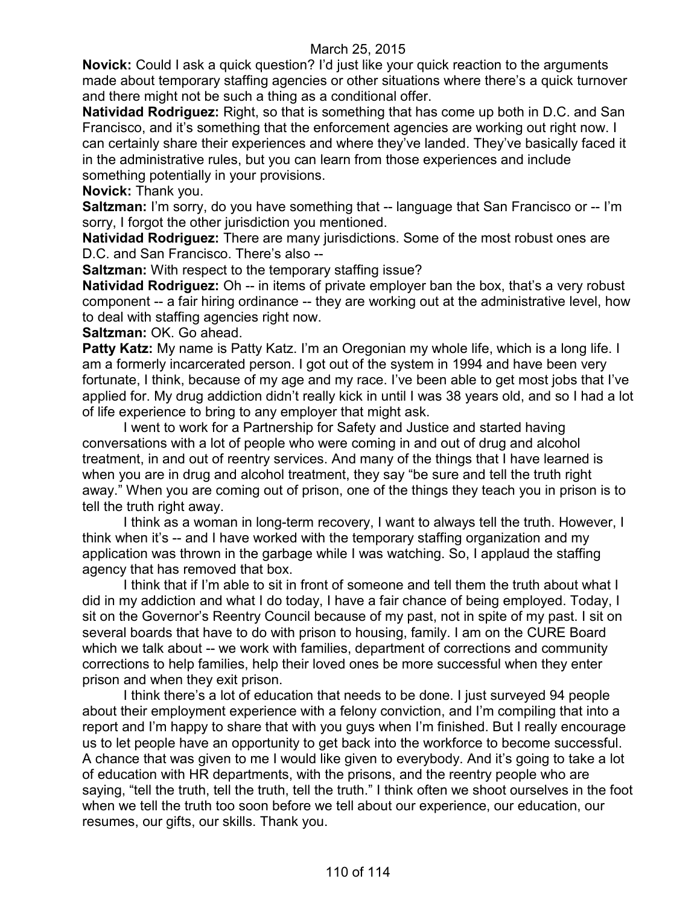March 25, 2015

**Novick:** Could I ask a quick question? I'd just like your quick reaction to the arguments made about temporary staffing agencies or other situations where there's a quick turnover and there might not be such a thing as a conditional offer.

**Natividad Rodriguez:** Right, so that is something that has come up both in D.C. and San Francisco, and it's something that the enforcement agencies are working out right now. I can certainly share their experiences and where they've landed. They've basically faced it in the administrative rules, but you can learn from those experiences and include something potentially in your provisions.

**Novick:** Thank you.

**Saltzman:** I'm sorry, do you have something that -- language that San Francisco or -- I'm sorry, I forgot the other jurisdiction you mentioned.

**Natividad Rodriguez:** There are many jurisdictions. Some of the most robust ones are D.C. and San Francisco. There's also --

**Saltzman:** With respect to the temporary staffing issue?

**Natividad Rodriguez:** Oh -- in items of private employer ban the box, that's a very robust component -- a fair hiring ordinance -- they are working out at the administrative level, how to deal with staffing agencies right now.

**Saltzman:** OK. Go ahead.

**Patty Katz:** My name is Patty Katz. I'm an Oregonian my whole life, which is a long life. I am a formerly incarcerated person. I got out of the system in 1994 and have been very fortunate, I think, because of my age and my race. I've been able to get most jobs that I've applied for. My drug addiction didn't really kick in until I was 38 years old, and so I had a lot of life experience to bring to any employer that might ask.

I went to work for a Partnership for Safety and Justice and started having conversations with a lot of people who were coming in and out of drug and alcohol treatment, in and out of reentry services. And many of the things that I have learned is when you are in drug and alcohol treatment, they say "be sure and tell the truth right away." When you are coming out of prison, one of the things they teach you in prison is to tell the truth right away.

I think as a woman in long-term recovery, I want to always tell the truth. However, I think when it's -- and I have worked with the temporary staffing organization and my application was thrown in the garbage while I was watching. So, I applaud the staffing agency that has removed that box.

I think that if I'm able to sit in front of someone and tell them the truth about what I did in my addiction and what I do today, I have a fair chance of being employed. Today, I sit on the Governor's Reentry Council because of my past, not in spite of my past. I sit on several boards that have to do with prison to housing, family. I am on the CURE Board which we talk about -- we work with families, department of corrections and community corrections to help families, help their loved ones be more successful when they enter prison and when they exit prison.

I think there's a lot of education that needs to be done. I just surveyed 94 people about their employment experience with a felony conviction, and I'm compiling that into a report and I'm happy to share that with you guys when I'm finished. But I really encourage us to let people have an opportunity to get back into the workforce to become successful. A chance that was given to me I would like given to everybody. And it's going to take a lot of education with HR departments, with the prisons, and the reentry people who are saying, "tell the truth, tell the truth, tell the truth." I think often we shoot ourselves in the foot when we tell the truth too soon before we tell about our experience, our education, our resumes, our gifts, our skills. Thank you.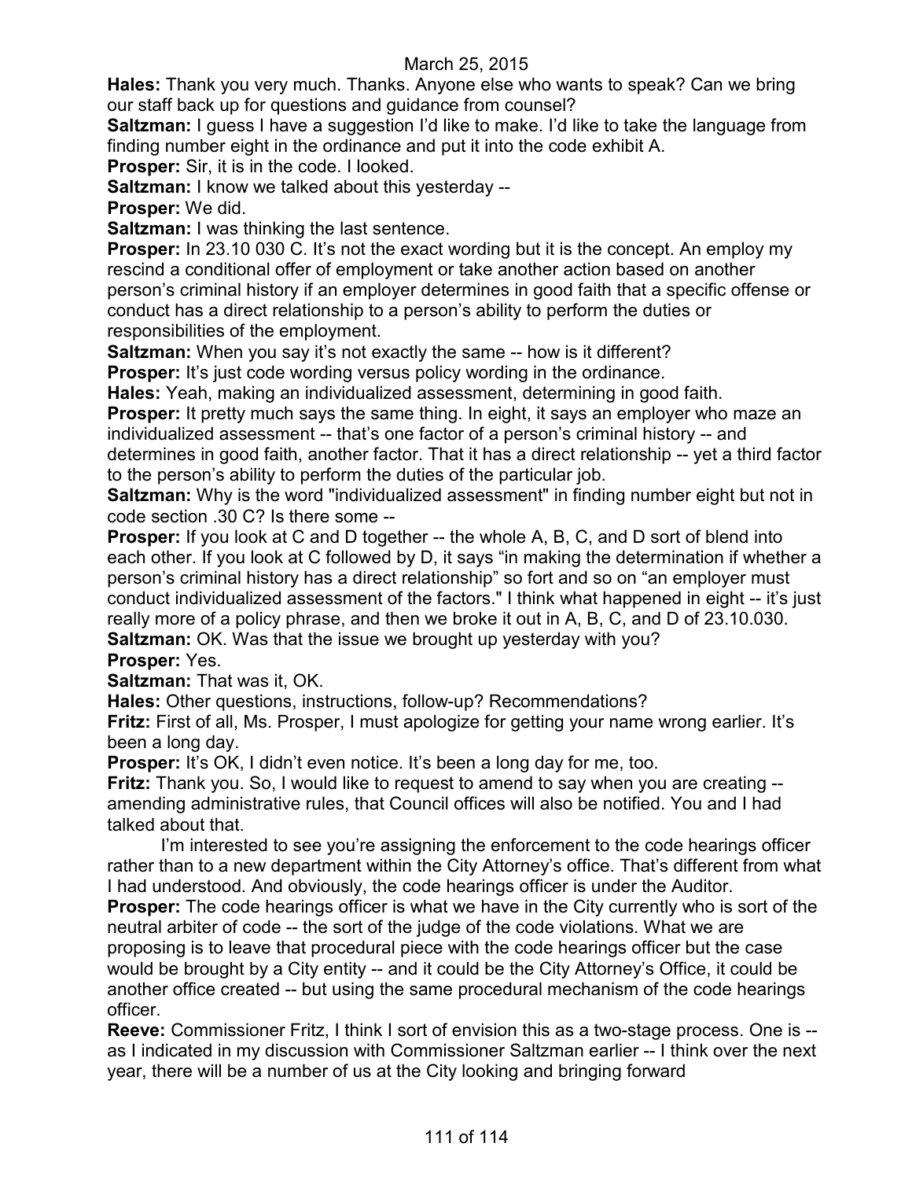**Hales:** Thank you very much. Thanks. Anyone else who wants to speak? Can we bring our staff back up for questions and guidance from counsel?

**Saltzman:** I guess I have a suggestion I'd like to make. I'd like to take the language from finding number eight in the ordinance and put it into the code exhibit A.

**Prosper:** Sir, it is in the code. I looked.

**Saltzman:** I know we talked about this yesterday --

**Prosper:** We did.

**Saltzman:** I was thinking the last sentence.

**Prosper:** In 23.10 030 C. It's not the exact wording but it is the concept. An employ my rescind a conditional offer of employment or take another action based on another person's criminal history if an employer determines in good faith that a specific offense or conduct has a direct relationship to a person's ability to perform the duties or responsibilities of the employment.

**Saltzman:** When you say it's not exactly the same -- how is it different?

**Prosper:** It's just code wording versus policy wording in the ordinance.

**Hales:** Yeah, making an individualized assessment, determining in good faith.

**Prosper:** It pretty much says the same thing. In eight, it says an employer who maze an individualized assessment -- that's one factor of a person's criminal history -- and determines in good faith, another factor. That it has a direct relationship -- yet a third factor to the person's ability to perform the duties of the particular job.

**Saltzman:** Why is the word "individualized assessment" in finding number eight but not in code section .30 C? Is there some --

**Prosper:** If you look at C and D together -- the whole A, B, C, and D sort of blend into each other. If you look at C followed by D, it says "in making the determination if whether a person's criminal history has a direct relationship" so fort and so on "an employer must conduct individualized assessment of the factors." I think what happened in eight -- it's just really more of a policy phrase, and then we broke it out in A, B, C, and D of 23.10.030.

**Saltzman:** OK. Was that the issue we brought up yesterday with you?

**Prosper:** Yes.

**Saltzman:** That was it, OK.

**Hales:** Other questions, instructions, follow-up? Recommendations?

**Fritz:** First of all, Ms. Prosper, I must apologize for getting your name wrong earlier. It's been a long day.

**Prosper:** It's OK, I didn't even notice. It's been a long day for me, too.

**Fritz:** Thank you. So, I would like to request to amend to say when you are creating -- amending administrative rules, that Council offices will also be notified. You and I had talked about that.

I'm interested to see you're assigning the enforcement to the code hearings officer rather than to a new department within the City Attorney's office. That's different from what I had understood. And obviously, the code hearings officer is under the Auditor.

**Prosper:** The code hearings officer is what we have in the City currently who is sort of the neutral arbiter of code -- the sort of the judge of the code violations. What we are proposing is to leave that procedural piece with the code hearings officer but the case would be brought by a City entity -- and it could be the City Attorney's Office, it could be another office created -- but using the same procedural mechanism of the code hearings officer.

**Reeve:** Commissioner Fritz, I think I sort of envision this as a two-stage process. One is -- as I indicated in my discussion with Commissioner Saltzman earlier -- I think over the next year, there will be a number of us at the City looking and bringing forward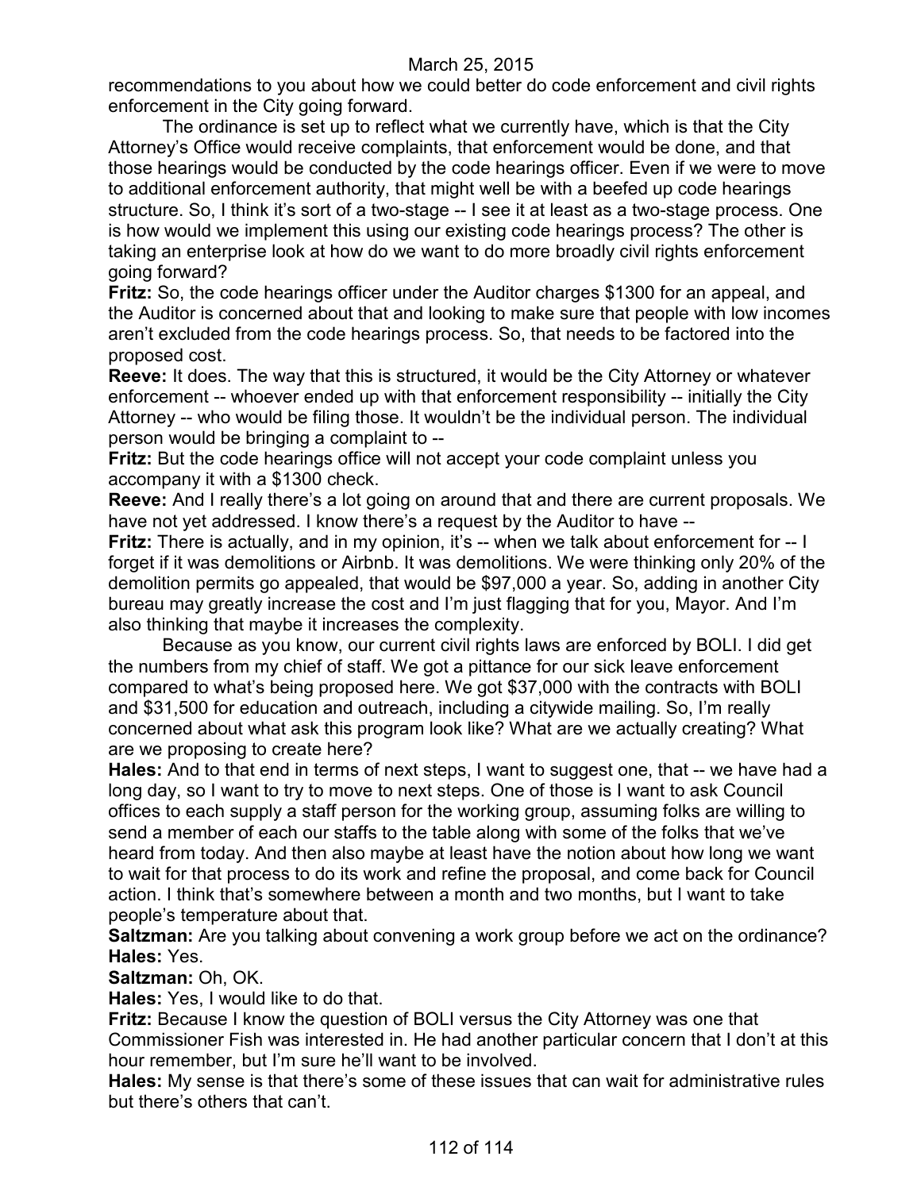recommendations to you about how we could better do code enforcement and civil rights enforcement in the City going forward.

The ordinance is set up to reflect what we currently have, which is that the City Attorney's Office would receive complaints, that enforcement would be done, and that those hearings would be conducted by the code hearings officer. Even if we were to move to additional enforcement authority, that might well be with a beefed up code hearings structure. So, I think it's sort of a two-stage -- I see it at least as a two-stage process. One is how would we implement this using our existing code hearings process? The other is taking an enterprise look at how do we want to do more broadly civil rights enforcement going forward?

**Fritz:** So, the code hearings officer under the Auditor charges $1300 for an appeal, and the Auditor is concerned about that and looking to make sure that people with low incomes aren't excluded from the code hearings process. So, that needs to be factored into the proposed cost.

**Reeve:** It does. The way that this is structured, it would be the City Attorney or whatever enforcement -- whoever ended up with that enforcement responsibility -- initially the City Attorney -- who would be filing those. It wouldn't be the individual person. The individual person would be bringing a complaint to --

**Fritz:** But the code hearings office will not accept your code complaint unless you accompany it with a $1300 check.

**Reeve:** And I really there's a lot going on around that and there are current proposals. We have not yet addressed. I know there's a request by the Auditor to have --

**Fritz:** There is actually, and in my opinion, it's -- when we talk about enforcement for -- I forget if it was demolitions or Airbnb. It was demolitions. We were thinking only 20% of the demolition permits go appealed, that would be $97,000 a year. So, adding in another City bureau may greatly increase the cost and I'm just flagging that for you, Mayor. And I'm also thinking that maybe it increases the complexity.

Because as you know, our current civil rights laws are enforced by BOLI. I did get the numbers from my chief of staff. We got a pittance for our sick leave enforcement compared to what's being proposed here. We got $37,000 with the contracts with BOLI and $31,500 for education and outreach, including a citywide mailing. So, I'm really concerned about what ask this program look like? What are we actually creating? What are we proposing to create here?

**Hales:** And to that end in terms of next steps, I want to suggest one, that -- we have had a long day, so I want to try to move to next steps. One of those is I want to ask Council offices to each supply a staff person for the working group, assuming folks are willing to send a member of each our staffs to the table along with some of the folks that we've heard from today. And then also maybe at least have the notion about how long we want to wait for that process to do its work and refine the proposal, and come back for Council action. I think that's somewhere between a month and two months, but I want to take people's temperature about that.

**Saltzman:** Are you talking about convening a work group before we act on the ordinance?

**Hales:** Yes.

**Saltzman:** Oh, OK.

**Hales:** Yes, I would like to do that.

**Fritz:** Because I know the question of BOLI versus the City Attorney was one that Commissioner Fish was interested in. He had another particular concern that I don't at this hour remember, but I'm sure he'll want to be involved.

**Hales:** My sense is that there's some of these issues that can wait for administrative rules but there's others that can't.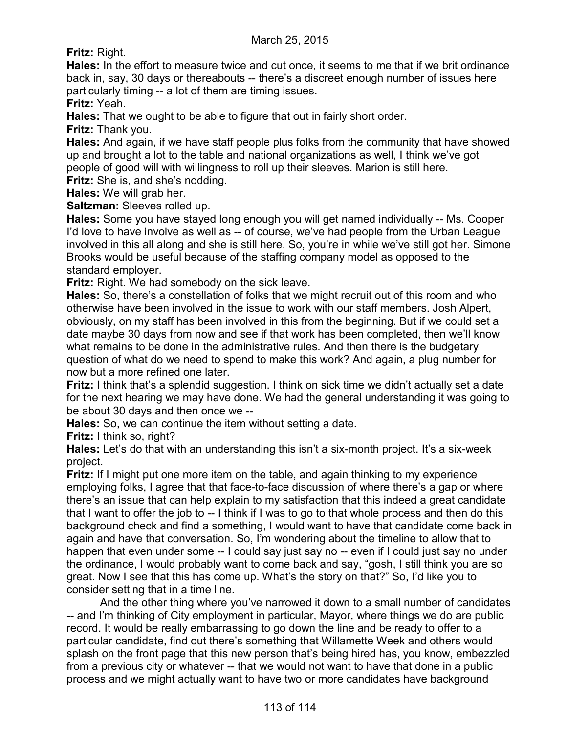**Fritz:** Right.

**Hales:** In the effort to measure twice and cut once, it seems to me that if we brit ordinance back in, say, 30 days or thereabouts -- there's a discreet enough number of issues here particularly timing -- a lot of them are timing issues.

**Fritz:** Yeah.

**Hales:** That we ought to be able to figure that out in fairly short order.

**Fritz:** Thank you.

**Hales:** And again, if we have staff people plus folks from the community that have showed up and brought a lot to the table and national organizations as well, I think we've got people of good will with willingness to roll up their sleeves. Marion is still here.

**Fritz:** She is, and she's nodding.

**Hales:** We will grab her.

**Saltzman:** Sleeves rolled up.

**Hales:** Some you have stayed long enough you will get named individually -- Ms. Cooper I'd love to have involve as well as -- of course, we've had people from the Urban League involved in this all along and she is still here. So, you're in while we've still got her. Simone Brooks would be useful because of the staffing company model as opposed to the standard employer.

**Fritz:** Right. We had somebody on the sick leave.

**Hales:** So, there's a constellation of folks that we might recruit out of this room and who otherwise have been involved in the issue to work with our staff members. Josh Alpert, obviously, on my staff has been involved in this from the beginning. But if we could set a date maybe 30 days from now and see if that work has been completed, then we'll know what remains to be done in the administrative rules. And then there is the budgetary question of what do we need to spend to make this work? And again, a plug number for now but a more refined one later.

**Fritz:** I think that's a splendid suggestion. I think on sick time we didn't actually set a date for the next hearing we may have done. We had the general understanding it was going to be about 30 days and then once we --

**Hales:** So, we can continue the item without setting a date.

**Fritz:** I think so, right?

**Hales:** Let's do that with an understanding this isn't a six-month project. It's a six-week project.

**Fritz:** If I might put one more item on the table, and again thinking to my experience employing folks, I agree that that face-to-face discussion of where there's a gap or where there's an issue that can help explain to my satisfaction that this indeed a great candidate that I want to offer the job to -- I think if I was to go to that whole process and then do this background check and find a something, I would want to have that candidate come back in again and have that conversation. So, I'm wondering about the timeline to allow that to happen that even under some -- I could say just say no -- even if I could just say no under the ordinance, I would probably want to come back and say, "gosh, I still think you are so great. Now I see that this has come up. What's the story on that?" So, I'd like you to consider setting that in a time line.

And the other thing where you've narrowed it down to a small number of candidates -- and I'm thinking of City employment in particular, Mayor, where things we do are public record. It would be really embarrassing to go down the line and be ready to offer to a particular candidate, find out there's something that Willamette Week and others would splash on the front page that this new person that's being hired has, you know, embezzled from a previous city or whatever -- that we would not want to have that done in a public process and we might actually want to have two or more candidates have background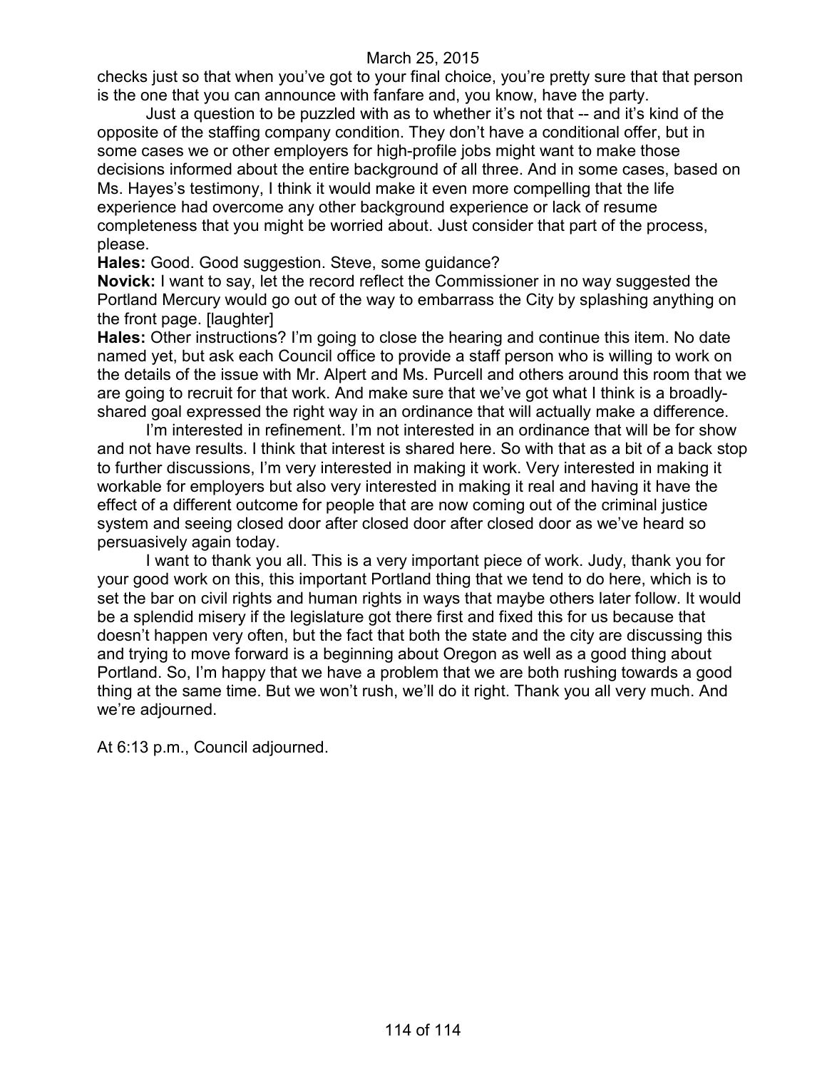checks just so that when you've got to your final choice, you're pretty sure that that person is the one that you can announce with fanfare and, you know, have the party.

Just a question to be puzzled with as to whether it's not that -- and it's kind of the opposite of the staffing company condition. They don't have a conditional offer, but in some cases we or other employers for high-profile jobs might want to make those decisions informed about the entire background of all three. And in some cases, based on Ms. Hayes's testimony, I think it would make it even more compelling that the life experience had overcome any other background experience or lack of resume completeness that you might be worried about. Just consider that part of the process, please.

**Hales:** Good. Good suggestion. Steve, some guidance?

**Novick:** I want to say, let the record reflect the Commissioner in no way suggested the Portland Mercury would go out of the way to embarrass the City by splashing anything on the front page. [laughter]

**Hales:** Other instructions? I'm going to close the hearing and continue this item. No date named yet, but ask each Council office to provide a staff person who is willing to work on the details of the issue with Mr. Alpert and Ms. Purcell and others around this room that we are going to recruit for that work. And make sure that we've got what I think is a broadly-shared goal expressed the right way in an ordinance that will actually make a difference.

I'm interested in refinement. I'm not interested in an ordinance that will be for show and not have results. I think that interest is shared here. So with that as a bit of a back stop to further discussions, I'm very interested in making it work. Very interested in making it workable for employers but also very interested in making it real and having it have the effect of a different outcome for people that are now coming out of the criminal justice system and seeing closed door after closed door after closed door as we've heard so persuasively again today.

I want to thank you all. This is a very important piece of work. Judy, thank you for your good work on this, this important Portland thing that we tend to do here, which is to set the bar on civil rights and human rights in ways that maybe others later follow. It would be a splendid misery if the legislature got there first and fixed this for us because that doesn't happen very often, but the fact that both the state and the city are discussing this and trying to move forward is a beginning about Oregon as well as a good thing about Portland. So, I'm happy that we have a problem that we are both rushing towards a good thing at the same time. But we won't rush, we'll do it right. Thank you all very much. And we're adjourned.

At 6:13 p.m., Council adjourned.